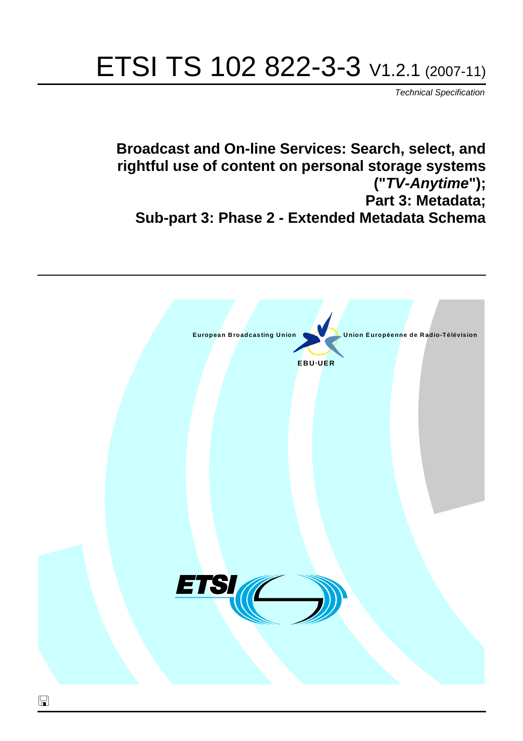# ETSI TS 102 822-3-3 V1.2.1 (2007-11)

*Technical Specification*

**Broadcast and On-line Services: Search, select, and rightful use of content on personal storage systems ("*TV-Anytime*"); Part 3: Metadata; Sub-part 3: Phase 2 - Extended Metadata Schema**

European Broadcasting Union — Union Européenne de Radio-Télévision

EBU·UER

ETSI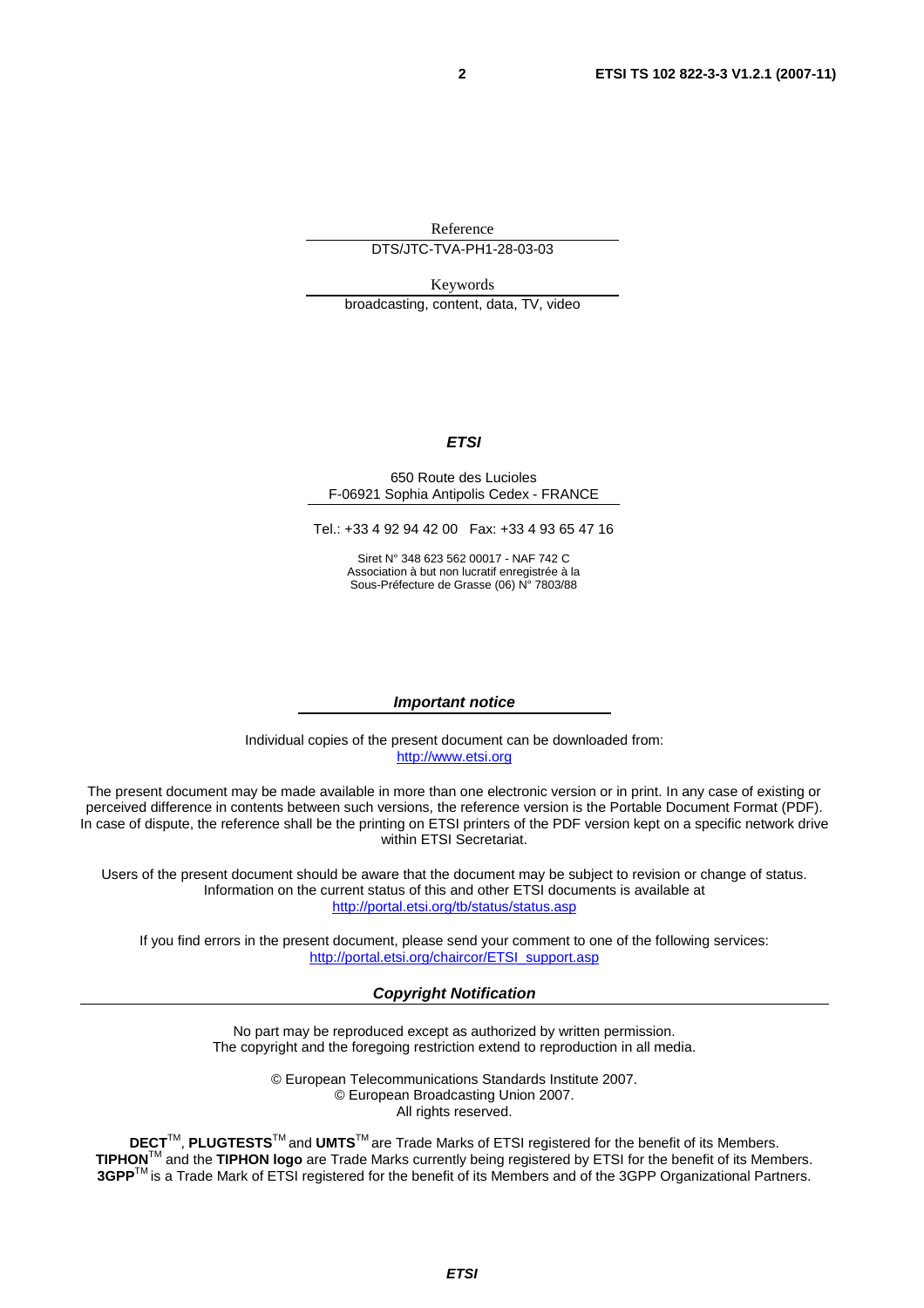Reference

DTS/JTC-TVA-PH1-28-03-03

Keywords

broadcasting, content, data, TV, video

***ETSI***

650 Route des Lucioles
F-06921 Sophia Antipolis Cedex - FRANCE

Tel.: +33 4 92 94 42 00 Fax: +33 4 93 65 47 16

Siret N° 348 623 562 00017 - NAF 742 C
Association à but non lucratif enregistrée à la
Sous-Préfecture de Grasse (06) N° 7803/88

***Important notice***

Individual copies of the present document can be downloaded from:
http://www.etsi.org

The present document may be made available in more than one electronic version or in print. In any case of existing or perceived difference in contents between such versions, the reference version is the Portable Document Format (PDF). In case of dispute, the reference shall be the printing on ETSI printers of the PDF version kept on a specific network drive within ETSI Secretariat.

Users of the present document should be aware that the document may be subject to revision or change of status. Information on the current status of this and other ETSI documents is available at
http://portal.etsi.org/tb/status/status.asp

If you find errors in the present document, please send your comment to one of the following services:
http://portal.etsi.org/chaircor/ETSI_support.asp

***Copyright Notification***

No part may be reproduced except as authorized by written permission.
The copyright and the foregoing restriction extend to reproduction in all media.

© European Telecommunications Standards Institute 2007.
© European Broadcasting Union 2007.
All rights reserved.

**DECT**™, **PLUGTESTS**™ and **UMTS**™ are Trade Marks of ETSI registered for the benefit of its Members.
**TIPHON**™ and the **TIPHON logo** are Trade Marks currently being registered by ETSI for the benefit of its Members.
**3GPP**™ is a Trade Mark of ETSI registered for the benefit of its Members and of the 3GPP Organizational Partners.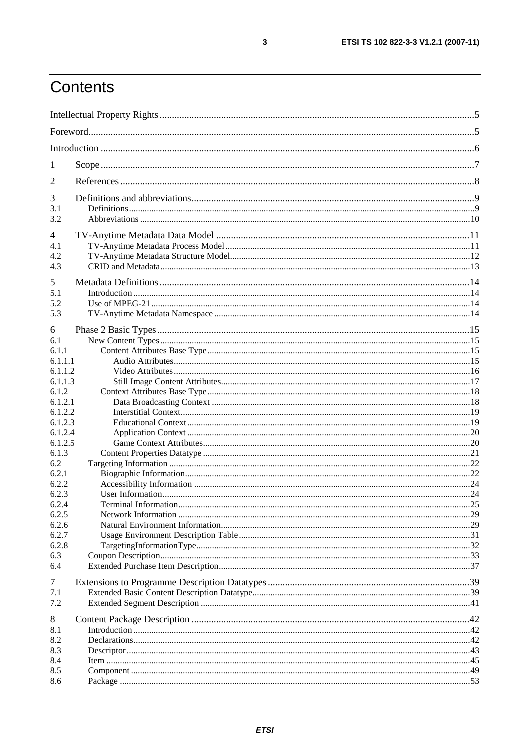# Contents

Intellectual Property Rights ............................................................................................................................5

Foreword .........................................................................................................................................................5

Introduction .....................................................................................................................................................6

1 Scope ........................................................................................................................................................7

2 References ................................................................................................................................................8

3 Definitions and abbreviations...................................................................................................................9
3.1 Definitions .........................................................................................................................................................9
3.2 Abbreviations ...................................................................................................................................................10

4 TV-Anytime Metadata Data Model ........................................................................................................11
4.1 TV-Anytime Metadata Process Model .............................................................................................................11
4.2 TV-Anytime Metadata Structure Model...........................................................................................................12
4.3 CRID and Metadata .........................................................................................................................................13

5 Metadata Definitions ..............................................................................................................................14
5.1 Introduction .....................................................................................................................................................14
5.2 Use of MPEG-21 ..............................................................................................................................................14
5.3 TV-Anytime Metadata Namespace ..................................................................................................................14

6 Phase 2 Basic Types ...............................................................................................................................15
6.1 New Content Types ..........................................................................................................................................15
6.1.1 Content Attributes Base Type .....................................................................................................................15
6.1.1.1 Audio Attributes ....................................................................................................................................15
6.1.1.2 Video Attributes ....................................................................................................................................16
6.1.1.3 Still Image Content Attributes...............................................................................................................17
6.1.2 Context Attributes Base Type .....................................................................................................................18
6.1.2.1 Data Broadcasting Context ...................................................................................................................18
6.1.2.2 Interstitial Context.................................................................................................................................19
6.1.2.3 Educational Context ..............................................................................................................................19
6.1.2.4 Application Context ..............................................................................................................................20
6.1.2.5 Game Context Attributes .......................................................................................................................20
6.1.3 Content Properties Datatype .......................................................................................................................21
6.2 Targeting Information ......................................................................................................................................22
6.2.1 Biographic Information...............................................................................................................................22
6.2.2 Accessibility Information ...........................................................................................................................24
6.2.3 User Information.........................................................................................................................................24
6.2.4 Terminal Information ..................................................................................................................................25
6.2.5 Network Information ..................................................................................................................................29
6.2.6 Natural Environment Information...............................................................................................................29
6.2.7 Usage Environment Description Table .......................................................................................................31
6.2.8 TargetingInformationType ..........................................................................................................................32
6.3 Coupon Description ..........................................................................................................................................33
6.4 Extended Purchase Item Description ................................................................................................................37

7 Extensions to Programme Description Datatypes ..................................................................................39
7.1 Extended Basic Content Description Datatype .................................................................................................39
7.2 Extended Segment Description ........................................................................................................................41

8 Content Package Description .................................................................................................................42
8.1 Introduction .....................................................................................................................................................42
8.2 Declarations .....................................................................................................................................................42
8.3 Descriptor .........................................................................................................................................................43
8.4 Item ..................................................................................................................................................................45
8.5 Component .......................................................................................................................................................49
8.6 Package ............................................................................................................................................................53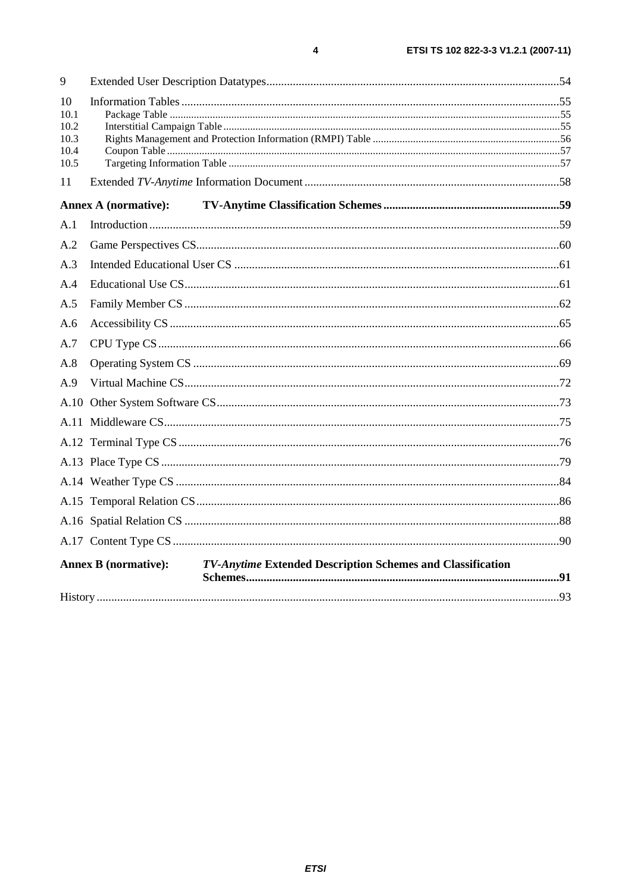9 Extended User Description Datatypes ........................................................................................................ 54

10 Information Tables ........................................................................................................................................ 55
10.1 Package Table ............................................................................................................................................ 55
10.2 Interstitial Campaign Table ....................................................................................................................... 55
10.3 Rights Management and Protection Information (RMPI) Table ............................................................... 56
10.4 Coupon Table ............................................................................................................................................. 57
10.5 Targeting Information Table ...................................................................................................................... 57

11 Extended *TV-Anytime* Information Document ........................................................................................... 58

**Annex A (normative): TV-Anytime Classification Schemes ........................................................................ 59**

A.1 Introduction ................................................................................................................................................ 59

A.2 Game Perspectives CS ................................................................................................................................ 60

A.3 Intended Educational User CS ................................................................................................................... 61

A.4 Educational Use CS .................................................................................................................................... 61

A.5 Family Member CS ..................................................................................................................................... 62

A.6 Accessibility CS .......................................................................................................................................... 65

A.7 CPU Type CS .............................................................................................................................................. 66

A.8 Operating System CS .................................................................................................................................. 69

A.9 Virtual Machine CS ..................................................................................................................................... 72

A.10 Other System Software CS ........................................................................................................................ 73

A.11 Middleware CS .......................................................................................................................................... 75

A.12 Terminal Type CS ..................................................................................................................................... 76

A.13 Place Type CS ........................................................................................................................................... 79

A.14 Weather Type CS ...................................................................................................................................... 84

A.15 Temporal Relation CS ............................................................................................................................... 86

A.16 Spatial Relation CS .................................................................................................................................... 88

A.17 Content Type CS ....................................................................................................................................... 90

**Annex B (normative): *TV-Anytime* Extended Description Schemes and Classification Schemes ............ 91**

History ............................................................................................................................................................. 93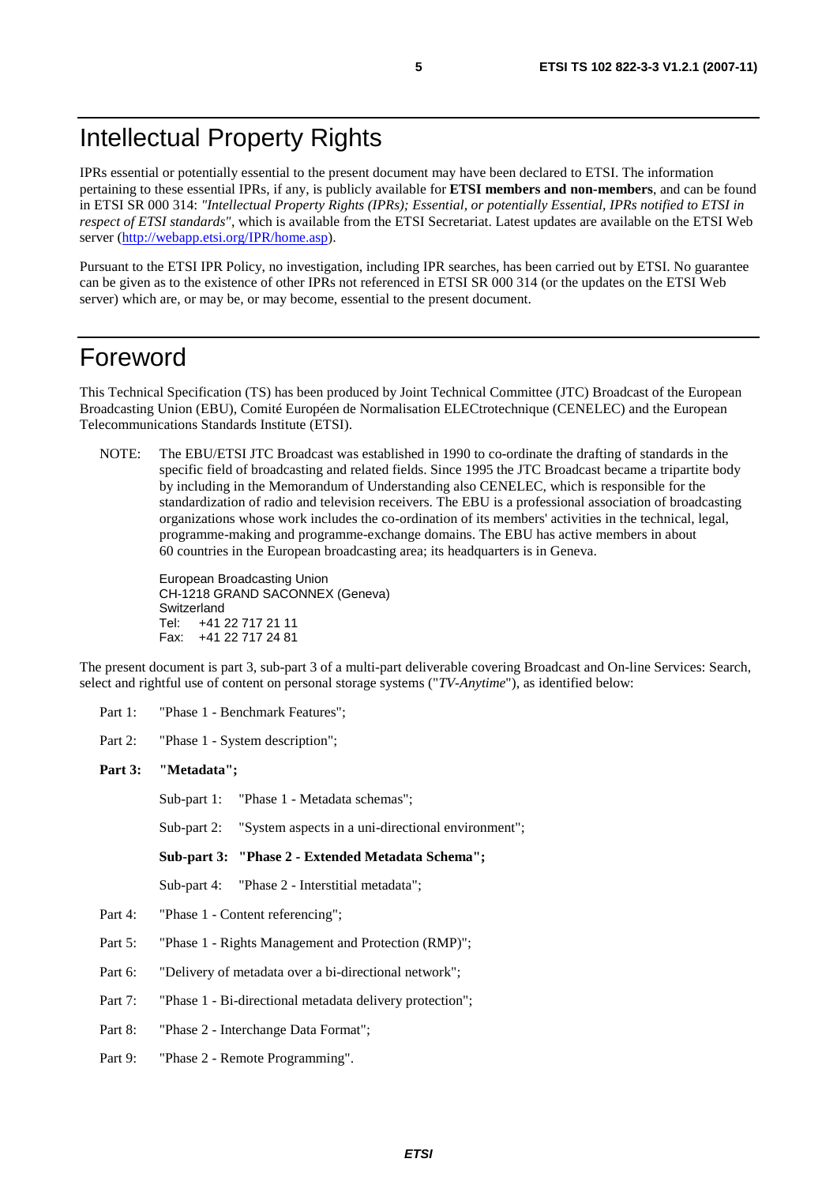# Intellectual Property Rights

IPRs essential or potentially essential to the present document may have been declared to ETSI. The information pertaining to these essential IPRs, if any, is publicly available for **ETSI members and non-members**, and can be found in ETSI SR 000 314: *"Intellectual Property Rights (IPRs); Essential, or potentially Essential, IPRs notified to ETSI in respect of ETSI standards"*, which is available from the ETSI Secretariat. Latest updates are available on the ETSI Web server (http://webapp.etsi.org/IPR/home.asp).

Pursuant to the ETSI IPR Policy, no investigation, including IPR searches, has been carried out by ETSI. No guarantee can be given as to the existence of other IPRs not referenced in ETSI SR 000 314 (or the updates on the ETSI Web server) which are, or may be, or may become, essential to the present document.

# Foreword

This Technical Specification (TS) has been produced by Joint Technical Committee (JTC) Broadcast of the European Broadcasting Union (EBU), Comité Européen de Normalisation ELECtrotechnique (CENELEC) and the European Telecommunications Standards Institute (ETSI).

NOTE: The EBU/ETSI JTC Broadcast was established in 1990 to co-ordinate the drafting of standards in the specific field of broadcasting and related fields. Since 1995 the JTC Broadcast became a tripartite body by including in the Memorandum of Understanding also CENELEC, which is responsible for the standardization of radio and television receivers. The EBU is a professional association of broadcasting organizations whose work includes the co-ordination of its members' activities in the technical, legal, programme-making and programme-exchange domains. The EBU has active members in about 60 countries in the European broadcasting area; its headquarters is in Geneva.

European Broadcasting Union
CH-1218 GRAND SACONNEX (Geneva)
Switzerland
Tel: +41 22 717 21 11
Fax: +41 22 717 24 81

The present document is part 3, sub-part 3 of a multi-part deliverable covering Broadcast and On-line Services: Search, select and rightful use of content on personal storage systems ("*TV-Anytime*"), as identified below:

Part 1: "Phase 1 - Benchmark Features";

Part 2: "Phase 1 - System description";

**Part 3: "Metadata";**

- Sub-part 1: "Phase 1 - Metadata schemas";
- Sub-part 2: "System aspects in a uni-directional environment";
- **Sub-part 3: "Phase 2 - Extended Metadata Schema";**
- Sub-part 4: "Phase 2 - Interstitial metadata";

Part 4: "Phase 1 - Content referencing";

Part 5: "Phase 1 - Rights Management and Protection (RMP)";

Part 6: "Delivery of metadata over a bi-directional network";

Part 7: "Phase 1 - Bi-directional metadata delivery protection";

Part 8: "Phase 2 - Interchange Data Format";

Part 9: "Phase 2 - Remote Programming".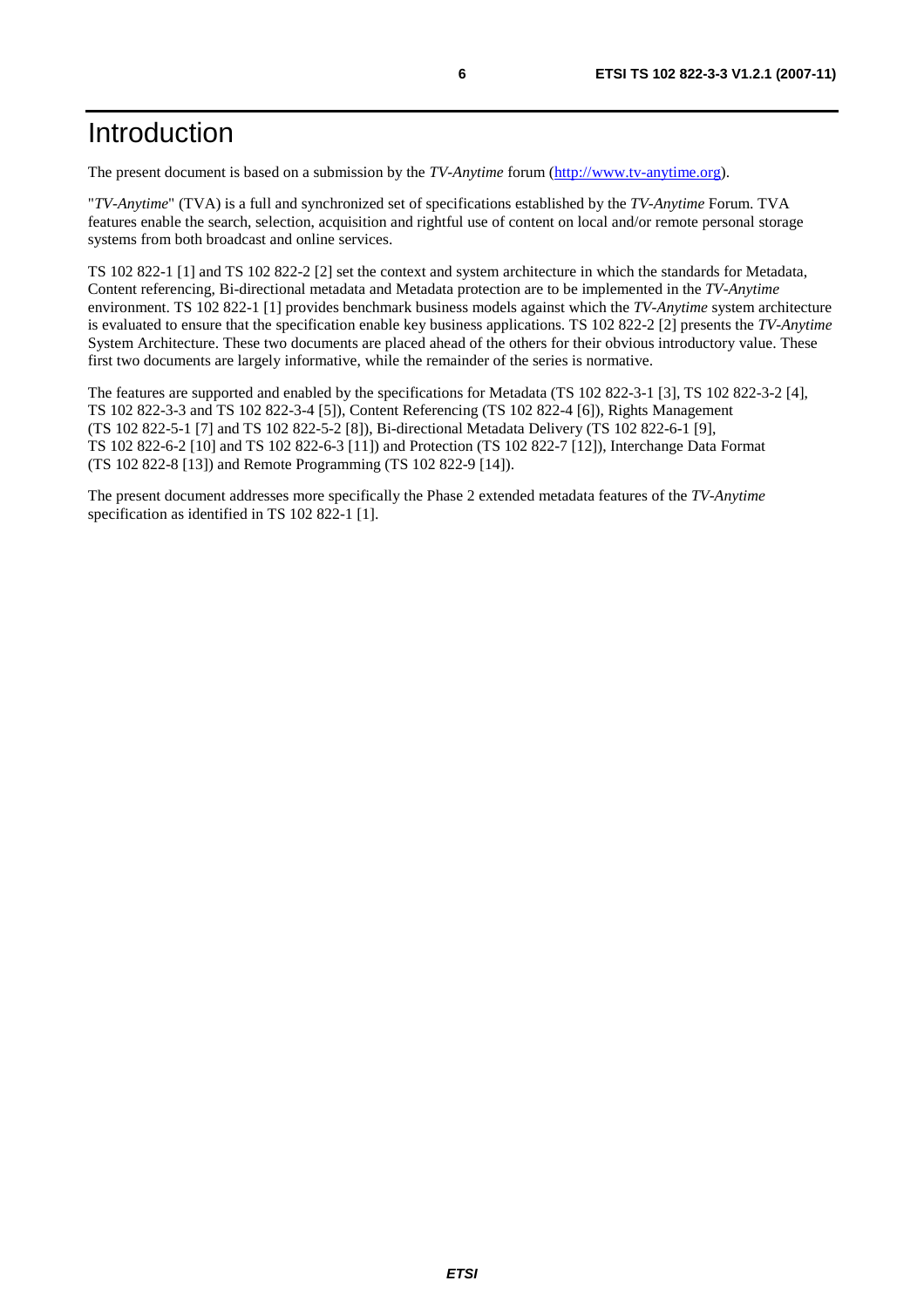# Introduction

The present document is based on a submission by the *TV-Anytime* forum (http://www.tv-anytime.org).

"*TV-Anytime*" (TVA) is a full and synchronized set of specifications established by the *TV-Anytime* Forum. TVA features enable the search, selection, acquisition and rightful use of content on local and/or remote personal storage systems from both broadcast and online services.

TS 102 822-1 [1] and TS 102 822-2 [2] set the context and system architecture in which the standards for Metadata, Content referencing, Bi-directional metadata and Metadata protection are to be implemented in the *TV-Anytime* environment. TS 102 822-1 [1] provides benchmark business models against which the *TV-Anytime* system architecture is evaluated to ensure that the specification enable key business applications. TS 102 822-2 [2] presents the *TV-Anytime* System Architecture. These two documents are placed ahead of the others for their obvious introductory value. These first two documents are largely informative, while the remainder of the series is normative.

The features are supported and enabled by the specifications for Metadata (TS 102 822-3-1 [3], TS 102 822-3-2 [4], TS 102 822-3-3 and TS 102 822-3-4 [5]), Content Referencing (TS 102 822-4 [6]), Rights Management (TS 102 822-5-1 [7] and TS 102 822-5-2 [8]), Bi-directional Metadata Delivery (TS 102 822-6-1 [9], TS 102 822-6-2 [10] and TS 102 822-6-3 [11]) and Protection (TS 102 822-7 [12]), Interchange Data Format (TS 102 822-8 [13]) and Remote Programming (TS 102 822-9 [14]).

The present document addresses more specifically the Phase 2 extended metadata features of the *TV-Anytime* specification as identified in TS 102 822-1 [1].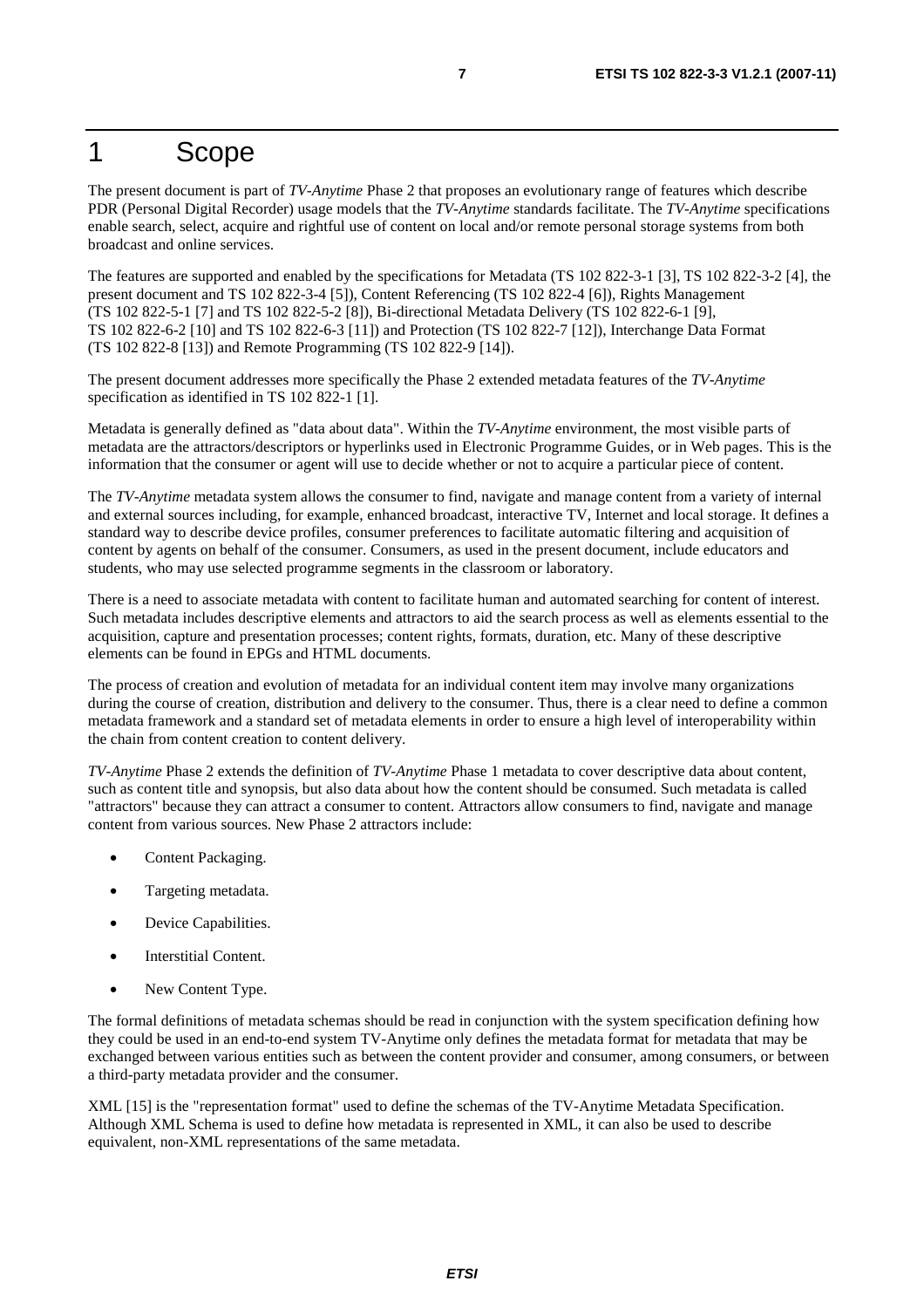# 1 Scope

The present document is part of *TV-Anytime* Phase 2 that proposes an evolutionary range of features which describe PDR (Personal Digital Recorder) usage models that the *TV-Anytime* standards facilitate. The *TV-Anytime* specifications enable search, select, acquire and rightful use of content on local and/or remote personal storage systems from both broadcast and online services.

The features are supported and enabled by the specifications for Metadata (TS 102 822-3-1 [3], TS 102 822-3-2 [4], the present document and TS 102 822-3-4 [5]), Content Referencing (TS 102 822-4 [6]), Rights Management (TS 102 822-5-1 [7] and TS 102 822-5-2 [8]), Bi-directional Metadata Delivery (TS 102 822-6-1 [9], TS 102 822-6-2 [10] and TS 102 822-6-3 [11]) and Protection (TS 102 822-7 [12]), Interchange Data Format (TS 102 822-8 [13]) and Remote Programming (TS 102 822-9 [14]).

The present document addresses more specifically the Phase 2 extended metadata features of the *TV-Anytime* specification as identified in TS 102 822-1 [1].

Metadata is generally defined as "data about data". Within the *TV-Anytime* environment, the most visible parts of metadata are the attractors/descriptors or hyperlinks used in Electronic Programme Guides, or in Web pages. This is the information that the consumer or agent will use to decide whether or not to acquire a particular piece of content.

The *TV-Anytime* metadata system allows the consumer to find, navigate and manage content from a variety of internal and external sources including, for example, enhanced broadcast, interactive TV, Internet and local storage. It defines a standard way to describe device profiles, consumer preferences to facilitate automatic filtering and acquisition of content by agents on behalf of the consumer. Consumers, as used in the present document, include educators and students, who may use selected programme segments in the classroom or laboratory.

There is a need to associate metadata with content to facilitate human and automated searching for content of interest. Such metadata includes descriptive elements and attractors to aid the search process as well as elements essential to the acquisition, capture and presentation processes; content rights, formats, duration, etc. Many of these descriptive elements can be found in EPGs and HTML documents.

The process of creation and evolution of metadata for an individual content item may involve many organizations during the course of creation, distribution and delivery to the consumer. Thus, there is a clear need to define a common metadata framework and a standard set of metadata elements in order to ensure a high level of interoperability within the chain from content creation to content delivery.

*TV-Anytime* Phase 2 extends the definition of *TV-Anytime* Phase 1 metadata to cover descriptive data about content, such as content title and synopsis, but also data about how the content should be consumed. Such metadata is called "attractors" because they can attract a consumer to content. Attractors allow consumers to find, navigate and manage content from various sources. New Phase 2 attractors include:

- Content Packaging.
- Targeting metadata.
- Device Capabilities.
- Interstitial Content.
- New Content Type.

The formal definitions of metadata schemas should be read in conjunction with the system specification defining how they could be used in an end-to-end system TV-Anytime only defines the metadata format for metadata that may be exchanged between various entities such as between the content provider and consumer, among consumers, or between a third-party metadata provider and the consumer.

XML [15] is the "representation format" used to define the schemas of the TV-Anytime Metadata Specification. Although XML Schema is used to define how metadata is represented in XML, it can also be used to describe equivalent, non-XML representations of the same metadata.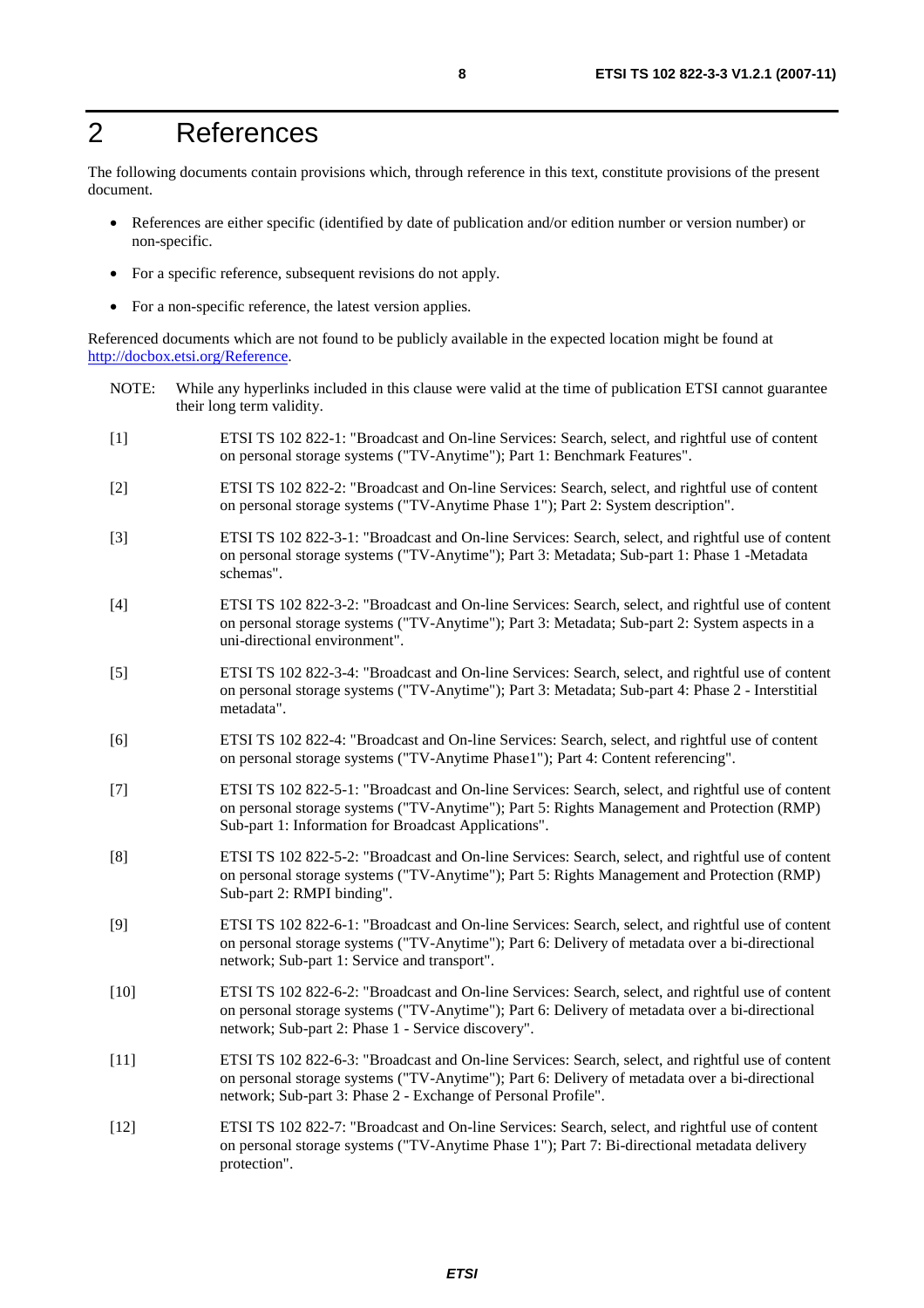# 2 References

The following documents contain provisions which, through reference in this text, constitute provisions of the present document.

- References are either specific (identified by date of publication and/or edition number or version number) or non-specific.
- For a specific reference, subsequent revisions do not apply.
- For a non-specific reference, the latest version applies.

Referenced documents which are not found to be publicly available in the expected location might be found at http://docbox.etsi.org/Reference.

NOTE: While any hyperlinks included in this clause were valid at the time of publication ETSI cannot guarantee their long term validity.

[1] ETSI TS 102 822-1: "Broadcast and On-line Services: Search, select, and rightful use of content on personal storage systems ("TV-Anytime"); Part 1: Benchmark Features".

[2] ETSI TS 102 822-2: "Broadcast and On-line Services: Search, select, and rightful use of content on personal storage systems ("TV-Anytime Phase 1"); Part 2: System description".

[3] ETSI TS 102 822-3-1: "Broadcast and On-line Services: Search, select, and rightful use of content on personal storage systems ("TV-Anytime"); Part 3: Metadata; Sub-part 1: Phase 1 -Metadata schemas".

[4] ETSI TS 102 822-3-2: "Broadcast and On-line Services: Search, select, and rightful use of content on personal storage systems ("TV-Anytime"); Part 3: Metadata; Sub-part 2: System aspects in a uni-directional environment".

[5] ETSI TS 102 822-3-4: "Broadcast and On-line Services: Search, select, and rightful use of content on personal storage systems ("TV-Anytime"); Part 3: Metadata; Sub-part 4: Phase 2 - Interstitial metadata".

[6] ETSI TS 102 822-4: "Broadcast and On-line Services: Search, select, and rightful use of content on personal storage systems ("TV-Anytime Phase1"); Part 4: Content referencing".

[7] ETSI TS 102 822-5-1: "Broadcast and On-line Services: Search, select, and rightful use of content on personal storage systems ("TV-Anytime"); Part 5: Rights Management and Protection (RMP) Sub-part 1: Information for Broadcast Applications".

[8] ETSI TS 102 822-5-2: "Broadcast and On-line Services: Search, select, and rightful use of content on personal storage systems ("TV-Anytime"); Part 5: Rights Management and Protection (RMP) Sub-part 2: RMPI binding".

[9] ETSI TS 102 822-6-1: "Broadcast and On-line Services: Search, select, and rightful use of content on personal storage systems ("TV-Anytime"); Part 6: Delivery of metadata over a bi-directional network; Sub-part 1: Service and transport".

[10] ETSI TS 102 822-6-2: "Broadcast and On-line Services: Search, select, and rightful use of content on personal storage systems ("TV-Anytime"); Part 6: Delivery of metadata over a bi-directional network; Sub-part 2: Phase 1 - Service discovery".

[11] ETSI TS 102 822-6-3: "Broadcast and On-line Services: Search, select, and rightful use of content on personal storage systems ("TV-Anytime"); Part 6: Delivery of metadata over a bi-directional network; Sub-part 3: Phase 2 - Exchange of Personal Profile".

[12] ETSI TS 102 822-7: "Broadcast and On-line Services: Search, select, and rightful use of content on personal storage systems ("TV-Anytime Phase 1"); Part 7: Bi-directional metadata delivery protection".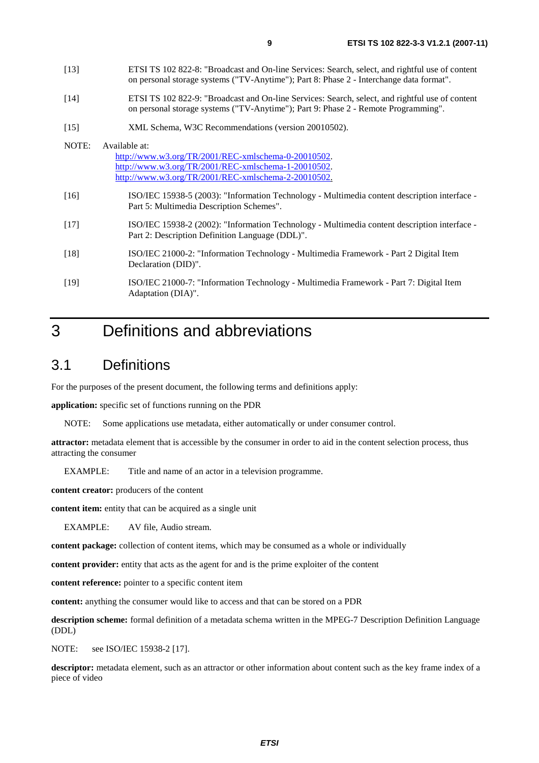[13] ETSI TS 102 822-8: "Broadcast and On-line Services: Search, select, and rightful use of content on personal storage systems ("TV-Anytime"); Part 8: Phase 2 - Interchange data format".

[14] ETSI TS 102 822-9: "Broadcast and On-line Services: Search, select, and rightful use of content on personal storage systems ("TV-Anytime"); Part 9: Phase 2 - Remote Programming".

[15] XML Schema, W3C Recommendations (version 20010502).

NOTE: Available at:
http://www.w3.org/TR/2001/REC-xmlschema-0-20010502.
http://www.w3.org/TR/2001/REC-xmlschema-1-20010502.
http://www.w3.org/TR/2001/REC-xmlschema-2-20010502.

[16] ISO/IEC 15938-5 (2003): "Information Technology - Multimedia content description interface - Part 5: Multimedia Description Schemes".

[17] ISO/IEC 15938-2 (2002): "Information Technology - Multimedia content description interface - Part 2: Description Definition Language (DDL)".

[18] ISO/IEC 21000-2: "Information Technology - Multimedia Framework - Part 2 Digital Item Declaration (DID)".

[19] ISO/IEC 21000-7: "Information Technology - Multimedia Framework - Part 7: Digital Item Adaptation (DIA)".

# 3 Definitions and abbreviations

## 3.1 Definitions

For the purposes of the present document, the following terms and definitions apply:

**application:** specific set of functions running on the PDR

NOTE: Some applications use metadata, either automatically or under consumer control.

**attractor:** metadata element that is accessible by the consumer in order to aid in the content selection process, thus attracting the consumer

EXAMPLE: Title and name of an actor in a television programme.

**content creator:** producers of the content

**content item:** entity that can be acquired as a single unit

EXAMPLE: AV file, Audio stream.

**content package:** collection of content items, which may be consumed as a whole or individually

**content provider:** entity that acts as the agent for and is the prime exploiter of the content

**content reference:** pointer to a specific content item

**content:** anything the consumer would like to access and that can be stored on a PDR

**description scheme:** formal definition of a metadata schema written in the MPEG-7 Description Definition Language (DDL)

NOTE: see ISO/IEC 15938-2 [17].

**descriptor:** metadata element, such as an attractor or other information about content such as the key frame index of a piece of video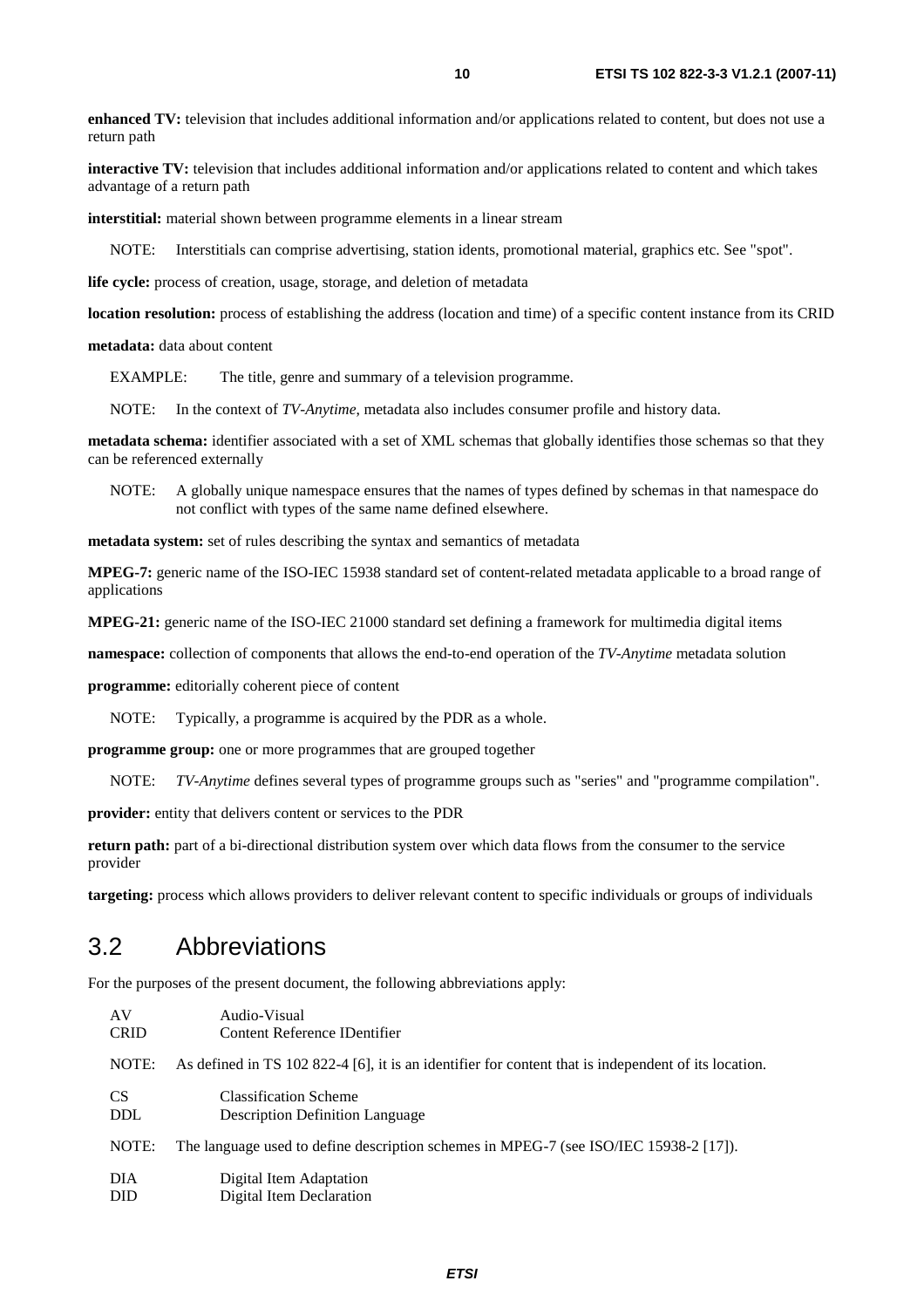**enhanced TV:** television that includes additional information and/or applications related to content, but does not use a return path

**interactive TV:** television that includes additional information and/or applications related to content and which takes advantage of a return path

**interstitial:** material shown between programme elements in a linear stream

NOTE: Interstitials can comprise advertising, station idents, promotional material, graphics etc. See "spot".

**life cycle:** process of creation, usage, storage, and deletion of metadata

**location resolution:** process of establishing the address (location and time) of a specific content instance from its CRID

**metadata:** data about content

EXAMPLE: The title, genre and summary of a television programme.

NOTE: In the context of *TV-Anytime*, metadata also includes consumer profile and history data.

**metadata schema:** identifier associated with a set of XML schemas that globally identifies those schemas so that they can be referenced externally

NOTE: A globally unique namespace ensures that the names of types defined by schemas in that namespace do not conflict with types of the same name defined elsewhere.

**metadata system:** set of rules describing the syntax and semantics of metadata

**MPEG-7:** generic name of the ISO-IEC 15938 standard set of content-related metadata applicable to a broad range of applications

**MPEG-21:** generic name of the ISO-IEC 21000 standard set defining a framework for multimedia digital items

**namespace:** collection of components that allows the end-to-end operation of the *TV-Anytime* metadata solution

**programme:** editorially coherent piece of content

NOTE: Typically, a programme is acquired by the PDR as a whole.

**programme group:** one or more programmes that are grouped together

NOTE: *TV-Anytime* defines several types of programme groups such as "series" and "programme compilation".

**provider:** entity that delivers content or services to the PDR

**return path:** part of a bi-directional distribution system over which data flows from the consumer to the service provider

**targeting:** process which allows providers to deliver relevant content to specific individuals or groups of individuals

## 3.2 Abbreviations

For the purposes of the present document, the following abbreviations apply:

AV Audio-Visual
CRID Content Reference IDentifier

NOTE: As defined in TS 102 822-4 [6], it is an identifier for content that is independent of its location.

CS Classification Scheme
DDL Description Definition Language

NOTE: The language used to define description schemes in MPEG-7 (see ISO/IEC 15938-2 [17]).

DIA Digital Item Adaptation
DID Digital Item Declaration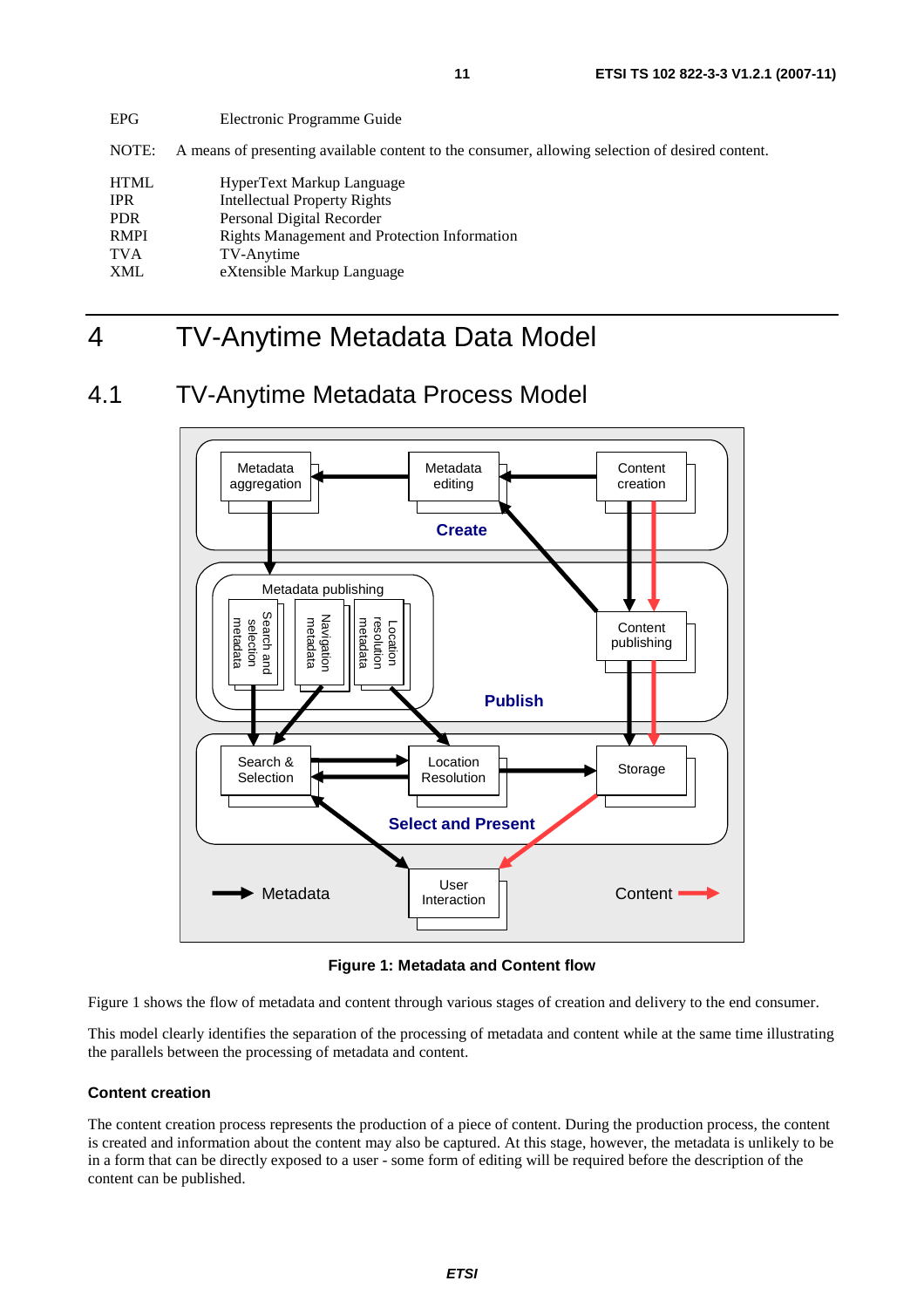EPG Electronic Programme Guide

NOTE: A means of presenting available content to the consumer, allowing selection of desired content.

HTML HyperText Markup Language
IPR Intellectual Property Rights
PDR Personal Digital Recorder
RMPI Rights Management and Protection Information
TVA TV-Anytime
XML eXtensible Markup Language

# 4 TV-Anytime Metadata Data Model

## 4.1 TV-Anytime Metadata Process Model

**Figure 1: Metadata and Content flow**

Figure 1 shows the flow of metadata and content through various stages of creation and delivery to the end consumer.

This model clearly identifies the separation of the processing of metadata and content while at the same time illustrating the parallels between the processing of metadata and content.

### Content creation

The content creation process represents the production of a piece of content. During the production process, the content is created and information about the content may also be captured. At this stage, however, the metadata is unlikely to be in a form that can be directly exposed to a user - some form of editing will be required before the description of the content can be published.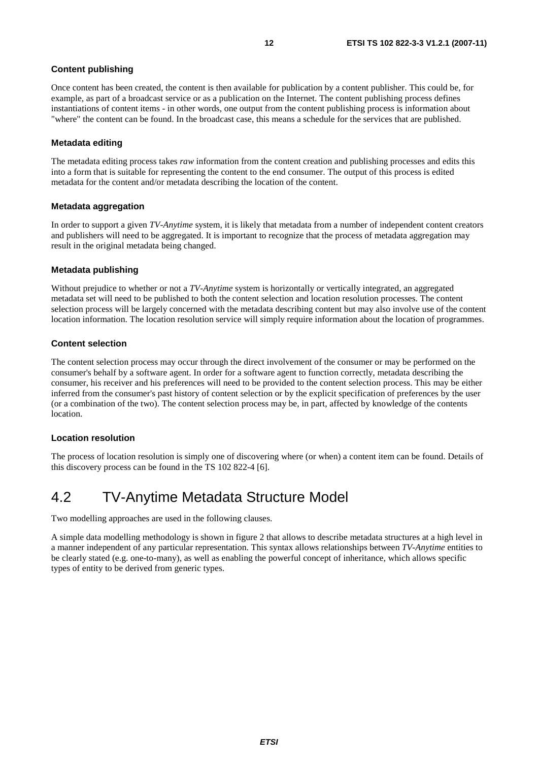**Content publishing**

Once content has been created, the content is then available for publication by a content publisher. This could be, for example, as part of a broadcast service or as a publication on the Internet. The content publishing process defines instantiations of content items - in other words, one output from the content publishing process is information about "where" the content can be found. In the broadcast case, this means a schedule for the services that are published.

**Metadata editing**

The metadata editing process takes *raw* information from the content creation and publishing processes and edits this into a form that is suitable for representing the content to the end consumer. The output of this process is edited metadata for the content and/or metadata describing the location of the content.

**Metadata aggregation**

In order to support a given *TV-Anytime* system, it is likely that metadata from a number of independent content creators and publishers will need to be aggregated. It is important to recognize that the process of metadata aggregation may result in the original metadata being changed.

**Metadata publishing**

Without prejudice to whether or not a *TV-Anytime* system is horizontally or vertically integrated, an aggregated metadata set will need to be published to both the content selection and location resolution processes. The content selection process will be largely concerned with the metadata describing content but may also involve use of the content location information. The location resolution service will simply require information about the location of programmes.

**Content selection**

The content selection process may occur through the direct involvement of the consumer or may be performed on the consumer's behalf by a software agent. In order for a software agent to function correctly, metadata describing the consumer, his receiver and his preferences will need to be provided to the content selection process. This may be either inferred from the consumer's past history of content selection or by the explicit specification of preferences by the user (or a combination of the two). The content selection process may be, in part, affected by knowledge of the contents location.

**Location resolution**

The process of location resolution is simply one of discovering where (or when) a content item can be found. Details of this discovery process can be found in the TS 102 822-4 [6].

## 4.2 TV-Anytime Metadata Structure Model

Two modelling approaches are used in the following clauses.

A simple data modelling methodology is shown in figure 2 that allows to describe metadata structures at a high level in a manner independent of any particular representation. This syntax allows relationships between *TV-Anytime* entities to be clearly stated (e.g. one-to-many), as well as enabling the powerful concept of inheritance, which allows specific types of entity to be derived from generic types.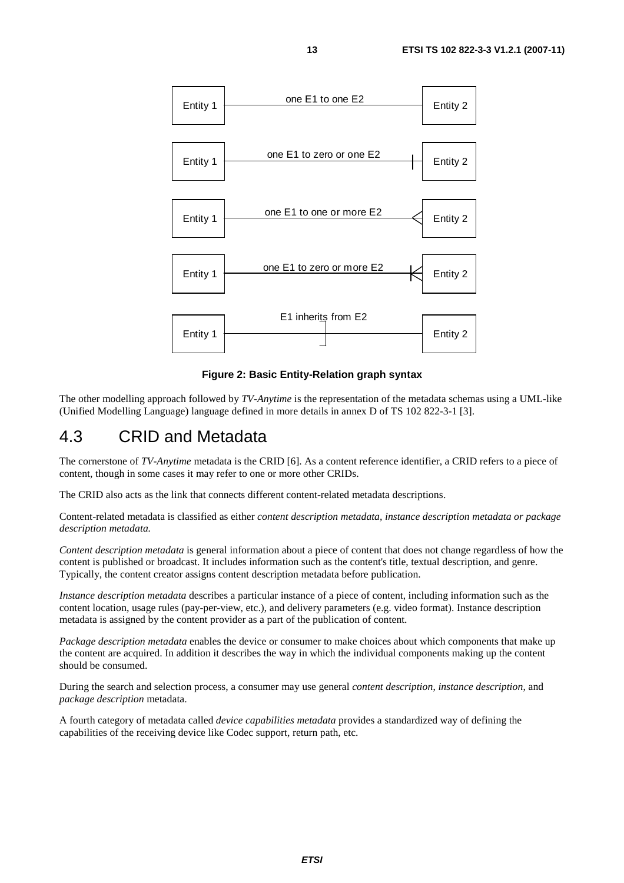Entity 1 — one E1 to one E2 — Entity 2

Entity 1 — one E1 to zero or one E2 — Entity 2

Entity 1 — one E1 to one or more E2 — Entity 2

Entity 1 — one E1 to zero or more E2 — Entity 2

Entity 1 — E1 inherits from E2 — Entity 2

**Figure 2: Basic Entity-Relation graph syntax**

The other modelling approach followed by *TV-Anytime* is the representation of the metadata schemas using a UML-like (Unified Modelling Language) language defined in more details in annex D of TS 102 822-3-1 [3].

## 4.3 CRID and Metadata

The cornerstone of *TV-Anytime* metadata is the CRID [6]. As a content reference identifier, a CRID refers to a piece of content, though in some cases it may refer to one or more other CRIDs.

The CRID also acts as the link that connects different content-related metadata descriptions.

Content-related metadata is classified as either *content description metadata, instance description metadata or package description metadata.*

*Content description metadata* is general information about a piece of content that does not change regardless of how the content is published or broadcast. It includes information such as the content's title, textual description, and genre. Typically, the content creator assigns content description metadata before publication.

*Instance description metadata* describes a particular instance of a piece of content, including information such as the content location, usage rules (pay-per-view, etc.), and delivery parameters (e.g. video format). Instance description metadata is assigned by the content provider as a part of the publication of content.

*Package description metadata* enables the device or consumer to make choices about which components that make up the content are acquired. In addition it describes the way in which the individual components making up the content should be consumed.

During the search and selection process, a consumer may use general *content description*, *instance description*, and *package description* metadata.

A fourth category of metadata called *device capabilities metadata* provides a standardized way of defining the capabilities of the receiving device like Codec support, return path, etc.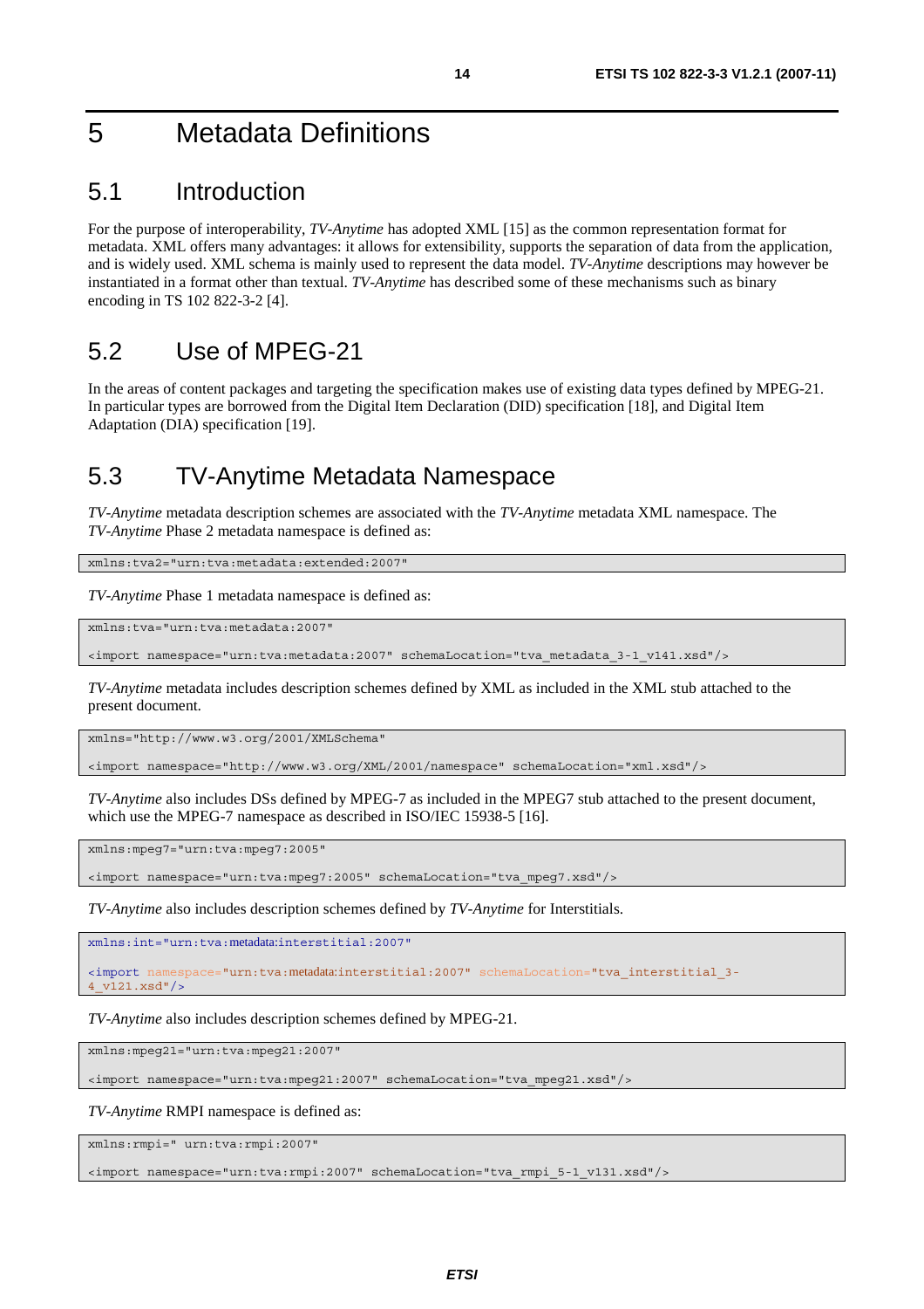# 5 Metadata Definitions

## 5.1 Introduction

For the purpose of interoperability, *TV-Anytime* has adopted XML [15] as the common representation format for metadata. XML offers many advantages: it allows for extensibility, supports the separation of data from the application, and is widely used. XML schema is mainly used to represent the data model. *TV-Anytime* descriptions may however be instantiated in a format other than textual. *TV-Anytime* has described some of these mechanisms such as binary encoding in TS 102 822-3-2 [4].

## 5.2 Use of MPEG-21

In the areas of content packages and targeting the specification makes use of existing data types defined by MPEG-21. In particular types are borrowed from the Digital Item Declaration (DID) specification [18], and Digital Item Adaptation (DIA) specification [19].

## 5.3 TV-Anytime Metadata Namespace

*TV-Anytime* metadata description schemes are associated with the *TV-Anytime* metadata XML namespace. The *TV-Anytime* Phase 2 metadata namespace is defined as:

```
xmlns:tva2="urn:tva:metadata:extended:2007"
```

*TV-Anytime* Phase 1 metadata namespace is defined as:

```
xmlns:tva="urn:tva:metadata:2007"

<import namespace="urn:tva:metadata:2007" schemaLocation="tva_metadata_3-1_v141.xsd"/>
```

*TV-Anytime* metadata includes description schemes defined by XML as included in the XML stub attached to the present document.

```
xmlns="http://www.w3.org/2001/XMLSchema"

<import namespace="http://www.w3.org/XML/2001/namespace" schemaLocation="xml.xsd"/>
```

*TV-Anytime* also includes DSs defined by MPEG-7 as included in the MPEG7 stub attached to the present document, which use the MPEG-7 namespace as described in ISO/IEC 15938-5 [16].

```
xmlns:mpeg7="urn:tva:mpeg7:2005"

<import namespace="urn:tva:mpeg7:2005" schemaLocation="tva_mpeg7.xsd"/>
```

*TV-Anytime* also includes description schemes defined by *TV-Anytime* for Interstitials.

```
xmlns:int="urn:tva:metadata:interstitial:2007"

<import namespace="urn:tva:metadata:interstitial:2007" schemaLocation="tva_interstitial_3-4_v121.xsd"/>
```

*TV-Anytime* also includes description schemes defined by MPEG-21.

```
xmlns:mpeg21="urn:tva:mpeg21:2007"

<import namespace="urn:tva:mpeg21:2007" schemaLocation="tva_mpeg21.xsd"/>
```

*TV-Anytime* RMPI namespace is defined as:

```
xmlns:rmpi=" urn:tva:rmpi:2007"

<import namespace="urn:tva:rmpi:2007" schemaLocation="tva_rmpi_5-1_v131.xsd"/>
```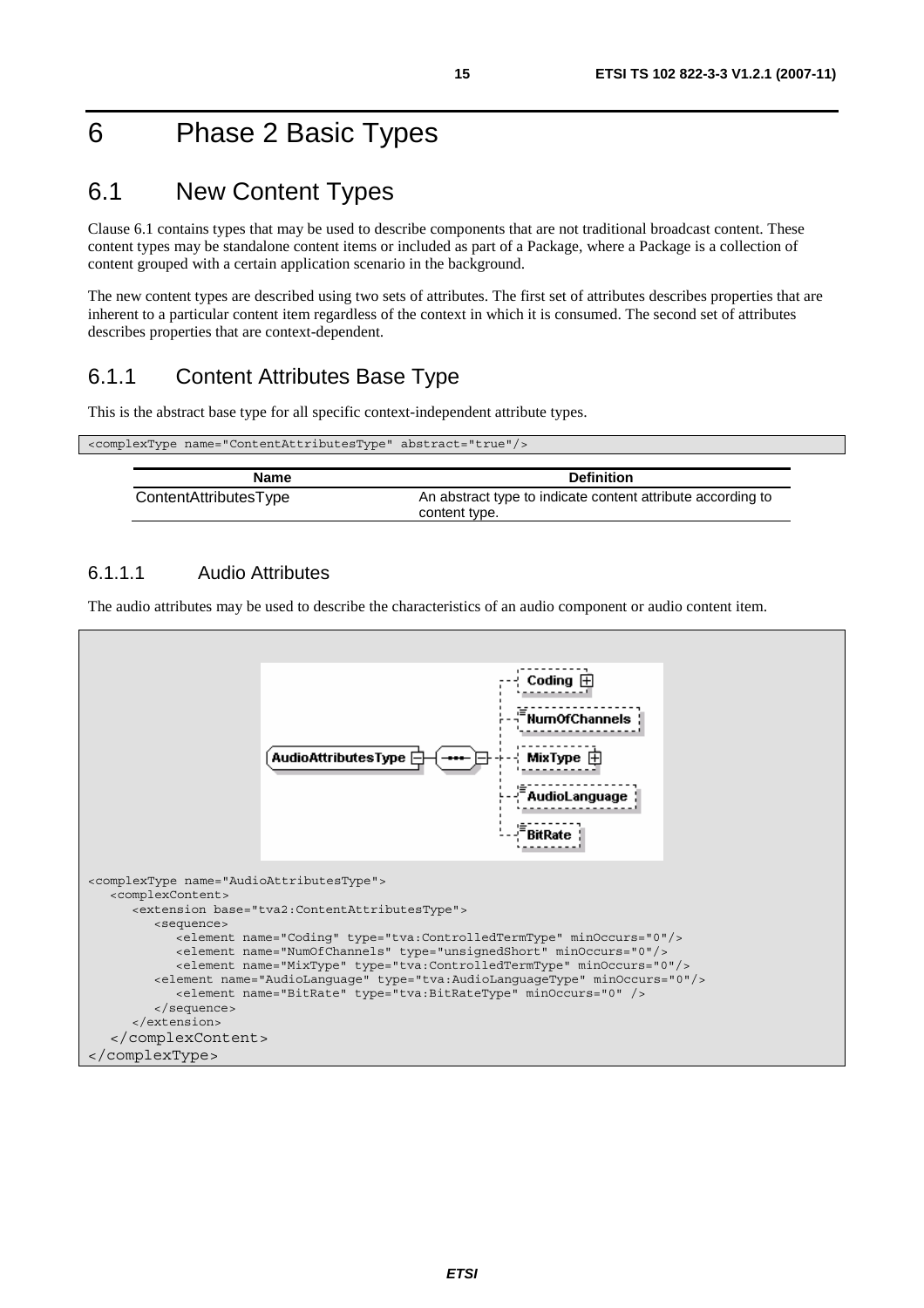# 6 Phase 2 Basic Types

## 6.1 New Content Types

Clause 6.1 contains types that may be used to describe components that are not traditional broadcast content. These content types may be standalone content items or included as part of a Package, where a Package is a collection of content grouped with a certain application scenario in the background.

The new content types are described using two sets of attributes. The first set of attributes describes properties that are inherent to a particular content item regardless of the context in which it is consumed. The second set of attributes describes properties that are context-dependent.

### 6.1.1 Content Attributes Base Type

This is the abstract base type for all specific context-independent attribute types.

```
<complexType name="ContentAttributesType" abstract="true"/>
```

| Name | Definition |
| --- | --- |
| ContentAttributesType | An abstract type to indicate content attribute according to content type. |

#### 6.1.1.1 Audio Attributes

The audio attributes may be used to describe the characteristics of an audio component or audio content item.

```
<complexType name="AudioAttributesType">
   <complexContent>
      <extension base="tva2:ContentAttributesType">
         <sequence>
            <element name="Coding" type="tva:ControlledTermType" minOccurs="0"/>
            <element name="NumOfChannels" type="unsignedShort" minOccurs="0"/>
            <element name="MixType" type="tva:ControlledTermType" minOccurs="0"/>
         <element name="AudioLanguage" type="tva:AudioLanguageType" minOccurs="0"/>
            <element name="BitRate" type="tva:BitRateType" minOccurs="0" />
         </sequence>
      </extension>
   </complexContent>
</complexType>
```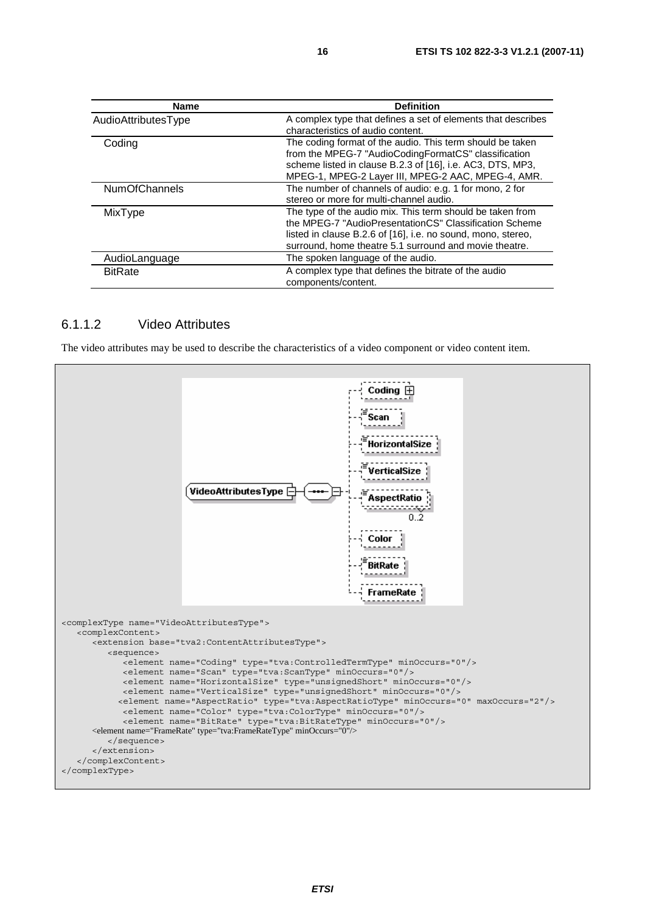| Name | Definition |
| --- | --- |
| AudioAttributesType | A complex type that defines a set of elements that describes characteristics of audio content. |
| Coding | The coding format of the audio. This term should be taken from the MPEG-7 "AudioCodingFormatCS" classification scheme listed in clause B.2.3 of [16], i.e. AC3, DTS, MP3, MPEG-1, MPEG-2 Layer III, MPEG-2 AAC, MPEG-4, AMR. |
| NumOfChannels | The number of channels of audio: e.g. 1 for mono, 2 for stereo or more for multi-channel audio. |
| MixType | The type of the audio mix. This term should be taken from the MPEG-7 "AudioPresentationCS" Classification Scheme listed in clause B.2.6 of [16], i.e. no sound, mono, stereo, surround, home theatre 5.1 surround and movie theatre. |
| AudioLanguage | The spoken language of the audio. |
| BitRate | A complex type that defines the bitrate of the audio components/content. |

### 6.1.1.2 Video Attributes

The video attributes may be used to describe the characteristics of a video component or video content item.

```
<complexType name="VideoAttributesType">
   <complexContent>
      <extension base="tva2:ContentAttributesType">
         <sequence>
            <element name="Coding" type="tva:ControlledTermType" minOccurs="0"/>
            <element name="Scan" type="tva:ScanType" minOccurs="0"/>
            <element name="HorizontalSize" type="unsignedShort" minOccurs="0"/>
            <element name="VerticalSize" type="unsignedShort" minOccurs="0"/>
            <element name="AspectRatio" type="tva:AspectRatioType" minOccurs="0" maxOccurs="2"/>
            <element name="Color" type="tva:ColorType" minOccurs="0"/>
            <element name="BitRate" type="tva:BitRateType" minOccurs="0"/>
      <element name="FrameRate" type="tva:FrameRateType" minOccurs="0"/>
         </sequence>
      </extension>
   </complexContent>
</complexType>
```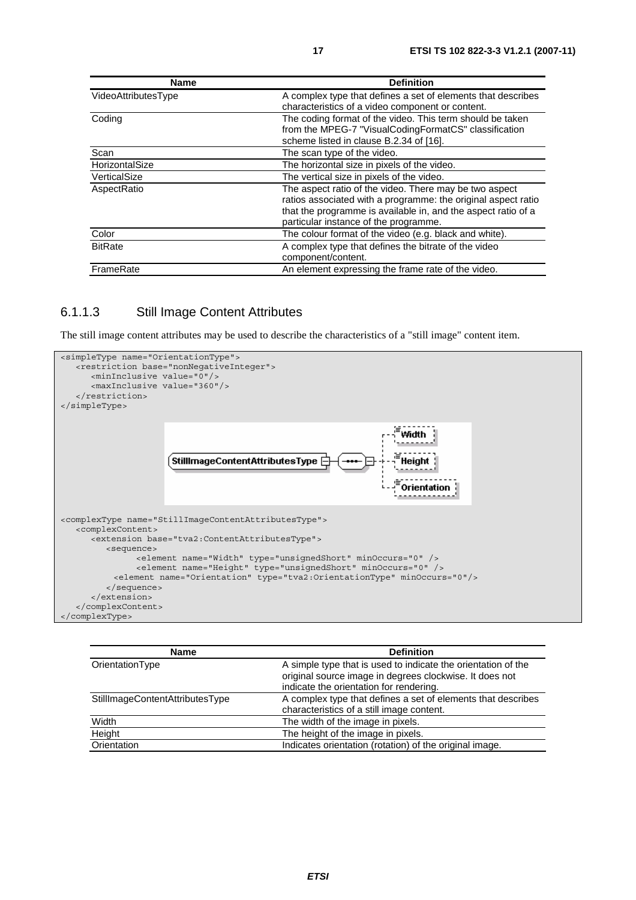| Name | Definition |
|---|---|
| VideoAttributesType | A complex type that defines a set of elements that describes characteristics of a video component or content. |
| Coding | The coding format of the video. This term should be taken from the MPEG-7 "VisualCodingFormatCS" classification scheme listed in clause B.2.34 of [16]. |
| Scan | The scan type of the video. |
| HorizontalSize | The horizontal size in pixels of the video. |
| VerticalSize | The vertical size in pixels of the video. |
| AspectRatio | The aspect ratio of the video. There may be two aspect ratios associated with a programme: the original aspect ratio that the programme is available in, and the aspect ratio of a particular instance of the programme. |
| Color | The colour format of the video (e.g. black and white). |
| BitRate | A complex type that defines the bitrate of the video component/content. |
| FrameRate | An element expressing the frame rate of the video. |

### 6.1.1.3 Still Image Content Attributes

The still image content attributes may be used to describe the characteristics of a "still image" content item.

```
<simpleType name="OrientationType">
   <restriction base="nonNegativeInteger">
      <minInclusive value="0"/>
      <maxInclusive value="360"/>
   </restriction>
</simpleType>
```

```
<complexType name="StillImageContentAttributesType">
   <complexContent>
      <extension base="tva2:ContentAttributesType">
         <sequence>
               <element name="Width" type="unsignedShort" minOccurs="0" />
               <element name="Height" type="unsignedShort" minOccurs="0" />
           <element name="Orientation" type="tva2:OrientationType" minOccurs="0"/>
         </sequence>
      </extension>
   </complexContent>
</complexType>
```

| Name | Definition |
|---|---|
| OrientationType | A simple type that is used to indicate the orientation of the original source image in degrees clockwise. It does not indicate the orientation for rendering. |
| StillImageContentAttributesType | A complex type that defines a set of elements that describes characteristics of a still image content. |
| Width | The width of the image in pixels. |
| Height | The height of the image in pixels. |
| Orientation | Indicates orientation (rotation) of the original image. |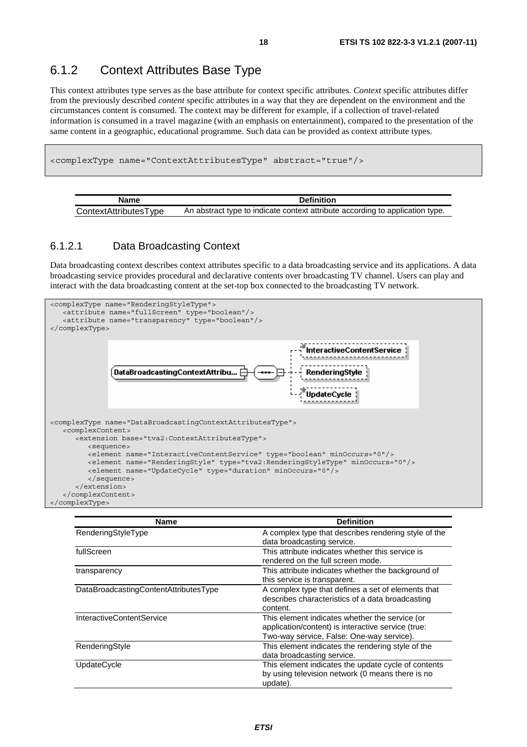### 6.1.2 Context Attributes Base Type

This context attributes type serves as the base attribute for context specific attributes. *Context* specific attributes differ from the previously described *content* specific attributes in a way that they are dependent on the environment and the circumstances content is consumed. The context may be different for example, if a collection of travel-related information is consumed in a travel magazine (with an emphasis on entertainment), compared to the presentation of the same content in a geographic, educational programme. Such data can be provided as context attribute types.

```
<complexType name="ContextAttributesType" abstract="true"/>
```

| Name | Definition |
|---|---|
| ContextAttributesType | An abstract type to indicate context attribute according to application type. |

#### 6.1.2.1 Data Broadcasting Context

Data broadcasting context describes context attributes specific to a data broadcasting service and its applications. A data broadcasting service provides procedural and declarative contents over broadcasting TV channel. Users can play and interact with the data broadcasting content at the set-top box connected to the broadcasting TV network.

```
<complexType name="RenderingStyleType">
   <attribute name="fullScreen" type="boolean"/>
   <attribute name="transparency" type="boolean"/>
</complexType>
```

```
<complexType name="DataBroadcastingContextAttributesType">
   <complexContent>
      <extension base="tva2:ContextAttributesType">
         <sequence>
         <element name="InteractiveContentService" type="boolean" minOccurs="0"/>
         <element name="RenderingStyle" type="tva2:RenderingStyleType" minOccurs="0"/>
         <element name="UpdateCycle" type="duration" minOccurs="0"/>
         </sequence>
      </extension>
   </complexContent>
</complexType>
```

| Name | Definition |
|---|---|
| RenderingStyleType | A complex type that describes rendering style of the data broadcasting service. |
| fullScreen | This attribute indicates whether this service is rendered on the full screen mode. |
| transparency | This attribute indicates whether the background of this service is transparent. |
| DataBroadcastingContentAttributesType | A complex type that defines a set of elements that describes characteristics of a data broadcasting content. |
| InteractiveContentService | This element indicates whether the service (or application/content) is interactive service (true: Two-way service, False: One-way service). |
| RenderingStyle | This element indicates the rendering style of the data broadcasting service. |
| UpdateCycle | This element indicates the update cycle of contents by using television network (0 means there is no update). |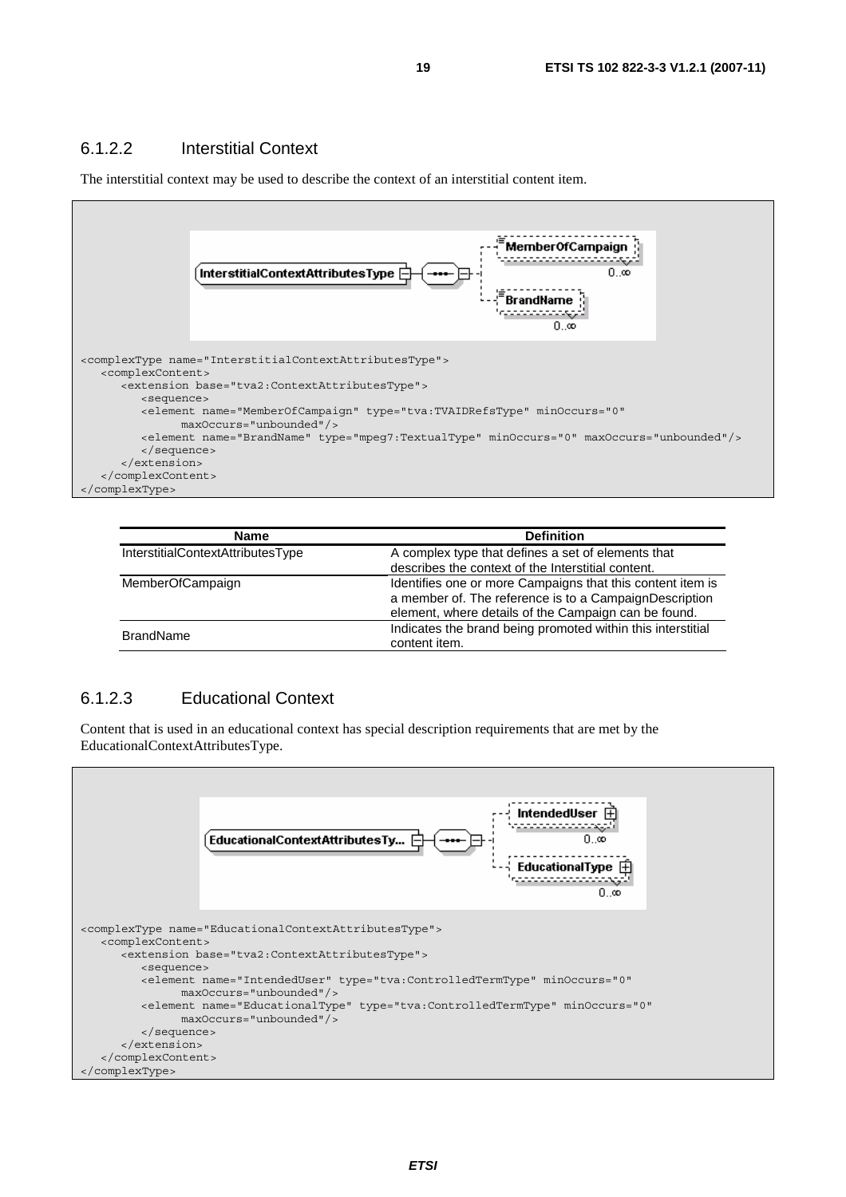### 6.1.2.2 Interstitial Context

The interstitial context may be used to describe the context of an interstitial content item.

```
<complexType name="InterstitialContextAttributesType">
   <complexContent>
      <extension base="tva2:ContextAttributesType">
         <sequence>
         <element name="MemberOfCampaign" type="tva:TVAIDRefsType" minOccurs="0"
               maxOccurs="unbounded"/>
         <element name="BrandName" type="mpeg7:TextualType" minOccurs="0" maxOccurs="unbounded"/>
         </sequence>
      </extension>
   </complexContent>
</complexType>
```

| Name | Definition |
|---|---|
| InterstitialContextAttributesType | A complex type that defines a set of elements that describes the context of the Interstitial content. |
| MemberOfCampaign | Identifies one or more Campaigns that this content item is a member of. The reference is to a CampaignDescription element, where details of the Campaign can be found. |
| BrandName | Indicates the brand being promoted within this interstitial content item. |

### 6.1.2.3 Educational Context

Content that is used in an educational context has special description requirements that are met by the EducationalContextAttributesType.

```
<complexType name="EducationalContextAttributesType">
   <complexContent>
      <extension base="tva2:ContextAttributesType">
         <sequence>
         <element name="IntendedUser" type="tva:ControlledTermType" minOccurs="0"
               maxOccurs="unbounded"/>
         <element name="EducationalType" type="tva:ControlledTermType" minOccurs="0"
               maxOccurs="unbounded"/>
         </sequence>
      </extension>
   </complexContent>
</complexType>
```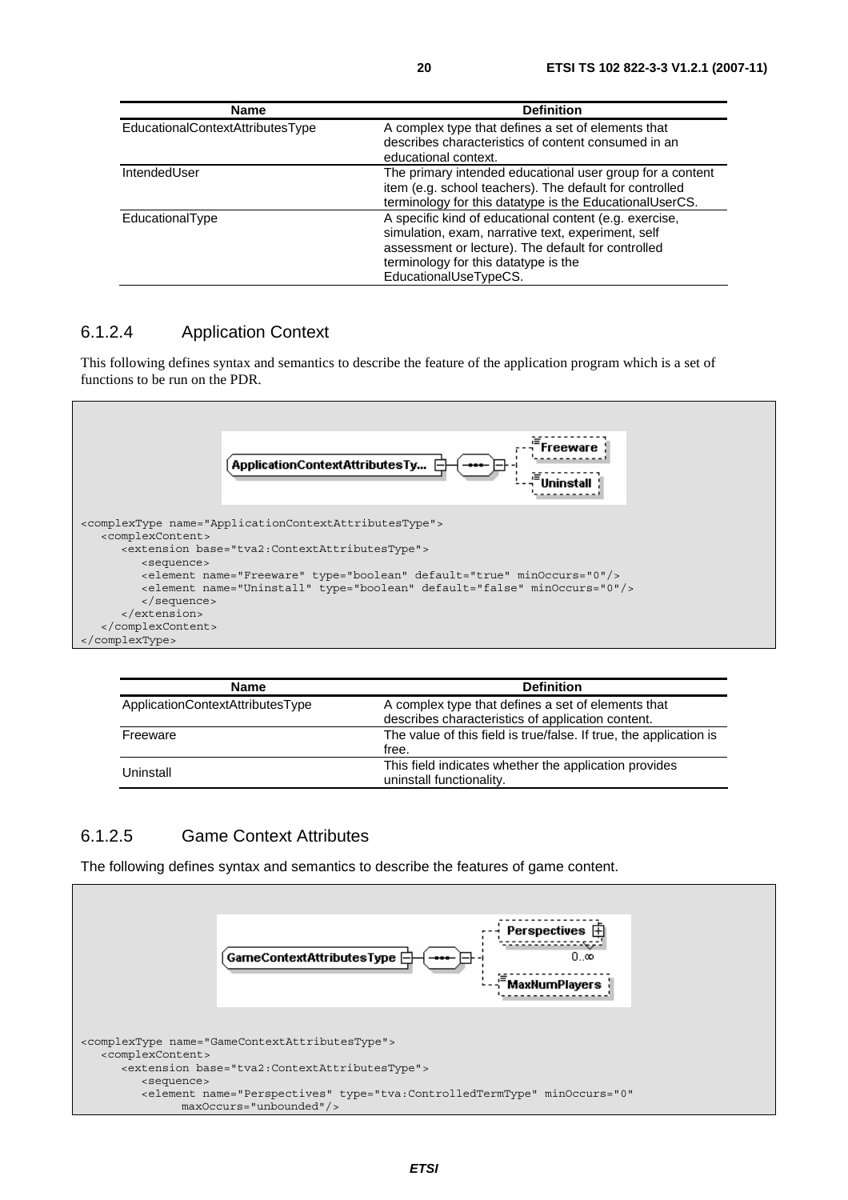| Name | Definition |
| --- | --- |
| EducationalContextAttributesType | A complex type that defines a set of elements that describes characteristics of content consumed in an educational context. |
| IntendedUser | The primary intended educational user group for a content item (e.g. school teachers). The default for controlled terminology for this datatype is the EducationalUserCS. |
| EducationalType | A specific kind of educational content (e.g. exercise, simulation, exam, narrative text, experiment, self assessment or lecture). The default for controlled terminology for this datatype is the EducationalUseTypeCS. |

### 6.1.2.4 Application Context

This following defines syntax and semantics to describe the feature of the application program which is a set of functions to be run on the PDR.

```
<complexType name="ApplicationContextAttributesType">
   <complexContent>
      <extension base="tva2:ContextAttributesType">
         <sequence>
         <element name="Freeware" type="boolean" default="true" minOccurs="0"/>
         <element name="Uninstall" type="boolean" default="false" minOccurs="0"/>
         </sequence>
      </extension>
   </complexContent>
</complexType>
```

| Name | Definition |
| --- | --- |
| ApplicationContextAttributesType | A complex type that defines a set of elements that describes characteristics of application content. |
| Freeware | The value of this field is true/false. If true, the application is free. |
| Uninstall | This field indicates whether the application provides uninstall functionality. |

### 6.1.2.5 Game Context Attributes

The following defines syntax and semantics to describe the features of game content.

```
<complexType name="GameContextAttributesType">
   <complexContent>
      <extension base="tva2:ContextAttributesType">
         <sequence>
         <element name="Perspectives" type="tva:ControlledTermType" minOccurs="0"
               maxOccurs="unbounded"/>
```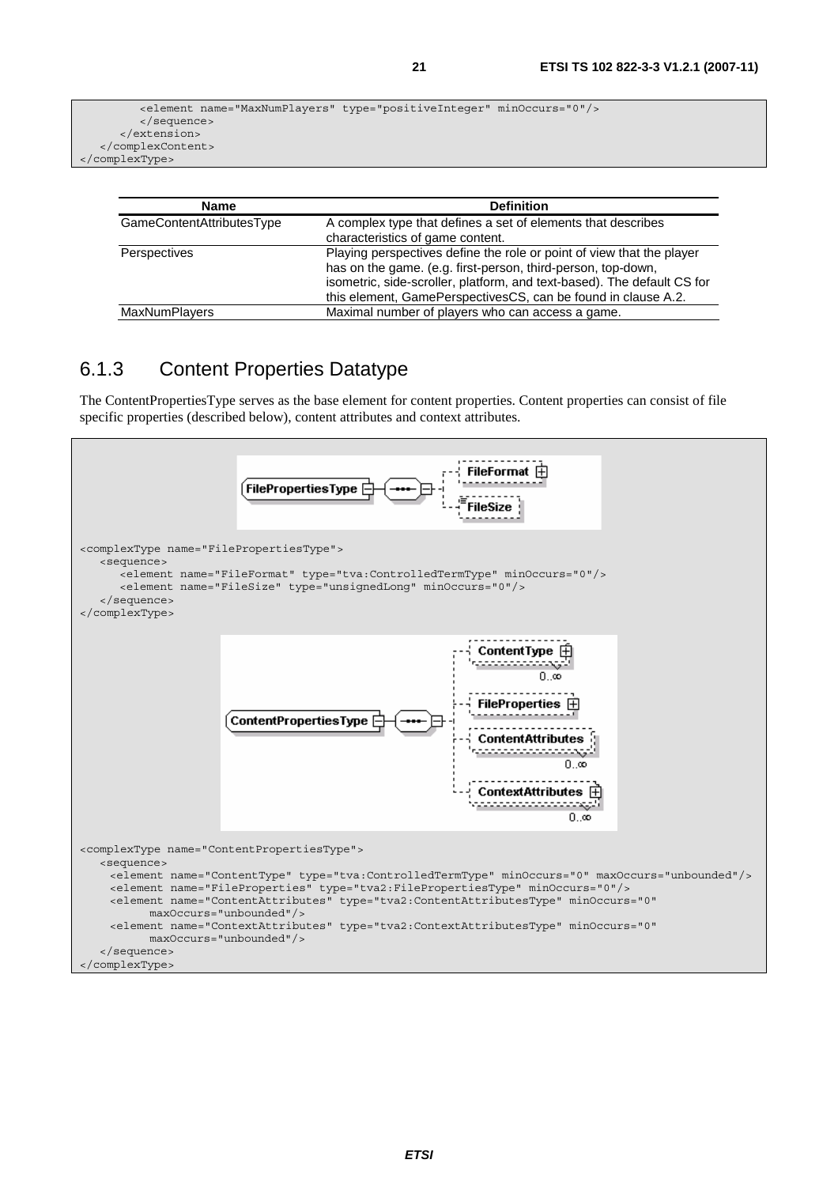```
        <element name="MaxNumPlayers" type="positiveInteger" minOccurs="0"/>
      </sequence>
    </extension>
  </complexContent>
</complexType>
```

| Name | Definition |
| --- | --- |
| GameContentAttributesType | A complex type that defines a set of elements that describes characteristics of game content. |
| Perspectives | Playing perspectives define the role or point of view that the player has on the game. (e.g. first-person, third-person, top-down, isometric, side-scroller, platform, and text-based). The default CS for this element, GamePerspectivesCS, can be found in clause A.2. |
| MaxNumPlayers | Maximal number of players who can access a game. |

## 6.1.3 Content Properties Datatype

The ContentPropertiesType serves as the base element for content properties. Content properties can consist of file specific properties (described below), content attributes and context attributes.

```
<complexType name="FilePropertiesType">
   <sequence>
      <element name="FileFormat" type="tva:ControlledTermType" minOccurs="0"/>
      <element name="FileSize" type="unsignedLong" minOccurs="0"/>
   </sequence>
</complexType>
```

```
<complexType name="ContentPropertiesType">
   <sequence>
     <element name="ContentType" type="tva:ControlledTermType" minOccurs="0" maxOccurs="unbounded"/>
     <element name="FileProperties" type="tva2:FilePropertiesType" minOccurs="0"/>
     <element name="ContentAttributes" type="tva2:ContentAttributesType" minOccurs="0"
          maxOccurs="unbounded"/>
     <element name="ContextAttributes" type="tva2:ContextAttributesType" minOccurs="0"
          maxOccurs="unbounded"/>
   </sequence>
</complexType>
```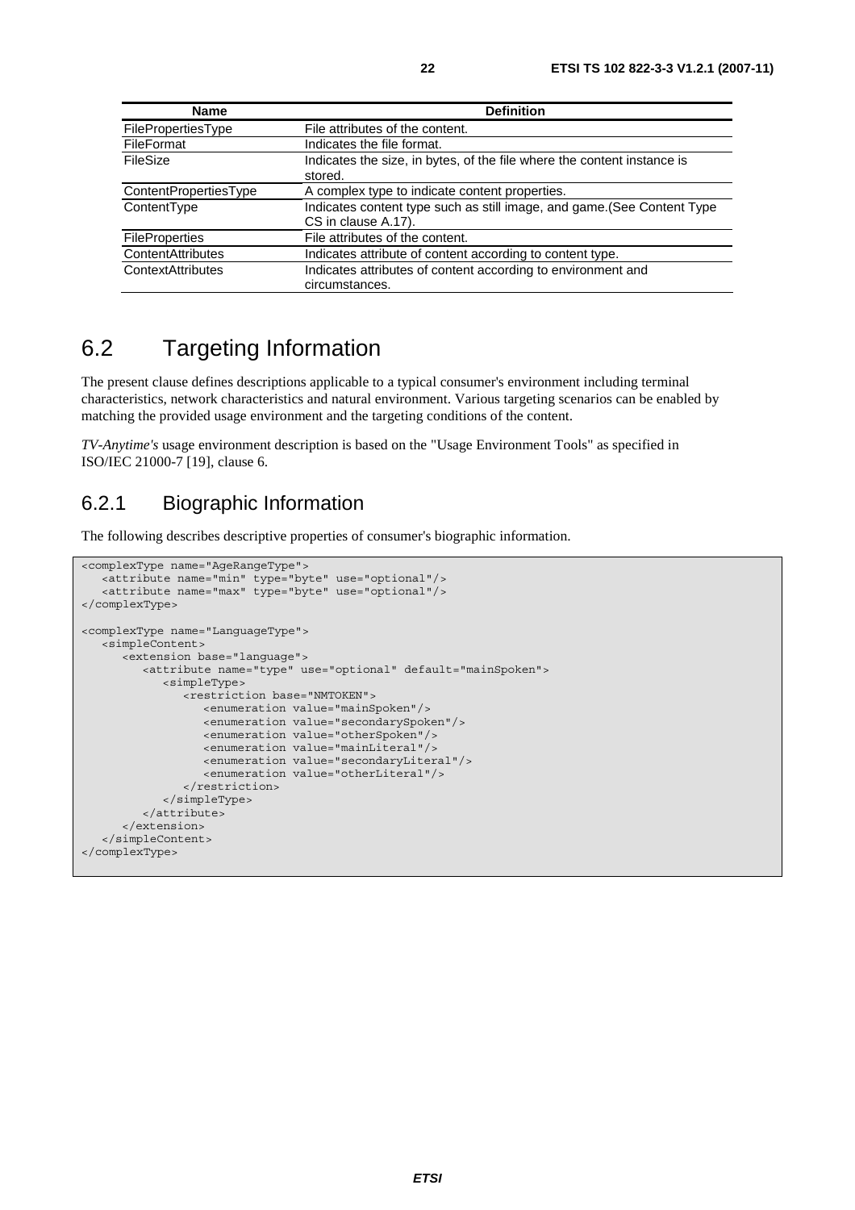| Name | Definition |
| --- | --- |
| FilePropertiesType | File attributes of the content. |
| FileFormat | Indicates the file format. |
| FileSize | Indicates the size, in bytes, of the file where the content instance is stored. |
| ContentPropertiesType | A complex type to indicate content properties. |
| ContentType | Indicates content type such as still image, and game.(See Content Type CS in clause A.17). |
| FileProperties | File attributes of the content. |
| ContentAttributes | Indicates attribute of content according to content type. |
| ContextAttributes | Indicates attributes of content according to environment and circumstances. |

# 6.2 Targeting Information

The present clause defines descriptions applicable to a typical consumer's environment including terminal characteristics, network characteristics and natural environment. Various targeting scenarios can be enabled by matching the provided usage environment and the targeting conditions of the content.

*TV-Anytime's* usage environment description is based on the "Usage Environment Tools" as specified in ISO/IEC 21000-7 [19], clause 6.

## 6.2.1 Biographic Information

The following describes descriptive properties of consumer's biographic information.

```
<complexType name="AgeRangeType">
   <attribute name="min" type="byte" use="optional"/>
   <attribute name="max" type="byte" use="optional"/>
</complexType>

<complexType name="LanguageType">
   <simpleContent>
      <extension base="language">
         <attribute name="type" use="optional" default="mainSpoken">
            <simpleType>
               <restriction base="NMTOKEN">
                  <enumeration value="mainSpoken"/>
                  <enumeration value="secondarySpoken"/>
                  <enumeration value="otherSpoken"/>
                  <enumeration value="mainLiteral"/>
                  <enumeration value="secondaryLiteral"/>
                  <enumeration value="otherLiteral"/>
               </restriction>
            </simpleType>
         </attribute>
      </extension>
   </simpleContent>
</complexType>
```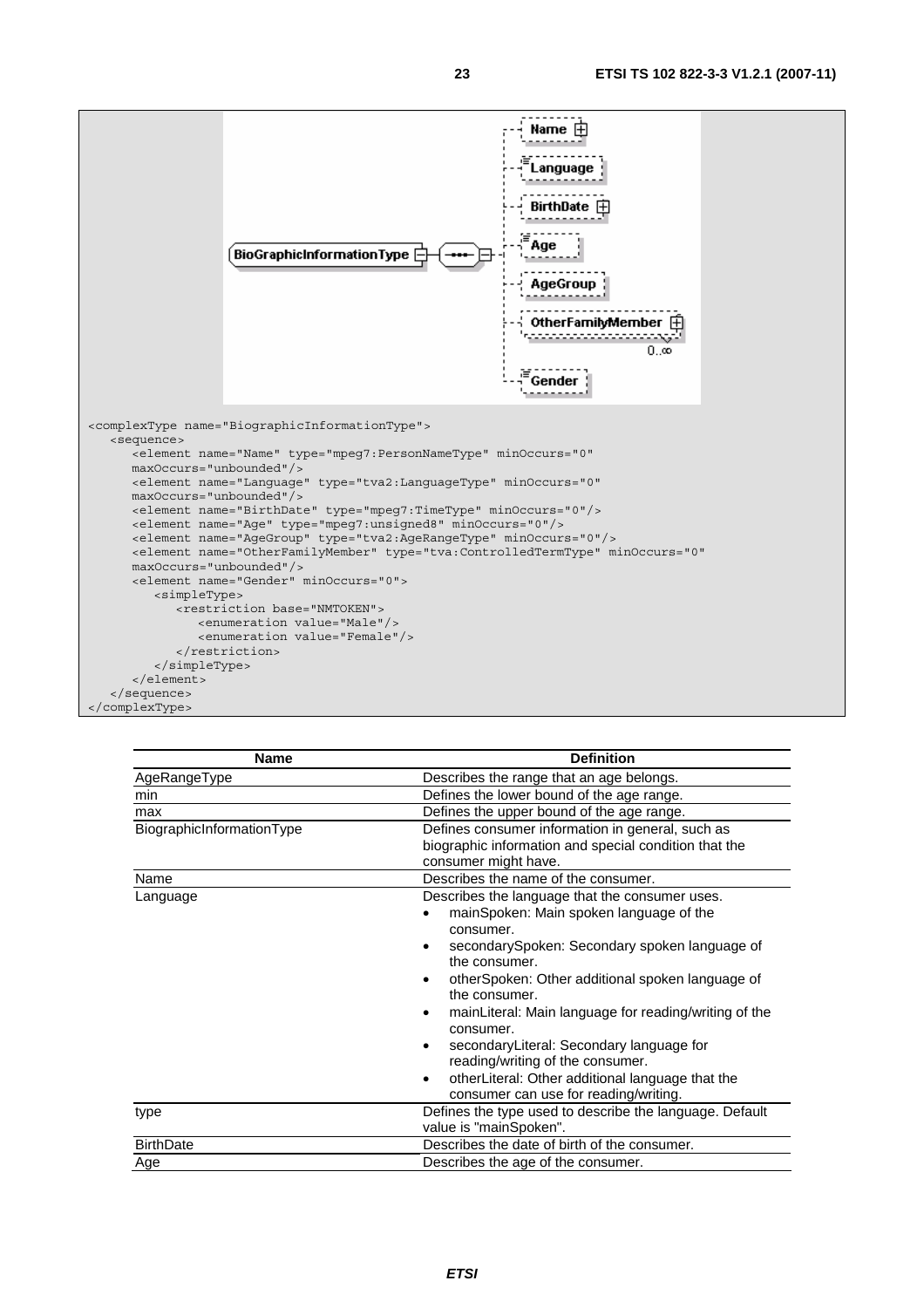```
<complexType name="BiographicInformationType">
   <sequence>
      <element name="Name" type="mpeg7:PersonNameType" minOccurs="0"
      maxOccurs="unbounded"/>
      <element name="Language" type="tva2:LanguageType" minOccurs="0"
      maxOccurs="unbounded"/>
      <element name="BirthDate" type="mpeg7:TimeType" minOccurs="0"/>
      <element name="Age" type="mpeg7:unsigned8" minOccurs="0"/>
      <element name="AgeGroup" type="tva2:AgeRangeType" minOccurs="0"/>
      <element name="OtherFamilyMember" type="tva:ControlledTermType" minOccurs="0"
      maxOccurs="unbounded"/>
      <element name="Gender" minOccurs="0">
         <simpleType>
            <restriction base="NMTOKEN">
               <enumeration value="Male"/>
               <enumeration value="Female"/>
            </restriction>
         </simpleType>
      </element>
   </sequence>
</complexType>
```

| Name | Definition |
|---|---|
| AgeRangeType | Describes the range that an age belongs. |
| min | Defines the lower bound of the age range. |
| max | Defines the upper bound of the age range. |
| BiographicInformationType | Defines consumer information in general, such as biographic information and special condition that the consumer might have. |
| Name | Describes the name of the consumer. |
| Language | Describes the language that the consumer uses.<br>• mainSpoken: Main spoken language of the consumer.<br>• secondarySpoken: Secondary spoken language of the consumer.<br>• otherSpoken: Other additional spoken language of the consumer.<br>• mainLiteral: Main language for reading/writing of the consumer.<br>• secondaryLiteral: Secondary language for reading/writing of the consumer.<br>• otherLiteral: Other additional language that the consumer can use for reading/writing. |
| type | Defines the type used to describe the language. Default value is "mainSpoken". |
| BirthDate | Describes the date of birth of the consumer. |
| Age | Describes the age of the consumer. |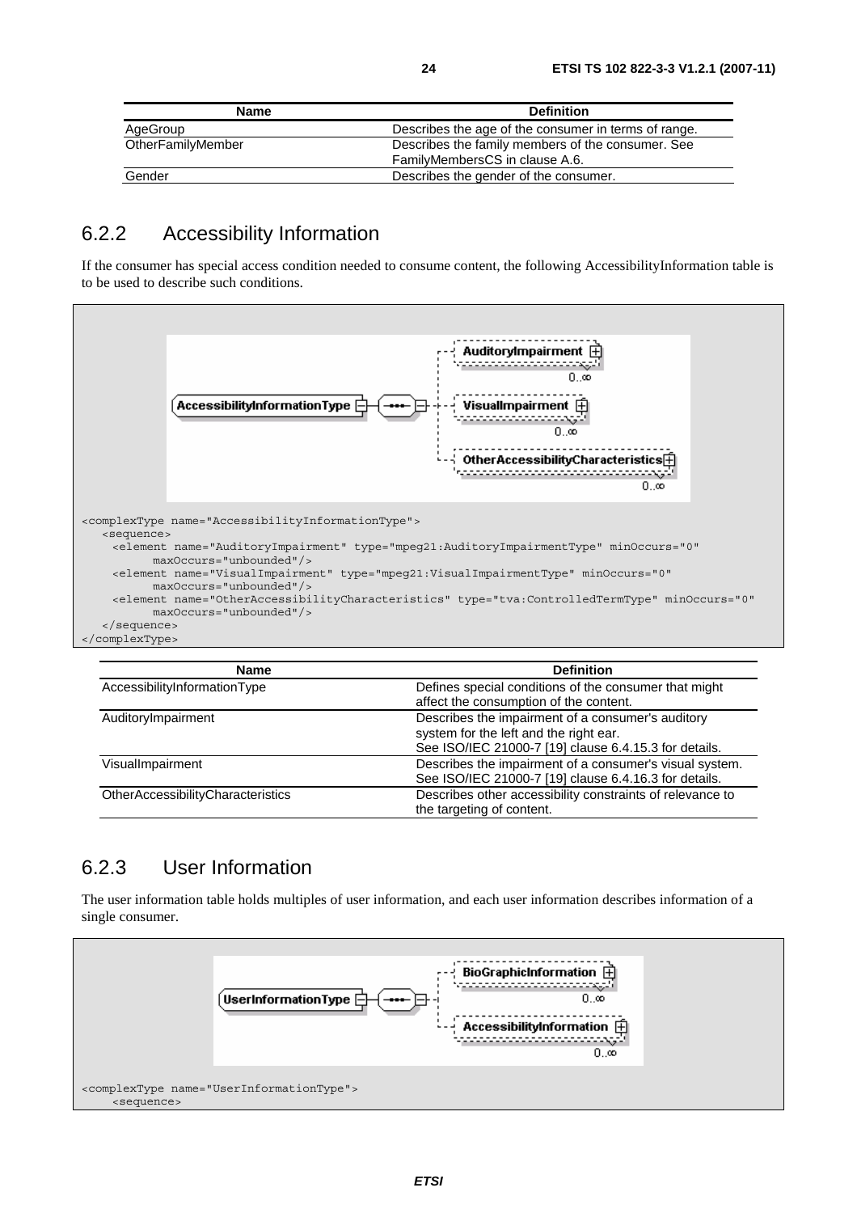| Name | Definition |
| --- | --- |
| AgeGroup | Describes the age of the consumer in terms of range. |
| OtherFamilyMember | Describes the family members of the consumer. See FamilyMembersCS in clause A.6. |
| Gender | Describes the gender of the consumer. |

## 6.2.2 Accessibility Information

If the consumer has special access condition needed to consume content, the following AccessibilityInformation table is to be used to describe such conditions.

```
<complexType name="AccessibilityInformationType">
   <sequence>
     <element name="AuditoryImpairment" type="mpeg21:AuditoryImpairmentType" minOccurs="0"
           maxOccurs="unbounded"/>
     <element name="VisualImpairment" type="mpeg21:VisualImpairmentType" minOccurs="0"
           maxOccurs="unbounded"/>
     <element name="OtherAccessibilityCharacteristics" type="tva:ControlledTermType" minOccurs="0"
           maxOccurs="unbounded"/>
   </sequence>
</complexType>
```

| Name | Definition |
| --- | --- |
| AccessibilityInformationType | Defines special conditions of the consumer that might affect the consumption of the content. |
| AuditoryImpairment | Describes the impairment of a consumer's auditory system for the left and the right ear. See ISO/IEC 21000-7 [19] clause 6.4.15.3 for details. |
| VisualImpairment | Describes the impairment of a consumer's visual system. See ISO/IEC 21000-7 [19] clause 6.4.16.3 for details. |
| OtherAccessibilityCharacteristics | Describes other accessibility constraints of relevance to the targeting of content. |

## 6.2.3 User Information

The user information table holds multiples of user information, and each user information describes information of a single consumer.

```
<complexType name="UserInformationType">
     <sequence>
```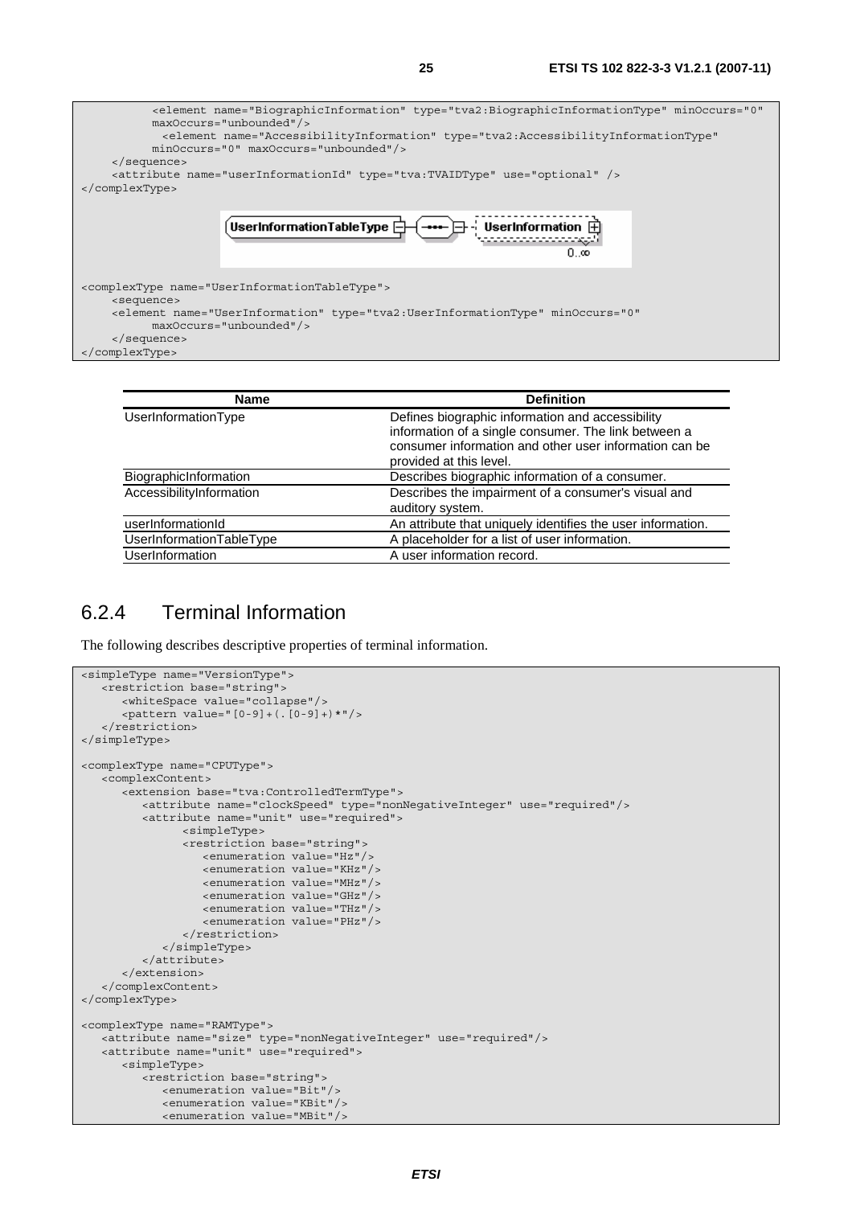```
        <element name="BiographicInformation" type="tva2:BiographicInformationType" minOccurs="0"
        maxOccurs="unbounded"/>
          <element name="AccessibilityInformation" type="tva2:AccessibilityInformationType"
        minOccurs="0" maxOccurs="unbounded"/>
    </sequence>
    <attribute name="userInformationId" type="tva:TVAIDType" use="optional" />
</complexType>
```

UserInformationTableType — UserInformation 0..∞

```
<complexType name="UserInformationTableType">
    <sequence>
    <element name="UserInformation" type="tva2:UserInformationType" minOccurs="0"
        maxOccurs="unbounded"/>
    </sequence>
</complexType>
```

| Name | Definition |
|---|---|
| UserInformationType | Defines biographic information and accessibility information of a single consumer. The link between a consumer information and other user information can be provided at this level. |
| BiographicInformation | Describes biographic information of a consumer. |
| AccessibilityInformation | Describes the impairment of a consumer's visual and auditory system. |
| userInformationId | An attribute that uniquely identifies the user information. |
| UserInformationTableType | A placeholder for a list of user information. |
| UserInformation | A user information record. |

## 6.2.4 Terminal Information

The following describes descriptive properties of terminal information.

```
<simpleType name="VersionType">
   <restriction base="string">
      <whiteSpace value="collapse"/>
      <pattern value="[0-9]+(.[0-9]+)*"/>
   </restriction>
</simpleType>

<complexType name="CPUType">
   <complexContent>
      <extension base="tva:ControlledTermType">
         <attribute name="clockSpeed" type="nonNegativeInteger" use="required"/>
         <attribute name="unit" use="required">
               <simpleType>
               <restriction base="string">
                  <enumeration value="Hz"/>
                  <enumeration value="KHz"/>
                  <enumeration value="MHz"/>
                  <enumeration value="GHz"/>
                  <enumeration value="THz"/>
                  <enumeration value="PHz"/>
               </restriction>
            </simpleType>
         </attribute>
      </extension>
   </complexContent>
</complexType>

<complexType name="RAMType">
   <attribute name="size" type="nonNegativeInteger" use="required"/>
   <attribute name="unit" use="required">
      <simpleType>
         <restriction base="string">
            <enumeration value="Bit"/>
            <enumeration value="KBit"/>
            <enumeration value="MBit"/>
```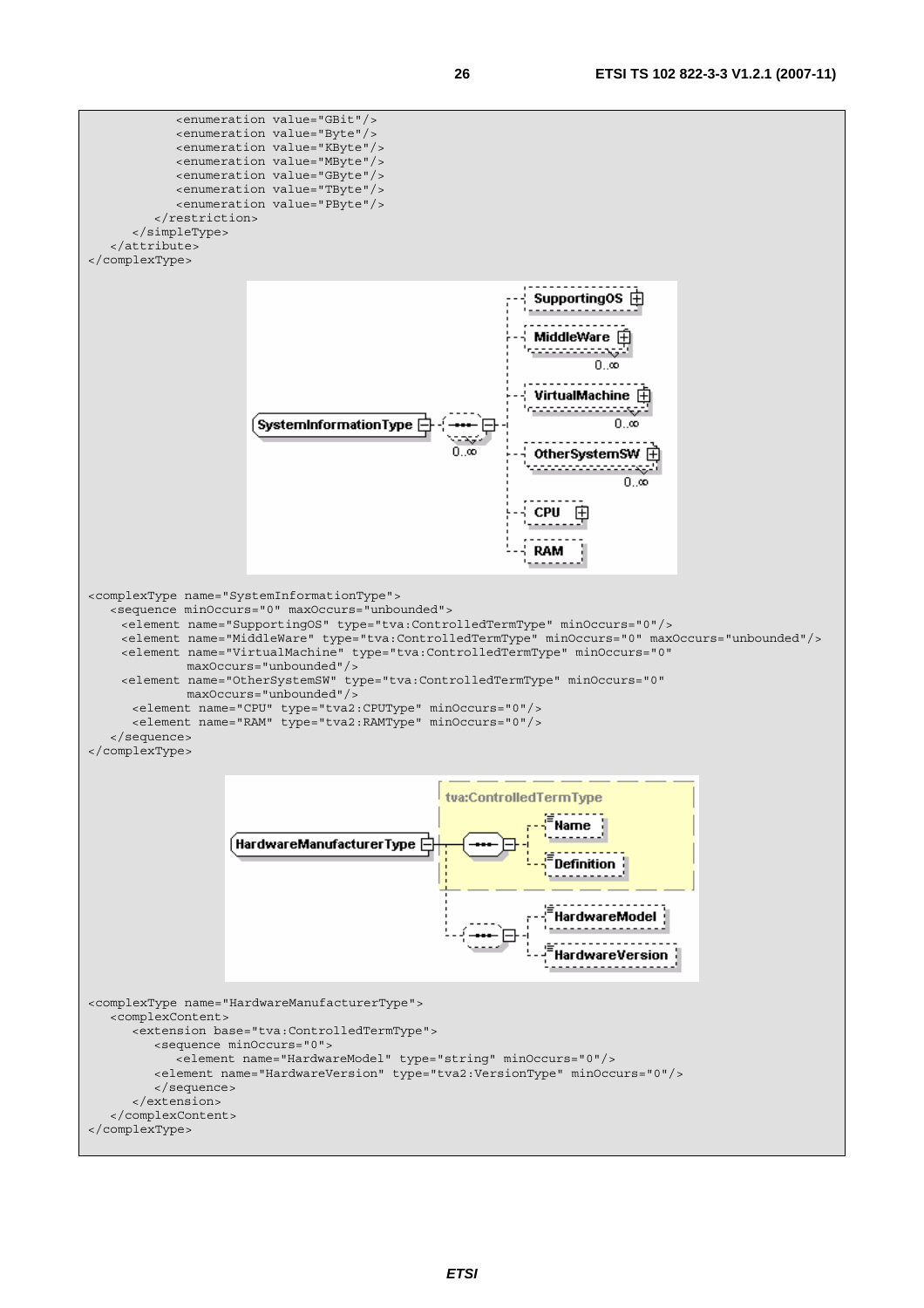```
            <enumeration value="GBit"/>
            <enumeration value="Byte"/>
            <enumeration value="KByte"/>
            <enumeration value="MByte"/>
            <enumeration value="GByte"/>
            <enumeration value="TByte"/>
            <enumeration value="PByte"/>
         </restriction>
      </simpleType>
   </attribute>
</complexType>
```

```
<complexType name="SystemInformationType">
   <sequence minOccurs="0" maxOccurs="unbounded">
     <element name="SupportingOS" type="tva:ControlledTermType" minOccurs="0"/>
     <element name="MiddleWare" type="tva:ControlledTermType" minOccurs="0" maxOccurs="unbounded"/>
     <element name="VirtualMachine" type="tva:ControlledTermType" minOccurs="0"
           maxOccurs="unbounded"/>
     <element name="OtherSystemSW" type="tva:ControlledTermType" minOccurs="0"
           maxOccurs="unbounded"/>
      <element name="CPU" type="tva2:CPUType" minOccurs="0"/>
      <element name="RAM" type="tva2:RAMType" minOccurs="0"/>
   </sequence>
</complexType>
```

```
<complexType name="HardwareManufacturerType">
   <complexContent>
      <extension base="tva:ControlledTermType">
         <sequence minOccurs="0">
            <element name="HardwareModel" type="string" minOccurs="0"/>
         <element name="HardwareVersion" type="tva2:VersionType" minOccurs="0"/>
         </sequence>
      </extension>
   </complexContent>
</complexType>
```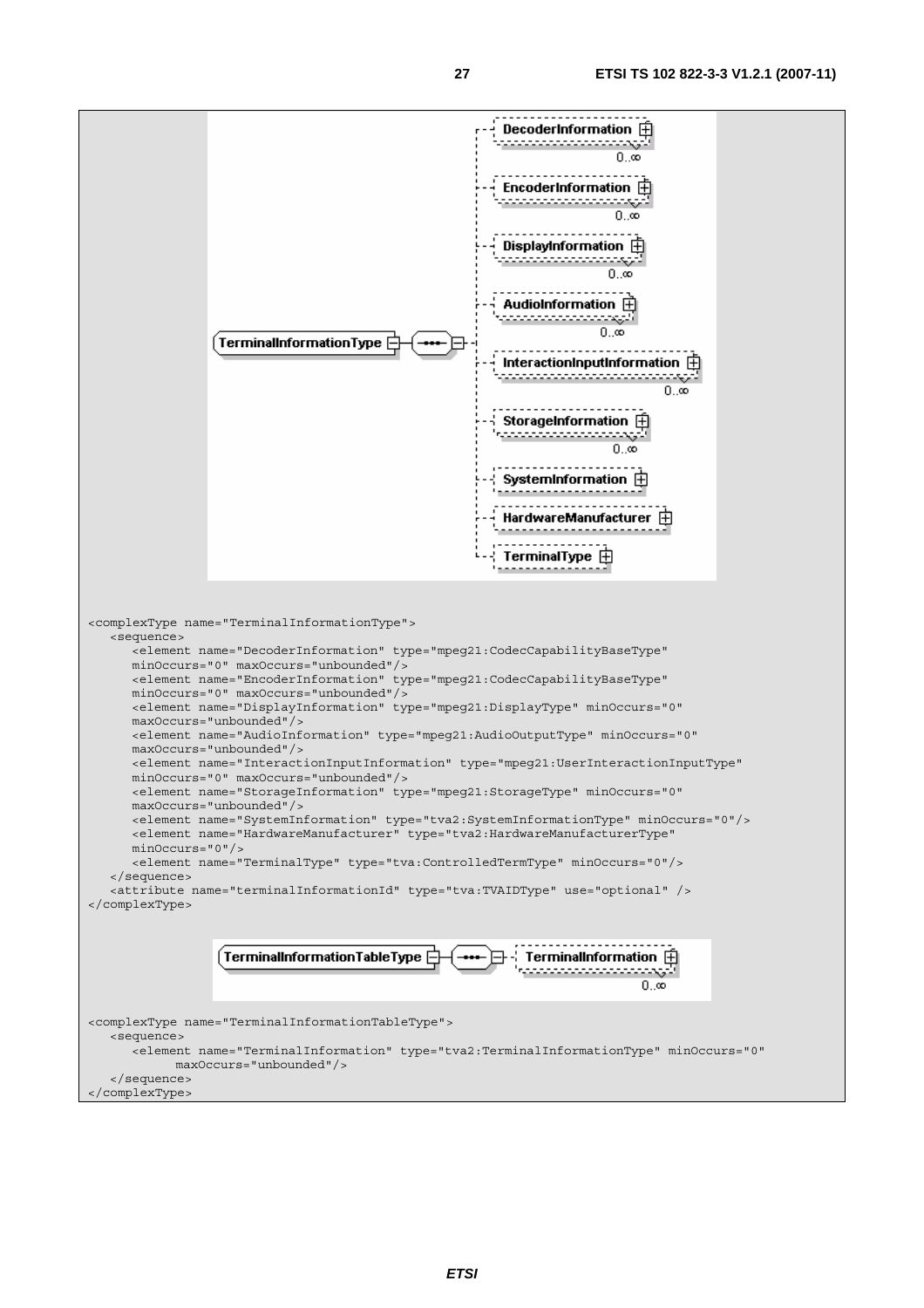```
<complexType name="TerminalInformationType">
   <sequence>
      <element name="DecoderInformation" type="mpeg21:CodecCapabilityBaseType"
      minOccurs="0" maxOccurs="unbounded"/>
      <element name="EncoderInformation" type="mpeg21:CodecCapabilityBaseType"
      minOccurs="0" maxOccurs="unbounded"/>
      <element name="DisplayInformation" type="mpeg21:DisplayType" minOccurs="0"
      maxOccurs="unbounded"/>
      <element name="AudioInformation" type="mpeg21:AudioOutputType" minOccurs="0"
      maxOccurs="unbounded"/>
      <element name="InteractionInputInformation" type="mpeg21:UserInteractionInputType"
      minOccurs="0" maxOccurs="unbounded"/>
      <element name="StorageInformation" type="mpeg21:StorageType" minOccurs="0"
      maxOccurs="unbounded"/>
      <element name="SystemInformation" type="tva2:SystemInformationType" minOccurs="0"/>
      <element name="HardwareManufacturer" type="tva2:HardwareManufacturerType"
      minOccurs="0"/>
      <element name="TerminalType" type="tva:ControlledTermType" minOccurs="0"/>
   </sequence>
   <attribute name="terminalInformationId" type="tva:TVAIDType" use="optional" />
</complexType>
```

```
<complexType name="TerminalInformationTableType">
   <sequence>
      <element name="TerminalInformation" type="tva2:TerminalInformationType" minOccurs="0"
            maxOccurs="unbounded"/>
   </sequence>
</complexType>
```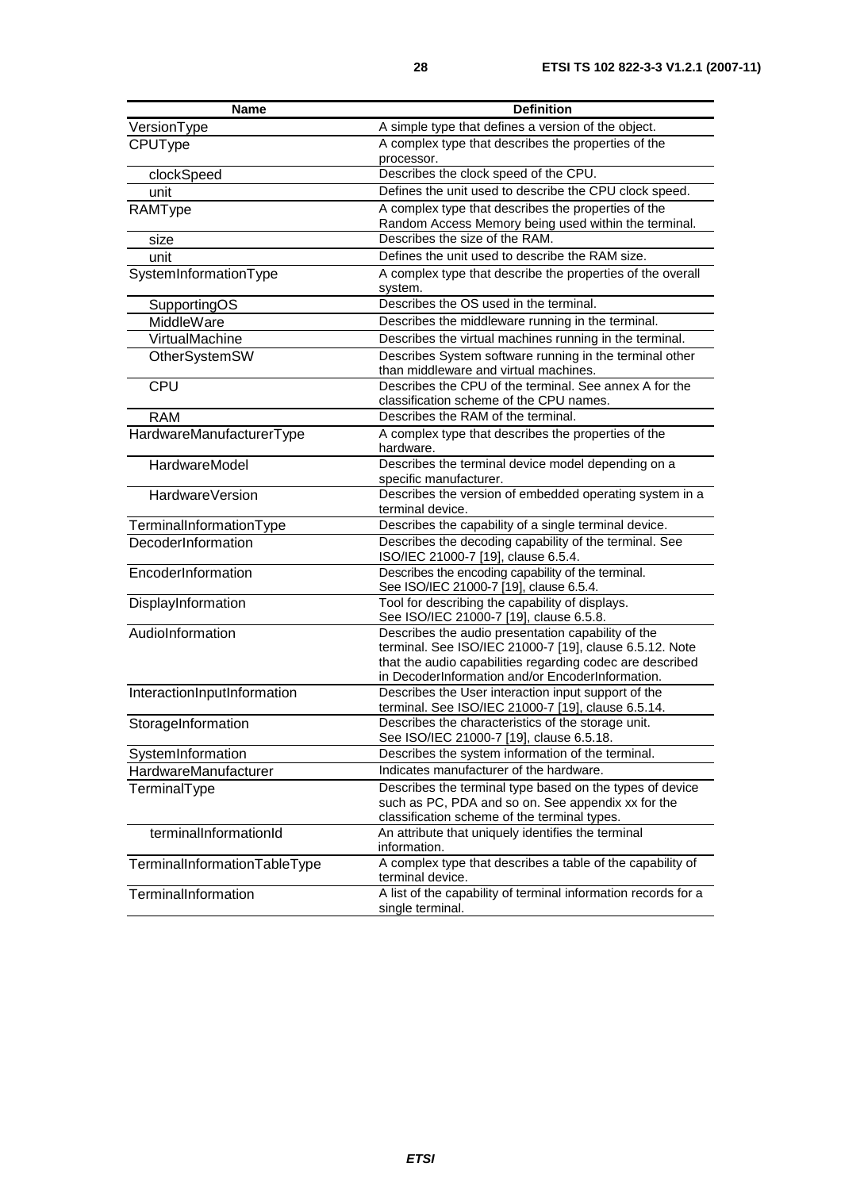| Name | Definition |
|---|---|
| VersionType | A simple type that defines a version of the object. |
| CPUType | A complex type that describes the properties of the processor. |
| clockSpeed | Describes the clock speed of the CPU. |
| unit | Defines the unit used to describe the CPU clock speed. |
| RAMType | A complex type that describes the properties of the Random Access Memory being used within the terminal. |
| size | Describes the size of the RAM. |
| unit | Defines the unit used to describe the RAM size. |
| SystemInformationType | A complex type that describe the properties of the overall system. |
| SupportingOS | Describes the OS used in the terminal. |
| MiddleWare | Describes the middleware running in the terminal. |
| VirtualMachine | Describes the virtual machines running in the terminal. |
| OtherSystemSW | Describes System software running in the terminal other than middleware and virtual machines. |
| CPU | Describes the CPU of the terminal. See annex A for the classification scheme of the CPU names. |
| RAM | Describes the RAM of the terminal. |
| HardwareManufacturerType | A complex type that describes the properties of the hardware. |
| HardwareModel | Describes the terminal device model depending on a specific manufacturer. |
| HardwareVersion | Describes the version of embedded operating system in a terminal device. |
| TerminalInformationType | Describes the capability of a single terminal device. |
| DecoderInformation | Describes the decoding capability of the terminal. See ISO/IEC 21000-7 [19], clause 6.5.4. |
| EncoderInformation | Describes the encoding capability of the terminal. See ISO/IEC 21000-7 [19], clause 6.5.4. |
| DisplayInformation | Tool for describing the capability of displays. See ISO/IEC 21000-7 [19], clause 6.5.8. |
| AudioInformation | Describes the audio presentation capability of the terminal. See ISO/IEC 21000-7 [19], clause 6.5.12. Note that the audio capabilities regarding codec are described in DecoderInformation and/or EncoderInformation. |
| InteractionInputInformation | Describes the User interaction input support of the terminal. See ISO/IEC 21000-7 [19], clause 6.5.14. |
| StorageInformation | Describes the characteristics of the storage unit. See ISO/IEC 21000-7 [19], clause 6.5.18. |
| SystemInformation | Describes the system information of the terminal. |
| HardwareManufacturer | Indicates manufacturer of the hardware. |
| TerminalType | Describes the terminal type based on the types of device such as PC, PDA and so on. See appendix xx for the classification scheme of the terminal types. |
| terminalInformationId | An attribute that uniquely identifies the terminal information. |
| TerminalInformationTableType | A complex type that describes a table of the capability of terminal device. |
| TerminalInformation | A list of the capability of terminal information records for a single terminal. |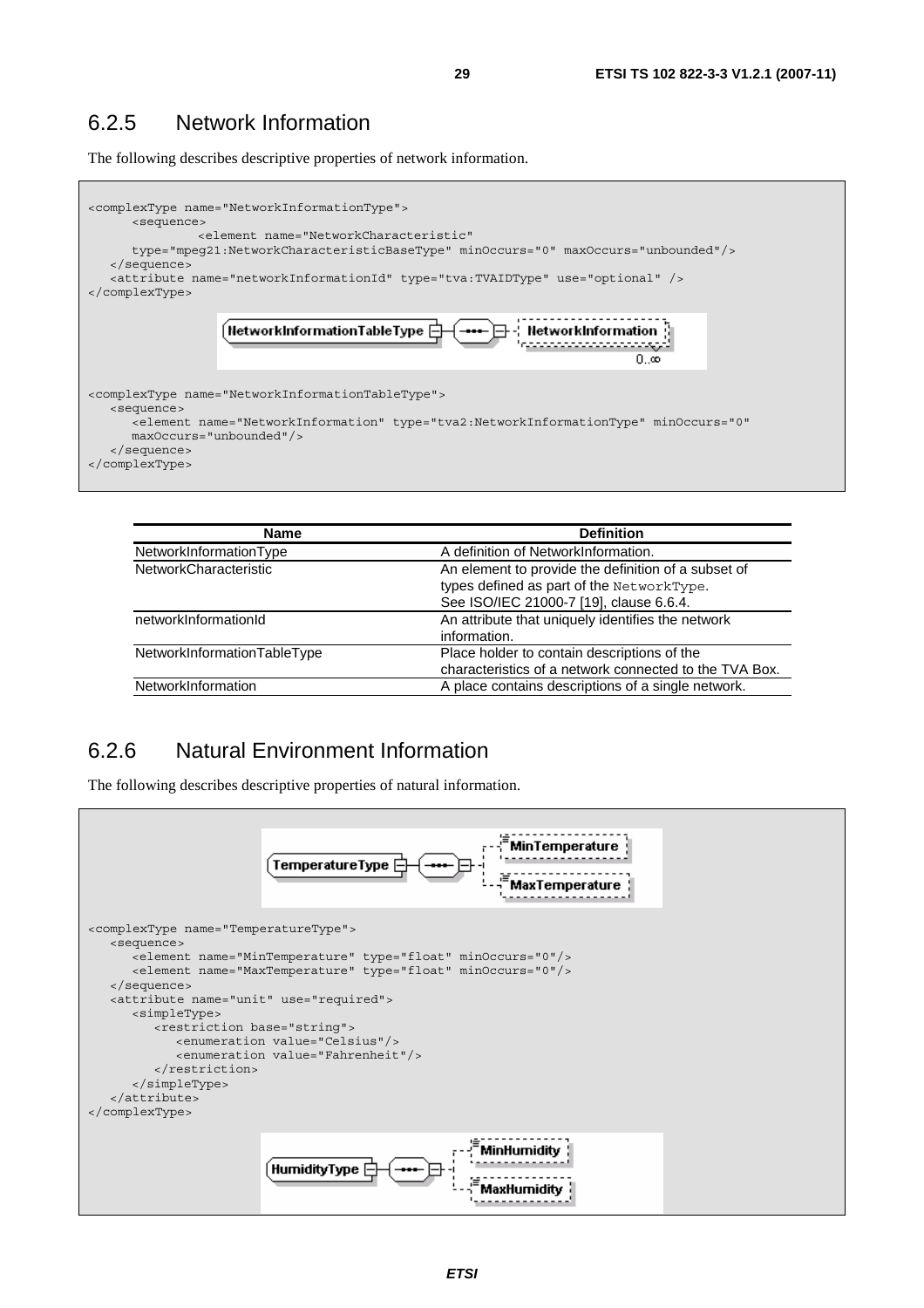### 6.2.5 Network Information

The following describes descriptive properties of network information.

```
<complexType name="NetworkInformationType">
      <sequence>
            <element name="NetworkCharacteristic"
      type="mpeg21:NetworkCharacteristicBaseType" minOccurs="0" maxOccurs="unbounded"/>
   </sequence>
   <attribute name="networkInformationId" type="tva:TVAIDType" use="optional" />
</complexType>
```

```
<complexType name="NetworkInformationTableType">
   <sequence>
      <element name="NetworkInformation" type="tva2:NetworkInformationType" minOccurs="0"
      maxOccurs="unbounded"/>
   </sequence>
</complexType>
```

| Name | Definition |
| --- | --- |
| NetworkInformationType | A definition of NetworkInformation. |
| NetworkCharacteristic | An element to provide the definition of a subset of types defined as part of the NetworkType. See ISO/IEC 21000-7 [19], clause 6.6.4. |
| networkInformationId | An attribute that uniquely identifies the network information. |
| NetworkInformationTableType | Place holder to contain descriptions of the characteristics of a network connected to the TVA Box. |
| NetworkInformation | A place contains descriptions of a single network. |

### 6.2.6 Natural Environment Information

The following describes descriptive properties of natural information.

```
<complexType name="TemperatureType">
   <sequence>
      <element name="MinTemperature" type="float" minOccurs="0"/>
      <element name="MaxTemperature" type="float" minOccurs="0"/>
   </sequence>
   <attribute name="unit" use="required">
      <simpleType>
         <restriction base="string">
            <enumeration value="Celsius"/>
            <enumeration value="Fahrenheit"/>
         </restriction>
      </simpleType>
   </attribute>
</complexType>
```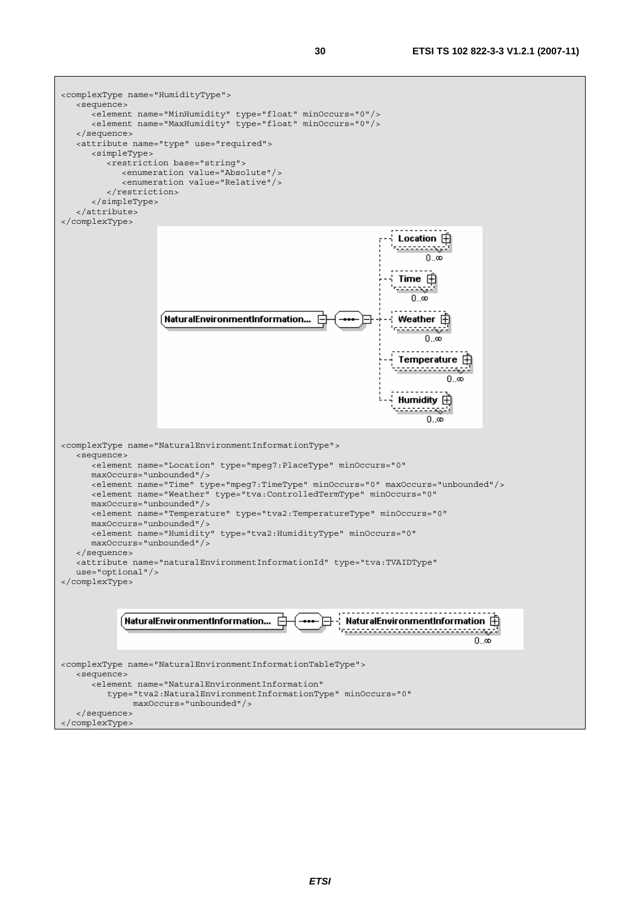```
<complexType name="HumidityType">
   <sequence>
      <element name="MinHumidity" type="float" minOccurs="0"/>
      <element name="MaxHumidity" type="float" minOccurs="0"/>
   </sequence>
   <attribute name="type" use="required">
      <simpleType>
         <restriction base="string">
            <enumeration value="Absolute"/>
            <enumeration value="Relative"/>
         </restriction>
      </simpleType>
   </attribute>
</complexType>
```

```
<complexType name="NaturalEnvironmentInformationType">
   <sequence>
      <element name="Location" type="mpeg7:PlaceType" minOccurs="0"
      maxOccurs="unbounded"/>
      <element name="Time" type="mpeg7:TimeType" minOccurs="0" maxOccurs="unbounded"/>
      <element name="Weather" type="tva:ControlledTermType" minOccurs="0"
      maxOccurs="unbounded"/>
      <element name="Temperature" type="tva2:TemperatureType" minOccurs="0"
      maxOccurs="unbounded"/>
      <element name="Humidity" type="tva2:HumidityType" minOccurs="0"
      maxOccurs="unbounded"/>
   </sequence>
   <attribute name="naturalEnvironmentInformationId" type="tva:TVAIDType"
   use="optional"/>
</complexType>
```

```
<complexType name="NaturalEnvironmentInformationTableType">
   <sequence>
      <element name="NaturalEnvironmentInformation"
         type="tva2:NaturalEnvironmentInformationType" minOccurs="0"
            maxOccurs="unbounded"/>
   </sequence>
</complexType>
```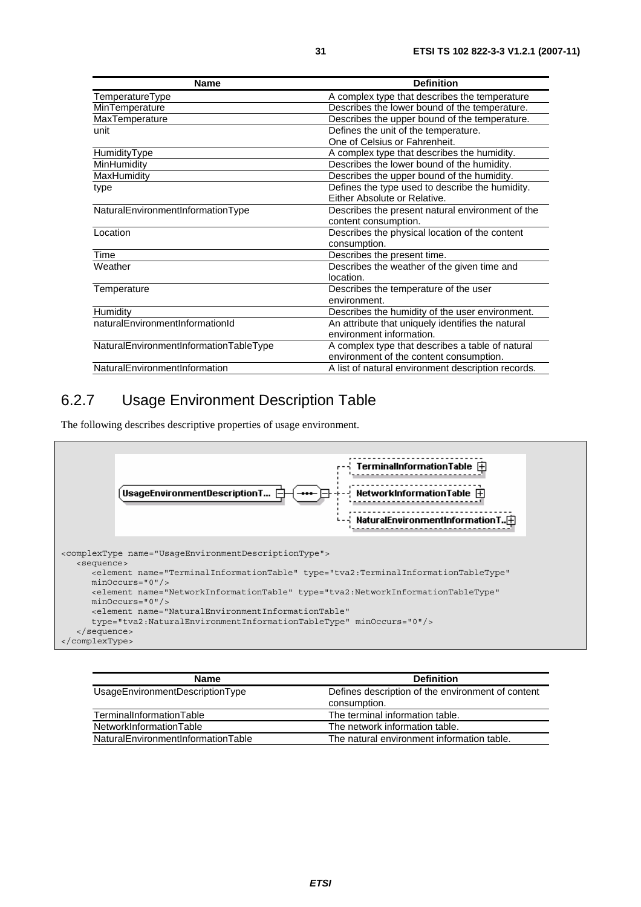| Name | Definition |
| --- | --- |
| TemperatureType | A complex type that describes the temperature |
| MinTemperature | Describes the lower bound of the temperature. |
| MaxTemperature | Describes the upper bound of the temperature. |
| unit | Defines the unit of the temperature. One of Celsius or Fahrenheit. |
| HumidityType | A complex type that describes the humidity. |
| MinHumidity | Describes the lower bound of the humidity. |
| MaxHumidity | Describes the upper bound of the humidity. |
| type | Defines the type used to describe the humidity. Either Absolute or Relative. |
| NaturalEnvironmentInformationType | Describes the present natural environment of the content consumption. |
| Location | Describes the physical location of the content consumption. |
| Time | Describes the present time. |
| Weather | Describes the weather of the given time and location. |
| Temperature | Describes the temperature of the user environment. |
| Humidity | Describes the humidity of the user environment. |
| naturalEnvironmentInformationId | An attribute that uniquely identifies the natural environment information. |
| NaturalEnvironmentInformationTableType | A complex type that describes a table of natural environment of the content consumption. |
| NaturalEnvironmentInformation | A list of natural environment description records. |

## 6.2.7 Usage Environment Description Table

The following describes descriptive properties of usage environment.

```
<complexType name="UsageEnvironmentDescriptionType">
   <sequence>
      <element name="TerminalInformationTable" type="tva2:TerminalInformationTableType"
      minOccurs="0"/>
      <element name="NetworkInformationTable" type="tva2:NetworkInformationTableType"
      minOccurs="0"/>
      <element name="NaturalEnvironmentInformationTable"
      type="tva2:NaturalEnvironmentInformationTableType" minOccurs="0"/>
   </sequence>
</complexType>
```

| Name | Definition |
| --- | --- |
| UsageEnvironmentDescriptionType | Defines description of the environment of content consumption. |
| TerminalInformationTable | The terminal information table. |
| NetworkInformationTable | The network information table. |
| NaturalEnvironmentInformationTable | The natural environment information table. |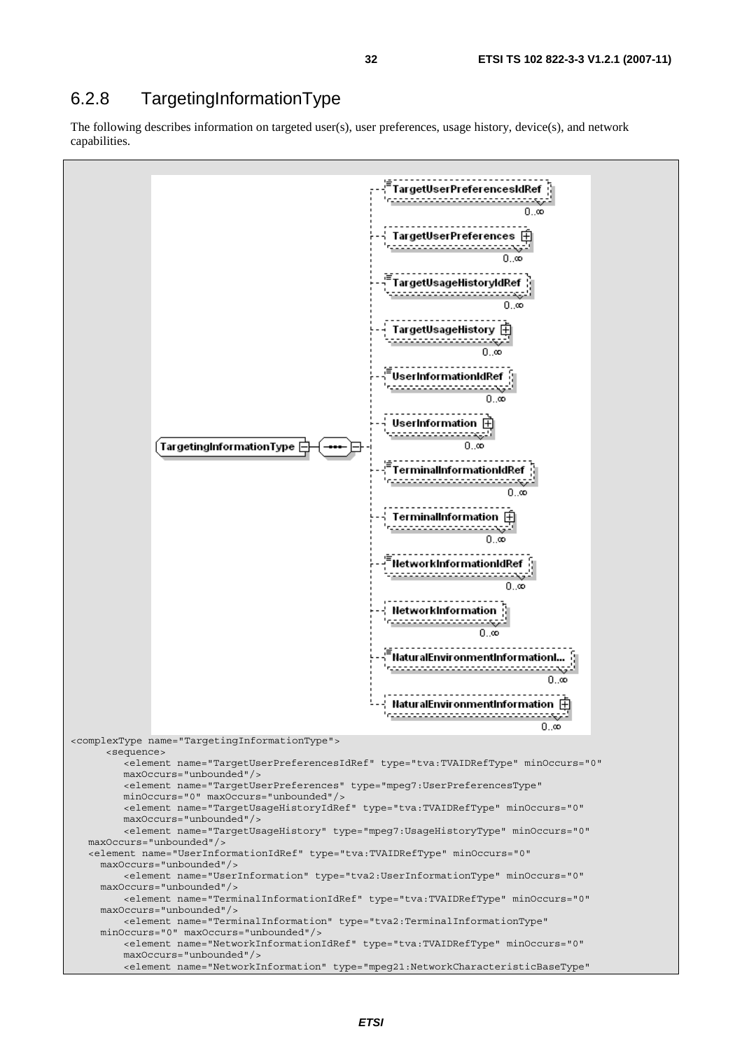## 6.2.8 TargetingInformationType

The following describes information on targeted user(s), user preferences, usage history, device(s), and network capabilities.

```
<complexType name="TargetingInformationType">
      <sequence>
         <element name="TargetUserPreferencesIdRef" type="tva:TVAIDRefType" minOccurs="0"
         maxOccurs="unbounded"/>
         <element name="TargetUserPreferences" type="mpeg7:UserPreferencesType"
         minOccurs="0" maxOccurs="unbounded"/>
         <element name="TargetUsageHistoryIdRef" type="tva:TVAIDRefType" minOccurs="0"
         maxOccurs="unbounded"/>
         <element name="TargetUsageHistory" type="mpeg7:UsageHistoryType" minOccurs="0"
   maxOccurs="unbounded"/>
   <element name="UserInformationIdRef" type="tva:TVAIDRefType" minOccurs="0"
     maxOccurs="unbounded"/>
         <element name="UserInformation" type="tva2:UserInformationType" minOccurs="0"
     maxOccurs="unbounded"/>
         <element name="TerminalInformationIdRef" type="tva:TVAIDRefType" minOccurs="0"
     maxOccurs="unbounded"/>
         <element name="TerminalInformation" type="tva2:TerminalInformationType"
     minOccurs="0" maxOccurs="unbounded"/>
         <element name="NetworkInformationIdRef" type="tva:TVAIDRefType" minOccurs="0"
         maxOccurs="unbounded"/>
         <element name="NetworkInformation" type="mpeg21:NetworkCharacteristicBaseType"
```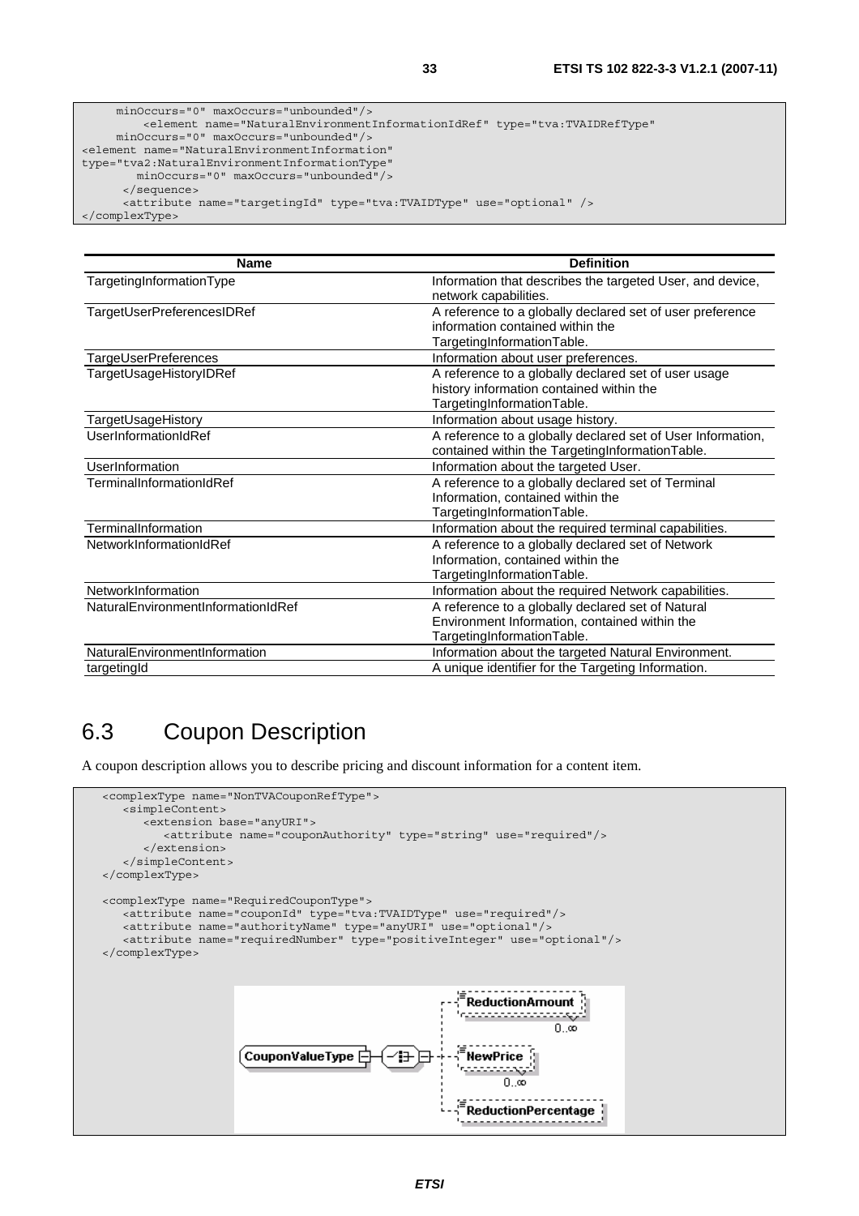```
     minOccurs="0" maxOccurs="unbounded"/>
         <element name="NaturalEnvironmentInformationIdRef" type="tva:TVAIDRefType"
     minOccurs="0" maxOccurs="unbounded"/>
<element name="NaturalEnvironmentInformation"
type="tva2:NaturalEnvironmentInformationType"
        minOccurs="0" maxOccurs="unbounded"/>
      </sequence>
      <attribute name="targetingId" type="tva:TVAIDType" use="optional" />
</complexType>
```

| Name | Definition |
|---|---|
| TargetingInformationType | Information that describes the targeted User, and device, network capabilities. |
| TargetUserPreferencesIDRef | A reference to a globally declared set of user preference information contained within the TargetingInformationTable. |
| TargeUserPreferences | Information about user preferences. |
| TargetUsageHistoryIDRef | A reference to a globally declared set of user usage history information contained within the TargetingInformationTable. |
| TargetUsageHistory | Information about usage history. |
| UserInformationIdRef | A reference to a globally declared set of User Information, contained within the TargetingInformationTable. |
| UserInformation | Information about the targeted User. |
| TerminalInformationIdRef | A reference to a globally declared set of Terminal Information, contained within the TargetingInformationTable. |
| TerminalInformation | Information about the required terminal capabilities. |
| NetworkInformationIdRef | A reference to a globally declared set of Network Information, contained within the TargetingInformationTable. |
| NetworkInformation | Information about the required Network capabilities. |
| NaturalEnvironmentInformationIdRef | A reference to a globally declared set of Natural Environment Information, contained within the TargetingInformationTable. |
| NaturalEnvironmentInformation | Information about the targeted Natural Environment. |
| targetingId | A unique identifier for the Targeting Information. |

## 6.3 Coupon Description

A coupon description allows you to describe pricing and discount information for a content item.

```
<complexType name="NonTVACouponRefType">
   <simpleContent>
      <extension base="anyURI">
         <attribute name="couponAuthority" type="string" use="required"/>
      </extension>
   </simpleContent>
</complexType>

<complexType name="RequiredCouponType">
   <attribute name="couponId" type="tva:TVAIDType" use="required"/>
   <attribute name="authorityName" type="anyURI" use="optional"/>
   <attribute name="requiredNumber" type="positiveInteger" use="optional"/>
</complexType>
```

CouponValueType — ReductionAmount (0..∞), NewPrice (0..∞), ReductionPercentage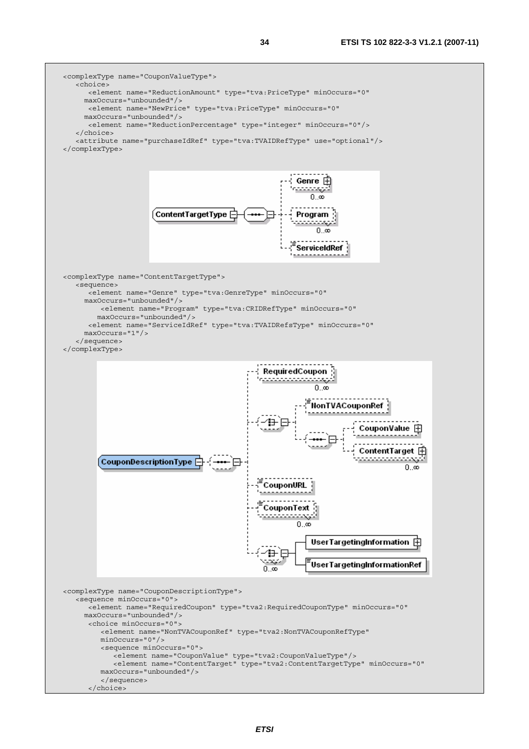```
<complexType name="CouponValueType">
   <choice>
      <element name="ReductionAmount" type="tva:PriceType" minOccurs="0"
     maxOccurs="unbounded"/>
      <element name="NewPrice" type="tva:PriceType" minOccurs="0"
     maxOccurs="unbounded"/>
      <element name="ReductionPercentage" type="integer" minOccurs="0"/>
   </choice>
   <attribute name="purchaseIdRef" type="tva:TVAIDRefType" use="optional"/>
</complexType>
```

```
<complexType name="ContentTargetType">
   <sequence>
      <element name="Genre" type="tva:GenreType" minOccurs="0"
     maxOccurs="unbounded"/>
         <element name="Program" type="tva:CRIDRefType" minOccurs="0"
        maxOccurs="unbounded"/>
      <element name="ServiceIdRef" type="tva:TVAIDRefsType" minOccurs="0"
     maxOccurs="1"/>
   </sequence>
</complexType>
```

```
<complexType name="CouponDescriptionType">
   <sequence minOccurs="0">
      <element name="RequiredCoupon" type="tva2:RequiredCouponType" minOccurs="0"
     maxOccurs="unbounded"/>
      <choice minOccurs="0">
         <element name="NonTVACouponRef" type="tva2:NonTVACouponRefType"
         minOccurs="0"/>
         <sequence minOccurs="0">
            <element name="CouponValue" type="tva2:CouponValueType"/>
            <element name="ContentTarget" type="tva2:ContentTargetType" minOccurs="0"
         maxOccurs="unbounded"/>
         </sequence>
      </choice>
```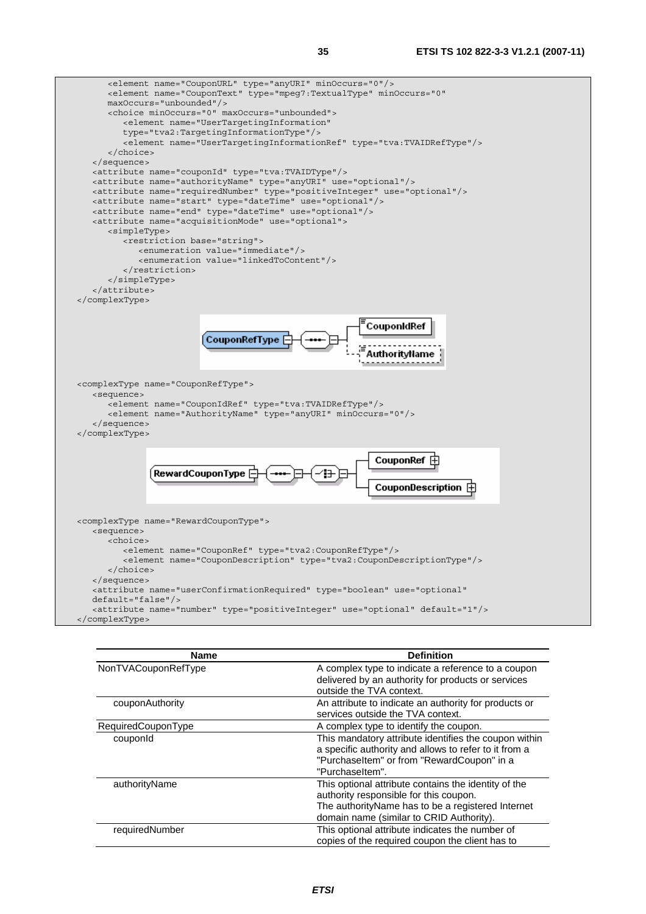```
        <element name="CouponURL" type="anyURI" minOccurs="0"/>
        <element name="CouponText" type="mpeg7:TextualType" minOccurs="0"
        maxOccurs="unbounded"/>
        <choice minOccurs="0" maxOccurs="unbounded">
           <element name="UserTargetingInformation"
           type="tva2:TargetingInformationType"/>
           <element name="UserTargetingInformationRef" type="tva:TVAIDRefType"/>
        </choice>
     </sequence>
     <attribute name="couponId" type="tva:TVAIDType"/>
     <attribute name="authorityName" type="anyURI" use="optional"/>
     <attribute name="requiredNumber" type="positiveInteger" use="optional"/>
     <attribute name="start" type="dateTime" use="optional"/>
     <attribute name="end" type="dateTime" use="optional"/>
     <attribute name="acquisitionMode" use="optional">
        <simpleType>
           <restriction base="string">
              <enumeration value="immediate"/>
              <enumeration value="linkedToContent"/>
           </restriction>
        </simpleType>
     </attribute>
  </complexType>
```

```
  <complexType name="CouponRefType">
     <sequence>
        <element name="CouponIdRef" type="tva:TVAIDRefType"/>
        <element name="AuthorityName" type="anyURI" minOccurs="0"/>
     </sequence>
  </complexType>
```

```
  <complexType name="RewardCouponType">
     <sequence>
        <choice>
           <element name="CouponRef" type="tva2:CouponRefType"/>
           <element name="CouponDescription" type="tva2:CouponDescriptionType"/>
        </choice>
     </sequence>
     <attribute name="userConfirmationRequired" type="boolean" use="optional"
     default="false"/>
     <attribute name="number" type="positiveInteger" use="optional" default="1"/>
  </complexType>
```

| Name | Definition |
|---|---|
| NonTVACouponRefType | A complex type to indicate a reference to a coupon delivered by an authority for products or services outside the TVA context. |
| couponAuthority | An attribute to indicate an authority for products or services outside the TVA context. |
| RequiredCouponType | A complex type to identify the coupon. |
| couponId | This mandatory attribute identifies the coupon within a specific authority and allows to refer to it from a "PurchaseItem" or from "RewardCoupon" in a "PurchaseItem". |
| authorityName | This optional attribute contains the identity of the authority responsible for this coupon. The authorityName has to be a registered Internet domain name (similar to CRID Authority). |
| requiredNumber | This optional attribute indicates the number of copies of the required coupon the client has to |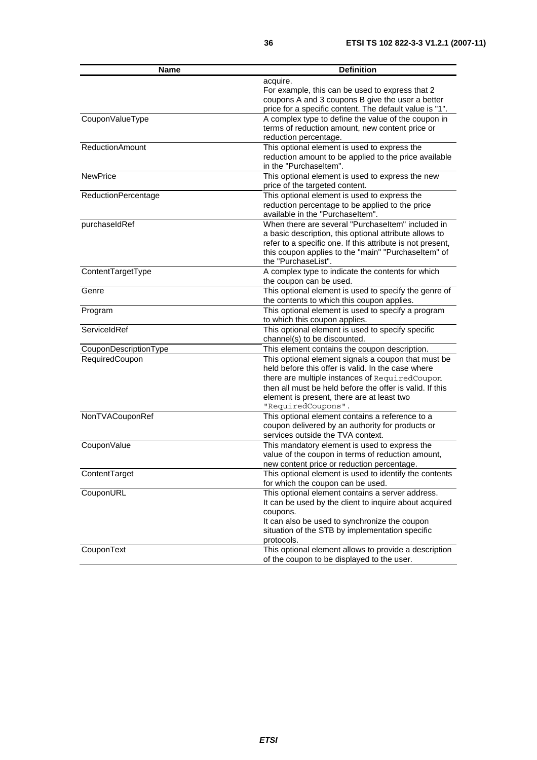| Name | Definition |
|---|---|
| | acquire.<br>For example, this can be used to express that 2 coupons A and 3 coupons B give the user a better price for a specific content. The default value is "1". |
| CouponValueType | A complex type to define the value of the coupon in terms of reduction amount, new content price or reduction percentage. |
| ReductionAmount | This optional element is used to express the reduction amount to be applied to the price available in the "PurchaseItem". |
| NewPrice | This optional element is used to express the new price of the targeted content. |
| ReductionPercentage | This optional element is used to express the reduction percentage to be applied to the price available in the "PurchaseItem". |
| purchaseIdRef | When there are several "PurchaseItem" included in a basic description, this optional attribute allows to refer to a specific one. If this attribute is not present, this coupon applies to the "main" "PurchaseItem" of the "PurchaseList". |
| ContentTargetType | A complex type to indicate the contents for which the coupon can be used. |
| Genre | This optional element is used to specify the genre of the contents to which this coupon applies. |
| Program | This optional element is used to specify a program to which this coupon applies. |
| ServiceIdRef | This optional element is used to specify specific channel(s) to be discounted. |
| CouponDescriptionType | This element contains the coupon description. |
| RequiredCoupon | This optional element signals a coupon that must be held before this offer is valid. In the case where there are multiple instances of `RequiredCoupon` then all must be held before the offer is valid. If this element is present, there are at least two `"RequiredCoupons"`. |
| NonTVACouponRef | This optional element contains a reference to a coupon delivered by an authority for products or services outside the TVA context. |
| CouponValue | This mandatory element is used to express the value of the coupon in terms of reduction amount, new content price or reduction percentage. |
| ContentTarget | This optional element is used to identify the contents for which the coupon can be used. |
| CouponURL | This optional element contains a server address.<br>It can be used by the client to inquire about acquired coupons.<br>It can also be used to synchronize the coupon situation of the STB by implementation specific protocols. |
| CouponText | This optional element allows to provide a description of the coupon to be displayed to the user. |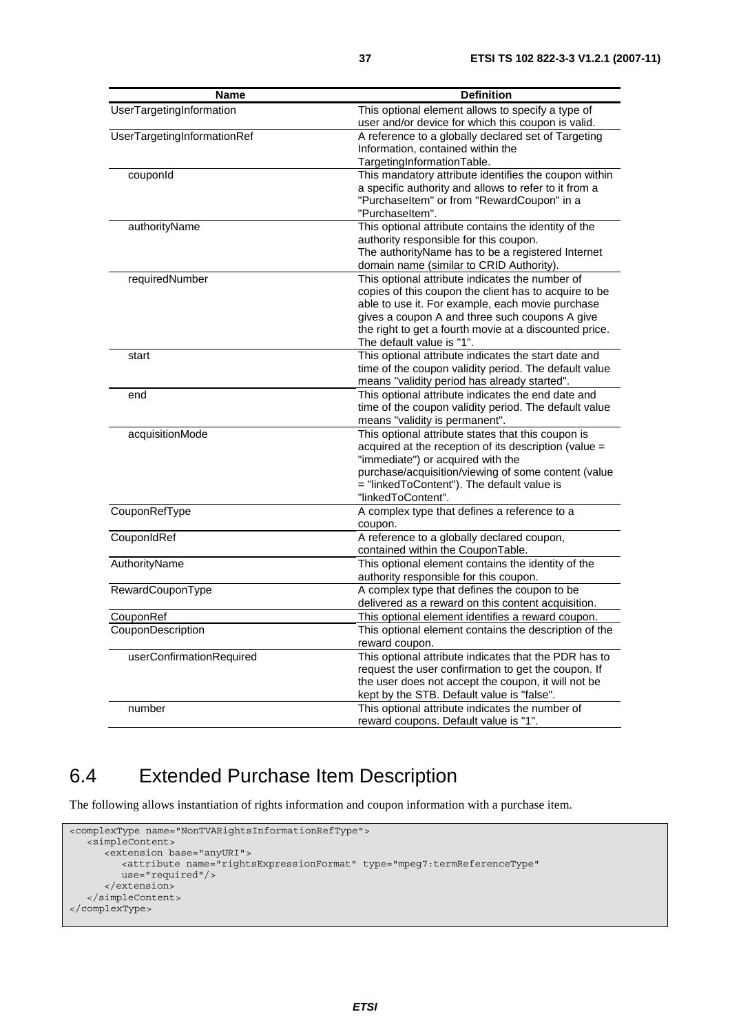| Name | Definition |
| --- | --- |
| UserTargetingInformation | This optional element allows to specify a type of user and/or device for which this coupon is valid. |
| UserTargetingInformationRef | A reference to a globally declared set of Targeting Information, contained within the TargetingInformationTable. |
| couponId | This mandatory attribute identifies the coupon within a specific authority and allows to refer to it from a "PurchaseItem" or from "RewardCoupon" in a "PurchaseItem". |
| authorityName | This optional attribute contains the identity of the authority responsible for this coupon. The authorityName has to be a registered Internet domain name (similar to CRID Authority). |
| requiredNumber | This optional attribute indicates the number of copies of this coupon the client has to acquire to be able to use it. For example, each movie purchase gives a coupon A and three such coupons A give the right to get a fourth movie at a discounted price. The default value is "1". |
| start | This optional attribute indicates the start date and time of the coupon validity period. The default value means "validity period has already started". |
| end | This optional attribute indicates the end date and time of the coupon validity period. The default value means "validity is permanent". |
| acquisitionMode | This optional attribute states that this coupon is acquired at the reception of its description (value = "immediate") or acquired with the purchase/acquisition/viewing of some content (value = "linkedToContent"). The default value is "linkedToContent". |
| CouponRefType | A complex type that defines a reference to a coupon. |
| CouponIdRef | A reference to a globally declared coupon, contained within the CouponTable. |
| AuthorityName | This optional element contains the identity of the authority responsible for this coupon. |
| RewardCouponType | A complex type that defines the coupon to be delivered as a reward on this content acquisition. |
| CouponRef | This optional element identifies a reward coupon. |
| CouponDescription | This optional element contains the description of the reward coupon. |
| userConfirmationRequired | This optional attribute indicates that the PDR has to request the user confirmation to get the coupon. If the user does not accept the coupon, it will not be kept by the STB. Default value is "false". |
| number | This optional attribute indicates the number of reward coupons. Default value is "1". |

## 6.4 Extended Purchase Item Description

The following allows instantiation of rights information and coupon information with a purchase item.

```
<complexType name="NonTVARightsInformationRefType">
   <simpleContent>
      <extension base="anyURI">
         <attribute name="rightsExpressionFormat" type="mpeg7:termReferenceType"
         use="required"/>
      </extension>
   </simpleContent>
</complexType>
```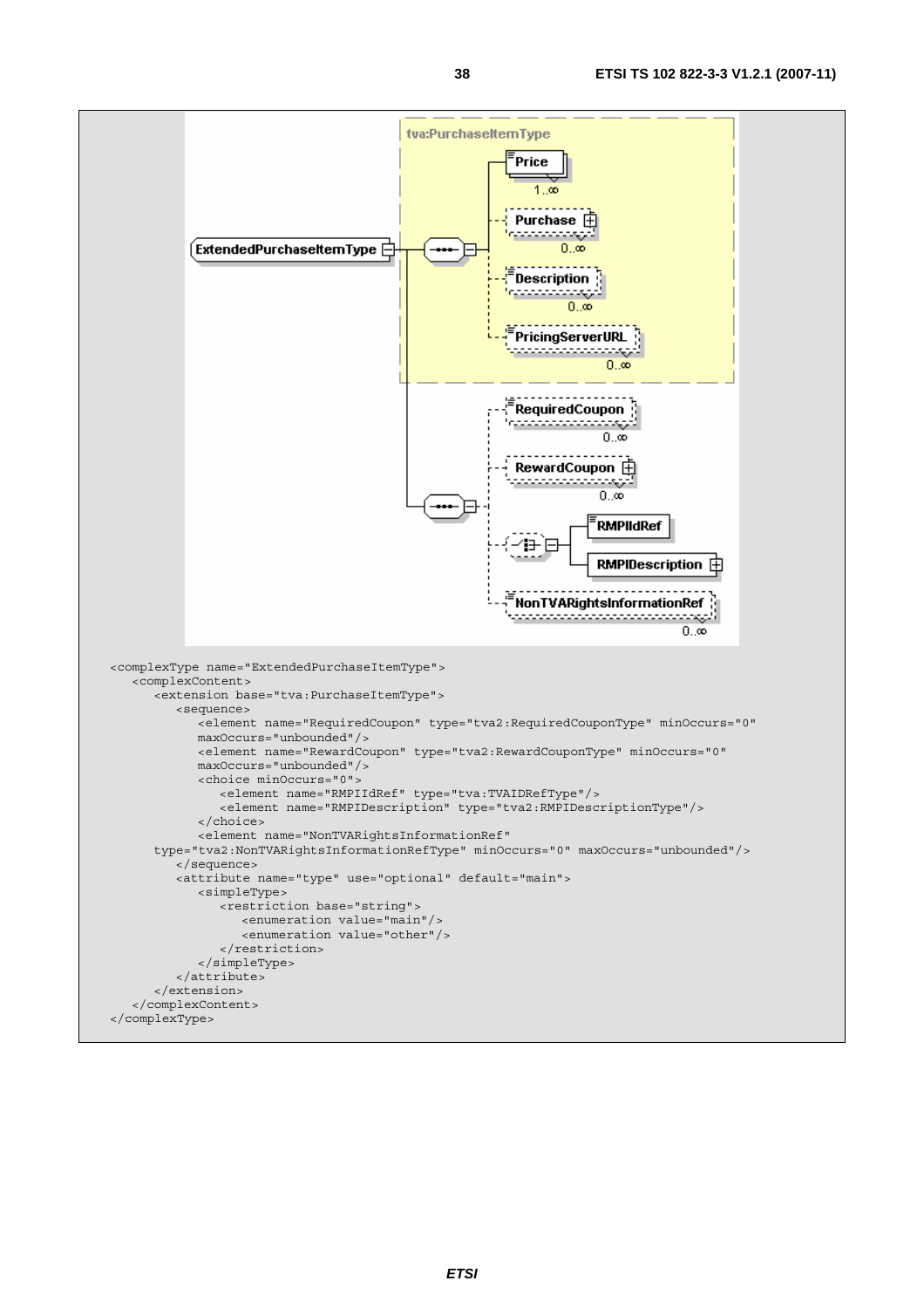```
<complexType name="ExtendedPurchaseItemType">
   <complexContent>
      <extension base="tva:PurchaseItemType">
         <sequence>
            <element name="RequiredCoupon" type="tva2:RequiredCouponType" minOccurs="0"
            maxOccurs="unbounded"/>
            <element name="RewardCoupon" type="tva2:RewardCouponType" minOccurs="0"
            maxOccurs="unbounded"/>
            <choice minOccurs="0">
               <element name="RMPIIdRef" type="tva:TVAIDRefType"/>
               <element name="RMPIDescription" type="tva2:RMPIDescriptionType"/>
            </choice>
            <element name="NonTVARightsInformationRef"
      type="tva2:NonTVARightsInformationRefType" minOccurs="0" maxOccurs="unbounded"/>
         </sequence>
         <attribute name="type" use="optional" default="main">
            <simpleType>
               <restriction base="string">
                  <enumeration value="main"/>
                  <enumeration value="other"/>
               </restriction>
            </simpleType>
         </attribute>
      </extension>
   </complexContent>
</complexType>
```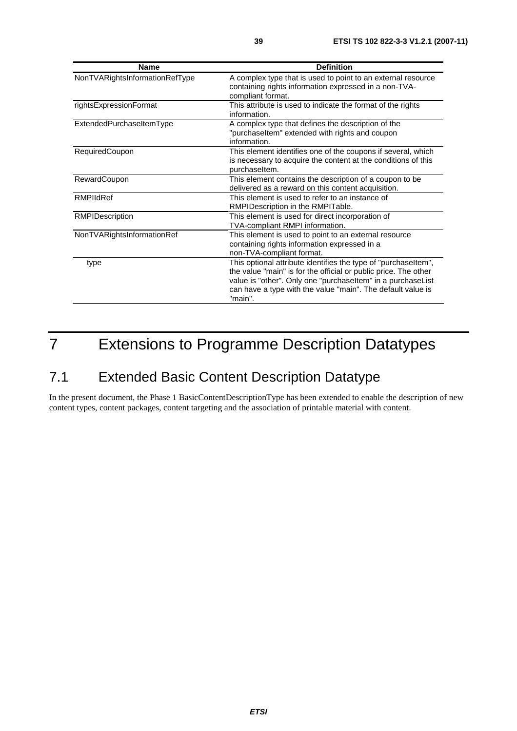| Name | Definition |
| --- | --- |
| NonTVARightsInformationRefType | A complex type that is used to point to an external resource containing rights information expressed in a non-TVA-compliant format. |
| rightsExpressionFormat | This attribute is used to indicate the format of the rights information. |
| ExtendedPurchaseItemType | A complex type that defines the description of the "purchaseItem" extended with rights and coupon information. |
| RequiredCoupon | This element identifies one of the coupons if several, which is necessary to acquire the content at the conditions of this purchaseItem. |
| RewardCoupon | This element contains the description of a coupon to be delivered as a reward on this content acquisition. |
| RMPIIdRef | This element is used to refer to an instance of RMPIDescription in the RMPITable. |
| RMPIDescription | This element is used for direct incorporation of TVA-compliant RMPI information. |
| NonTVARightsInformationRef | This element is used to point to an external resource containing rights information expressed in a non-TVA-compliant format. |
| type | This optional attribute identifies the type of "purchaseItem", the value "main" is for the official or public price. The other value is "other". Only one "purchaseItem" in a purchaseList can have a type with the value "main". The default value is "main". |

# 7 Extensions to Programme Description Datatypes

## 7.1 Extended Basic Content Description Datatype

In the present document, the Phase 1 BasicContentDescriptionType has been extended to enable the description of new content types, content packages, content targeting and the association of printable material with content.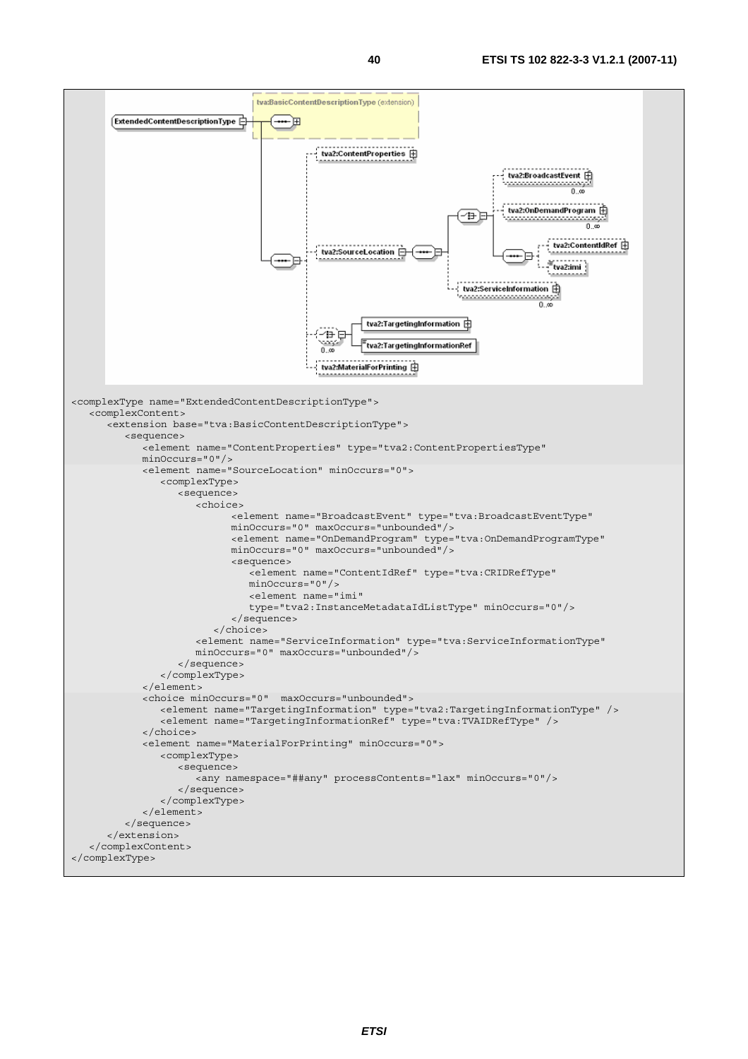```
<complexType name="ExtendedContentDescriptionType">
   <complexContent>
      <extension base="tva:BasicContentDescriptionType">
         <sequence>
            <element name="ContentProperties" type="tva2:ContentPropertiesType"
            minOccurs="0"/>
            <element name="SourceLocation" minOccurs="0">
               <complexType>
                  <sequence>
                     <choice>
                            <element name="BroadcastEvent" type="tva:BroadcastEventType"
                            minOccurs="0" maxOccurs="unbounded"/>
                            <element name="OnDemandProgram" type="tva:OnDemandProgramType"
                            minOccurs="0" maxOccurs="unbounded"/>
                            <sequence>
                               <element name="ContentIdRef" type="tva:CRIDRefType"
                               minOccurs="0"/>
                               <element name="imi"
                               type="tva2:InstanceMetadataIdListType" minOccurs="0"/>
                            </sequence>
                        </choice>
                     <element name="ServiceInformation" type="tva:ServiceInformationType"
                     minOccurs="0" maxOccurs="unbounded"/>
                  </sequence>
               </complexType>
            </element>
            <choice minOccurs="0"  maxOccurs="unbounded">
               <element name="TargetingInformation" type="tva2:TargetingInformationType" />
               <element name="TargetingInformationRef" type="tva:TVAIDRefType" />
            </choice>
            <element name="MaterialForPrinting" minOccurs="0">
               <complexType>
                  <sequence>
                     <any namespace="##any" processContents="lax" minOccurs="0"/>
                  </sequence>
               </complexType>
            </element>
         </sequence>
      </extension>
   </complexContent>
</complexType>
```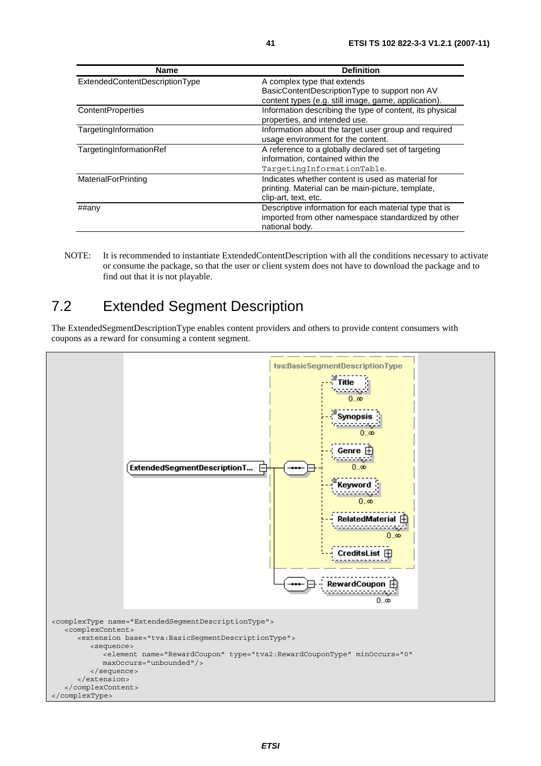| Name | Definition |
|---|---|
| ExtendedContentDescriptionType | A complex type that extends BasicContentDescriptionType to support non AV content types (e.g. still image, game, application). |
| ContentProperties | Information describing the type of content, its physical properties, and intended use. |
| TargetingInformation | Information about the target user group and required usage environment for the content. |
| TargetingInformationRef | A reference to a globally declared set of targeting information, contained within the `TargetingInformationTable`. |
| MaterialForPrinting | Indicates whether content is used as material for printing. Material can be main-picture, template, clip-art, text, etc. |
| ##any | Descriptive information for each material type that is imported from other namespace standardized by other national body. |

NOTE: It is recommended to instantiate ExtendedContentDescription with all the conditions necessary to activate or consume the package, so that the user or client system does not have to download the package and to find out that it is not playable.

## 7.2 Extended Segment Description

The ExtendedSegmentDescriptionType enables content providers and others to provide content consumers with coupons as a reward for consuming a content segment.

```
<complexType name="ExtendedSegmentDescriptionType">
   <complexContent>
      <extension base="tva:BasicSegmentDescriptionType">
         <sequence>
            <element name="RewardCoupon" type="tva2:RewardCouponType" minOccurs="0"
            maxOccurs="unbounded"/>
         </sequence>
      </extension>
   </complexContent>
</complexType>
```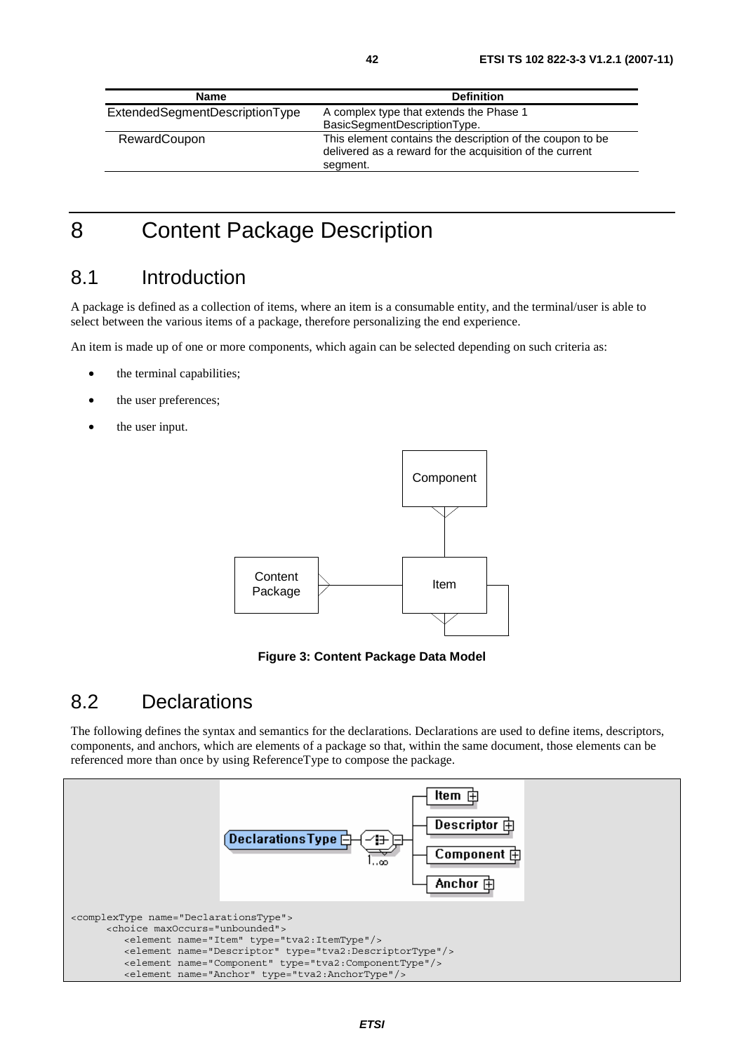| Name | Definition |
| --- | --- |
| ExtendedSegmentDescriptionType | A complex type that extends the Phase 1 BasicSegmentDescriptionType. |
| RewardCoupon | This element contains the description of the coupon to be delivered as a reward for the acquisition of the current segment. |

# 8 Content Package Description

## 8.1 Introduction

A package is defined as a collection of items, where an item is a consumable entity, and the terminal/user is able to select between the various items of a package, therefore personalizing the end experience.

An item is made up of one or more components, which again can be selected depending on such criteria as:

- the terminal capabilities;
- the user preferences;
- the user input.

**Figure 3: Content Package Data Model**

## 8.2 Declarations

The following defines the syntax and semantics for the declarations. Declarations are used to define items, descriptors, components, and anchors, which are elements of a package so that, within the same document, those elements can be referenced more than once by using ReferenceType to compose the package.

```
<complexType name="DeclarationsType">
      <choice maxOccurs="unbounded">
         <element name="Item" type="tva2:ItemType"/>
         <element name="Descriptor" type="tva2:DescriptorType"/>
         <element name="Component" type="tva2:ComponentType"/>
         <element name="Anchor" type="tva2:AnchorType"/>
```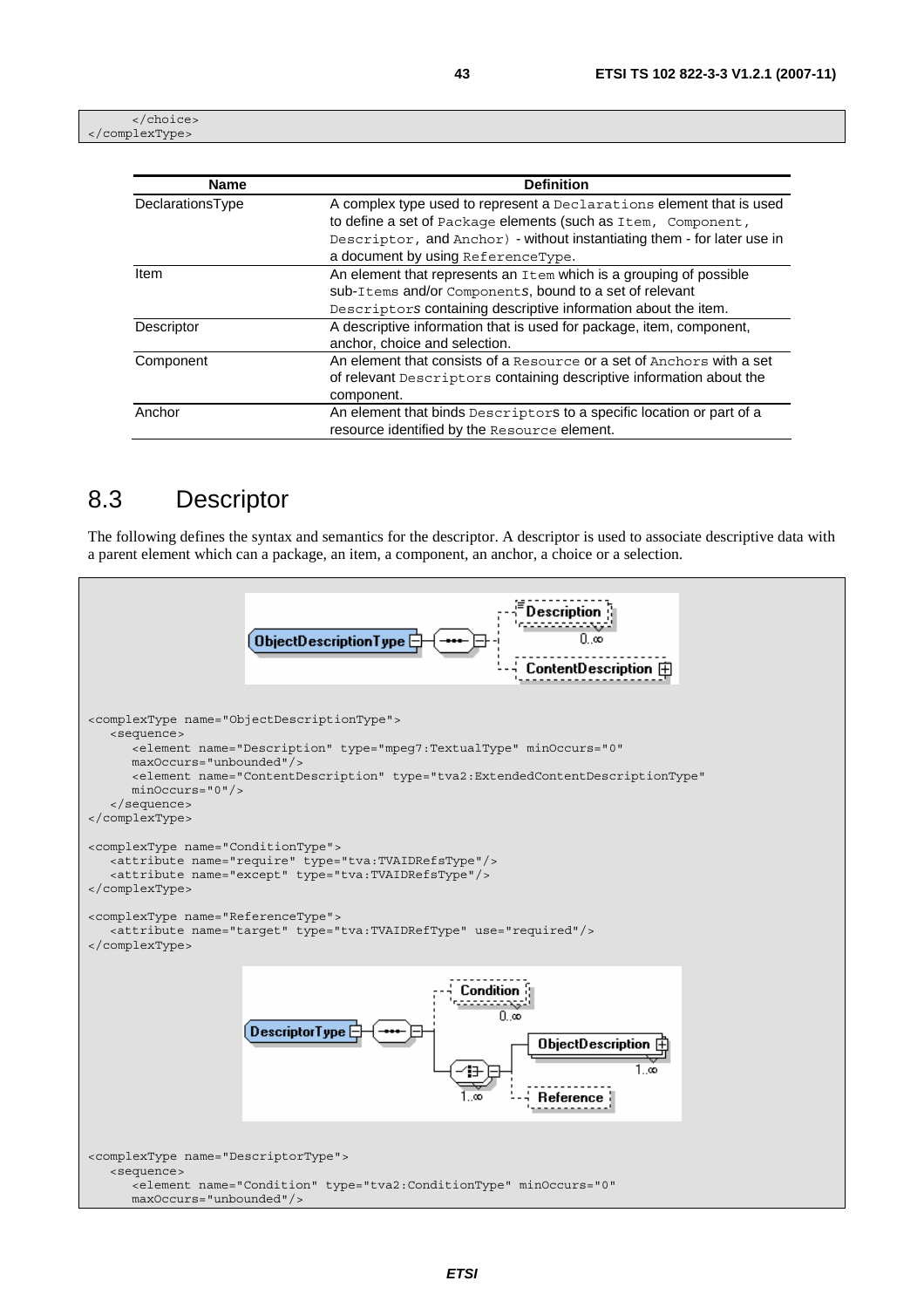```
      </choice>
</complexType>
```

| Name | Definition |
| --- | --- |
| DeclarationsType | A complex type used to represent a Declarations element that is used to define a set of Package elements (such as Item, Component, Descriptor, and Anchor) - without instantiating them - for later use in a document by using ReferenceType. |
| Item | An element that represents an Item which is a grouping of possible sub-Items and/or Components, bound to a set of relevant Descriptors containing descriptive information about the item. |
| Descriptor | A descriptive information that is used for package, item, component, anchor, choice and selection. |
| Component | An element that consists of a Resource or a set of Anchors with a set of relevant Descriptors containing descriptive information about the component. |
| Anchor | An element that binds Descriptors to a specific location or part of a resource identified by the Resource element. |

## 8.3 Descriptor

The following defines the syntax and semantics for the descriptor. A descriptor is used to associate descriptive data with a parent element which can a package, an item, a component, an anchor, a choice or a selection.

```
<complexType name="ObjectDescriptionType">
   <sequence>
      <element name="Description" type="mpeg7:TextualType" minOccurs="0"
      maxOccurs="unbounded"/>
      <element name="ContentDescription" type="tva2:ExtendedContentDescriptionType"
      minOccurs="0"/>
   </sequence>
</complexType>

<complexType name="ConditionType">
   <attribute name="require" type="tva:TVAIDRefsType"/>
   <attribute name="except" type="tva:TVAIDRefsType"/>
</complexType>

<complexType name="ReferenceType">
   <attribute name="target" type="tva:TVAIDRefType" use="required"/>
</complexType>
```

```
<complexType name="DescriptorType">
   <sequence>
      <element name="Condition" type="tva2:ConditionType" minOccurs="0"
      maxOccurs="unbounded"/>
```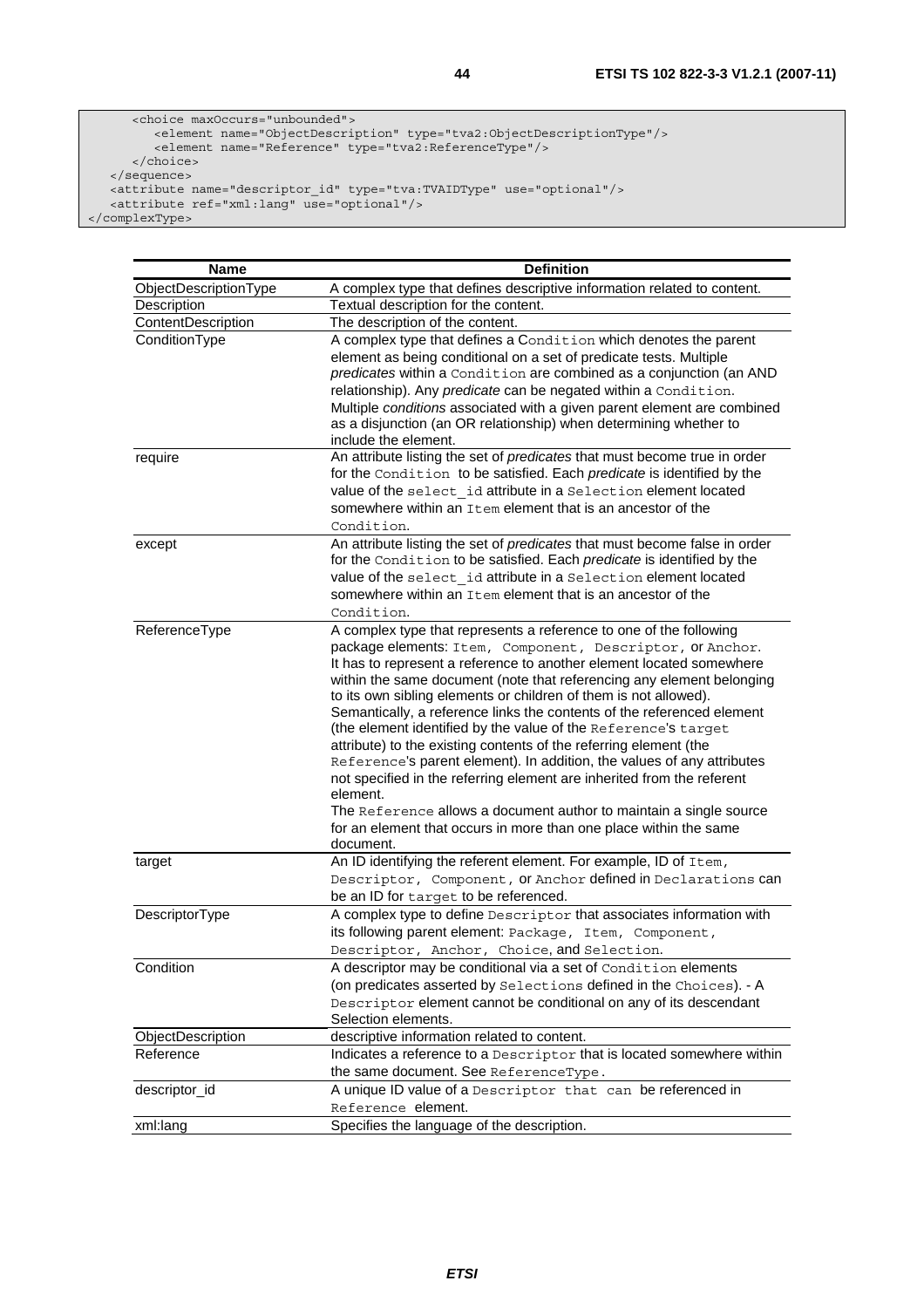```
        <choice maxOccurs="unbounded">
            <element name="ObjectDescription" type="tva2:ObjectDescriptionType"/>
            <element name="Reference" type="tva2:ReferenceType"/>
        </choice>
    </sequence>
    <attribute name="descriptor_id" type="tva:TVAIDType" use="optional"/>
    <attribute ref="xml:lang" use="optional"/>
</complexType>
```

| Name | Definition |
|---|---|
| ObjectDescriptionType | A complex type that defines descriptive information related to content. |
| Description | Textual description for the content. |
| ContentDescription | The description of the content. |
| ConditionType | A complex type that defines a `Condition` which denotes the parent element as being conditional on a set of predicate tests. Multiple *predicates* within a `Condition` are combined as a conjunction (an AND relationship). Any *predicate* can be negated within a `Condition`. Multiple *conditions* associated with a given parent element are combined as a disjunction (an OR relationship) when determining whether to include the element. |
| require | An attribute listing the set of *predicates* that must become true in order for the `Condition` to be satisfied. Each *predicate* is identified by the value of the `select_id` attribute in a `Selection` element located somewhere within an `Item` element that is an ancestor of the `Condition`. |
| except | An attribute listing the set of *predicates* that must become false in order for the `Condition` to be satisfied. Each *predicate* is identified by the value of the `select_id` attribute in a `Selection` element located somewhere within an `Item` element that is an ancestor of the `Condition`. |
| ReferenceType | A complex type that represents a reference to one of the following package elements: `Item`, `Component`, `Descriptor`, or `Anchor`. It has to represent a reference to another element located somewhere within the same document (note that referencing any element belonging to its own sibling elements or children of them is not allowed). Semantically, a reference links the contents of the referenced element (the element identified by the value of the `Reference`'s `target` attribute) to the existing contents of the referring element (the `Reference`'s parent element). In addition, the values of any attributes not specified in the referring element are inherited from the referent element. The `Reference` allows a document author to maintain a single source for an element that occurs in more than one place within the same document. |
| target | An ID identifying the referent element. For example, ID of `Item`, `Descriptor`, `Component`, or `Anchor` defined in `Declarations` can be an ID for `target` to be referenced. |
| DescriptorType | A complex type to define `Descriptor` that associates information with its following parent element: `Package`, `Item`, `Component`, `Descriptor`, `Anchor`, `Choice`, and `Selection`. |
| Condition | A descriptor may be conditional via a set of `Condition` elements (on predicates asserted by `Selections` defined in the `Choices`). - A `Descriptor` element cannot be conditional on any of its descendant Selection elements. |
| ObjectDescription | descriptive information related to content. |
| Reference | Indicates a reference to a `Descriptor` that is located somewhere within the same document. See `ReferenceType`. |
| descriptor_id | A unique ID value of a `Descriptor that can` be referenced in `Reference` element. |
| xml:lang | Specifies the language of the description. |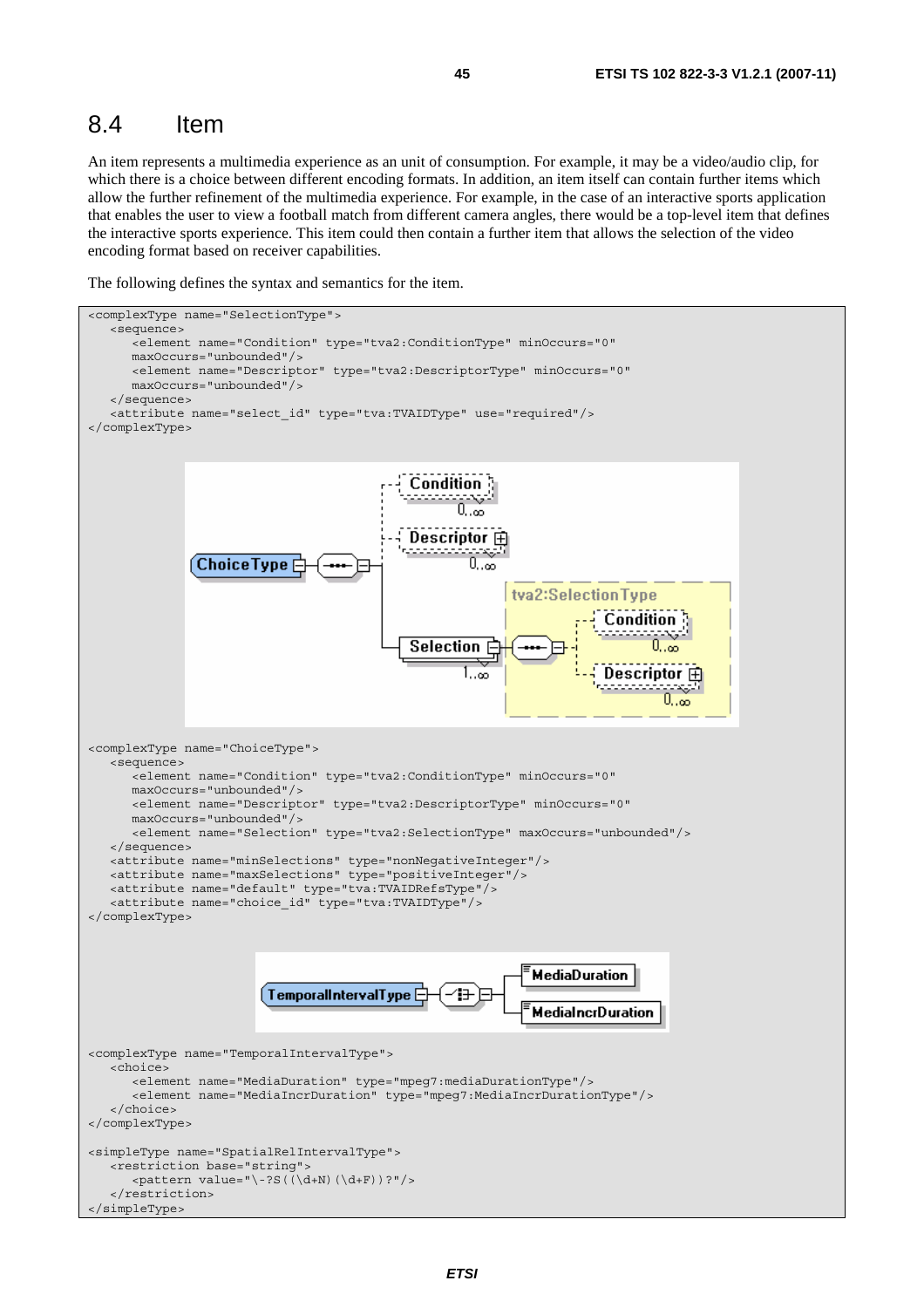## 8.4 Item

An item represents a multimedia experience as an unit of consumption. For example, it may be a video/audio clip, for which there is a choice between different encoding formats. In addition, an item itself can contain further items which allow the further refinement of the multimedia experience. For example, in the case of an interactive sports application that enables the user to view a football match from different camera angles, there would be a top-level item that defines the interactive sports experience. This item could then contain a further item that allows the selection of the video encoding format based on receiver capabilities.

The following defines the syntax and semantics for the item.

```
<complexType name="SelectionType">
   <sequence>
      <element name="Condition" type="tva2:ConditionType" minOccurs="0"
      maxOccurs="unbounded"/>
      <element name="Descriptor" type="tva2:DescriptorType" minOccurs="0"
      maxOccurs="unbounded"/>
   </sequence>
   <attribute name="select_id" type="tva:TVAIDType" use="required"/>
</complexType>
```

```
<complexType name="ChoiceType">
   <sequence>
      <element name="Condition" type="tva2:ConditionType" minOccurs="0"
      maxOccurs="unbounded"/>
      <element name="Descriptor" type="tva2:DescriptorType" minOccurs="0"
      maxOccurs="unbounded"/>
      <element name="Selection" type="tva2:SelectionType" maxOccurs="unbounded"/>
   </sequence>
   <attribute name="minSelections" type="nonNegativeInteger"/>
   <attribute name="maxSelections" type="positiveInteger"/>
   <attribute name="default" type="tva:TVAIDRefsType"/>
   <attribute name="choice_id" type="tva:TVAIDType"/>
</complexType>
```

```
<complexType name="TemporalIntervalType">
   <choice>
      <element name="MediaDuration" type="mpeg7:mediaDurationType"/>
      <element name="MediaIncrDuration" type="mpeg7:MediaIncrDurationType"/>
   </choice>
</complexType>

<simpleType name="SpatialRelIntervalType">
   <restriction base="string">
      <pattern value="\-?S((\d+N)(\d+F))?"/>
   </restriction>
</simpleType>
```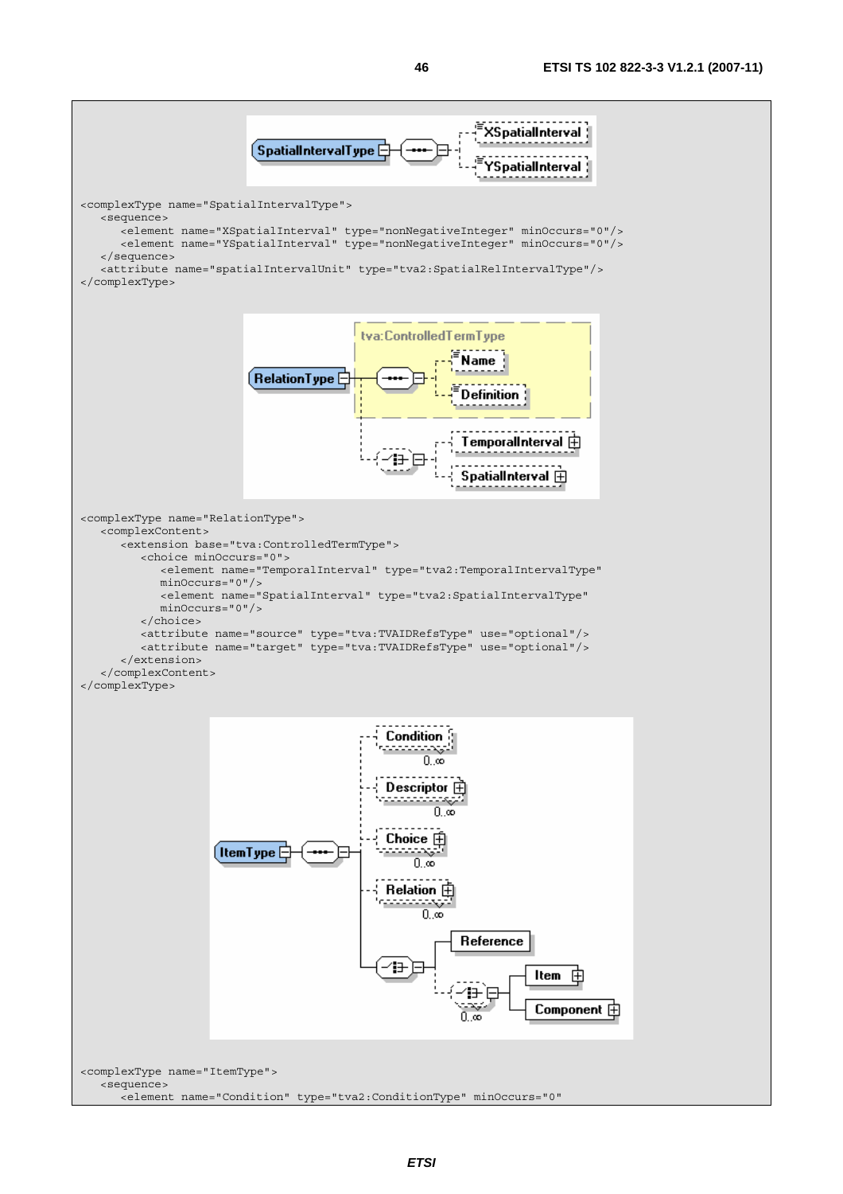```
<complexType name="SpatialIntervalType">
   <sequence>
      <element name="XSpatialInterval" type="nonNegativeInteger" minOccurs="0"/>
      <element name="YSpatialInterval" type="nonNegativeInteger" minOccurs="0"/>
   </sequence>
   <attribute name="spatialIntervalUnit" type="tva2:SpatialRelIntervalType"/>
</complexType>
```

```
<complexType name="RelationType">
   <complexContent>
      <extension base="tva:ControlledTermType">
         <choice minOccurs="0">
            <element name="TemporalInterval" type="tva2:TemporalIntervalType"
            minOccurs="0"/>
            <element name="SpatialInterval" type="tva2:SpatialIntervalType"
            minOccurs="0"/>
         </choice>
         <attribute name="source" type="tva:TVAIDRefsType" use="optional"/>
         <attribute name="target" type="tva:TVAIDRefsType" use="optional"/>
      </extension>
   </complexContent>
</complexType>
```

```
<complexType name="ItemType">
   <sequence>
      <element name="Condition" type="tva2:ConditionType" minOccurs="0"
```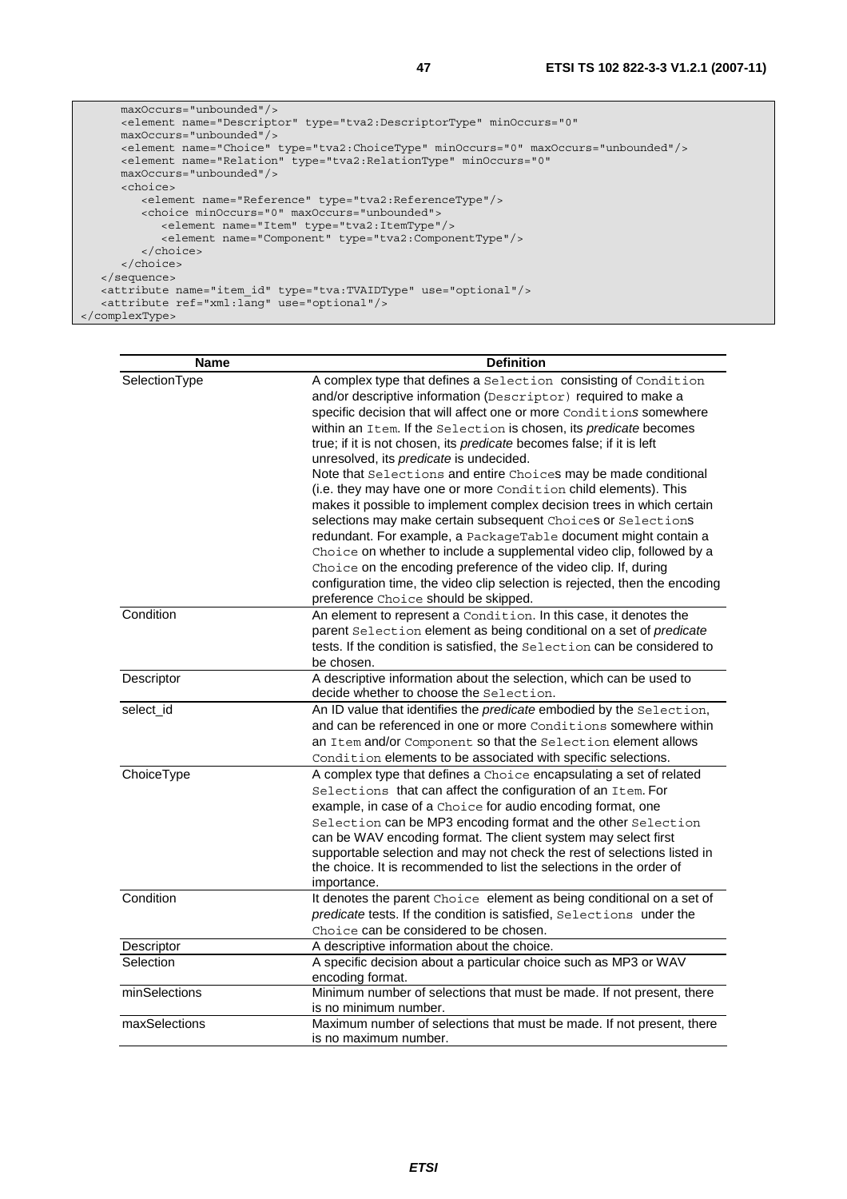```
      maxOccurs="unbounded"/>
      <element name="Descriptor" type="tva2:DescriptorType" minOccurs="0"
      maxOccurs="unbounded"/>
      <element name="Choice" type="tva2:ChoiceType" minOccurs="0" maxOccurs="unbounded"/>
      <element name="Relation" type="tva2:RelationType" minOccurs="0"
      maxOccurs="unbounded"/>
      <choice>
         <element name="Reference" type="tva2:ReferenceType"/>
         <choice minOccurs="0" maxOccurs="unbounded">
            <element name="Item" type="tva2:ItemType"/>
            <element name="Component" type="tva2:ComponentType"/>
         </choice>
      </choice>
   </sequence>
   <attribute name="item_id" type="tva:TVAIDType" use="optional"/>
   <attribute ref="xml:lang" use="optional"/>
</complexType>
```

| Name | Definition |
|---|---|
| SelectionType | A complex type that defines a `Selection` consisting of `Condition` and/or descriptive information (`Descriptor`) required to make a specific decision that will affect one or more `Condition`s somewhere within an `Item`. If the `Selection` is chosen, its *predicate* becomes true; if it is not chosen, its *predicate* becomes false; if it is left unresolved, its *predicate* is undecided.<br>Note that `Selection`s and entire `Choice`s may be made conditional (i.e. they may have one or more `Condition` child elements). This makes it possible to implement complex decision trees in which certain selections may make certain subsequent `Choice`s or `Selection`s redundant. For example, a `PackageTable` document might contain a `Choice` on whether to include a supplemental video clip, followed by a `Choice` on the encoding preference of the video clip. If, during configuration time, the video clip selection is rejected, then the encoding preference `Choice` should be skipped. |
| Condition | An element to represent a `Condition`. In this case, it denotes the parent `Selection` element as being conditional on a set of *predicate* tests. If the condition is satisfied, the `Selection` can be considered to be chosen. |
| Descriptor | A descriptive information about the selection, which can be used to decide whether to choose the `Selection`. |
| select_id | An ID value that identifies the *predicate* embodied by the `Selection`, and can be referenced in one or more `Conditions` somewhere within an `Item` and/or `Component` so that the `Selection` element allows `Condition` elements to be associated with specific selections. |
| ChoiceType | A complex type that defines a `Choice` encapsulating a set of related `Selections` that can affect the configuration of an `Item`. For example, in case of a `Choice` for audio encoding format, one `Selection` can be MP3 encoding format and the other `Selection` can be WAV encoding format. The client system may select first supportable selection and may not check the rest of selections listed in the choice. It is recommended to list the selections in the order of importance. |
| Condition | It denotes the parent `Choice` element as being conditional on a set of *predicate* tests. If the condition is satisfied, `Selections` under the `Choice` can be considered to be chosen. |
| Descriptor | A descriptive information about the choice. |
| Selection | A specific decision about a particular choice such as MP3 or WAV encoding format. |
| minSelections | Minimum number of selections that must be made. If not present, there is no minimum number. |
| maxSelections | Maximum number of selections that must be made. If not present, there is no maximum number. |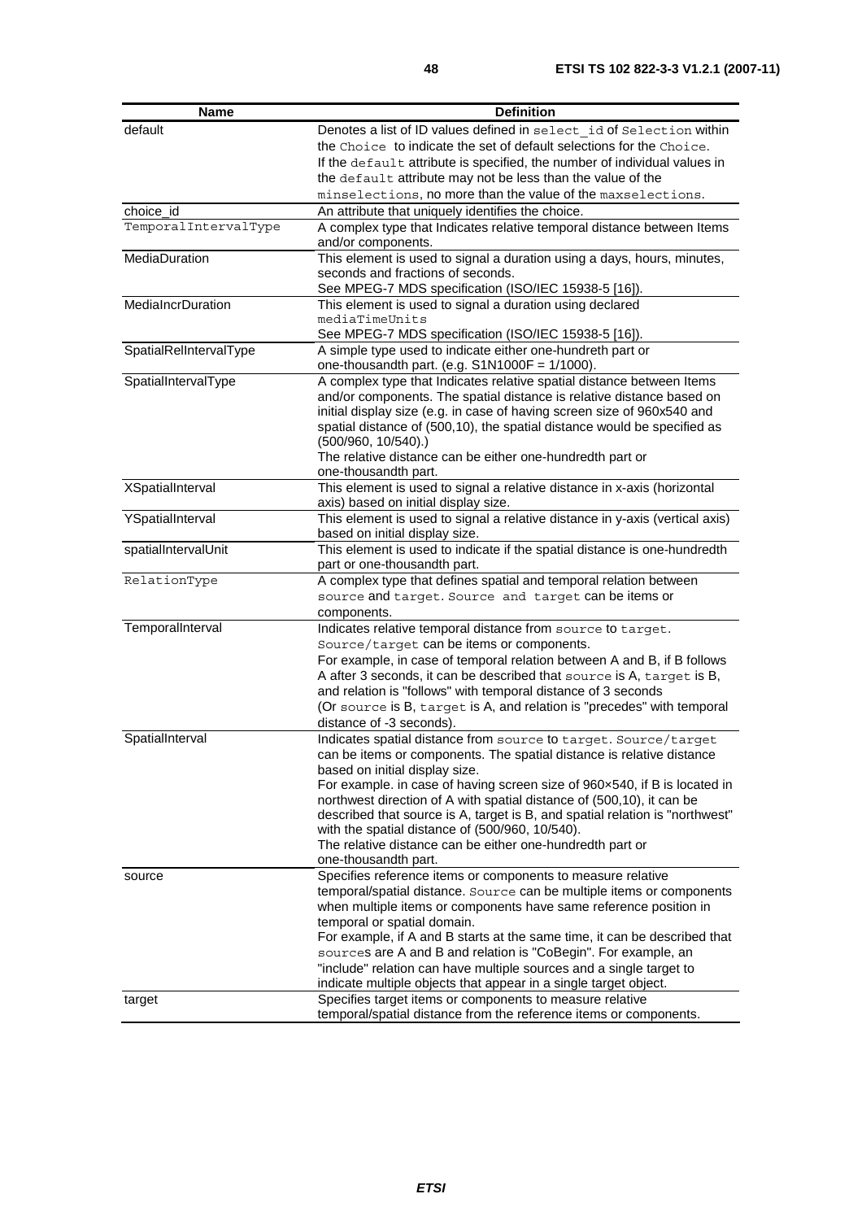| Name | Definition |
|---|---|
| default | Denotes a list of ID values defined in select_id of Selection within the Choice to indicate the set of default selections for the Choice. If the default attribute is specified, the number of individual values in the default attribute may not be less than the value of the minselections, no more than the value of the maxselections. |
| choice_id | An attribute that uniquely identifies the choice. |
| TemporalIntervalType | A complex type that Indicates relative temporal distance between Items and/or components. |
| MediaDuration | This element is used to signal a duration using a days, hours, minutes, seconds and fractions of seconds. See MPEG-7 MDS specification (ISO/IEC 15938-5 [16]). |
| MediaIncrDuration | This element is used to signal a duration using declared mediaTimeUnits See MPEG-7 MDS specification (ISO/IEC 15938-5 [16]). |
| SpatialRelIntervalType | A simple type used to indicate either one-hundreth part or one-thousandth part. (e.g. S1N1000F = 1/1000). |
| SpatialIntervalType | A complex type that Indicates relative spatial distance between Items and/or components. The spatial distance is relative distance based on initial display size (e.g. in case of having screen size of 960x540 and spatial distance of (500,10), the spatial distance would be specified as (500/960, 10/540).) The relative distance can be either one-hundredth part or one-thousandth part. |
| XSpatialInterval | This element is used to signal a relative distance in x-axis (horizontal axis) based on initial display size. |
| YSpatialInterval | This element is used to signal a relative distance in y-axis (vertical axis) based on initial display size. |
| spatialIntervalUnit | This element is used to indicate if the spatial distance is one-hundredth part or one-thousandth part. |
| RelationType | A complex type that defines spatial and temporal relation between source and target. Source and target can be items or components. |
| TemporalInterval | Indicates relative temporal distance from source to target. Source/target can be items or components. For example, in case of temporal relation between A and B, if B follows A after 3 seconds, it can be described that source is A, target is B, and relation is "follows" with temporal distance of 3 seconds (Or source is B, target is A, and relation is "precedes" with temporal distance of -3 seconds). |
| SpatialInterval | Indicates spatial distance from source to target. Source/target can be items or components. The spatial distance is relative distance based on initial display size. For example. in case of having screen size of 960×540, if B is located in northwest direction of A with spatial distance of (500,10), it can be described that source is A, target is B, and spatial relation is "northwest" with the spatial distance of (500/960, 10/540). The relative distance can be either one-hundredth part or one-thousandth part. |
| source | Specifies reference items or components to measure relative temporal/spatial distance. Source can be multiple items or components when multiple items or components have same reference position in temporal or spatial domain. For example, if A and B starts at the same time, it can be described that sources are A and B and relation is "CoBegin". For example, an "include" relation can have multiple sources and a single target to indicate multiple objects that appear in a single target object. |
| target | Specifies target items or components to measure relative temporal/spatial distance from the reference items or components. |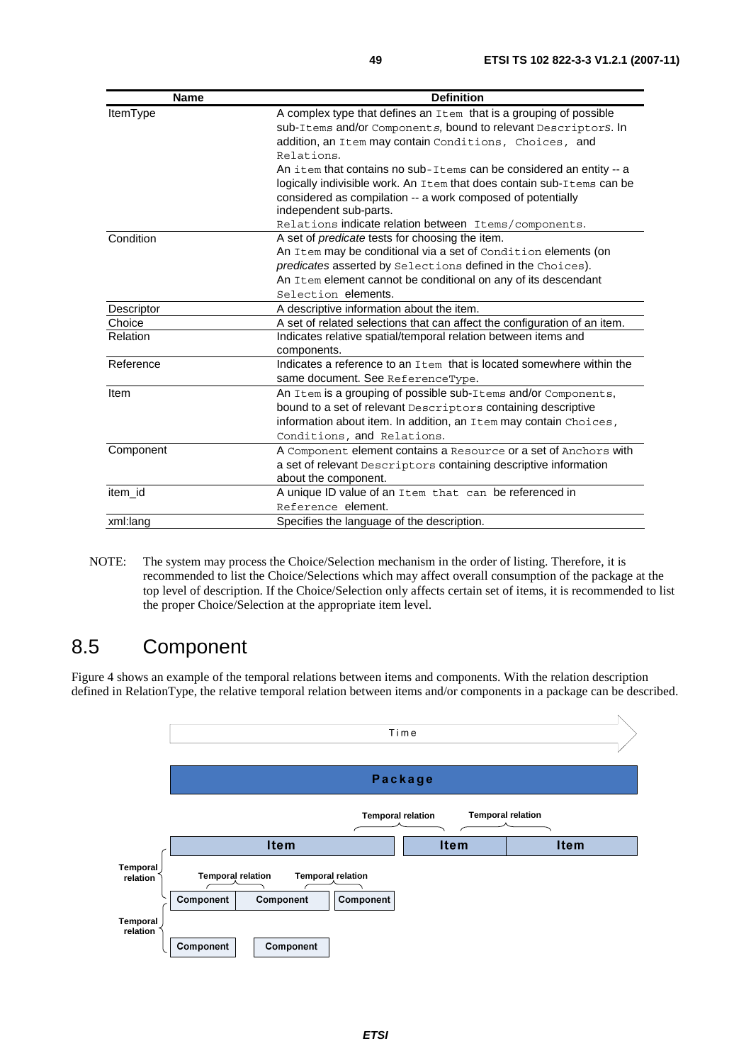| Name | Definition |
| --- | --- |
| ItemType | A complex type that defines an Item that is a grouping of possible sub-Items and/or Components, bound to relevant Descriptors. In addition, an Item may contain Conditions, Choices, and Relations.<br>An item that contains no sub-Items can be considered an entity -- a logically indivisible work. An Item that does contain sub-Items can be considered as compilation -- a work composed of potentially independent sub-parts.<br>Relations indicate relation between Items/components. |
| Condition | A set of *predicate* tests for choosing the item.<br>An Item may be conditional via a set of Condition elements (on *predicates* asserted by Selections defined in the Choices).<br>An Item element cannot be conditional on any of its descendant Selection elements. |
| Descriptor | A descriptive information about the item. |
| Choice | A set of related selections that can affect the configuration of an item. |
| Relation | Indicates relative spatial/temporal relation between items and components. |
| Reference | Indicates a reference to an Item that is located somewhere within the same document. See ReferenceType. |
| Item | An Item is a grouping of possible sub-Items and/or Components, bound to a set of relevant Descriptors containing descriptive information about item. In addition, an Item may contain Choices, Conditions, and Relations. |
| Component | A Component element contains a Resource or a set of Anchors with a set of relevant Descriptors containing descriptive information about the component. |
| item_id | A unique ID value of an Item that can be referenced in Reference element. |
| xml:lang | Specifies the language of the description. |

NOTE: The system may process the Choice/Selection mechanism in the order of listing. Therefore, it is recommended to list the Choice/Selections which may affect overall consumption of the package at the top level of description. If the Choice/Selection only affects certain set of items, it is recommended to list the proper Choice/Selection at the appropriate item level.

# 8.5 Component

Figure 4 shows an example of the temporal relations between items and components. With the relation description defined in RelationType, the relative temporal relation between items and/or components in a package can be described.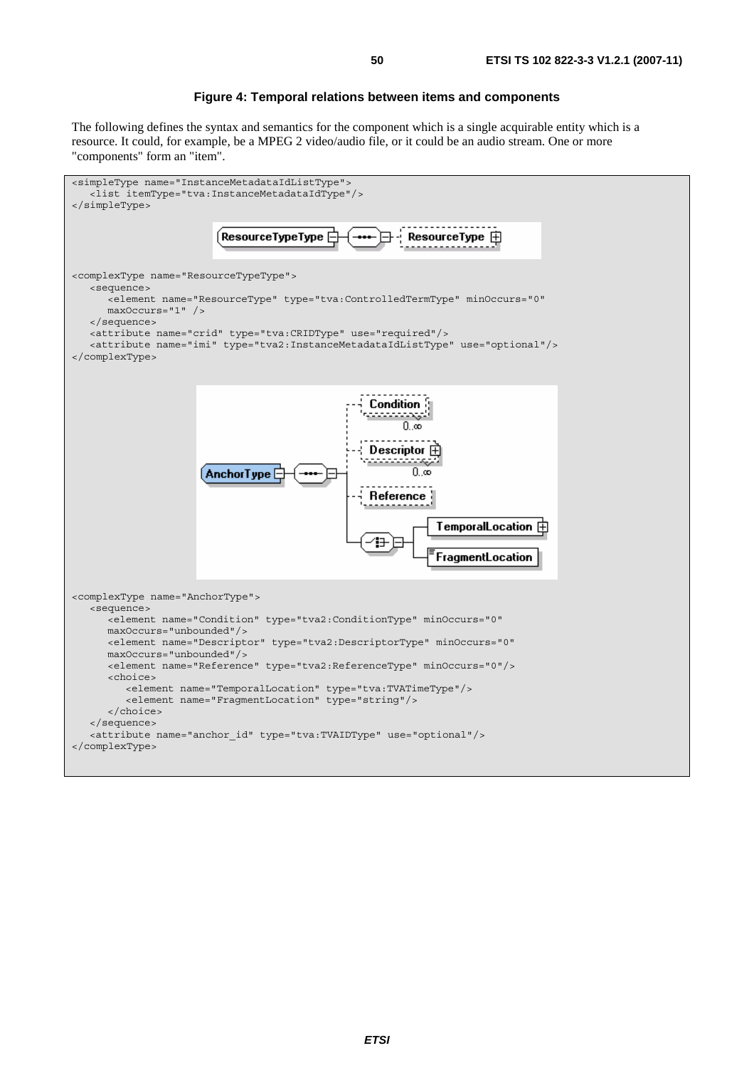**Figure 4: Temporal relations between items and components**

The following defines the syntax and semantics for the component which is a single acquirable entity which is a resource. It could, for example, be a MPEG 2 video/audio file, or it could be an audio stream. One or more "components" form an "item".

```
<simpleType name="InstanceMetadataIdListType">
   <list itemType="tva:InstanceMetadataIdType"/>
</simpleType>
```

```
<complexType name="ResourceTypeType">
   <sequence>
      <element name="ResourceType" type="tva:ControlledTermType" minOccurs="0"
      maxOccurs="1" />
   </sequence>
   <attribute name="crid" type="tva:CRIDType" use="required"/>
   <attribute name="imi" type="tva2:InstanceMetadataIdListType" use="optional"/>
</complexType>
```

```
<complexType name="AnchorType">
   <sequence>
      <element name="Condition" type="tva2:ConditionType" minOccurs="0"
      maxOccurs="unbounded"/>
      <element name="Descriptor" type="tva2:DescriptorType" minOccurs="0"
      maxOccurs="unbounded"/>
      <element name="Reference" type="tva2:ReferenceType" minOccurs="0"/>
      <choice>
         <element name="TemporalLocation" type="tva:TVATimeType"/>
         <element name="FragmentLocation" type="string"/>
      </choice>
   </sequence>
   <attribute name="anchor_id" type="tva:TVAIDType" use="optional"/>
</complexType>
```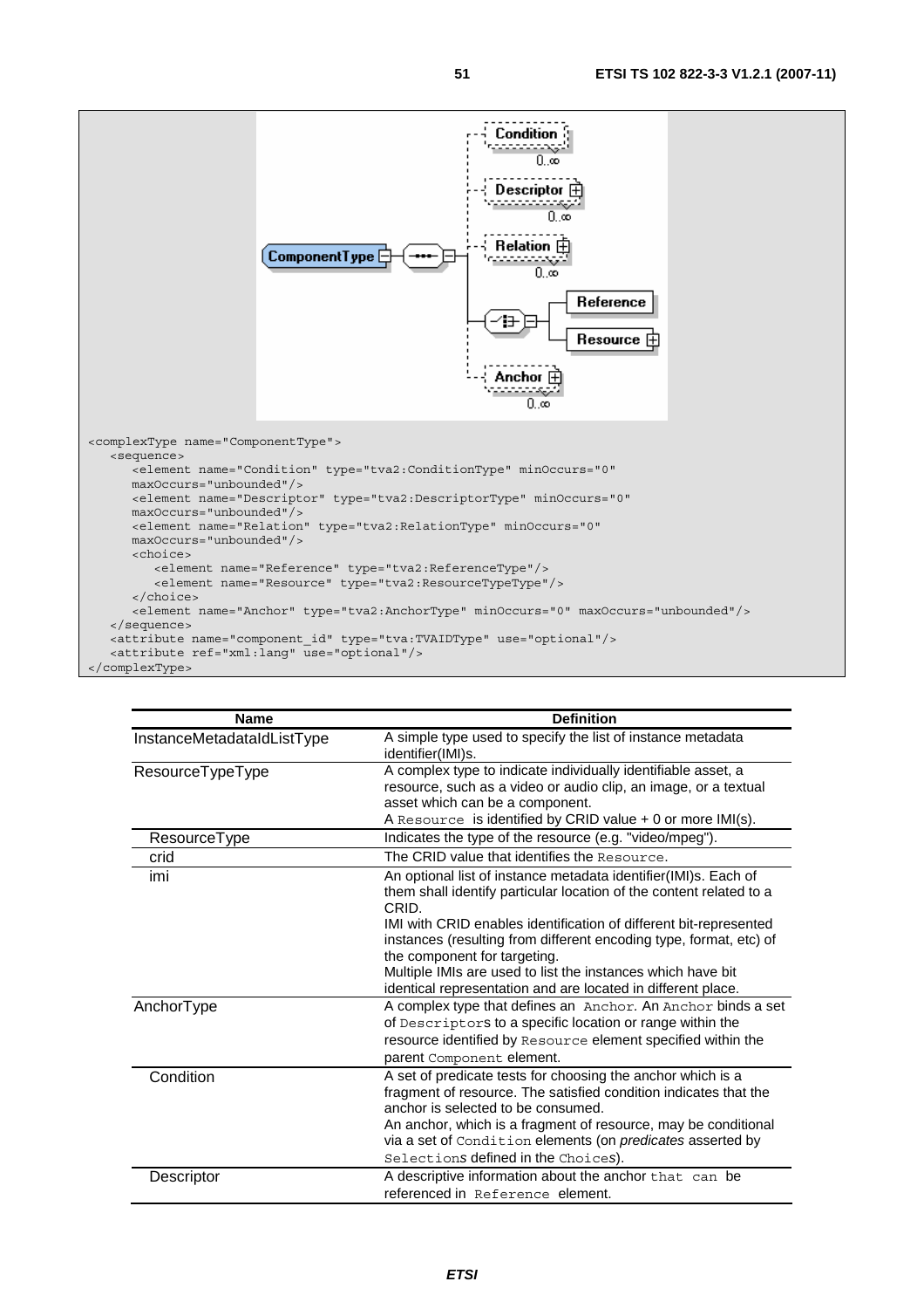```
<complexType name="ComponentType">
   <sequence>
      <element name="Condition" type="tva2:ConditionType" minOccurs="0"
      maxOccurs="unbounded"/>
      <element name="Descriptor" type="tva2:DescriptorType" minOccurs="0"
      maxOccurs="unbounded"/>
      <element name="Relation" type="tva2:RelationType" minOccurs="0"
      maxOccurs="unbounded"/>
      <choice>
         <element name="Reference" type="tva2:ReferenceType"/>
         <element name="Resource" type="tva2:ResourceTypeType"/>
      </choice>
      <element name="Anchor" type="tva2:AnchorType" minOccurs="0" maxOccurs="unbounded"/>
   </sequence>
   <attribute name="component_id" type="tva:TVAIDType" use="optional"/>
   <attribute ref="xml:lang" use="optional"/>
</complexType>
```

| Name | Definition |
|---|---|
| InstanceMetadataIdListType | A simple type used to specify the list of instance metadata identifier(IMI)s. |
| ResourceTypeType | A complex type to indicate individually identifiable asset, a resource, such as a video or audio clip, an image, or a textual asset which can be a component.<br>A `Resource` is identified by CRID value + 0 or more IMI(s). |
| ResourceType | Indicates the type of the resource (e.g. "video/mpeg"). |
| crid | The CRID value that identifies the `Resource`. |
| imi | An optional list of instance metadata identifier(IMI)s. Each of them shall identify particular location of the content related to a CRID.<br>IMI with CRID enables identification of different bit-represented instances (resulting from different encoding type, format, etc) of the component for targeting.<br>Multiple IMIs are used to list the instances which have bit identical representation and are located in different place. |
| AnchorType | A complex type that defines an `Anchor`. An `Anchor` binds a set of `Descriptor`s to a specific location or range within the resource identified by `Resource` element specified within the parent `Component` element. |
| Condition | A set of predicate tests for choosing the anchor which is a fragment of resource. The satisfied condition indicates that the anchor is selected to be consumed.<br>An anchor, which is a fragment of resource, may be conditional via a set of `Condition` elements (on *predicates* asserted by `Selection`s defined in the `Choice`s). |
| Descriptor | A descriptive information about the anchor `that can` be referenced in `Reference` element. |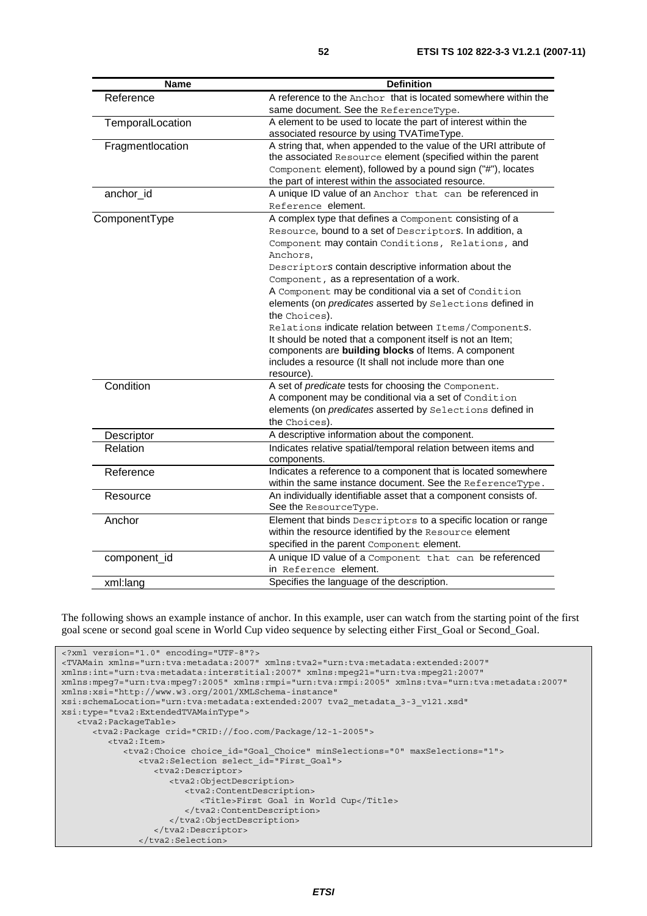| Name | Definition |
| --- | --- |
| Reference | A reference to the Anchor that is located somewhere within the same document. See the ReferenceType. |
| TemporalLocation | A element to be used to locate the part of interest within the associated resource by using TVATimeType. |
| Fragmentlocation | A string that, when appended to the value of the URI attribute of the associated Resource element (specified within the parent Component element), followed by a pound sign ("#"), locates the part of interest within the associated resource. |
| anchor_id | A unique ID value of an Anchor that can be referenced in Reference element. |
| ComponentType | A complex type that defines a Component consisting of a Resource, bound to a set of Descriptors. In addition, a Component may contain Conditions, Relations, and Anchors,<br>Descriptors contain descriptive information about the Component, as a representation of a work.<br>A Component may be conditional via a set of Condition elements (on *predicates* asserted by Selections defined in the Choices).<br>Relations indicate relation between Items/Components.<br>It should be noted that a component itself is not an Item; components are **building blocks** of Items. A component includes a resource (It shall not include more than one resource). |
| Condition | A set of *predicate* tests for choosing the Component.<br>A component may be conditional via a set of Condition elements (on *predicates* asserted by Selections defined in the Choices). |
| Descriptor | A descriptive information about the component. |
| Relation | Indicates relative spatial/temporal relation between items and components. |
| Reference | Indicates a reference to a component that is located somewhere within the same instance document. See the ReferenceType. |
| Resource | An individually identifiable asset that a component consists of. See the ResourceType. |
| Anchor | Element that binds Descriptors to a specific location or range within the resource identified by the Resource element specified in the parent Component element. |
| component_id | A unique ID value of a Component that can be referenced in Reference element. |
| xml:lang | Specifies the language of the description. |

The following shows an example instance of anchor. In this example, user can watch from the starting point of the first goal scene or second goal scene in World Cup video sequence by selecting either First_Goal or Second_Goal.

```
<?xml version="1.0" encoding="UTF-8"?>
<TVAMain xmlns="urn:tva:metadata:2007" xmlns:tva2="urn:tva:metadata:extended:2007"
xmlns:int="urn:tva:metadata:interstitial:2007" xmlns:mpeg21="urn:tva:mpeg21:2007"
xmlns:mpeg7="urn:tva:mpeg7:2005" xmlns:rmpi="urn:tva:rmpi:2005" xmlns:tva="urn:tva:metadata:2007"
xmlns:xsi="http://www.w3.org/2001/XMLSchema-instance"
xsi:schemaLocation="urn:tva:metadata:extended:2007 tva2_metadata_3-3_v121.xsd"
xsi:type="tva2:ExtendedTVAMainType">
   <tva2:PackageTable>
      <tva2:Package crid="CRID://foo.com/Package/12-1-2005">
         <tva2:Item>
            <tva2:Choice choice_id="Goal_Choice" minSelections="0" maxSelections="1">
               <tva2:Selection select_id="First_Goal">
                  <tva2:Descriptor>
                     <tva2:ObjectDescription>
                        <tva2:ContentDescription>
                           <Title>First Goal in World Cup</Title>
                        </tva2:ContentDescription>
                     </tva2:ObjectDescription>
                  </tva2:Descriptor>
               </tva2:Selection>
```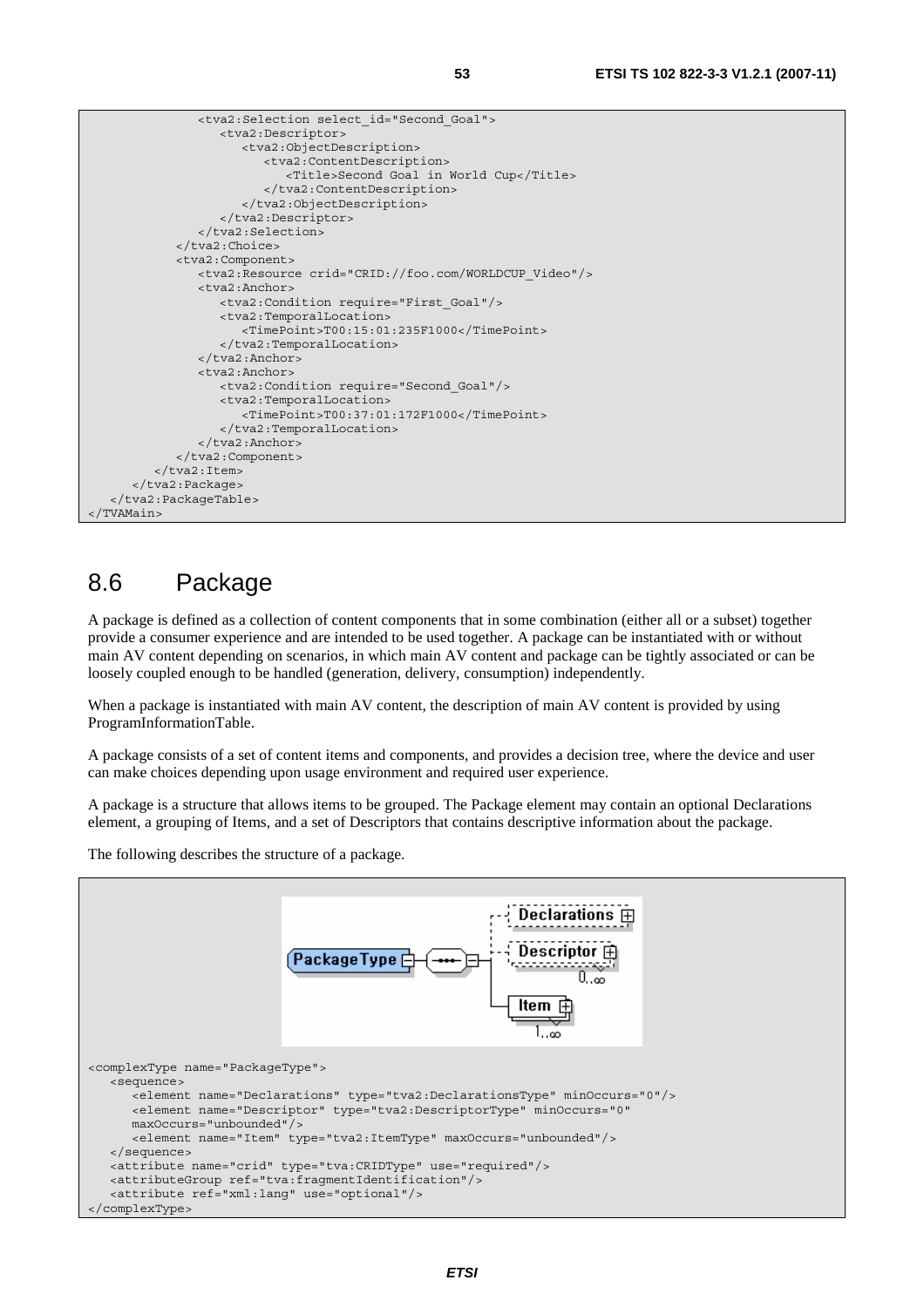```
            <tva2:Selection select_id="Second_Goal">
               <tva2:Descriptor>
                  <tva2:ObjectDescription>
                     <tva2:ContentDescription>
                        <Title>Second Goal in World Cup</Title>
                     </tva2:ContentDescription>
                  </tva2:ObjectDescription>
               </tva2:Descriptor>
            </tva2:Selection>
         </tva2:Choice>
         <tva2:Component>
            <tva2:Resource crid="CRID://foo.com/WORLDCUP_Video"/>
            <tva2:Anchor>
               <tva2:Condition require="First_Goal"/>
               <tva2:TemporalLocation>
                  <TimePoint>T00:15:01:235F1000</TimePoint>
               </tva2:TemporalLocation>
            </tva2:Anchor>
            <tva2:Anchor>
               <tva2:Condition require="Second_Goal"/>
               <tva2:TemporalLocation>
                  <TimePoint>T00:37:01:172F1000</TimePoint>
               </tva2:TemporalLocation>
            </tva2:Anchor>
         </tva2:Component>
      </tva2:Item>
   </tva2:Package>
</tva2:PackageTable>
</TVAMain>
```

## 8.6 Package

A package is defined as a collection of content components that in some combination (either all or a subset) together provide a consumer experience and are intended to be used together. A package can be instantiated with or without main AV content depending on scenarios, in which main AV content and package can be tightly associated or can be loosely coupled enough to be handled (generation, delivery, consumption) independently.

When a package is instantiated with main AV content, the description of main AV content is provided by using ProgramInformationTable.

A package consists of a set of content items and components, and provides a decision tree, where the device and user can make choices depending upon usage environment and required user experience.

A package is a structure that allows items to be grouped. The Package element may contain an optional Declarations element, a grouping of Items, and a set of Descriptors that contains descriptive information about the package.

The following describes the structure of a package.

```
<complexType name="PackageType">
   <sequence>
      <element name="Declarations" type="tva2:DeclarationsType" minOccurs="0"/>
      <element name="Descriptor" type="tva2:DescriptorType" minOccurs="0"
      maxOccurs="unbounded"/>
      <element name="Item" type="tva2:ItemType" maxOccurs="unbounded"/>
   </sequence>
   <attribute name="crid" type="tva:CRIDType" use="required"/>
   <attributeGroup ref="tva:fragmentIdentification"/>
   <attribute ref="xml:lang" use="optional"/>
</complexType>
```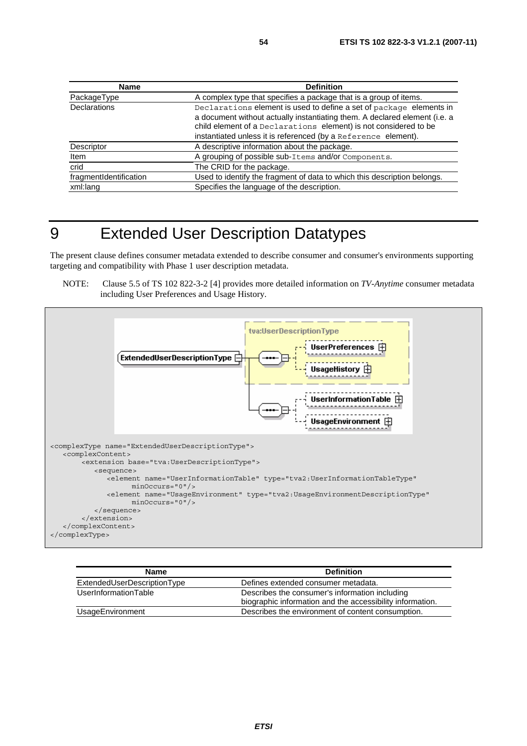| Name | Definition |
| --- | --- |
| PackageType | A complex type that specifies a package that is a group of items. |
| Declarations | `Declarations` element is used to define a set of `package` elements in a document without actually instantiating them. A declared element (i.e. a child element of a `Declarations` element) is not considered to be instantiated unless it is referenced (by a `Reference` element). |
| Descriptor | A descriptive information about the package. |
| Item | A grouping of possible sub-`Items` and/or `Components`. |
| crid | The CRID for the package. |
| fragmentIdentification | Used to identify the fragment of data to which this description belongs. |
| xml:lang | Specifies the language of the description. |

# 9 Extended User Description Datatypes

The present clause defines consumer metadata extended to describe consumer and consumer's environments supporting targeting and compatibility with Phase 1 user description metadata.

NOTE: Clause 5.5 of TS 102 822-3-2 [4] provides more detailed information on *TV-Anytime* consumer metadata including User Preferences and Usage History.

```
<complexType name="ExtendedUserDescriptionType">
   <complexContent>
       <extension base="tva:UserDescriptionType">
          <sequence>
             <element name="UserInformationTable" type="tva2:UserInformationTableType"
                   minOccurs="0"/>
             <element name="UsageEnvironment" type="tva2:UsageEnvironmentDescriptionType"
                   minOccurs="0"/>
          </sequence>
       </extension>
   </complexContent>
</complexType>
```

| Name | Definition |
| --- | --- |
| ExtendedUserDescriptionType | Defines extended consumer metadata. |
| UserInformationTable | Describes the consumer's information including biographic information and the accessibility information. |
| UsageEnvironment | Describes the environment of content consumption. |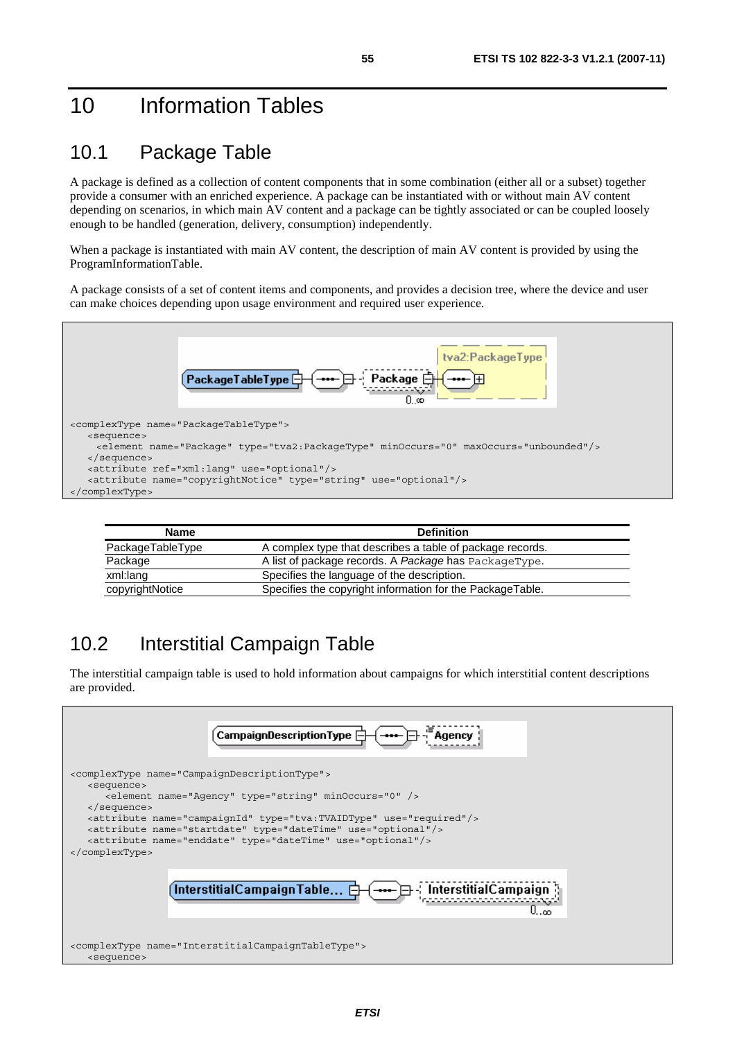# 10 Information Tables

## 10.1 Package Table

A package is defined as a collection of content components that in some combination (either all or a subset) together provide a consumer with an enriched experience. A package can be instantiated with or without main AV content depending on scenarios, in which main AV content and a package can be tightly associated or can be coupled loosely enough to be handled (generation, delivery, consumption) independently.

When a package is instantiated with main AV content, the description of main AV content is provided by using the ProgramInformationTable.

A package consists of a set of content items and components, and provides a decision tree, where the device and user can make choices depending upon usage environment and required user experience.

```
<complexType name="PackageTableType">
   <sequence>
    <element name="Package" type="tva2:PackageType" minOccurs="0" maxOccurs="unbounded"/>
   </sequence>
   <attribute ref="xml:lang" use="optional"/>
   <attribute name="copyrightNotice" type="string" use="optional"/>
</complexType>
```

| Name | Definition |
|---|---|
| PackageTableType | A complex type that describes a table of package records. |
| Package | A list of package records. A *Package* has `PackageType`. |
| xml:lang | Specifies the language of the description. |
| copyrightNotice | Specifies the copyright information for the PackageTable. |

## 10.2 Interstitial Campaign Table

The interstitial campaign table is used to hold information about campaigns for which interstitial content descriptions are provided.

```
<complexType name="CampaignDescriptionType">
   <sequence>
      <element name="Agency" type="string" minOccurs="0" />
   </sequence>
   <attribute name="campaignId" type="tva:TVAIDType" use="required"/>
   <attribute name="startdate" type="dateTime" use="optional"/>
   <attribute name="enddate" type="dateTime" use="optional"/>
</complexType>
```

```
<complexType name="InterstitialCampaignTableType">
   <sequence>
```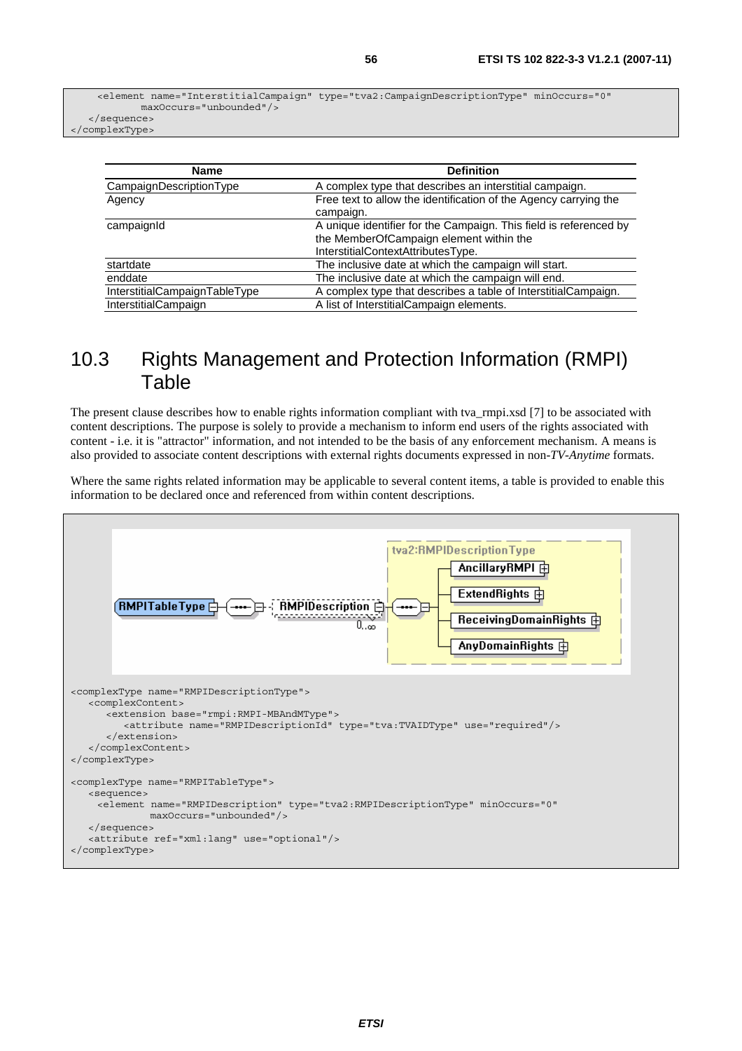```
    <element name="InterstitialCampaign" type="tva2:CampaignDescriptionType" minOccurs="0"
            maxOccurs="unbounded"/>
  </sequence>
</complexType>
```

| Name | Definition |
|---|---|
| CampaignDescriptionType | A complex type that describes an interstitial campaign. |
| Agency | Free text to allow the identification of the Agency carrying the campaign. |
| campaignId | A unique identifier for the Campaign. This field is referenced by the MemberOfCampaign element within the InterstitialContextAttributesType. |
| startdate | The inclusive date at which the campaign will start. |
| enddate | The inclusive date at which the campaign will end. |
| InterstitialCampaignTableType | A complex type that describes a table of InterstitialCampaign. |
| InterstitialCampaign | A list of InterstitialCampaign elements. |

## 10.3 Rights Management and Protection Information (RMPI) Table

The present clause describes how to enable rights information compliant with tva_rmpi.xsd [7] to be associated with content descriptions. The purpose is solely to provide a mechanism to inform end users of the rights associated with content - i.e. it is "attractor" information, and not intended to be the basis of any enforcement mechanism. A means is also provided to associate content descriptions with external rights documents expressed in non-*TV-Anytime* formats.

Where the same rights related information may be applicable to several content items, a table is provided to enable this information to be declared once and referenced from within content descriptions.

```
<complexType name="RMPIDescriptionType">
   <complexContent>
      <extension base="rmpi:RMPI-MBAndMType">
         <attribute name="RMPIDescriptionId" type="tva:TVAIDType" use="required"/>
      </extension>
   </complexContent>
</complexType>

<complexType name="RMPITableType">
   <sequence>
    <element name="RMPIDescription" type="tva2:RMPIDescriptionType" minOccurs="0"
             maxOccurs="unbounded"/>
   </sequence>
   <attribute ref="xml:lang" use="optional"/>
</complexType>
```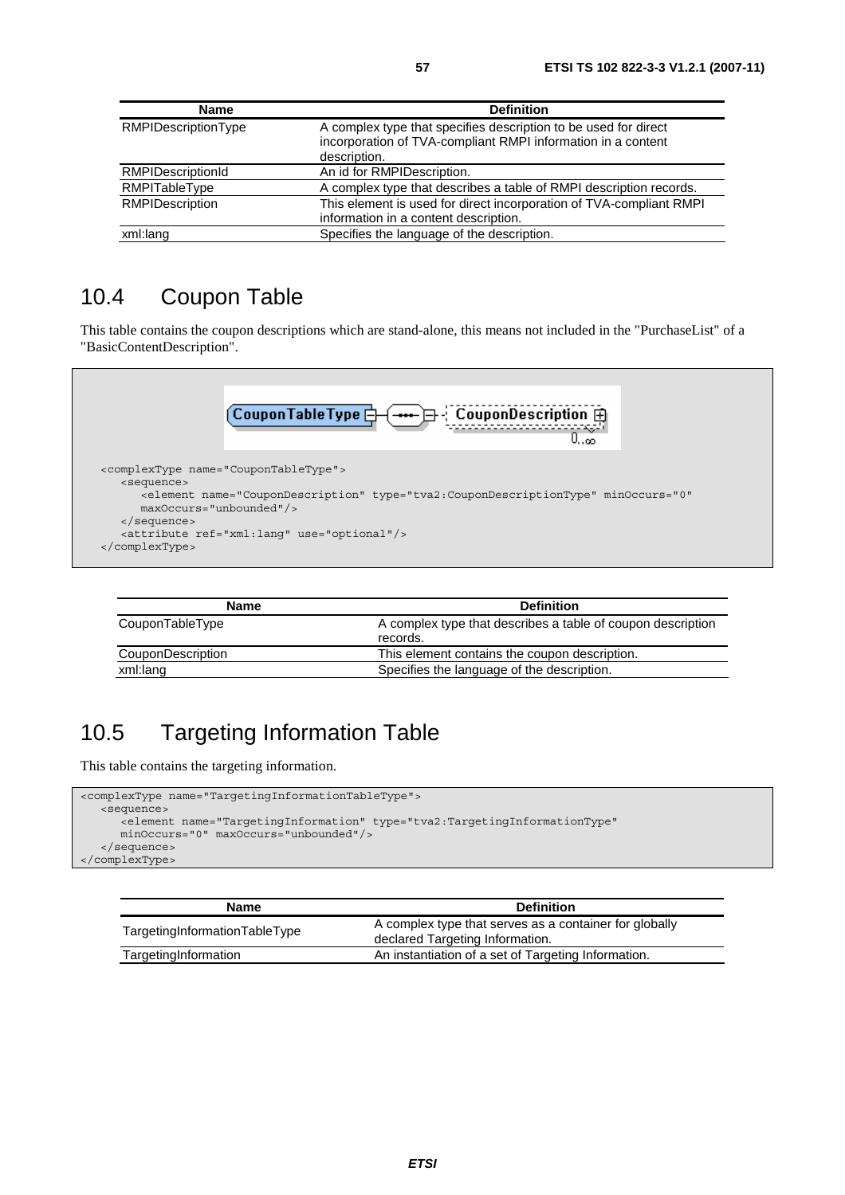| Name | Definition |
| --- | --- |
| RMPIDescriptionType | A complex type that specifies description to be used for direct incorporation of TVA-compliant RMPI information in a content description. |
| RMPIDescriptionId | An id for RMPIDescription. |
| RMPITableType | A complex type that describes a table of RMPI description records. |
| RMPIDescription | This element is used for direct incorporation of TVA-compliant RMPI information in a content description. |
| xml:lang | Specifies the language of the description. |

## 10.4 Coupon Table

This table contains the coupon descriptions which are stand-alone, this means not included in the "PurchaseList" of a "BasicContentDescription".

```
<complexType name="CouponTableType">
   <sequence>
      <element name="CouponDescription" type="tva2:CouponDescriptionType" minOccurs="0"
      maxOccurs="unbounded"/>
   </sequence>
   <attribute ref="xml:lang" use="optional"/>
</complexType>
```

| Name | Definition |
| --- | --- |
| CouponTableType | A complex type that describes a table of coupon description records. |
| CouponDescription | This element contains the coupon description. |
| xml:lang | Specifies the language of the description. |

## 10.5 Targeting Information Table

This table contains the targeting information.

```
<complexType name="TargetingInformationTableType">
   <sequence>
      <element name="TargetingInformation" type="tva2:TargetingInformationType"
      minOccurs="0" maxOccurs="unbounded"/>
   </sequence>
</complexType>
```

| Name | Definition |
| --- | --- |
| TargetingInformationTableType | A complex type that serves as a container for globally declared Targeting Information. |
| TargetingInformation | An instantiation of a set of Targeting Information. |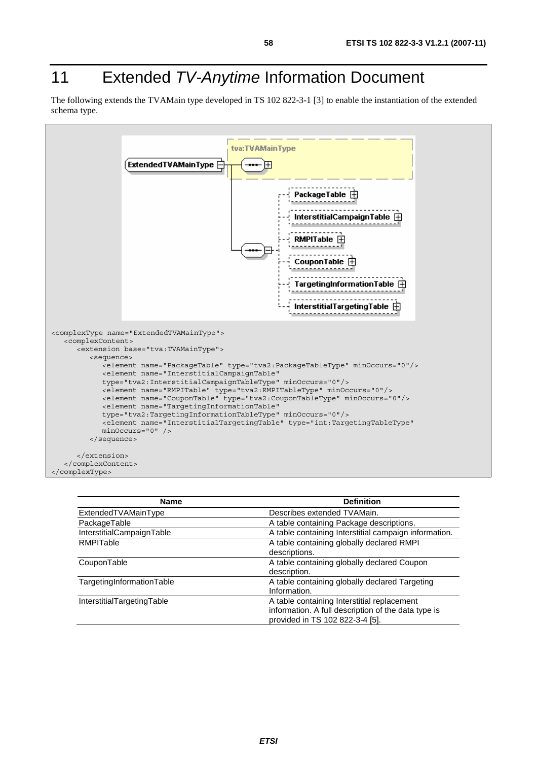# 11 Extended *TV-Anytime* Information Document

The following extends the TVAMain type developed in TS 102 822-3-1 [3] to enable the instantiation of the extended schema type.

```
<complexType name="ExtendedTVAMainType">
   <complexContent>
      <extension base="tva:TVAMainType">
         <sequence>
            <element name="PackageTable" type="tva2:PackageTableType" minOccurs="0"/>
            <element name="InterstitialCampaignTable"
            type="tva2:InterstitialCampaignTableType" minOccurs="0"/>
            <element name="RMPITable" type="tva2:RMPITableType" minOccurs="0"/>
            <element name="CouponTable" type="tva2:CouponTableType" minOccurs="0"/>
            <element name="TargetingInformationTable"
            type="tva2:TargetingInformationTableType" minOccurs="0"/>
            <element name="InterstitialTargetingTable" type="int:TargetingTableType"
            minOccurs="0" />
         </sequence>

      </extension>
   </complexContent>
</complexType>
```

| Name | Definition |
|---|---|
| ExtendedTVAMainType | Describes extended TVAMain. |
| PackageTable | A table containing Package descriptions. |
| InterstitialCampaignTable | A table containing Interstitial campaign information. |
| RMPITable | A table containing globally declared RMPI descriptions. |
| CouponTable | A table containing globally declared Coupon description. |
| TargetingInformationTable | A table containing globally declared Targeting Information. |
| InterstitialTargetingTable | A table containing Interstitial replacement information. A full description of the data type is provided in TS 102 822-3-4 [5]. |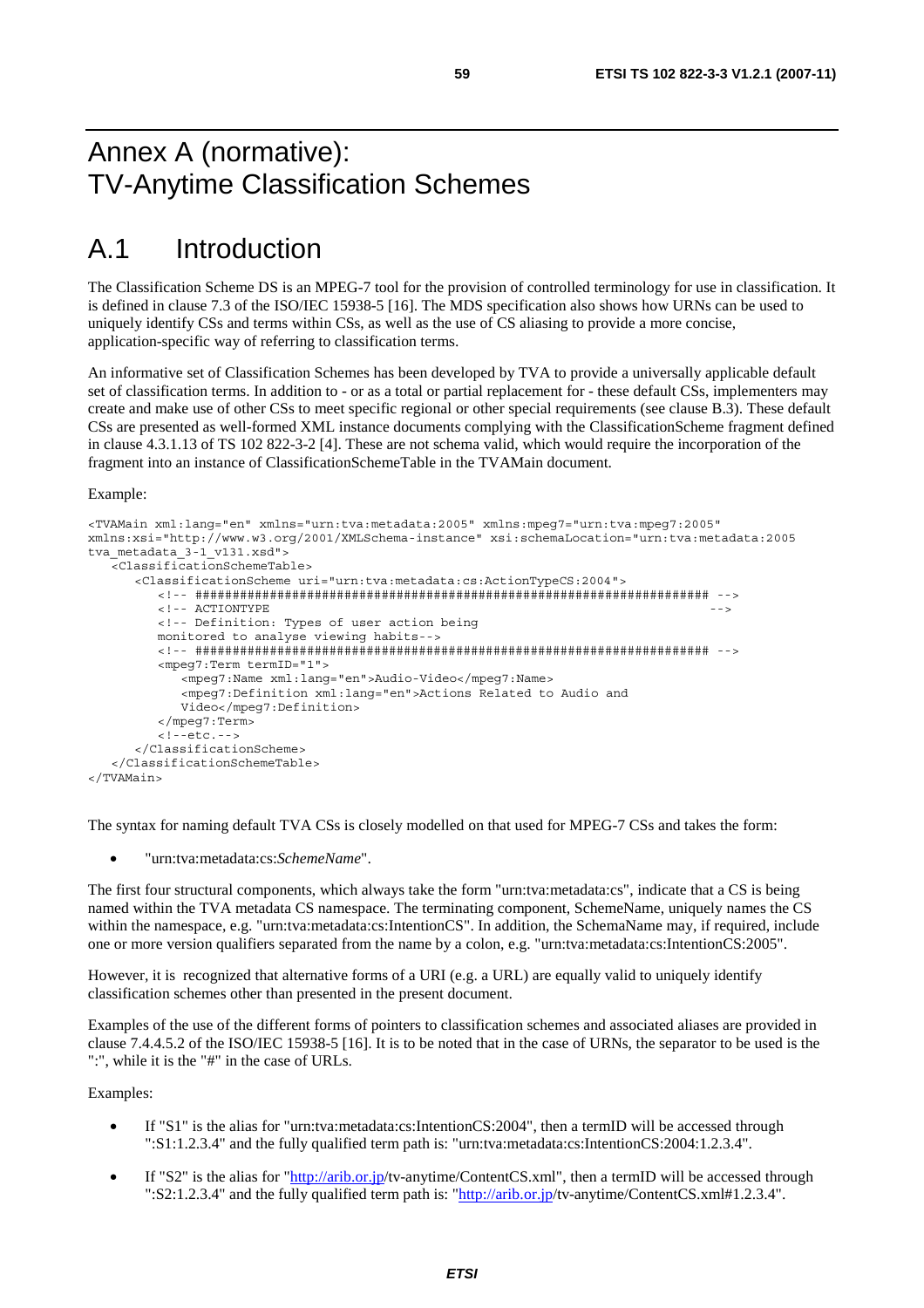# Annex A (normative): TV-Anytime Classification Schemes

# A.1 Introduction

The Classification Scheme DS is an MPEG-7 tool for the provision of controlled terminology for use in classification. It is defined in clause 7.3 of the ISO/IEC 15938-5 [16]. The MDS specification also shows how URNs can be used to uniquely identify CSs and terms within CSs, as well as the use of CS aliasing to provide a more concise, application-specific way of referring to classification terms.

An informative set of Classification Schemes has been developed by TVA to provide a universally applicable default set of classification terms. In addition to - or as a total or partial replacement for - these default CSs, implementers may create and make use of other CSs to meet specific regional or other special requirements (see clause B.3). These default CSs are presented as well-formed XML instance documents complying with the ClassificationScheme fragment defined in clause 4.3.1.13 of TS 102 822-3-2 [4]. These are not schema valid, which would require the incorporation of the fragment into an instance of ClassificationSchemeTable in the TVAMain document.

Example:

```
<TVAMain xml:lang="en" xmlns="urn:tva:metadata:2005" xmlns:mpeg7="urn:tva:mpeg7:2005"
xmlns:xsi="http://www.w3.org/2001/XMLSchema-instance" xsi:schemaLocation="urn:tva:metadata:2005
tva_metadata_3-1_v131.xsd">
   <ClassificationSchemeTable>
      <ClassificationScheme uri="urn:tva:metadata:cs:ActionTypeCS:2004">
         <!-- ##################################################################### -->
         <!-- ACTIONTYPE                                                             -->
         <!-- Definition: Types of user action being
         monitored to analyse viewing habits-->
         <!-- ##################################################################### -->
         <mpeg7:Term termID="1">
            <mpeg7:Name xml:lang="en">Audio-Video</mpeg7:Name>
            <mpeg7:Definition xml:lang="en">Actions Related to Audio and
            Video</mpeg7:Definition>
         </mpeg7:Term>
         <!--etc.-->
      </ClassificationScheme>
   </ClassificationSchemeTable>
</TVAMain>
```

The syntax for naming default TVA CSs is closely modelled on that used for MPEG-7 CSs and takes the form:

- "urn:tva:metadata:cs:*SchemeName*".

The first four structural components, which always take the form "urn:tva:metadata:cs", indicate that a CS is being named within the TVA metadata CS namespace. The terminating component, SchemeName, uniquely names the CS within the namespace, e.g. "urn:tva:metadata:cs:IntentionCS". In addition, the SchemaName may, if required, include one or more version qualifiers separated from the name by a colon, e.g. "urn:tva:metadata:cs:IntentionCS:2005".

However, it is recognized that alternative forms of a URI (e.g. a URL) are equally valid to uniquely identify classification schemes other than presented in the present document.

Examples of the use of the different forms of pointers to classification schemes and associated aliases are provided in clause 7.4.4.5.2 of the ISO/IEC 15938-5 [16]. It is to be noted that in the case of URNs, the separator to be used is the ":", while it is the "#" in the case of URLs.

Examples:

- If "S1" is the alias for "urn:tva:metadata:cs:IntentionCS:2004", then a termID will be accessed through ":S1:1.2.3.4" and the fully qualified term path is: "urn:tva:metadata:cs:IntentionCS:2004:1.2.3.4".
- If "S2" is the alias for "http://arib.or.jp/tv-anytime/ContentCS.xml", then a termID will be accessed through ":S2:1.2.3.4" and the fully qualified term path is: "http://arib.or.jp/tv-anytime/ContentCS.xml#1.2.3.4".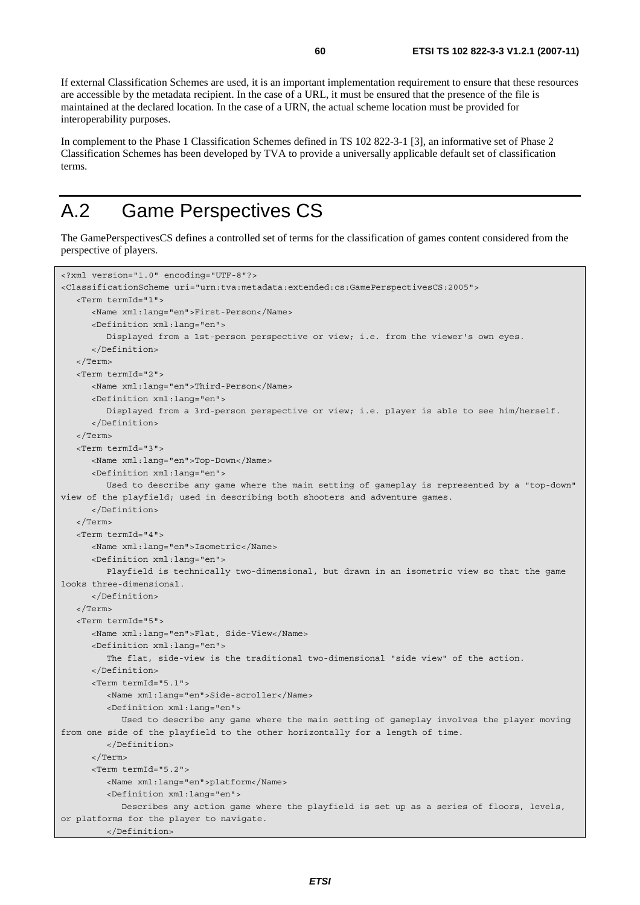If external Classification Schemes are used, it is an important implementation requirement to ensure that these resources are accessible by the metadata recipient. In the case of a URL, it must be ensured that the presence of the file is maintained at the declared location. In the case of a URN, the actual scheme location must be provided for interoperability purposes.

In complement to the Phase 1 Classification Schemes defined in TS 102 822-3-1 [3], an informative set of Phase 2 Classification Schemes has been developed by TVA to provide a universally applicable default set of classification terms.

# A.2 Game Perspectives CS

The GamePerspectivesCS defines a controlled set of terms for the classification of games content considered from the perspective of players.

```
<?xml version="1.0" encoding="UTF-8"?>
<ClassificationScheme uri="urn:tva:metadata:extended:cs:GamePerspectivesCS:2005">
   <Term termId="1">
      <Name xml:lang="en">First-Person</Name>
      <Definition xml:lang="en">
         Displayed from a 1st-person perspective or view; i.e. from the viewer's own eyes.
      </Definition>
   </Term>
   <Term termId="2">
      <Name xml:lang="en">Third-Person</Name>
      <Definition xml:lang="en">
         Displayed from a 3rd-person perspective or view; i.e. player is able to see him/herself.
      </Definition>
   </Term>
   <Term termId="3">
      <Name xml:lang="en">Top-Down</Name>
      <Definition xml:lang="en">
         Used to describe any game where the main setting of gameplay is represented by a "top-down" 
view of the playfield; used in describing both shooters and adventure games.
      </Definition>
   </Term>
   <Term termId="4">
      <Name xml:lang="en">Isometric</Name>
      <Definition xml:lang="en">
         Playfield is technically two-dimensional, but drawn in an isometric view so that the game 
looks three-dimensional.
      </Definition>
   </Term>
   <Term termId="5">
      <Name xml:lang="en">Flat, Side-View</Name>
      <Definition xml:lang="en">
         The flat, side-view is the traditional two-dimensional "side view" of the action.
      </Definition>
      <Term termId="5.1">
         <Name xml:lang="en">Side-scroller</Name>
         <Definition xml:lang="en">
            Used to describe any game where the main setting of gameplay involves the player moving 
from one side of the playfield to the other horizontally for a length of time.
         </Definition>
      </Term>
      <Term termId="5.2">
         <Name xml:lang="en">platform</Name>
         <Definition xml:lang="en">
            Describes any action game where the playfield is set up as a series of floors, levels, 
or platforms for the player to navigate.
         </Definition>
```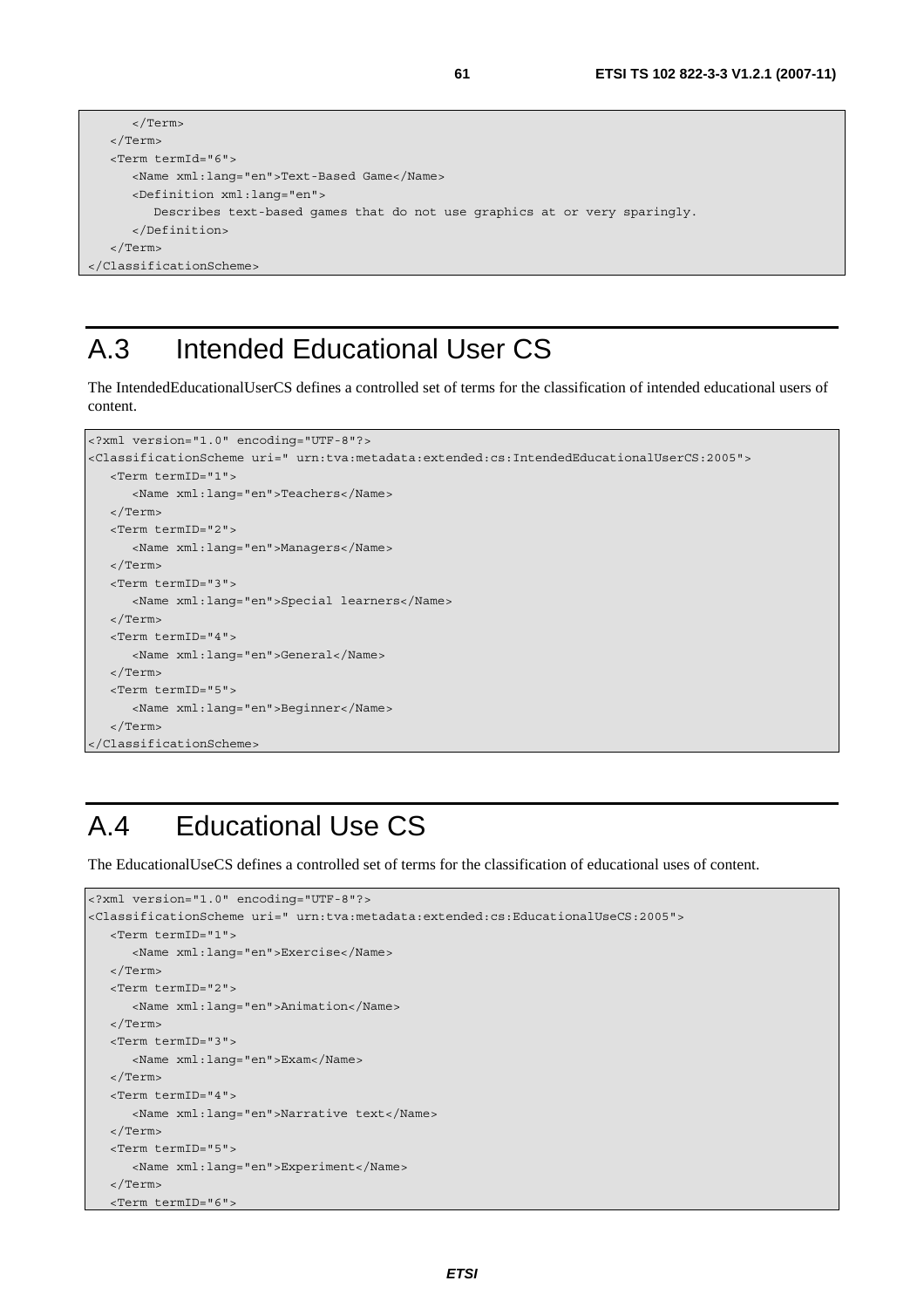```
      </Term>
   </Term>
   <Term termId="6">
      <Name xml:lang="en">Text-Based Game</Name>
      <Definition xml:lang="en">
         Describes text-based games that do not use graphics at or very sparingly.
      </Definition>
   </Term>
</ClassificationScheme>
```

# A.3 Intended Educational User CS

The IntendedEducationalUserCS defines a controlled set of terms for the classification of intended educational users of content.

```
<?xml version="1.0" encoding="UTF-8"?>
<ClassificationScheme uri=" urn:tva:metadata:extended:cs:IntendedEducationalUserCS:2005">
   <Term termID="1">
      <Name xml:lang="en">Teachers</Name>
   </Term>
   <Term termID="2">
      <Name xml:lang="en">Managers</Name>
   </Term>
   <Term termID="3">
      <Name xml:lang="en">Special learners</Name>
   </Term>
   <Term termID="4">
      <Name xml:lang="en">General</Name>
   </Term>
   <Term termID="5">
      <Name xml:lang="en">Beginner</Name>
   </Term>
</ClassificationScheme>
```

# A.4 Educational Use CS

The EducationalUseCS defines a controlled set of terms for the classification of educational uses of content.

```
<?xml version="1.0" encoding="UTF-8"?>
<ClassificationScheme uri=" urn:tva:metadata:extended:cs:EducationalUseCS:2005">
   <Term termID="1">
      <Name xml:lang="en">Exercise</Name>
   </Term>
   <Term termID="2">
      <Name xml:lang="en">Animation</Name>
   </Term>
   <Term termID="3">
      <Name xml:lang="en">Exam</Name>
   </Term>
   <Term termID="4">
      <Name xml:lang="en">Narrative text</Name>
   </Term>
   <Term termID="5">
      <Name xml:lang="en">Experiment</Name>
   </Term>
   <Term termID="6">
```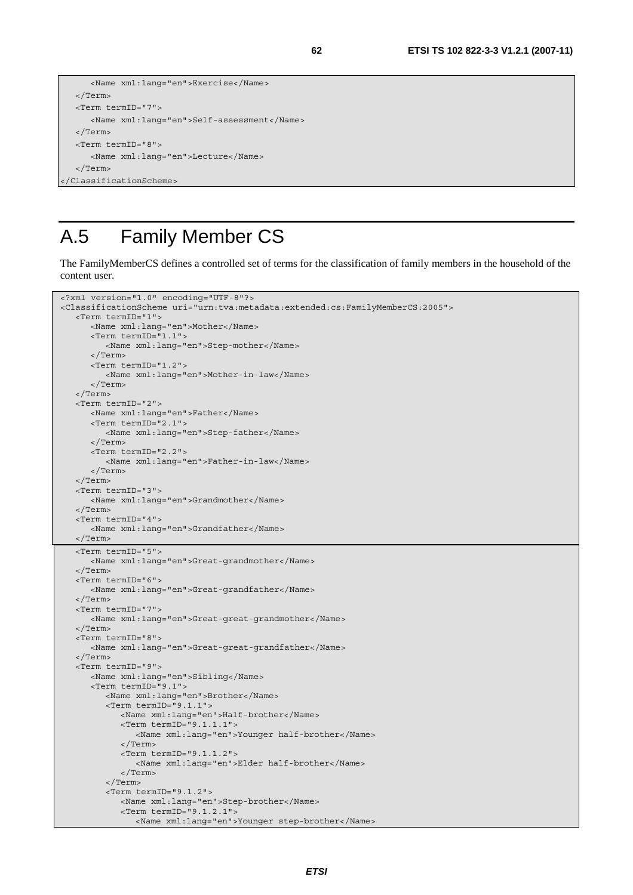```
      <Name xml:lang="en">Exercise</Name>
   </Term>
   <Term termID="7">
      <Name xml:lang="en">Self-assessment</Name>
   </Term>
   <Term termID="8">
      <Name xml:lang="en">Lecture</Name>
   </Term>
</ClassificationScheme>
```

# A.5 Family Member CS

The FamilyMemberCS defines a controlled set of terms for the classification of family members in the household of the content user.

```
<?xml version="1.0" encoding="UTF-8"?>
<ClassificationScheme uri="urn:tva:metadata:extended:cs:FamilyMemberCS:2005">
   <Term termID="1">
      <Name xml:lang="en">Mother</Name>
      <Term termID="1.1">
         <Name xml:lang="en">Step-mother</Name>
      </Term>
      <Term termID="1.2">
         <Name xml:lang="en">Mother-in-law</Name>
      </Term>
   </Term>
   <Term termID="2">
      <Name xml:lang="en">Father</Name>
      <Term termID="2.1">
         <Name xml:lang="en">Step-father</Name>
      </Term>
      <Term termID="2.2">
         <Name xml:lang="en">Father-in-law</Name>
      </Term>
   </Term>
   <Term termID="3">
      <Name xml:lang="en">Grandmother</Name>
   </Term>
   <Term termID="4">
      <Name xml:lang="en">Grandfather</Name>
   </Term>
   <Term termID="5">
      <Name xml:lang="en">Great-grandmother</Name>
   </Term>
   <Term termID="6">
      <Name xml:lang="en">Great-grandfather</Name>
   </Term>
   <Term termID="7">
      <Name xml:lang="en">Great-great-grandmother</Name>
   </Term>
   <Term termID="8">
      <Name xml:lang="en">Great-great-grandfather</Name>
   </Term>
   <Term termID="9">
      <Name xml:lang="en">Sibling</Name>
      <Term termID="9.1">
         <Name xml:lang="en">Brother</Name>
         <Term termID="9.1.1">
            <Name xml:lang="en">Half-brother</Name>
            <Term termID="9.1.1.1">
               <Name xml:lang="en">Younger half-brother</Name>
            </Term>
            <Term termID="9.1.1.2">
               <Name xml:lang="en">Elder half-brother</Name>
            </Term>
         </Term>
         <Term termID="9.1.2">
            <Name xml:lang="en">Step-brother</Name>
            <Term termID="9.1.2.1">
               <Name xml:lang="en">Younger step-brother</Name>
```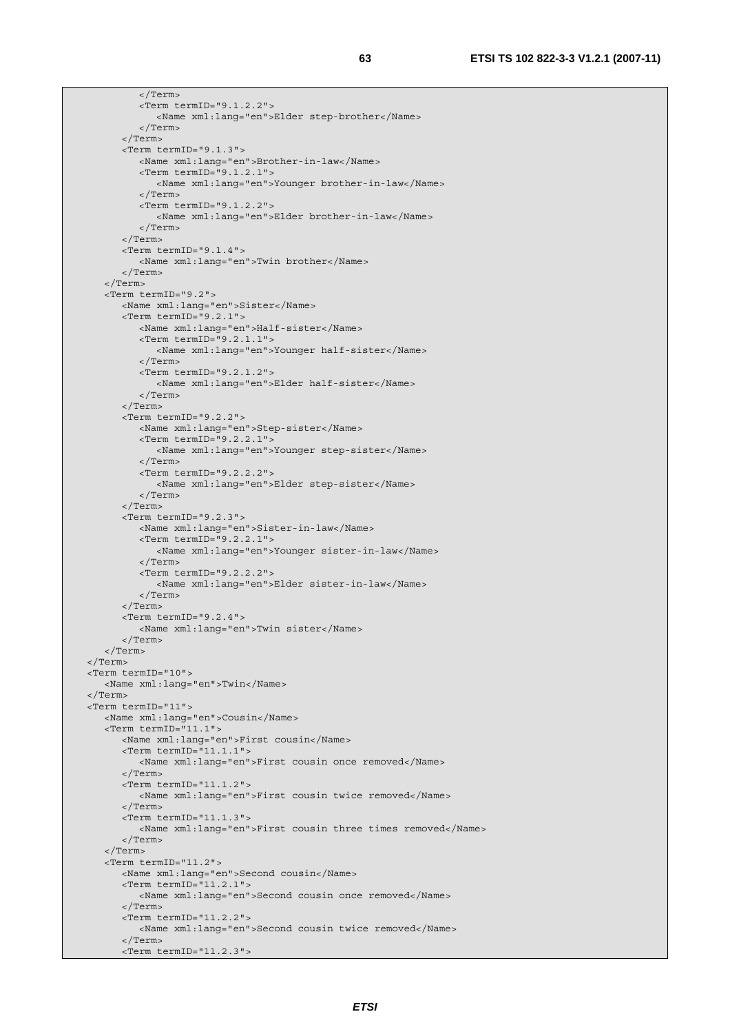```
            </Term>
            <Term termID="9.1.2.2">
               <Name xml:lang="en">Elder step-brother</Name>
            </Term>
         </Term>
         <Term termID="9.1.3">
            <Name xml:lang="en">Brother-in-law</Name>
            <Term termID="9.1.2.1">
               <Name xml:lang="en">Younger brother-in-law</Name>
            </Term>
            <Term termID="9.1.2.2">
               <Name xml:lang="en">Elder brother-in-law</Name>
            </Term>
         </Term>
         <Term termID="9.1.4">
            <Name xml:lang="en">Twin brother</Name>
         </Term>
      </Term>
      <Term termID="9.2">
         <Name xml:lang="en">Sister</Name>
         <Term termID="9.2.1">
            <Name xml:lang="en">Half-sister</Name>
            <Term termID="9.2.1.1">
               <Name xml:lang="en">Younger half-sister</Name>
            </Term>
            <Term termID="9.2.1.2">
               <Name xml:lang="en">Elder half-sister</Name>
            </Term>
         </Term>
         <Term termID="9.2.2">
            <Name xml:lang="en">Step-sister</Name>
            <Term termID="9.2.2.1">
               <Name xml:lang="en">Younger step-sister</Name>
            </Term>
            <Term termID="9.2.2.2">
               <Name xml:lang="en">Elder step-sister</Name>
            </Term>
         </Term>
         <Term termID="9.2.3">
            <Name xml:lang="en">Sister-in-law</Name>
            <Term termID="9.2.2.1">
               <Name xml:lang="en">Younger sister-in-law</Name>
            </Term>
            <Term termID="9.2.2.2">
               <Name xml:lang="en">Elder sister-in-law</Name>
            </Term>
         </Term>
         <Term termID="9.2.4">
            <Name xml:lang="en">Twin sister</Name>
         </Term>
      </Term>
   </Term>
   <Term termID="10">
      <Name xml:lang="en">Twin</Name>
   </Term>
   <Term termID="11">
      <Name xml:lang="en">Cousin</Name>
      <Term termID="11.1">
         <Name xml:lang="en">First cousin</Name>
         <Term termID="11.1.1">
            <Name xml:lang="en">First cousin once removed</Name>
         </Term>
         <Term termID="11.1.2">
            <Name xml:lang="en">First cousin twice removed</Name>
         </Term>
         <Term termID="11.1.3">
            <Name xml:lang="en">First cousin three times removed</Name>
         </Term>
      </Term>
      <Term termID="11.2">
         <Name xml:lang="en">Second cousin</Name>
         <Term termID="11.2.1">
            <Name xml:lang="en">Second cousin once removed</Name>
         </Term>
         <Term termID="11.2.2">
            <Name xml:lang="en">Second cousin twice removed</Name>
         </Term>
         <Term termID="11.2.3">
```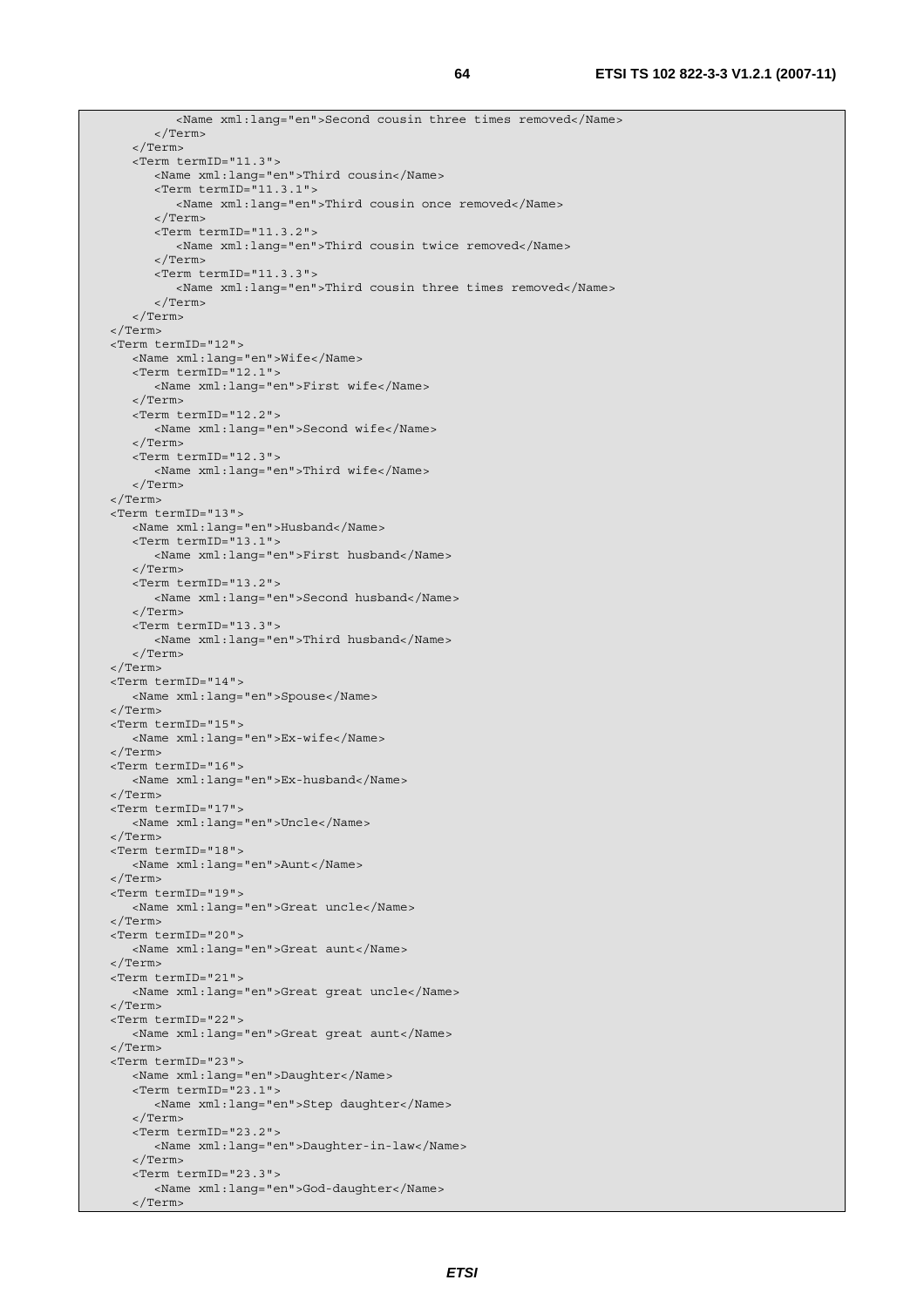```
            <Name xml:lang="en">Second cousin three times removed</Name>
         </Term>
      </Term>
      <Term termID="11.3">
         <Name xml:lang="en">Third cousin</Name>
         <Term termID="11.3.1">
            <Name xml:lang="en">Third cousin once removed</Name>
         </Term>
         <Term termID="11.3.2">
            <Name xml:lang="en">Third cousin twice removed</Name>
         </Term>
         <Term termID="11.3.3">
            <Name xml:lang="en">Third cousin three times removed</Name>
         </Term>
      </Term>
   </Term>
   <Term termID="12">
      <Name xml:lang="en">Wife</Name>
      <Term termID="12.1">
         <Name xml:lang="en">First wife</Name>
      </Term>
      <Term termID="12.2">
         <Name xml:lang="en">Second wife</Name>
      </Term>
      <Term termID="12.3">
         <Name xml:lang="en">Third wife</Name>
      </Term>
   </Term>
   <Term termID="13">
      <Name xml:lang="en">Husband</Name>
      <Term termID="13.1">
         <Name xml:lang="en">First husband</Name>
      </Term>
      <Term termID="13.2">
         <Name xml:lang="en">Second husband</Name>
      </Term>
      <Term termID="13.3">
         <Name xml:lang="en">Third husband</Name>
      </Term>
   </Term>
   <Term termID="14">
      <Name xml:lang="en">Spouse</Name>
   </Term>
   <Term termID="15">
      <Name xml:lang="en">Ex-wife</Name>
   </Term>
   <Term termID="16">
      <Name xml:lang="en">Ex-husband</Name>
   </Term>
   <Term termID="17">
      <Name xml:lang="en">Uncle</Name>
   </Term>
   <Term termID="18">
      <Name xml:lang="en">Aunt</Name>
   </Term>
   <Term termID="19">
      <Name xml:lang="en">Great uncle</Name>
   </Term>
   <Term termID="20">
      <Name xml:lang="en">Great aunt</Name>
   </Term>
   <Term termID="21">
      <Name xml:lang="en">Great great uncle</Name>
   </Term>
   <Term termID="22">
      <Name xml:lang="en">Great great aunt</Name>
   </Term>
   <Term termID="23">
      <Name xml:lang="en">Daughter</Name>
      <Term termID="23.1">
         <Name xml:lang="en">Step daughter</Name>
      </Term>
      <Term termID="23.2">
         <Name xml:lang="en">Daughter-in-law</Name>
      </Term>
      <Term termID="23.3">
         <Name xml:lang="en">God-daughter</Name>
      </Term>
```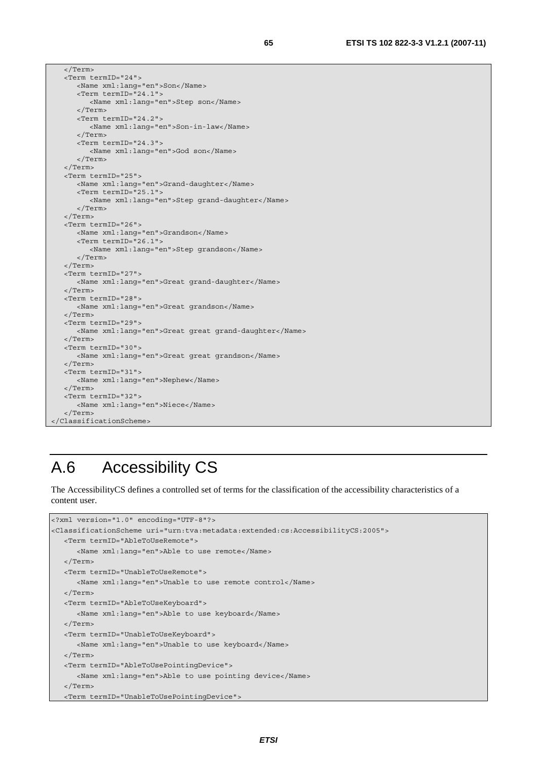```
   </Term>
   <Term termID="24">
      <Name xml:lang="en">Son</Name>
      <Term termID="24.1">
         <Name xml:lang="en">Step son</Name>
      </Term>
      <Term termID="24.2">
         <Name xml:lang="en">Son-in-law</Name>
      </Term>
      <Term termID="24.3">
         <Name xml:lang="en">God son</Name>
      </Term>
   </Term>
   <Term termID="25">
      <Name xml:lang="en">Grand-daughter</Name>
      <Term termID="25.1">
         <Name xml:lang="en">Step grand-daughter</Name>
      </Term>
   </Term>
   <Term termID="26">
      <Name xml:lang="en">Grandson</Name>
      <Term termID="26.1">
         <Name xml:lang="en">Step grandson</Name>
      </Term>
   </Term>
   <Term termID="27">
      <Name xml:lang="en">Great grand-daughter</Name>
   </Term>
   <Term termID="28">
      <Name xml:lang="en">Great grandson</Name>
   </Term>
   <Term termID="29">
      <Name xml:lang="en">Great great grand-daughter</Name>
   </Term>
   <Term termID="30">
      <Name xml:lang="en">Great great grandson</Name>
   </Term>
   <Term termID="31">
      <Name xml:lang="en">Nephew</Name>
   </Term>
   <Term termID="32">
      <Name xml:lang="en">Niece</Name>
   </Term>
</ClassificationScheme>
```

# A.6 Accessibility CS

The AccessibilityCS defines a controlled set of terms for the classification of the accessibility characteristics of a content user.

```
<?xml version="1.0" encoding="UTF-8"?>
<ClassificationScheme uri="urn:tva:metadata:extended:cs:AccessibilityCS:2005">
   <Term termID="AbleToUseRemote">
      <Name xml:lang="en">Able to use remote</Name>
   </Term>
   <Term termID="UnableToUseRemote">
      <Name xml:lang="en">Unable to use remote control</Name>
   </Term>
   <Term termID="AbleToUseKeyboard">
      <Name xml:lang="en">Able to use keyboard</Name>
   </Term>
   <Term termID="UnableToUseKeyboard">
      <Name xml:lang="en">Unable to use keyboard</Name>
   </Term>
   <Term termID="AbleToUsePointingDevice">
      <Name xml:lang="en">Able to use pointing device</Name>
   </Term>
   <Term termID="UnableToUsePointingDevice">
```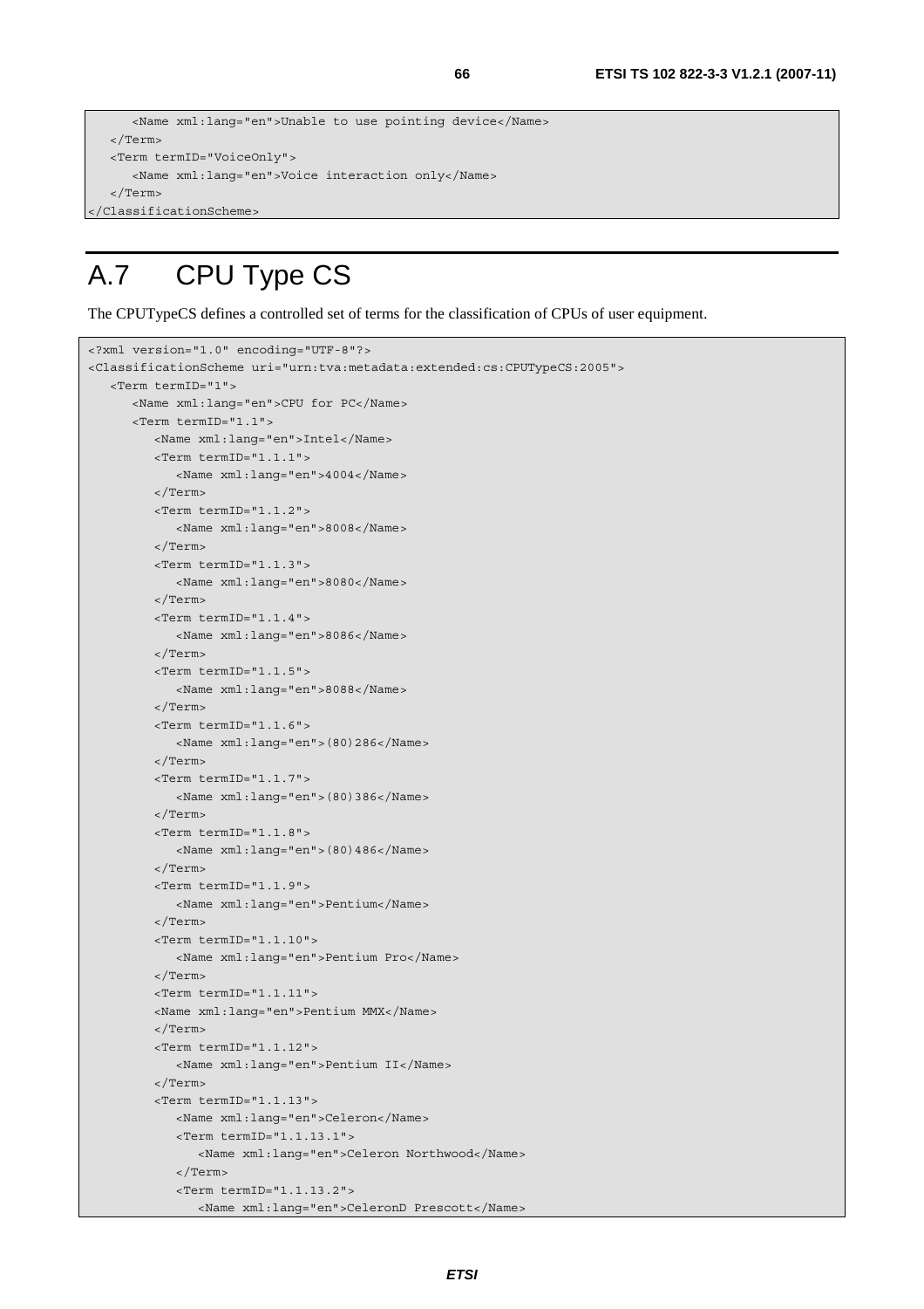```
      <Name xml:lang="en">Unable to use pointing device</Name>
   </Term>
   <Term termID="VoiceOnly">
      <Name xml:lang="en">Voice interaction only</Name>
   </Term>
</ClassificationScheme>
```

# A.7 CPU Type CS

The CPUTypeCS defines a controlled set of terms for the classification of CPUs of user equipment.

```
<?xml version="1.0" encoding="UTF-8"?>
<ClassificationScheme uri="urn:tva:metadata:extended:cs:CPUTypeCS:2005">
   <Term termID="1">
      <Name xml:lang="en">CPU for PC</Name>
      <Term termID="1.1">
         <Name xml:lang="en">Intel</Name>
         <Term termID="1.1.1">
            <Name xml:lang="en">4004</Name>
         </Term>
         <Term termID="1.1.2">
            <Name xml:lang="en">8008</Name>
         </Term>
         <Term termID="1.1.3">
            <Name xml:lang="en">8080</Name>
         </Term>
         <Term termID="1.1.4">
            <Name xml:lang="en">8086</Name>
         </Term>
         <Term termID="1.1.5">
            <Name xml:lang="en">8088</Name>
         </Term>
         <Term termID="1.1.6">
            <Name xml:lang="en">(80)286</Name>
         </Term>
         <Term termID="1.1.7">
            <Name xml:lang="en">(80)386</Name>
         </Term>
         <Term termID="1.1.8">
            <Name xml:lang="en">(80)486</Name>
         </Term>
         <Term termID="1.1.9">
            <Name xml:lang="en">Pentium</Name>
         </Term>
         <Term termID="1.1.10">
            <Name xml:lang="en">Pentium Pro</Name>
         </Term>
         <Term termID="1.1.11">
         <Name xml:lang="en">Pentium MMX</Name>
         </Term>
         <Term termID="1.1.12">
            <Name xml:lang="en">Pentium II</Name>
         </Term>
         <Term termID="1.1.13">
            <Name xml:lang="en">Celeron</Name>
            <Term termID="1.1.13.1">
               <Name xml:lang="en">Celeron Northwood</Name>
            </Term>
            <Term termID="1.1.13.2">
               <Name xml:lang="en">CeleronD Prescott</Name>
```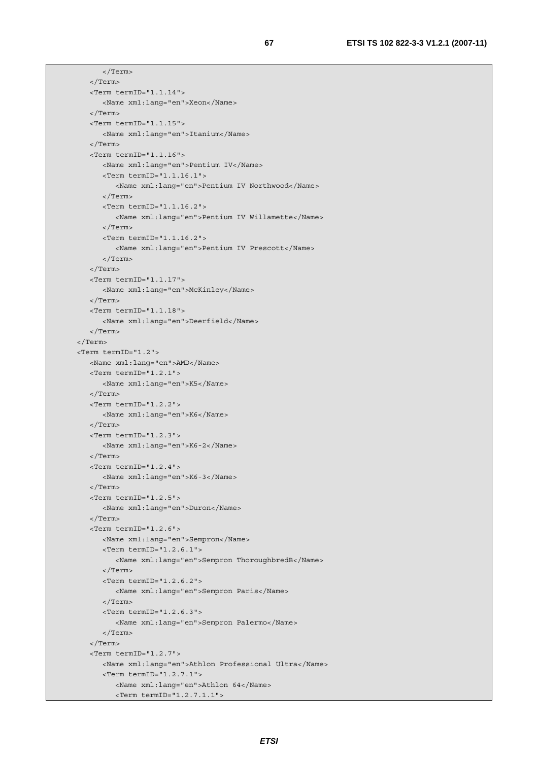```
            </Term>
         </Term>
         <Term termID="1.1.14">
            <Name xml:lang="en">Xeon</Name>
         </Term>
         <Term termID="1.1.15">
            <Name xml:lang="en">Itanium</Name>
         </Term>
         <Term termID="1.1.16">
            <Name xml:lang="en">Pentium IV</Name>
            <Term termID="1.1.16.1">
               <Name xml:lang="en">Pentium IV Northwood</Name>
            </Term>
            <Term termID="1.1.16.2">
               <Name xml:lang="en">Pentium IV Willamette</Name>
            </Term>
            <Term termID="1.1.16.2">
               <Name xml:lang="en">Pentium IV Prescott</Name>
            </Term>
         </Term>
         <Term termID="1.1.17">
            <Name xml:lang="en">McKinley</Name>
         </Term>
         <Term termID="1.1.18">
            <Name xml:lang="en">Deerfield</Name>
         </Term>
      </Term>
      <Term termID="1.2">
         <Name xml:lang="en">AMD</Name>
         <Term termID="1.2.1">
            <Name xml:lang="en">K5</Name>
         </Term>
         <Term termID="1.2.2">
            <Name xml:lang="en">K6</Name>
         </Term>
         <Term termID="1.2.3">
            <Name xml:lang="en">K6-2</Name>
         </Term>
         <Term termID="1.2.4">
            <Name xml:lang="en">K6-3</Name>
         </Term>
         <Term termID="1.2.5">
            <Name xml:lang="en">Duron</Name>
         </Term>
         <Term termID="1.2.6">
            <Name xml:lang="en">Sempron</Name>
            <Term termID="1.2.6.1">
               <Name xml:lang="en">Sempron ThoroughbredB</Name>
            </Term>
            <Term termID="1.2.6.2">
               <Name xml:lang="en">Sempron Paris</Name>
            </Term>
            <Term termID="1.2.6.3">
               <Name xml:lang="en">Sempron Palermo</Name>
            </Term>
         </Term>
         <Term termID="1.2.7">
            <Name xml:lang="en">Athlon Professional Ultra</Name>
            <Term termID="1.2.7.1">
               <Name xml:lang="en">Athlon 64</Name>
               <Term termID="1.2.7.1.1">
```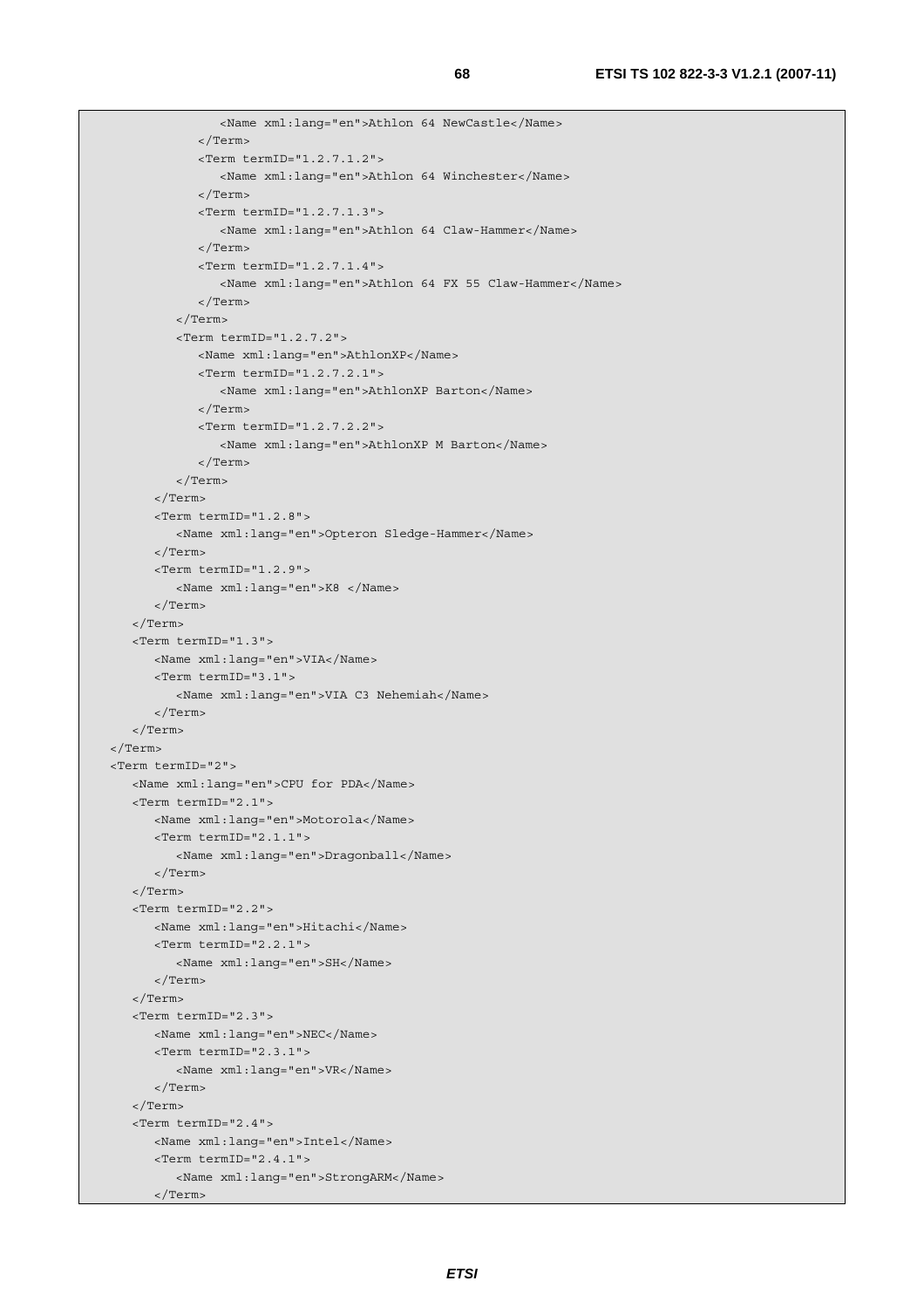```
               <Name xml:lang="en">Athlon 64 NewCastle</Name>
            </Term>
            <Term termID="1.2.7.1.2">
               <Name xml:lang="en">Athlon 64 Winchester</Name>
            </Term>
            <Term termID="1.2.7.1.3">
               <Name xml:lang="en">Athlon 64 Claw-Hammer</Name>
            </Term>
            <Term termID="1.2.7.1.4">
               <Name xml:lang="en">Athlon 64 FX 55 Claw-Hammer</Name>
            </Term>
         </Term>
         <Term termID="1.2.7.2">
            <Name xml:lang="en">AthlonXP</Name>
            <Term termID="1.2.7.2.1">
               <Name xml:lang="en">AthlonXP Barton</Name>
            </Term>
            <Term termID="1.2.7.2.2">
               <Name xml:lang="en">AthlonXP M Barton</Name>
            </Term>
         </Term>
      </Term>
      <Term termID="1.2.8">
         <Name xml:lang="en">Opteron Sledge-Hammer</Name>
      </Term>
      <Term termID="1.2.9">
         <Name xml:lang="en">K8 </Name>
      </Term>
   </Term>
   <Term termID="1.3">
      <Name xml:lang="en">VIA</Name>
      <Term termID="3.1">
         <Name xml:lang="en">VIA C3 Nehemiah</Name>
      </Term>
   </Term>
</Term>
<Term termID="2">
   <Name xml:lang="en">CPU for PDA</Name>
   <Term termID="2.1">
      <Name xml:lang="en">Motorola</Name>
      <Term termID="2.1.1">
         <Name xml:lang="en">Dragonball</Name>
      </Term>
   </Term>
   <Term termID="2.2">
      <Name xml:lang="en">Hitachi</Name>
      <Term termID="2.2.1">
         <Name xml:lang="en">SH</Name>
      </Term>
   </Term>
   <Term termID="2.3">
      <Name xml:lang="en">NEC</Name>
      <Term termID="2.3.1">
         <Name xml:lang="en">VR</Name>
      </Term>
   </Term>
   <Term termID="2.4">
      <Name xml:lang="en">Intel</Name>
      <Term termID="2.4.1">
         <Name xml:lang="en">StrongARM</Name>
      </Term>
```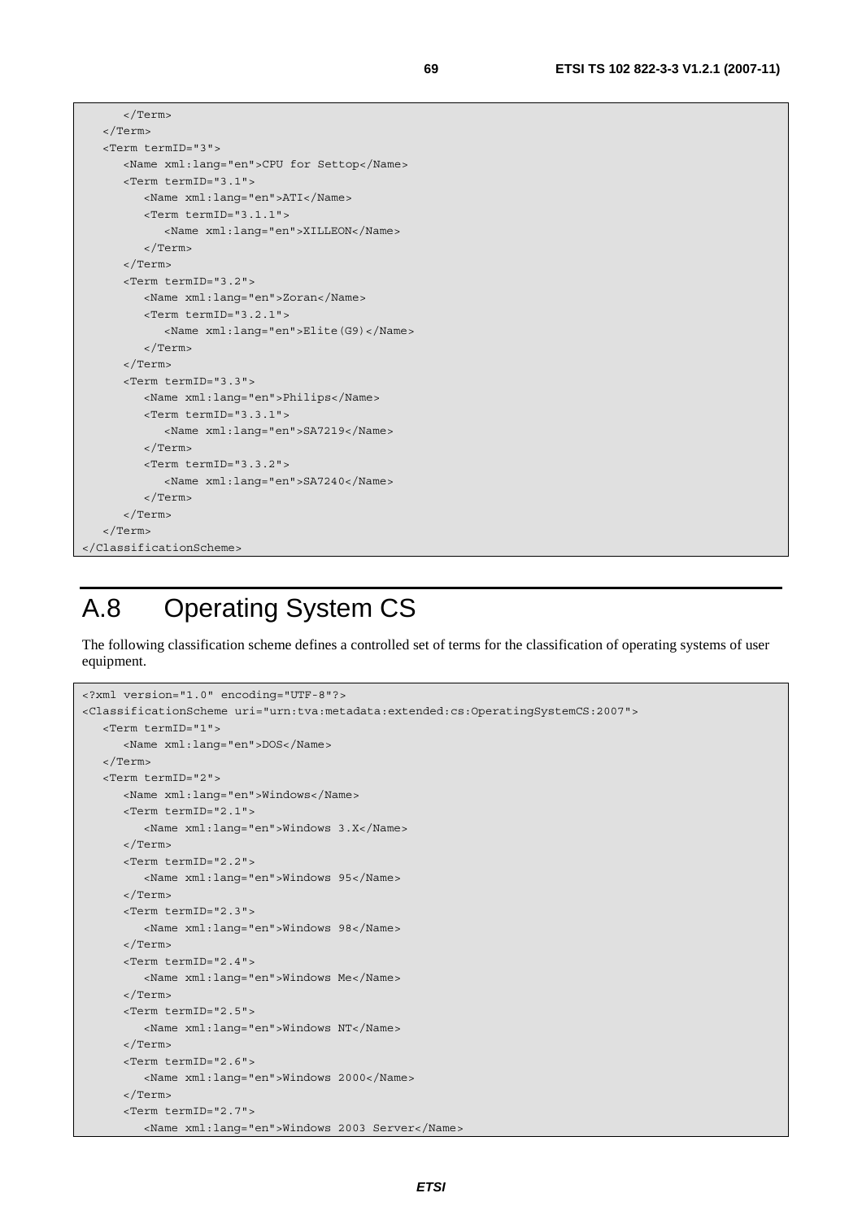```
      </Term>
   </Term>
   <Term termID="3">
      <Name xml:lang="en">CPU for Settop</Name>
      <Term termID="3.1">
         <Name xml:lang="en">ATI</Name>
         <Term termID="3.1.1">
            <Name xml:lang="en">XILLEON</Name>
         </Term>
      </Term>
      <Term termID="3.2">
         <Name xml:lang="en">Zoran</Name>
         <Term termID="3.2.1">
            <Name xml:lang="en">Elite(G9)</Name>
         </Term>
      </Term>
      <Term termID="3.3">
         <Name xml:lang="en">Philips</Name>
         <Term termID="3.3.1">
            <Name xml:lang="en">SA7219</Name>
         </Term>
         <Term termID="3.3.2">
            <Name xml:lang="en">SA7240</Name>
         </Term>
      </Term>
   </Term>
</ClassificationScheme>
```

# A.8 Operating System CS

The following classification scheme defines a controlled set of terms for the classification of operating systems of user equipment.

```
<?xml version="1.0" encoding="UTF-8"?>
<ClassificationScheme uri="urn:tva:metadata:extended:cs:OperatingSystemCS:2007">
   <Term termID="1">
      <Name xml:lang="en">DOS</Name>
   </Term>
   <Term termID="2">
      <Name xml:lang="en">Windows</Name>
      <Term termID="2.1">
         <Name xml:lang="en">Windows 3.X</Name>
      </Term>
      <Term termID="2.2">
         <Name xml:lang="en">Windows 95</Name>
      </Term>
      <Term termID="2.3">
         <Name xml:lang="en">Windows 98</Name>
      </Term>
      <Term termID="2.4">
         <Name xml:lang="en">Windows Me</Name>
      </Term>
      <Term termID="2.5">
         <Name xml:lang="en">Windows NT</Name>
      </Term>
      <Term termID="2.6">
         <Name xml:lang="en">Windows 2000</Name>
      </Term>
      <Term termID="2.7">
         <Name xml:lang="en">Windows 2003 Server</Name>
```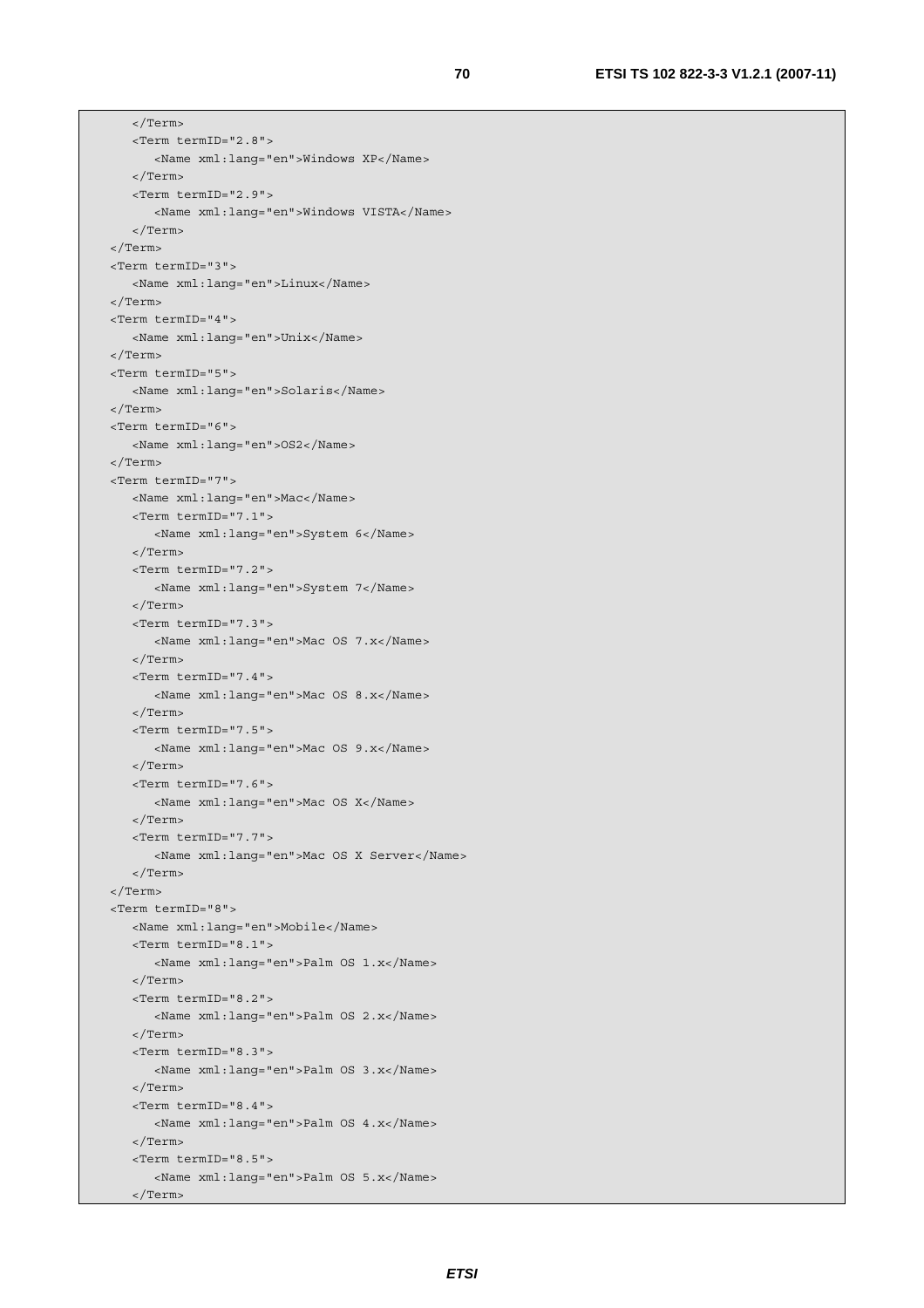```
      </Term>
      <Term termID="2.8">
         <Name xml:lang="en">Windows XP</Name>
      </Term>
      <Term termID="2.9">
         <Name xml:lang="en">Windows VISTA</Name>
      </Term>
   </Term>
   <Term termID="3">
      <Name xml:lang="en">Linux</Name>
   </Term>
   <Term termID="4">
      <Name xml:lang="en">Unix</Name>
   </Term>
   <Term termID="5">
      <Name xml:lang="en">Solaris</Name>
   </Term>
   <Term termID="6">
      <Name xml:lang="en">OS2</Name>
   </Term>
   <Term termID="7">
      <Name xml:lang="en">Mac</Name>
      <Term termID="7.1">
         <Name xml:lang="en">System 6</Name>
      </Term>
      <Term termID="7.2">
         <Name xml:lang="en">System 7</Name>
      </Term>
      <Term termID="7.3">
         <Name xml:lang="en">Mac OS 7.x</Name>
      </Term>
      <Term termID="7.4">
         <Name xml:lang="en">Mac OS 8.x</Name>
      </Term>
      <Term termID="7.5">
         <Name xml:lang="en">Mac OS 9.x</Name>
      </Term>
      <Term termID="7.6">
         <Name xml:lang="en">Mac OS X</Name>
      </Term>
      <Term termID="7.7">
         <Name xml:lang="en">Mac OS X Server</Name>
      </Term>
   </Term>
   <Term termID="8">
      <Name xml:lang="en">Mobile</Name>
      <Term termID="8.1">
         <Name xml:lang="en">Palm OS 1.x</Name>
      </Term>
      <Term termID="8.2">
         <Name xml:lang="en">Palm OS 2.x</Name>
      </Term>
      <Term termID="8.3">
         <Name xml:lang="en">Palm OS 3.x</Name>
      </Term>
      <Term termID="8.4">
         <Name xml:lang="en">Palm OS 4.x</Name>
      </Term>
      <Term termID="8.5">
         <Name xml:lang="en">Palm OS 5.x</Name>
      </Term>
```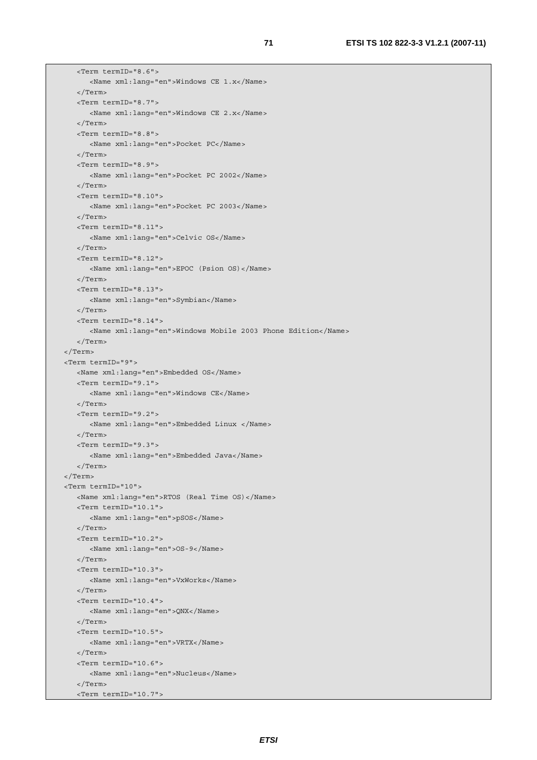```
      <Term termID="8.6">
         <Name xml:lang="en">Windows CE 1.x</Name>
      </Term>
      <Term termID="8.7">
         <Name xml:lang="en">Windows CE 2.x</Name>
      </Term>
      <Term termID="8.8">
         <Name xml:lang="en">Pocket PC</Name>
      </Term>
      <Term termID="8.9">
         <Name xml:lang="en">Pocket PC 2002</Name>
      </Term>
      <Term termID="8.10">
         <Name xml:lang="en">Pocket PC 2003</Name>
      </Term>
      <Term termID="8.11">
         <Name xml:lang="en">Celvic OS</Name>
      </Term>
      <Term termID="8.12">
         <Name xml:lang="en">EPOC (Psion OS)</Name>
      </Term>
      <Term termID="8.13">
         <Name xml:lang="en">Symbian</Name>
      </Term>
      <Term termID="8.14">
         <Name xml:lang="en">Windows Mobile 2003 Phone Edition</Name>
      </Term>
   </Term>
   <Term termID="9">
      <Name xml:lang="en">Embedded OS</Name>
      <Term termID="9.1">
         <Name xml:lang="en">Windows CE</Name>
      </Term>
      <Term termID="9.2">
         <Name xml:lang="en">Embedded Linux </Name>
      </Term>
      <Term termID="9.3">
         <Name xml:lang="en">Embedded Java</Name>
      </Term>
   </Term>
   <Term termID="10">
      <Name xml:lang="en">RTOS (Real Time OS)</Name>
      <Term termID="10.1">
         <Name xml:lang="en">pSOS</Name>
      </Term>
      <Term termID="10.2">
         <Name xml:lang="en">OS-9</Name>
      </Term>
      <Term termID="10.3">
         <Name xml:lang="en">VxWorks</Name>
      </Term>
      <Term termID="10.4">
         <Name xml:lang="en">QNX</Name>
      </Term>
      <Term termID="10.5">
         <Name xml:lang="en">VRTX</Name>
      </Term>
      <Term termID="10.6">
         <Name xml:lang="en">Nucleus</Name>
      </Term>
      <Term termID="10.7">
```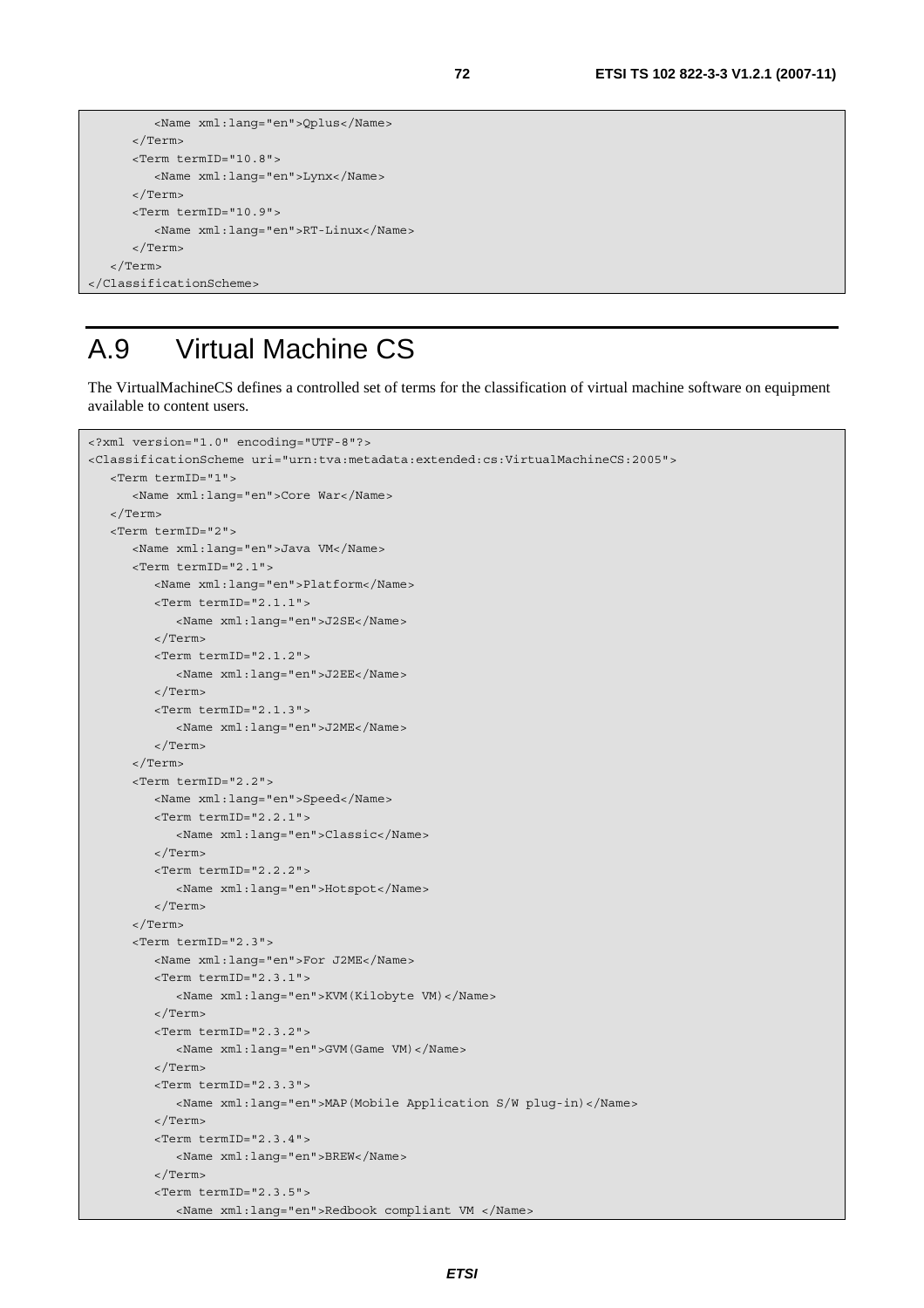```
         <Name xml:lang="en">Qplus</Name>
      </Term>
      <Term termID="10.8">
         <Name xml:lang="en">Lynx</Name>
      </Term>
      <Term termID="10.9">
         <Name xml:lang="en">RT-Linux</Name>
      </Term>
   </Term>
</ClassificationScheme>
```

# A.9 Virtual Machine CS

The VirtualMachineCS defines a controlled set of terms for the classification of virtual machine software on equipment available to content users.

```
<?xml version="1.0" encoding="UTF-8"?>
<ClassificationScheme uri="urn:tva:metadata:extended:cs:VirtualMachineCS:2005">
   <Term termID="1">
      <Name xml:lang="en">Core War</Name>
   </Term>
   <Term termID="2">
      <Name xml:lang="en">Java VM</Name>
      <Term termID="2.1">
         <Name xml:lang="en">Platform</Name>
         <Term termID="2.1.1">
            <Name xml:lang="en">J2SE</Name>
         </Term>
         <Term termID="2.1.2">
            <Name xml:lang="en">J2EE</Name>
         </Term>
         <Term termID="2.1.3">
            <Name xml:lang="en">J2ME</Name>
         </Term>
      </Term>
      <Term termID="2.2">
         <Name xml:lang="en">Speed</Name>
         <Term termID="2.2.1">
            <Name xml:lang="en">Classic</Name>
         </Term>
         <Term termID="2.2.2">
            <Name xml:lang="en">Hotspot</Name>
         </Term>
      </Term>
      <Term termID="2.3">
         <Name xml:lang="en">For J2ME</Name>
         <Term termID="2.3.1">
            <Name xml:lang="en">KVM(Kilobyte VM)</Name>
         </Term>
         <Term termID="2.3.2">
            <Name xml:lang="en">GVM(Game VM)</Name>
         </Term>
         <Term termID="2.3.3">
            <Name xml:lang="en">MAP(Mobile Application S/W plug-in)</Name>
         </Term>
         <Term termID="2.3.4">
            <Name xml:lang="en">BREW</Name>
         </Term>
         <Term termID="2.3.5">
            <Name xml:lang="en">Redbook compliant VM </Name>
```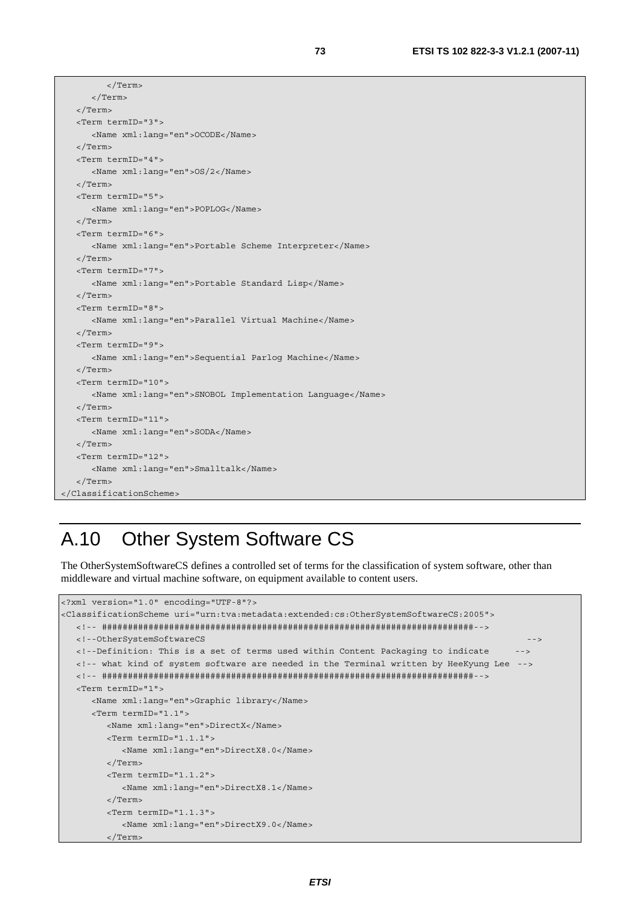```
            </Term>
        </Term>
    </Term>
    <Term termID="3">
        <Name xml:lang="en">OCODE</Name>
    </Term>
    <Term termID="4">
        <Name xml:lang="en">OS/2</Name>
    </Term>
    <Term termID="5">
        <Name xml:lang="en">POPLOG</Name>
    </Term>
    <Term termID="6">
        <Name xml:lang="en">Portable Scheme Interpreter</Name>
    </Term>
    <Term termID="7">
        <Name xml:lang="en">Portable Standard Lisp</Name>
    </Term>
    <Term termID="8">
        <Name xml:lang="en">Parallel Virtual Machine</Name>
    </Term>
    <Term termID="9">
        <Name xml:lang="en">Sequential Parlog Machine</Name>
    </Term>
    <Term termID="10">
        <Name xml:lang="en">SNOBOL Implementation Language</Name>
    </Term>
    <Term termID="11">
        <Name xml:lang="en">SODA</Name>
    </Term>
    <Term termID="12">
        <Name xml:lang="en">Smalltalk</Name>
    </Term>
</ClassificationScheme>
```

# A.10 Other System Software CS

The OtherSystemSoftwareCS defines a controlled set of terms for the classification of system software, other than middleware and virtual machine software, on equipment available to content users.

```
<?xml version="1.0" encoding="UTF-8"?>
<ClassificationScheme uri="urn:tva:metadata:extended:cs:OtherSystemSoftwareCS:2005">
    <!-- ######################################################################-->
    <!--OtherSystemSoftwareCS                                                    -->
    <!--Definition: This is a set of terms used within Content Packaging to indicate     -->
    <!-- what kind of system software are needed in the Terminal written by HeeKyung Lee  -->
    <!-- ######################################################################-->
    <Term termID="1">
        <Name xml:lang="en">Graphic library</Name>
        <Term termID="1.1">
            <Name xml:lang="en">DirectX</Name>
            <Term termID="1.1.1">
                <Name xml:lang="en">DirectX8.0</Name>
            </Term>
            <Term termID="1.1.2">
                <Name xml:lang="en">DirectX8.1</Name>
            </Term>
            <Term termID="1.1.3">
                <Name xml:lang="en">DirectX9.0</Name>
            </Term>
```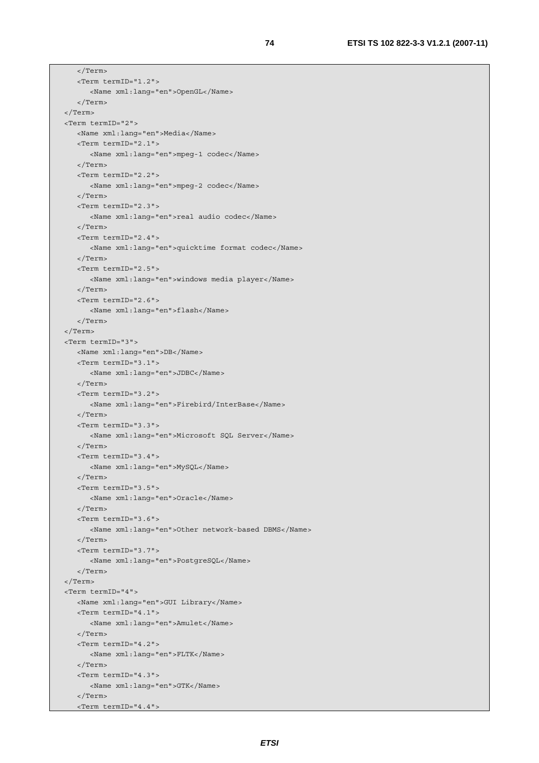```
      </Term>
      <Term termID="1.2">
         <Name xml:lang="en">OpenGL</Name>
      </Term>
   </Term>
   <Term termID="2">
      <Name xml:lang="en">Media</Name>
      <Term termID="2.1">
         <Name xml:lang="en">mpeg-1 codec</Name>
      </Term>
      <Term termID="2.2">
         <Name xml:lang="en">mpeg-2 codec</Name>
      </Term>
      <Term termID="2.3">
         <Name xml:lang="en">real audio codec</Name>
      </Term>
      <Term termID="2.4">
         <Name xml:lang="en">quicktime format codec</Name>
      </Term>
      <Term termID="2.5">
         <Name xml:lang="en">windows media player</Name>
      </Term>
      <Term termID="2.6">
         <Name xml:lang="en">flash</Name>
      </Term>
   </Term>
   <Term termID="3">
      <Name xml:lang="en">DB</Name>
      <Term termID="3.1">
         <Name xml:lang="en">JDBC</Name>
      </Term>
      <Term termID="3.2">
         <Name xml:lang="en">Firebird/InterBase</Name>
      </Term>
      <Term termID="3.3">
         <Name xml:lang="en">Microsoft SQL Server</Name>
      </Term>
      <Term termID="3.4">
         <Name xml:lang="en">MySQL</Name>
      </Term>
      <Term termID="3.5">
         <Name xml:lang="en">Oracle</Name>
      </Term>
      <Term termID="3.6">
         <Name xml:lang="en">Other network-based DBMS</Name>
      </Term>
      <Term termID="3.7">
         <Name xml:lang="en">PostgreSQL</Name>
      </Term>
   </Term>
   <Term termID="4">
      <Name xml:lang="en">GUI Library</Name>
      <Term termID="4.1">
         <Name xml:lang="en">Amulet</Name>
      </Term>
      <Term termID="4.2">
         <Name xml:lang="en">FLTK</Name>
      </Term>
      <Term termID="4.3">
         <Name xml:lang="en">GTK</Name>
      </Term>
      <Term termID="4.4">
```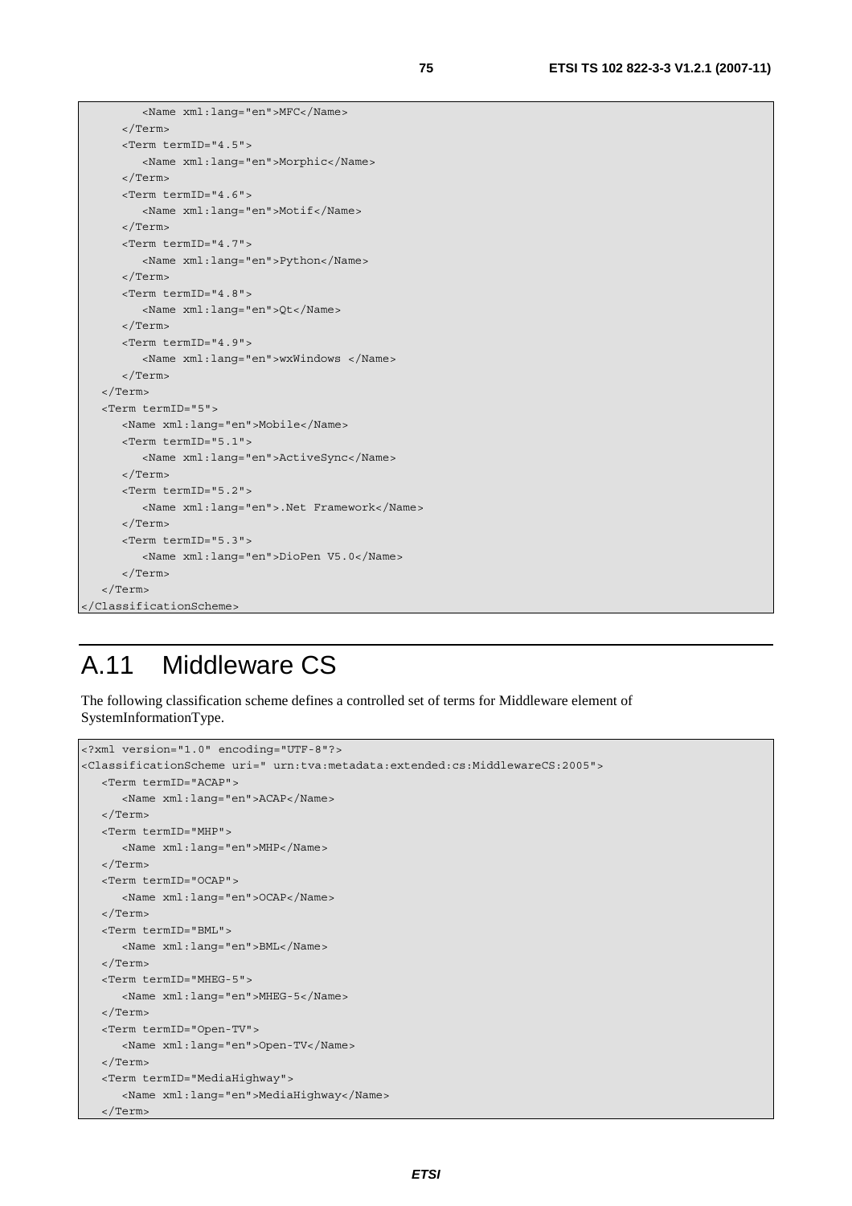```
         <Name xml:lang="en">MFC</Name>
      </Term>
      <Term termID="4.5">
         <Name xml:lang="en">Morphic</Name>
      </Term>
      <Term termID="4.6">
         <Name xml:lang="en">Motif</Name>
      </Term>
      <Term termID="4.7">
         <Name xml:lang="en">Python</Name>
      </Term>
      <Term termID="4.8">
         <Name xml:lang="en">Qt</Name>
      </Term>
      <Term termID="4.9">
         <Name xml:lang="en">wxWindows </Name>
      </Term>
   </Term>
   <Term termID="5">
      <Name xml:lang="en">Mobile</Name>
      <Term termID="5.1">
         <Name xml:lang="en">ActiveSync</Name>
      </Term>
      <Term termID="5.2">
         <Name xml:lang="en">.Net Framework</Name>
      </Term>
      <Term termID="5.3">
         <Name xml:lang="en">DioPen V5.0</Name>
      </Term>
   </Term>
</ClassificationScheme>
```

# A.11 Middleware CS

The following classification scheme defines a controlled set of terms for Middleware element of SystemInformationType.

```
<?xml version="1.0" encoding="UTF-8"?>
<ClassificationScheme uri=" urn:tva:metadata:extended:cs:MiddlewareCS:2005">
   <Term termID="ACAP">
      <Name xml:lang="en">ACAP</Name>
   </Term>
   <Term termID="MHP">
      <Name xml:lang="en">MHP</Name>
   </Term>
   <Term termID="OCAP">
      <Name xml:lang="en">OCAP</Name>
   </Term>
   <Term termID="BML">
      <Name xml:lang="en">BML</Name>
   </Term>
   <Term termID="MHEG-5">
      <Name xml:lang="en">MHEG-5</Name>
   </Term>
   <Term termID="Open-TV">
      <Name xml:lang="en">Open-TV</Name>
   </Term>
   <Term termID="MediaHighway">
      <Name xml:lang="en">MediaHighway</Name>
   </Term>
```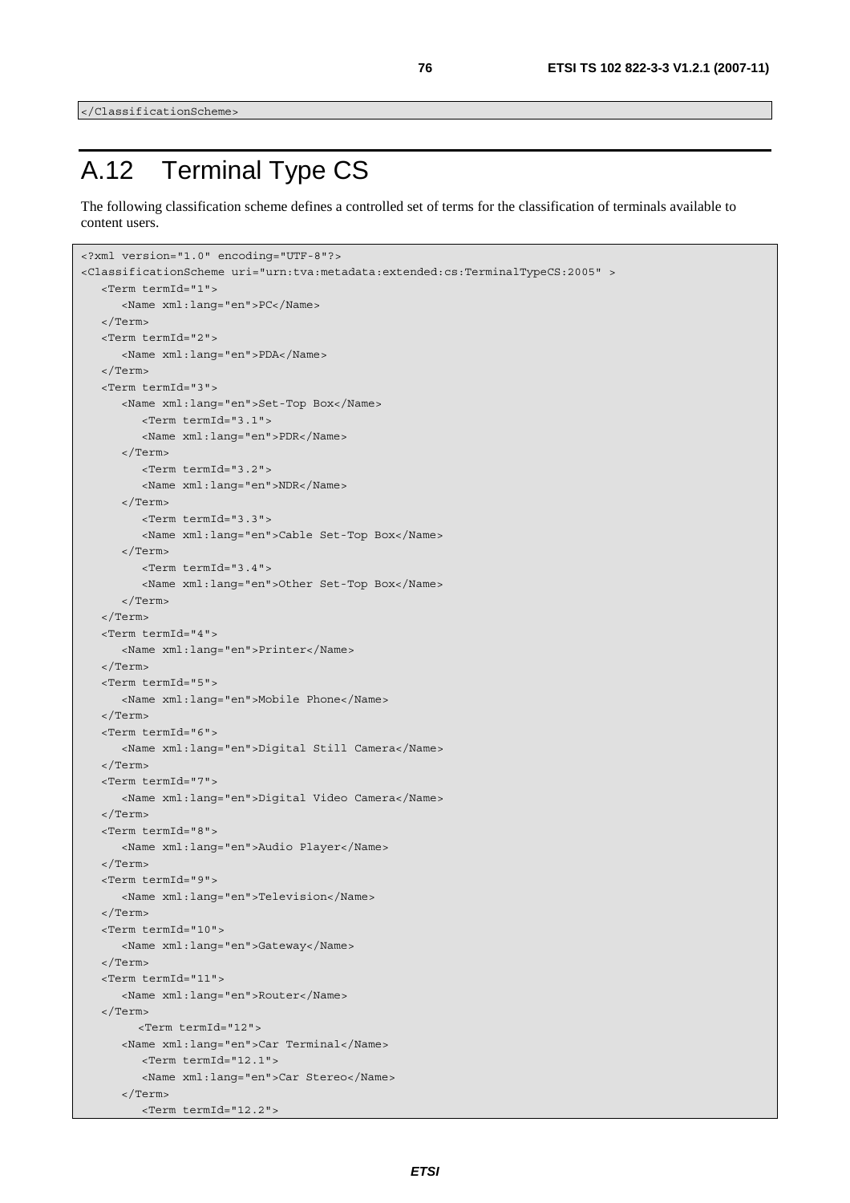```
</ClassificationScheme>
```

# A.12 Terminal Type CS

The following classification scheme defines a controlled set of terms for the classification of terminals available to content users.

```
<?xml version="1.0" encoding="UTF-8"?>
<ClassificationScheme uri="urn:tva:metadata:extended:cs:TerminalTypeCS:2005" >
   <Term termId="1">
      <Name xml:lang="en">PC</Name>
   </Term>
   <Term termId="2">
      <Name xml:lang="en">PDA</Name>
   </Term>
   <Term termId="3">
      <Name xml:lang="en">Set-Top Box</Name>
         <Term termId="3.1">
         <Name xml:lang="en">PDR</Name>
      </Term>
         <Term termId="3.2">
         <Name xml:lang="en">NDR</Name>
      </Term>
         <Term termId="3.3">
         <Name xml:lang="en">Cable Set-Top Box</Name>
      </Term>
         <Term termId="3.4">
         <Name xml:lang="en">Other Set-Top Box</Name>
      </Term>
   </Term>
   <Term termId="4">
      <Name xml:lang="en">Printer</Name>
   </Term>
   <Term termId="5">
      <Name xml:lang="en">Mobile Phone</Name>
   </Term>
   <Term termId="6">
      <Name xml:lang="en">Digital Still Camera</Name>
   </Term>
   <Term termId="7">
      <Name xml:lang="en">Digital Video Camera</Name>
   </Term>
   <Term termId="8">
      <Name xml:lang="en">Audio Player</Name>
   </Term>
   <Term termId="9">
      <Name xml:lang="en">Television</Name>
   </Term>
   <Term termId="10">
      <Name xml:lang="en">Gateway</Name>
   </Term>
   <Term termId="11">
      <Name xml:lang="en">Router</Name>
   </Term>
        <Term termId="12">
      <Name xml:lang="en">Car Terminal</Name>
         <Term termId="12.1">
         <Name xml:lang="en">Car Stereo</Name>
      </Term>
         <Term termId="12.2">
```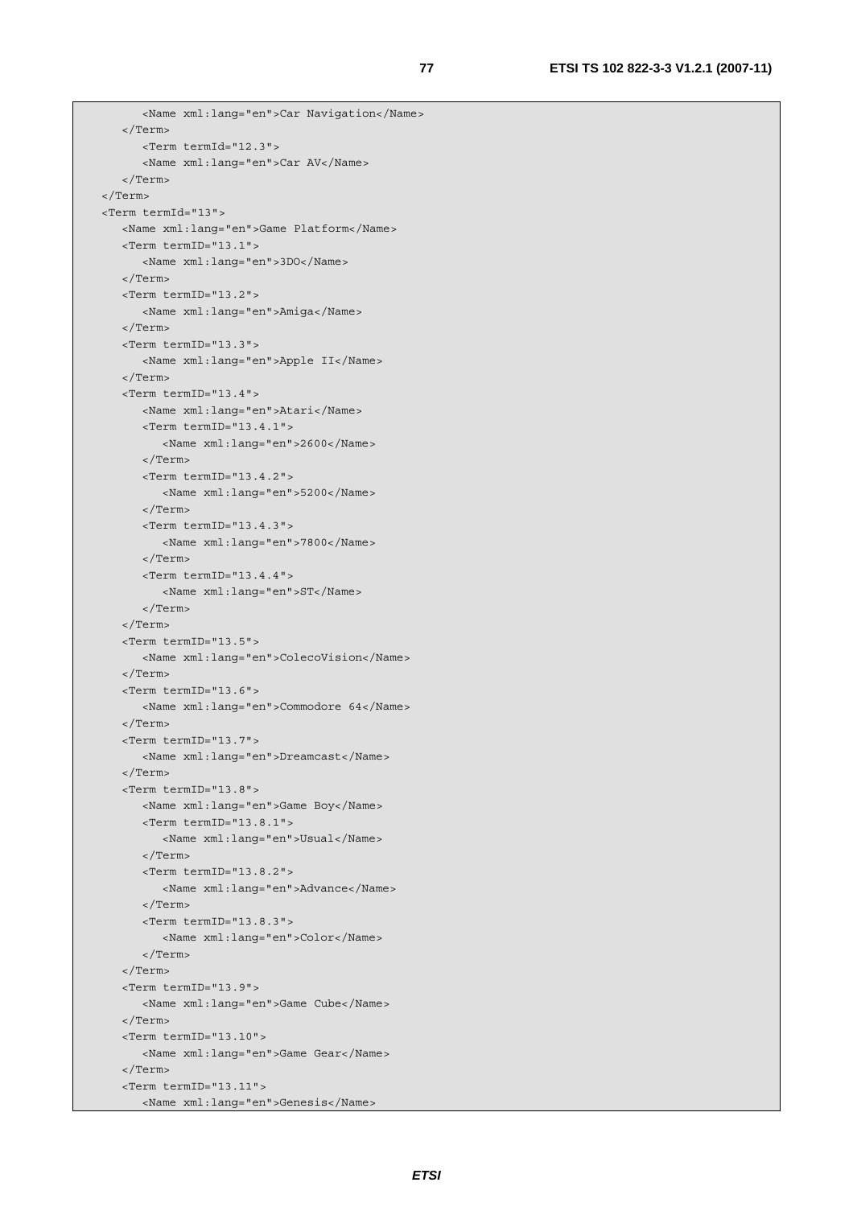```
        <Name xml:lang="en">Car Navigation</Name>
    </Term>
        <Term termId="12.3">
        <Name xml:lang="en">Car AV</Name>
    </Term>
</Term>
<Term termId="13">
    <Name xml:lang="en">Game Platform</Name>
    <Term termID="13.1">
        <Name xml:lang="en">3DO</Name>
    </Term>
    <Term termID="13.2">
        <Name xml:lang="en">Amiga</Name>
    </Term>
    <Term termID="13.3">
        <Name xml:lang="en">Apple II</Name>
    </Term>
    <Term termID="13.4">
        <Name xml:lang="en">Atari</Name>
        <Term termID="13.4.1">
            <Name xml:lang="en">2600</Name>
        </Term>
        <Term termID="13.4.2">
            <Name xml:lang="en">5200</Name>
        </Term>
        <Term termID="13.4.3">
            <Name xml:lang="en">7800</Name>
        </Term>
        <Term termID="13.4.4">
            <Name xml:lang="en">ST</Name>
        </Term>
    </Term>
    <Term termID="13.5">
        <Name xml:lang="en">ColecoVision</Name>
    </Term>
    <Term termID="13.6">
        <Name xml:lang="en">Commodore 64</Name>
    </Term>
    <Term termID="13.7">
        <Name xml:lang="en">Dreamcast</Name>
    </Term>
    <Term termID="13.8">
        <Name xml:lang="en">Game Boy</Name>
        <Term termID="13.8.1">
            <Name xml:lang="en">Usual</Name>
        </Term>
        <Term termID="13.8.2">
            <Name xml:lang="en">Advance</Name>
        </Term>
        <Term termID="13.8.3">
            <Name xml:lang="en">Color</Name>
        </Term>
    </Term>
    <Term termID="13.9">
        <Name xml:lang="en">Game Cube</Name>
    </Term>
    <Term termID="13.10">
        <Name xml:lang="en">Game Gear</Name>
    </Term>
    <Term termID="13.11">
        <Name xml:lang="en">Genesis</Name>
```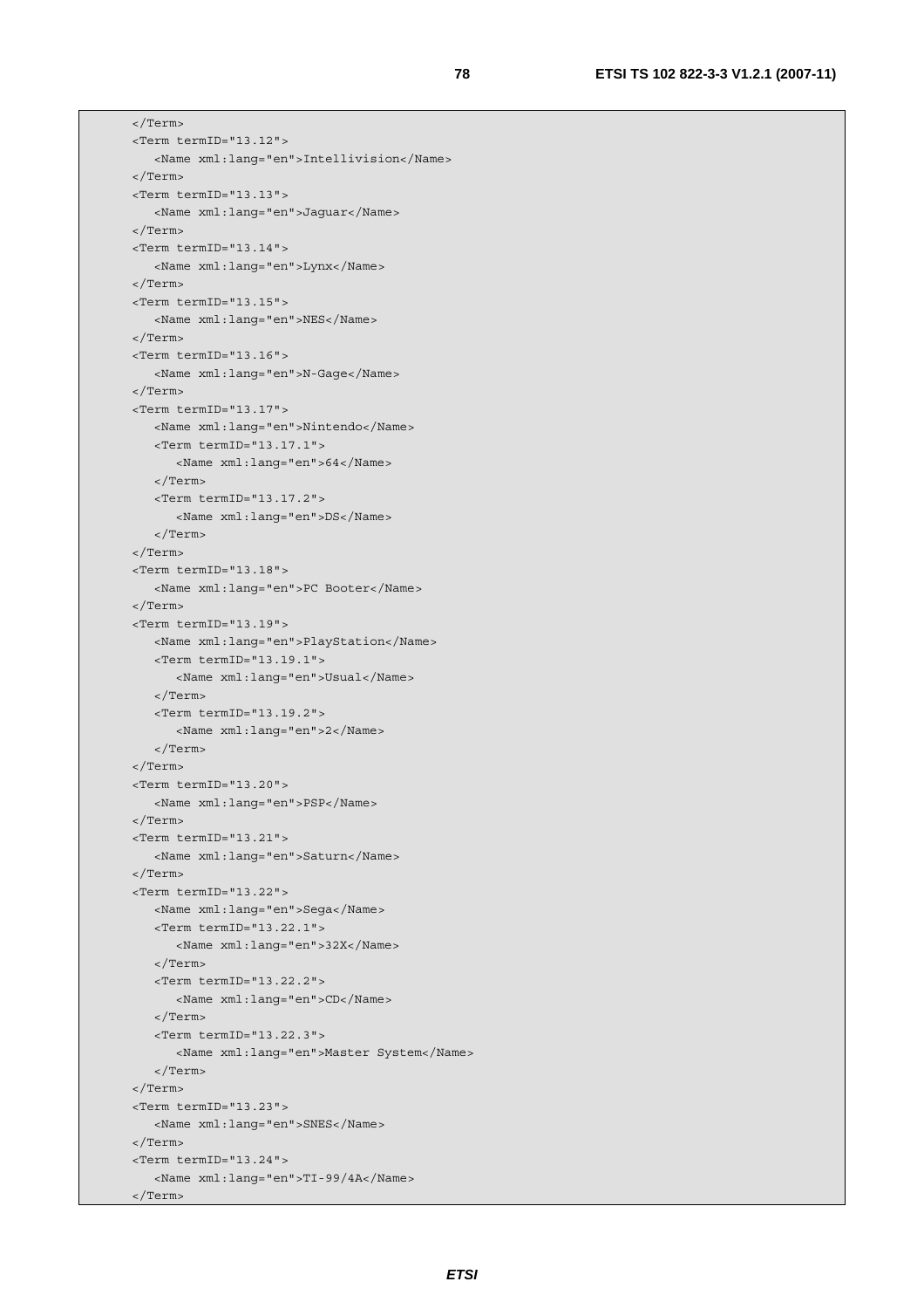```
      </Term>
      <Term termID="13.12">
         <Name xml:lang="en">Intellivision</Name>
      </Term>
      <Term termID="13.13">
         <Name xml:lang="en">Jaguar</Name>
      </Term>
      <Term termID="13.14">
         <Name xml:lang="en">Lynx</Name>
      </Term>
      <Term termID="13.15">
         <Name xml:lang="en">NES</Name>
      </Term>
      <Term termID="13.16">
         <Name xml:lang="en">N-Gage</Name>
      </Term>
      <Term termID="13.17">
         <Name xml:lang="en">Nintendo</Name>
         <Term termID="13.17.1">
            <Name xml:lang="en">64</Name>
         </Term>
         <Term termID="13.17.2">
            <Name xml:lang="en">DS</Name>
         </Term>
      </Term>
      <Term termID="13.18">
         <Name xml:lang="en">PC Booter</Name>
      </Term>
      <Term termID="13.19">
         <Name xml:lang="en">PlayStation</Name>
         <Term termID="13.19.1">
            <Name xml:lang="en">Usual</Name>
         </Term>
         <Term termID="13.19.2">
            <Name xml:lang="en">2</Name>
         </Term>
      </Term>
      <Term termID="13.20">
         <Name xml:lang="en">PSP</Name>
      </Term>
      <Term termID="13.21">
         <Name xml:lang="en">Saturn</Name>
      </Term>
      <Term termID="13.22">
         <Name xml:lang="en">Sega</Name>
         <Term termID="13.22.1">
            <Name xml:lang="en">32X</Name>
         </Term>
         <Term termID="13.22.2">
            <Name xml:lang="en">CD</Name>
         </Term>
         <Term termID="13.22.3">
            <Name xml:lang="en">Master System</Name>
         </Term>
      </Term>
      <Term termID="13.23">
         <Name xml:lang="en">SNES</Name>
      </Term>
      <Term termID="13.24">
         <Name xml:lang="en">TI-99/4A</Name>
      </Term>
```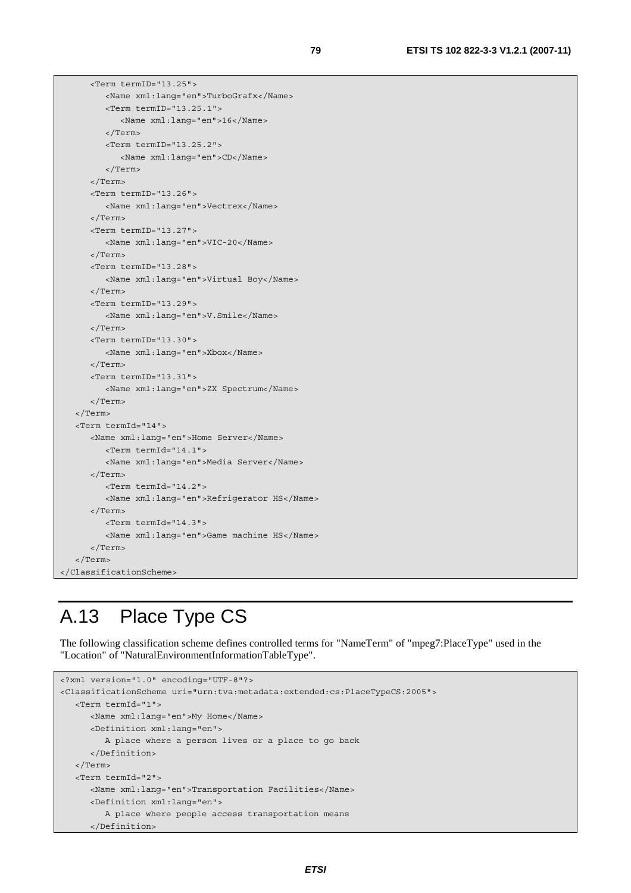```
      <Term termID="13.25">
         <Name xml:lang="en">TurboGrafx</Name>
         <Term termID="13.25.1">
            <Name xml:lang="en">16</Name>
         </Term>
         <Term termID="13.25.2">
            <Name xml:lang="en">CD</Name>
         </Term>
      </Term>
      <Term termID="13.26">
         <Name xml:lang="en">Vectrex</Name>
      </Term>
      <Term termID="13.27">
         <Name xml:lang="en">VIC-20</Name>
      </Term>
      <Term termID="13.28">
         <Name xml:lang="en">Virtual Boy</Name>
      </Term>
      <Term termID="13.29">
         <Name xml:lang="en">V.Smile</Name>
      </Term>
      <Term termID="13.30">
         <Name xml:lang="en">Xbox</Name>
      </Term>
      <Term termID="13.31">
         <Name xml:lang="en">ZX Spectrum</Name>
      </Term>
   </Term>
   <Term termId="14">
      <Name xml:lang="en">Home Server</Name>
         <Term termId="14.1">
         <Name xml:lang="en">Media Server</Name>
      </Term>
         <Term termId="14.2">
         <Name xml:lang="en">Refrigerator HS</Name>
      </Term>
         <Term termId="14.3">
         <Name xml:lang="en">Game machine HS</Name>
      </Term>
   </Term>
</ClassificationScheme>
```

# A.13 Place Type CS

The following classification scheme defines controlled terms for "NameTerm" of "mpeg7:PlaceType" used in the "Location" of "NaturalEnvironmentInformationTableType".

```
<?xml version="1.0" encoding="UTF-8"?>
<ClassificationScheme uri="urn:tva:metadata:extended:cs:PlaceTypeCS:2005">
   <Term termId="1">
      <Name xml:lang="en">My Home</Name>
      <Definition xml:lang="en">
         A place where a person lives or a place to go back
      </Definition>
   </Term>
   <Term termId="2">
      <Name xml:lang="en">Transportation Facilities</Name>
      <Definition xml:lang="en">
         A place where people access transportation means
      </Definition>
```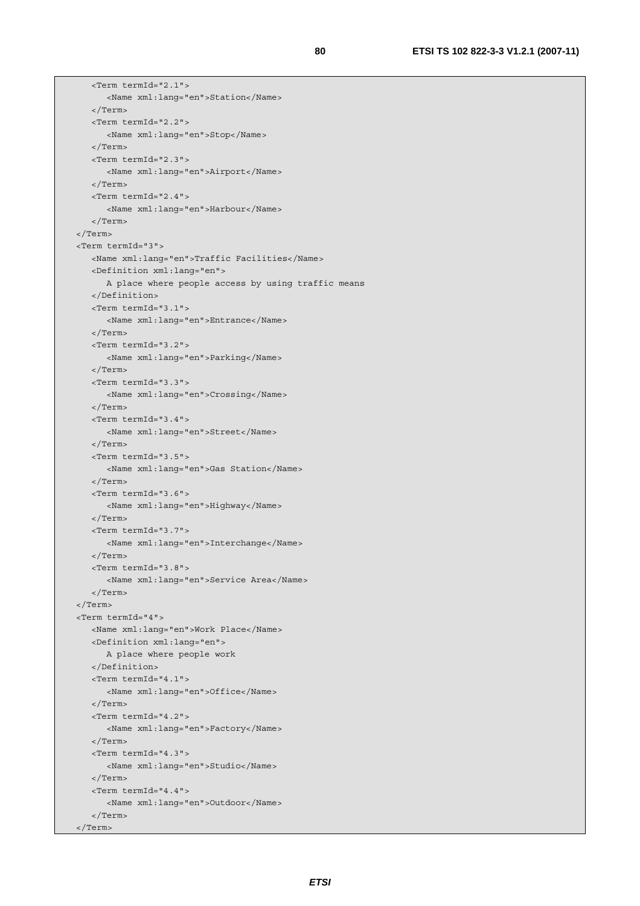```
      <Term termId="2.1">
         <Name xml:lang="en">Station</Name>
      </Term>
      <Term termId="2.2">
         <Name xml:lang="en">Stop</Name>
      </Term>
      <Term termId="2.3">
         <Name xml:lang="en">Airport</Name>
      </Term>
      <Term termId="2.4">
         <Name xml:lang="en">Harbour</Name>
      </Term>
   </Term>
   <Term termId="3">
      <Name xml:lang="en">Traffic Facilities</Name>
      <Definition xml:lang="en">
         A place where people access by using traffic means
      </Definition>
      <Term termId="3.1">
         <Name xml:lang="en">Entrance</Name>
      </Term>
      <Term termId="3.2">
         <Name xml:lang="en">Parking</Name>
      </Term>
      <Term termId="3.3">
         <Name xml:lang="en">Crossing</Name>
      </Term>
      <Term termId="3.4">
         <Name xml:lang="en">Street</Name>
      </Term>
      <Term termId="3.5">
         <Name xml:lang="en">Gas Station</Name>
      </Term>
      <Term termId="3.6">
         <Name xml:lang="en">Highway</Name>
      </Term>
      <Term termId="3.7">
         <Name xml:lang="en">Interchange</Name>
      </Term>
      <Term termId="3.8">
         <Name xml:lang="en">Service Area</Name>
      </Term>
   </Term>
   <Term termId="4">
      <Name xml:lang="en">Work Place</Name>
      <Definition xml:lang="en">
         A place where people work
      </Definition>
      <Term termId="4.1">
         <Name xml:lang="en">Office</Name>
      </Term>
      <Term termId="4.2">
         <Name xml:lang="en">Factory</Name>
      </Term>
      <Term termId="4.3">
         <Name xml:lang="en">Studio</Name>
      </Term>
      <Term termId="4.4">
         <Name xml:lang="en">Outdoor</Name>
      </Term>
   </Term>
```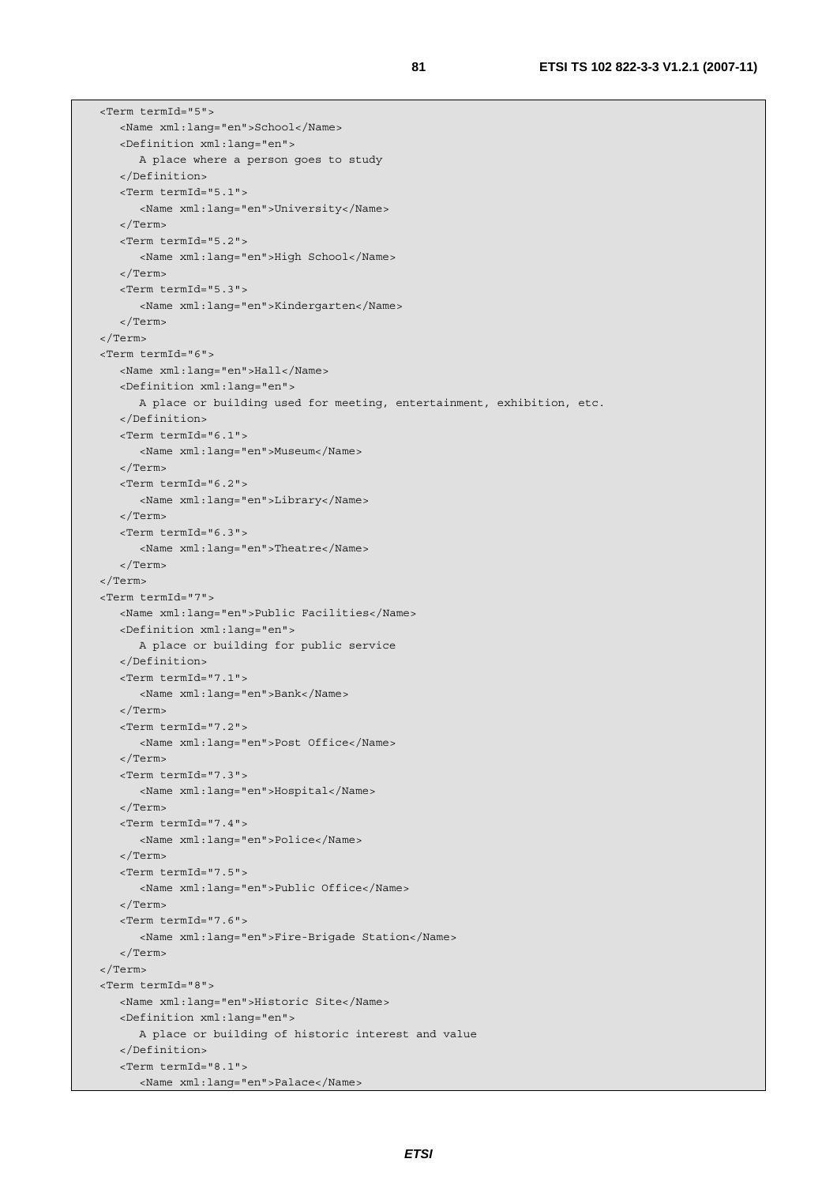```
<Term termId="5">
   <Name xml:lang="en">School</Name>
   <Definition xml:lang="en">
      A place where a person goes to study
   </Definition>
   <Term termId="5.1">
      <Name xml:lang="en">University</Name>
   </Term>
   <Term termId="5.2">
      <Name xml:lang="en">High School</Name>
   </Term>
   <Term termId="5.3">
      <Name xml:lang="en">Kindergarten</Name>
   </Term>
</Term>
<Term termId="6">
   <Name xml:lang="en">Hall</Name>
   <Definition xml:lang="en">
      A place or building used for meeting, entertainment, exhibition, etc.
   </Definition>
   <Term termId="6.1">
      <Name xml:lang="en">Museum</Name>
   </Term>
   <Term termId="6.2">
      <Name xml:lang="en">Library</Name>
   </Term>
   <Term termId="6.3">
      <Name xml:lang="en">Theatre</Name>
   </Term>
</Term>
<Term termId="7">
   <Name xml:lang="en">Public Facilities</Name>
   <Definition xml:lang="en">
      A place or building for public service
   </Definition>
   <Term termId="7.1">
      <Name xml:lang="en">Bank</Name>
   </Term>
   <Term termId="7.2">
      <Name xml:lang="en">Post Office</Name>
   </Term>
   <Term termId="7.3">
      <Name xml:lang="en">Hospital</Name>
   </Term>
   <Term termId="7.4">
      <Name xml:lang="en">Police</Name>
   </Term>
   <Term termId="7.5">
      <Name xml:lang="en">Public Office</Name>
   </Term>
   <Term termId="7.6">
      <Name xml:lang="en">Fire-Brigade Station</Name>
   </Term>
</Term>
<Term termId="8">
   <Name xml:lang="en">Historic Site</Name>
   <Definition xml:lang="en">
      A place or building of historic interest and value
   </Definition>
   <Term termId="8.1">
      <Name xml:lang="en">Palace</Name>
```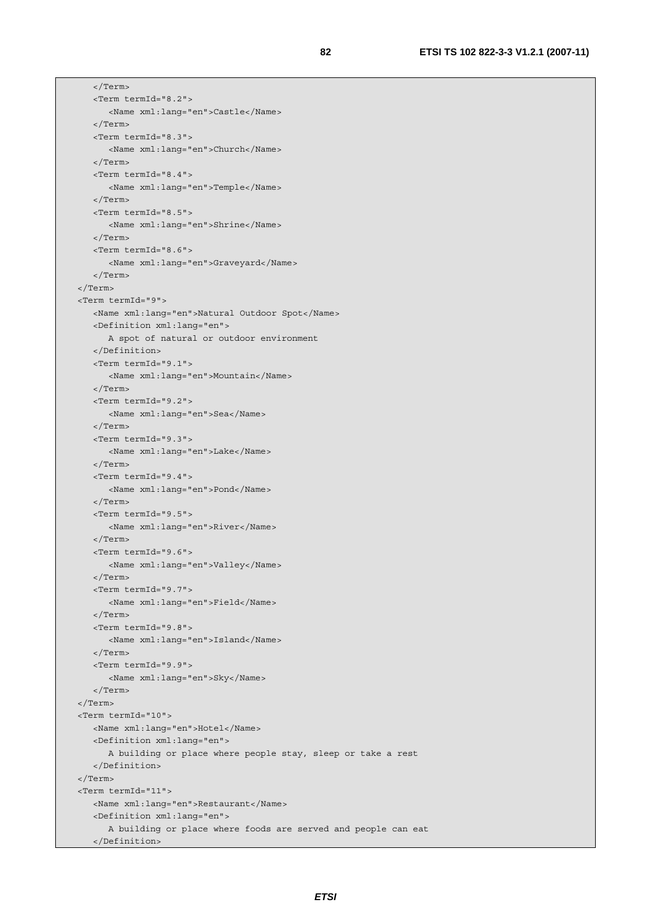```
      </Term>
      <Term termId="8.2">
         <Name xml:lang="en">Castle</Name>
      </Term>
      <Term termId="8.3">
         <Name xml:lang="en">Church</Name>
      </Term>
      <Term termId="8.4">
         <Name xml:lang="en">Temple</Name>
      </Term>
      <Term termId="8.5">
         <Name xml:lang="en">Shrine</Name>
      </Term>
      <Term termId="8.6">
         <Name xml:lang="en">Graveyard</Name>
      </Term>
   </Term>
   <Term termId="9">
      <Name xml:lang="en">Natural Outdoor Spot</Name>
      <Definition xml:lang="en">
         A spot of natural or outdoor environment
      </Definition>
      <Term termId="9.1">
         <Name xml:lang="en">Mountain</Name>
      </Term>
      <Term termId="9.2">
         <Name xml:lang="en">Sea</Name>
      </Term>
      <Term termId="9.3">
         <Name xml:lang="en">Lake</Name>
      </Term>
      <Term termId="9.4">
         <Name xml:lang="en">Pond</Name>
      </Term>
      <Term termId="9.5">
         <Name xml:lang="en">River</Name>
      </Term>
      <Term termId="9.6">
         <Name xml:lang="en">Valley</Name>
      </Term>
      <Term termId="9.7">
         <Name xml:lang="en">Field</Name>
      </Term>
      <Term termId="9.8">
         <Name xml:lang="en">Island</Name>
      </Term>
      <Term termId="9.9">
         <Name xml:lang="en">Sky</Name>
      </Term>
   </Term>
   <Term termId="10">
      <Name xml:lang="en">Hotel</Name>
      <Definition xml:lang="en">
         A building or place where people stay, sleep or take a rest
      </Definition>
   </Term>
   <Term termId="11">
      <Name xml:lang="en">Restaurant</Name>
      <Definition xml:lang="en">
         A building or place where foods are served and people can eat
      </Definition>
```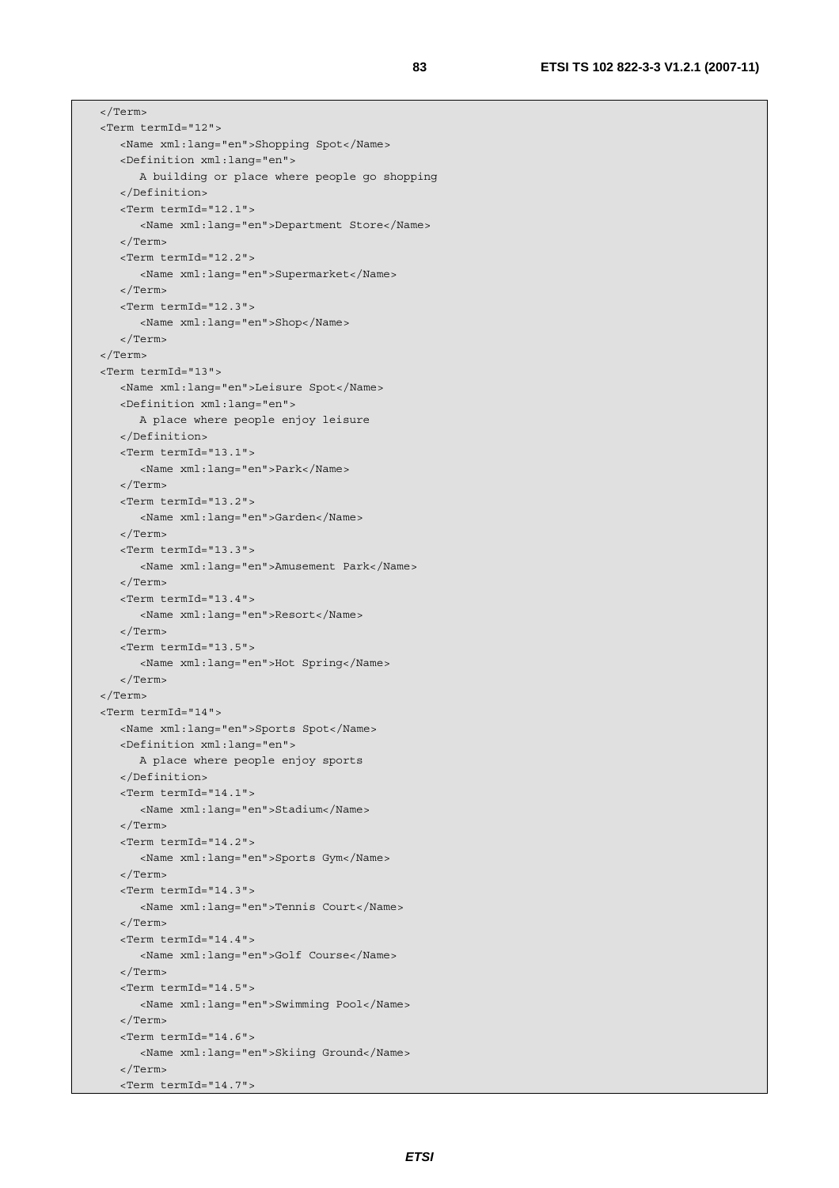```
    </Term>
    <Term termId="12">
        <Name xml:lang="en">Shopping Spot</Name>
        <Definition xml:lang="en">
            A building or place where people go shopping
        </Definition>
        <Term termId="12.1">
            <Name xml:lang="en">Department Store</Name>
        </Term>
        <Term termId="12.2">
            <Name xml:lang="en">Supermarket</Name>
        </Term>
        <Term termId="12.3">
            <Name xml:lang="en">Shop</Name>
        </Term>
    </Term>
    <Term termId="13">
        <Name xml:lang="en">Leisure Spot</Name>
        <Definition xml:lang="en">
            A place where people enjoy leisure
        </Definition>
        <Term termId="13.1">
            <Name xml:lang="en">Park</Name>
        </Term>
        <Term termId="13.2">
            <Name xml:lang="en">Garden</Name>
        </Term>
        <Term termId="13.3">
            <Name xml:lang="en">Amusement Park</Name>
        </Term>
        <Term termId="13.4">
            <Name xml:lang="en">Resort</Name>
        </Term>
        <Term termId="13.5">
            <Name xml:lang="en">Hot Spring</Name>
        </Term>
    </Term>
    <Term termId="14">
        <Name xml:lang="en">Sports Spot</Name>
        <Definition xml:lang="en">
            A place where people enjoy sports
        </Definition>
        <Term termId="14.1">
            <Name xml:lang="en">Stadium</Name>
        </Term>
        <Term termId="14.2">
            <Name xml:lang="en">Sports Gym</Name>
        </Term>
        <Term termId="14.3">
            <Name xml:lang="en">Tennis Court</Name>
        </Term>
        <Term termId="14.4">
            <Name xml:lang="en">Golf Course</Name>
        </Term>
        <Term termId="14.5">
            <Name xml:lang="en">Swimming Pool</Name>
        </Term>
        <Term termId="14.6">
            <Name xml:lang="en">Skiing Ground</Name>
        </Term>
        <Term termId="14.7">
```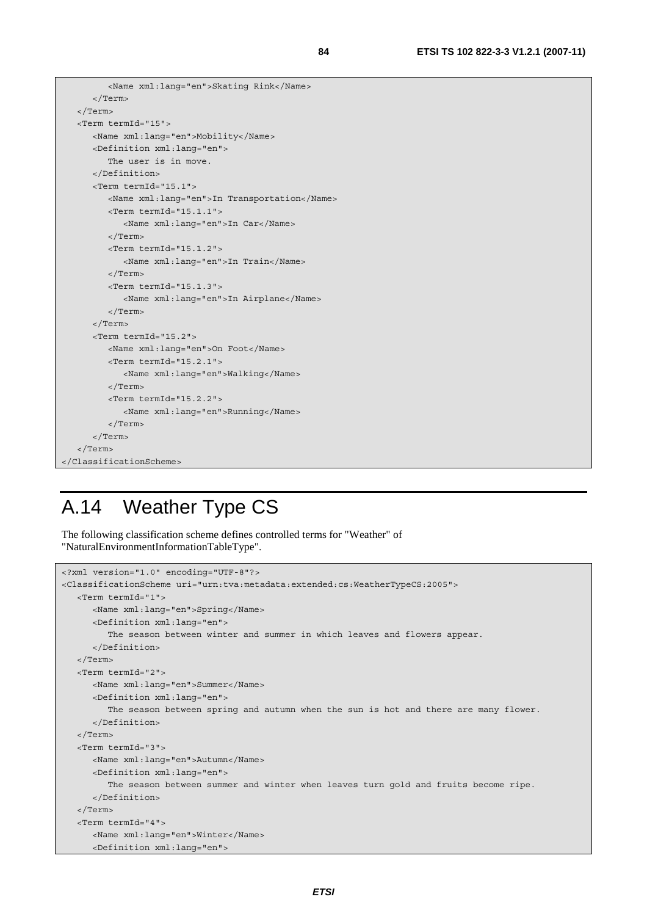```
         <Name xml:lang="en">Skating Rink</Name>
      </Term>
   </Term>
   <Term termId="15">
      <Name xml:lang="en">Mobility</Name>
      <Definition xml:lang="en">
         The user is in move.
      </Definition>
      <Term termId="15.1">
         <Name xml:lang="en">In Transportation</Name>
         <Term termId="15.1.1">
            <Name xml:lang="en">In Car</Name>
         </Term>
         <Term termId="15.1.2">
            <Name xml:lang="en">In Train</Name>
         </Term>
         <Term termId="15.1.3">
            <Name xml:lang="en">In Airplane</Name>
         </Term>
      </Term>
      <Term termId="15.2">
         <Name xml:lang="en">On Foot</Name>
         <Term termId="15.2.1">
            <Name xml:lang="en">Walking</Name>
         </Term>
         <Term termId="15.2.2">
            <Name xml:lang="en">Running</Name>
         </Term>
      </Term>
   </Term>
</ClassificationScheme>
```

# A.14 Weather Type CS

The following classification scheme defines controlled terms for "Weather" of "NaturalEnvironmentInformationTableType".

```
<?xml version="1.0" encoding="UTF-8"?>
<ClassificationScheme uri="urn:tva:metadata:extended:cs:WeatherTypeCS:2005">
   <Term termId="1">
      <Name xml:lang="en">Spring</Name>
      <Definition xml:lang="en">
         The season between winter and summer in which leaves and flowers appear.
      </Definition>
   </Term>
   <Term termId="2">
      <Name xml:lang="en">Summer</Name>
      <Definition xml:lang="en">
         The season between spring and autumn when the sun is hot and there are many flower.
      </Definition>
   </Term>
   <Term termId="3">
      <Name xml:lang="en">Autumn</Name>
      <Definition xml:lang="en">
         The season between summer and winter when leaves turn gold and fruits become ripe.
      </Definition>
   </Term>
   <Term termId="4">
      <Name xml:lang="en">Winter</Name>
      <Definition xml:lang="en">
```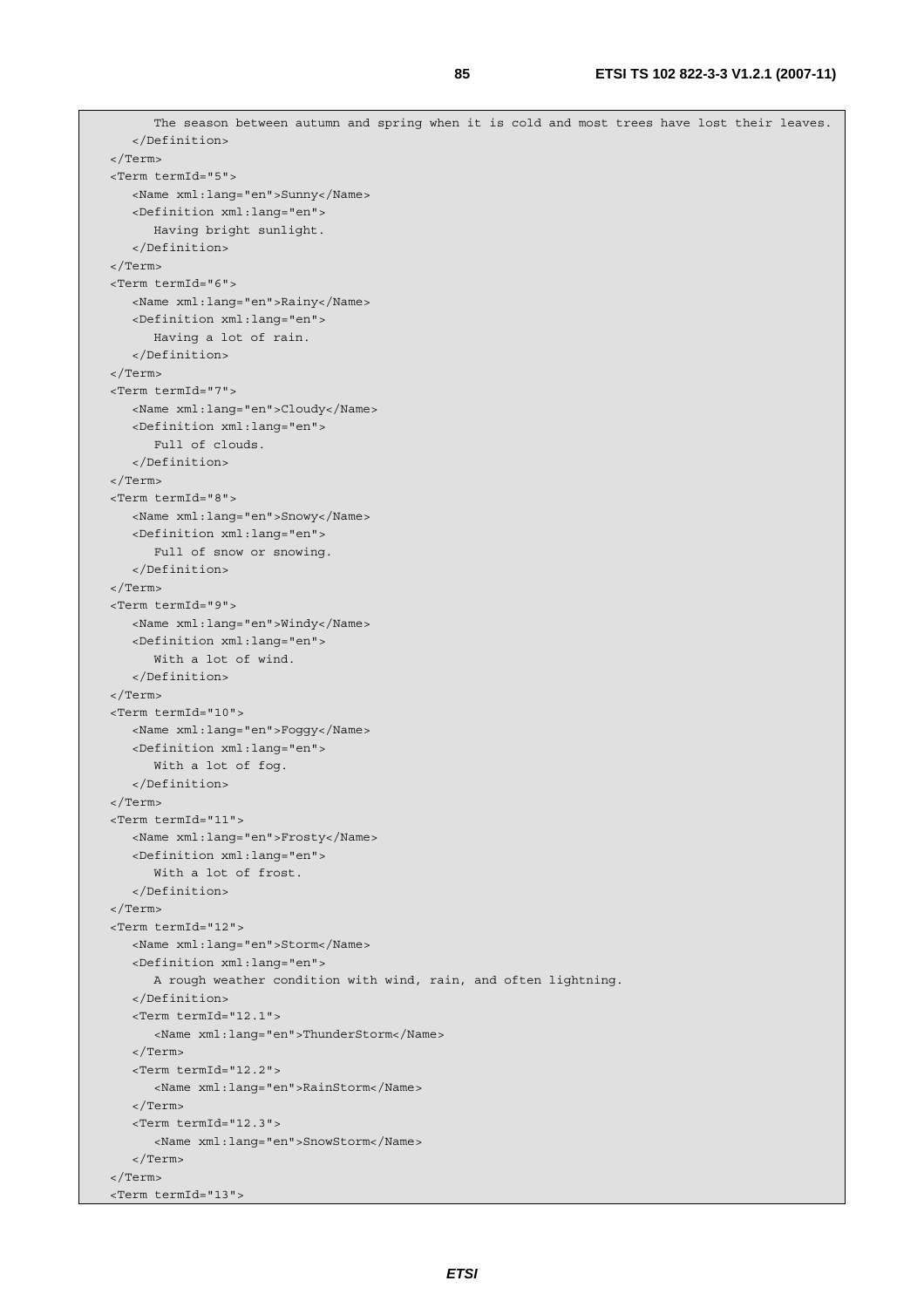```
      The season between autumn and spring when it is cold and most trees have lost their leaves.
    </Definition>
  </Term>
  <Term termId="5">
    <Name xml:lang="en">Sunny</Name>
    <Definition xml:lang="en">
      Having bright sunlight.
    </Definition>
  </Term>
  <Term termId="6">
    <Name xml:lang="en">Rainy</Name>
    <Definition xml:lang="en">
      Having a lot of rain.
    </Definition>
  </Term>
  <Term termId="7">
    <Name xml:lang="en">Cloudy</Name>
    <Definition xml:lang="en">
      Full of clouds.
    </Definition>
  </Term>
  <Term termId="8">
    <Name xml:lang="en">Snowy</Name>
    <Definition xml:lang="en">
      Full of snow or snowing.
    </Definition>
  </Term>
  <Term termId="9">
    <Name xml:lang="en">Windy</Name>
    <Definition xml:lang="en">
      With a lot of wind.
    </Definition>
  </Term>
  <Term termId="10">
    <Name xml:lang="en">Foggy</Name>
    <Definition xml:lang="en">
      With a lot of fog.
    </Definition>
  </Term>
  <Term termId="11">
    <Name xml:lang="en">Frosty</Name>
    <Definition xml:lang="en">
      With a lot of frost.
    </Definition>
  </Term>
  <Term termId="12">
    <Name xml:lang="en">Storm</Name>
    <Definition xml:lang="en">
      A rough weather condition with wind, rain, and often lightning.
    </Definition>
    <Term termId="12.1">
      <Name xml:lang="en">ThunderStorm</Name>
    </Term>
    <Term termId="12.2">
      <Name xml:lang="en">RainStorm</Name>
    </Term>
    <Term termId="12.3">
      <Name xml:lang="en">SnowStorm</Name>
    </Term>
  </Term>
  <Term termId="13">
```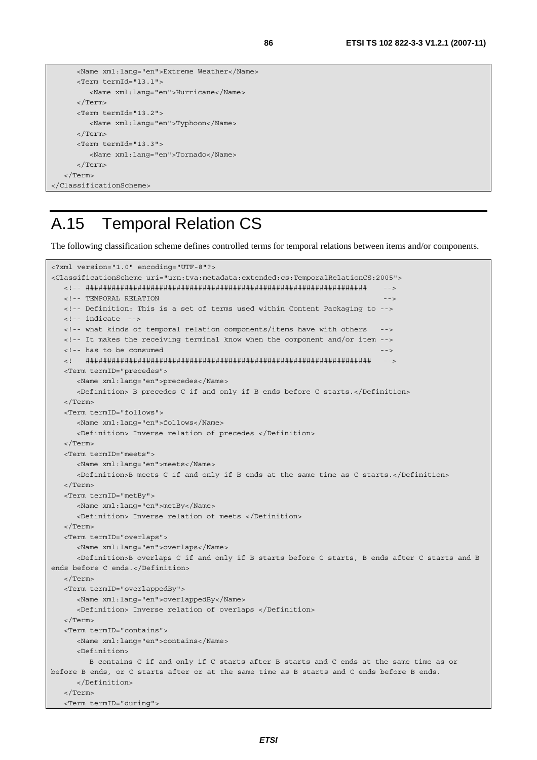```xml
      <Name xml:lang="en">Extreme Weather</Name>
      <Term termId="13.1">
         <Name xml:lang="en">Hurricane</Name>
      </Term>
      <Term termId="13.2">
         <Name xml:lang="en">Typhoon</Name>
      </Term>
      <Term termId="13.3">
         <Name xml:lang="en">Tornado</Name>
      </Term>
   </Term>
</ClassificationScheme>
```

# A.15 Temporal Relation CS

The following classification scheme defines controlled terms for temporal relations between items and/or components.

```xml
<?xml version="1.0" encoding="UTF-8"?>
<ClassificationScheme uri="urn:tva:metadata:extended:cs:TemporalRelationCS:2005">
   <!-- ################################################################    -->
   <!-- TEMPORAL RELATION                                                   -->
   <!-- Definition: This is a set of terms used within Content Packaging to -->
   <!-- indicate  -->
   <!-- what kinds of temporal relation components/items have with others   -->
   <!-- It makes the receiving terminal know when the component and/or item -->
   <!-- has to be consumed                                                  -->
   <!-- #################################################################   -->
   <Term termID="precedes">
      <Name xml:lang="en">precedes</Name>
      <Definition> B precedes C if and only if B ends before C starts.</Definition>
   </Term>
   <Term termID="follows">
      <Name xml:lang="en">follows</Name>
      <Definition> Inverse relation of precedes </Definition>
   </Term>
   <Term termID="meets">
      <Name xml:lang="en">meets</Name>
      <Definition>B meets C if and only if B ends at the same time as C starts.</Definition>
   </Term>
   <Term termID="metBy">
      <Name xml:lang="en">metBy</Name>
      <Definition> Inverse relation of meets </Definition>
   </Term>
   <Term termID="overlaps">
      <Name xml:lang="en">overlaps</Name>
      <Definition>B overlaps C if and only if B starts before C starts, B ends after C starts and B
ends before C ends.</Definition>
   </Term>
   <Term termID="overlappedBy">
      <Name xml:lang="en">overlappedBy</Name>
      <Definition> Inverse relation of overlaps </Definition>
   </Term>
   <Term termID="contains">
      <Name xml:lang="en">contains</Name>
      <Definition>
         B contains C if and only if C starts after B starts and C ends at the same time as or
before B ends, or C starts after or at the same time as B starts and C ends before B ends.
      </Definition>
   </Term>
   <Term termID="during">
```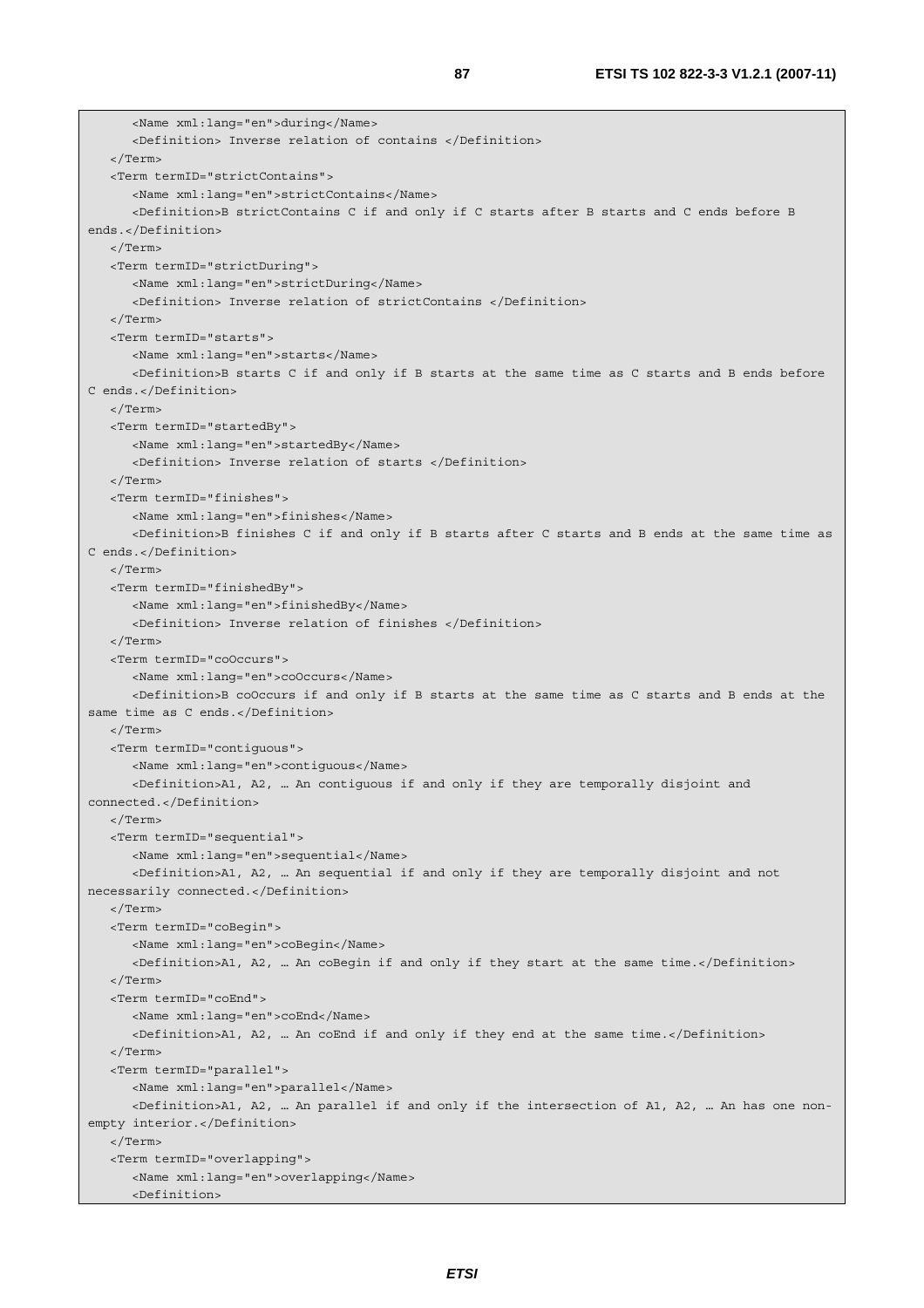```
      <Name xml:lang="en">during</Name>
      <Definition> Inverse relation of contains </Definition>
   </Term>
   <Term termID="strictContains">
      <Name xml:lang="en">strictContains</Name>
      <Definition>B strictContains C if and only if C starts after B starts and C ends before B
ends.</Definition>
   </Term>
   <Term termID="strictDuring">
      <Name xml:lang="en">strictDuring</Name>
      <Definition> Inverse relation of strictContains </Definition>
   </Term>
   <Term termID="starts">
      <Name xml:lang="en">starts</Name>
      <Definition>B starts C if and only if B starts at the same time as C starts and B ends before
C ends.</Definition>
   </Term>
   <Term termID="startedBy">
      <Name xml:lang="en">startedBy</Name>
      <Definition> Inverse relation of starts </Definition>
   </Term>
   <Term termID="finishes">
      <Name xml:lang="en">finishes</Name>
      <Definition>B finishes C if and only if B starts after C starts and B ends at the same time as
C ends.</Definition>
   </Term>
   <Term termID="finishedBy">
      <Name xml:lang="en">finishedBy</Name>
      <Definition> Inverse relation of finishes </Definition>
   </Term>
   <Term termID="coOccurs">
      <Name xml:lang="en">coOccurs</Name>
      <Definition>B coOccurs if and only if B starts at the same time as C starts and B ends at the
same time as C ends.</Definition>
   </Term>
   <Term termID="contiguous">
      <Name xml:lang="en">contiguous</Name>
      <Definition>A1, A2, … An contiguous if and only if they are temporally disjoint and
connected.</Definition>
   </Term>
   <Term termID="sequential">
      <Name xml:lang="en">sequential</Name>
      <Definition>A1, A2, … An sequential if and only if they are temporally disjoint and not
necessarily connected.</Definition>
   </Term>
   <Term termID="coBegin">
      <Name xml:lang="en">coBegin</Name>
      <Definition>A1, A2, … An coBegin if and only if they start at the same time.</Definition>
   </Term>
   <Term termID="coEnd">
      <Name xml:lang="en">coEnd</Name>
      <Definition>A1, A2, … An coEnd if and only if they end at the same time.</Definition>
   </Term>
   <Term termID="parallel">
      <Name xml:lang="en">parallel</Name>
      <Definition>A1, A2, … An parallel if and only if the intersection of A1, A2, … An has one non-
empty interior.</Definition>
   </Term>
   <Term termID="overlapping">
      <Name xml:lang="en">overlapping</Name>
      <Definition>
```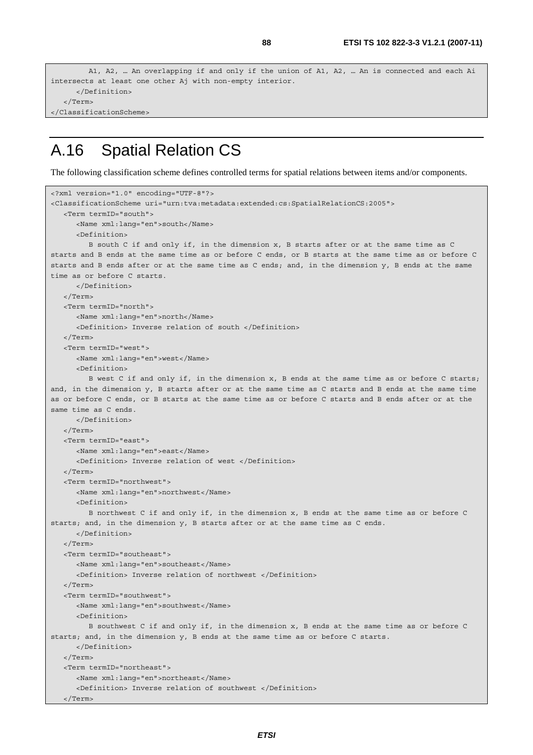```
        A1, A2, … An overlapping if and only if the union of A1, A2, … An is connected and each Ai
intersects at least one other Aj with non-empty interior.
      </Definition>
   </Term>
</ClassificationScheme>
```

## A.16 Spatial Relation CS

The following classification scheme defines controlled terms for spatial relations between items and/or components.

```
<?xml version="1.0" encoding="UTF-8"?>
<ClassificationScheme uri="urn:tva:metadata:extended:cs:SpatialRelationCS:2005">
   <Term termID="south">
      <Name xml:lang="en">south</Name>
      <Definition>
         B south C if and only if, in the dimension x, B starts after or at the same time as C
starts and B ends at the same time as or before C ends, or B starts at the same time as or before C
starts and B ends after or at the same time as C ends; and, in the dimension y, B ends at the same
time as or before C starts.
      </Definition>
   </Term>
   <Term termID="north">
      <Name xml:lang="en">north</Name>
      <Definition> Inverse relation of south </Definition>
   </Term>
   <Term termID="west">
      <Name xml:lang="en">west</Name>
      <Definition>
         B west C if and only if, in the dimension x, B ends at the same time as or before C starts;
and, in the dimension y, B starts after or at the same time as C starts and B ends at the same time
as or before C ends, or B starts at the same time as or before C starts and B ends after or at the
same time as C ends.
      </Definition>
   </Term>
   <Term termID="east">
      <Name xml:lang="en">east</Name>
      <Definition> Inverse relation of west </Definition>
   </Term>
   <Term termID="northwest">
      <Name xml:lang="en">northwest</Name>
      <Definition>
         B northwest C if and only if, in the dimension x, B ends at the same time as or before C
starts; and, in the dimension y, B starts after or at the same time as C ends.
      </Definition>
   </Term>
   <Term termID="southeast">
      <Name xml:lang="en">southeast</Name>
      <Definition> Inverse relation of northwest </Definition>
   </Term>
   <Term termID="southwest">
      <Name xml:lang="en">southwest</Name>
      <Definition>
         B southwest C if and only if, in the dimension x, B ends at the same time as or before C
starts; and, in the dimension y, B ends at the same time as or before C starts.
      </Definition>
   </Term>
   <Term termID="northeast">
      <Name xml:lang="en">northeast</Name>
      <Definition> Inverse relation of southwest </Definition>
   </Term>
```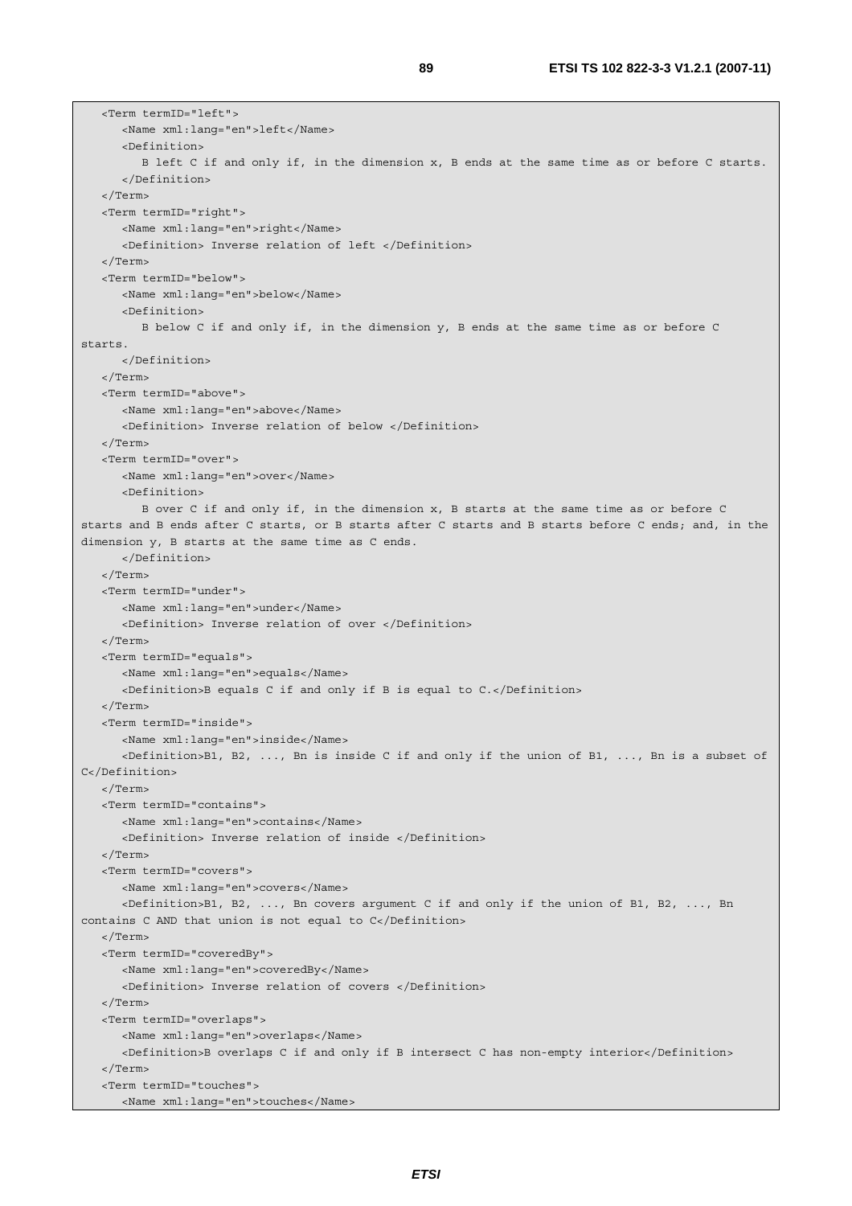```
   <Term termID="left">
      <Name xml:lang="en">left</Name>
      <Definition>
         B left C if and only if, in the dimension x, B ends at the same time as or before C starts.
      </Definition>
   </Term>
   <Term termID="right">
      <Name xml:lang="en">right</Name>
      <Definition> Inverse relation of left </Definition>
   </Term>
   <Term termID="below">
      <Name xml:lang="en">below</Name>
      <Definition>
         B below C if and only if, in the dimension y, B ends at the same time as or before C
starts.
      </Definition>
   </Term>
   <Term termID="above">
      <Name xml:lang="en">above</Name>
      <Definition> Inverse relation of below </Definition>
   </Term>
   <Term termID="over">
      <Name xml:lang="en">over</Name>
      <Definition>
         B over C if and only if, in the dimension x, B starts at the same time as or before C
starts and B ends after C starts, or B starts after C starts and B starts before C ends; and, in the
dimension y, B starts at the same time as C ends.
      </Definition>
   </Term>
   <Term termID="under">
      <Name xml:lang="en">under</Name>
      <Definition> Inverse relation of over </Definition>
   </Term>
   <Term termID="equals">
      <Name xml:lang="en">equals</Name>
      <Definition>B equals C if and only if B is equal to C.</Definition>
   </Term>
   <Term termID="inside">
      <Name xml:lang="en">inside</Name>
      <Definition>B1, B2, ..., Bn is inside C if and only if the union of B1, ..., Bn is a subset of
C</Definition>
   </Term>
   <Term termID="contains">
      <Name xml:lang="en">contains</Name>
      <Definition> Inverse relation of inside </Definition>
   </Term>
   <Term termID="covers">
      <Name xml:lang="en">covers</Name>
      <Definition>B1, B2, ..., Bn covers argument C if and only if the union of B1, B2, ..., Bn
contains C AND that union is not equal to C</Definition>
   </Term>
   <Term termID="coveredBy">
      <Name xml:lang="en">coveredBy</Name>
      <Definition> Inverse relation of covers </Definition>
   </Term>
   <Term termID="overlaps">
      <Name xml:lang="en">overlaps</Name>
      <Definition>B overlaps C if and only if B intersect C has non-empty interior</Definition>
   </Term>
   <Term termID="touches">
      <Name xml:lang="en">touches</Name>
```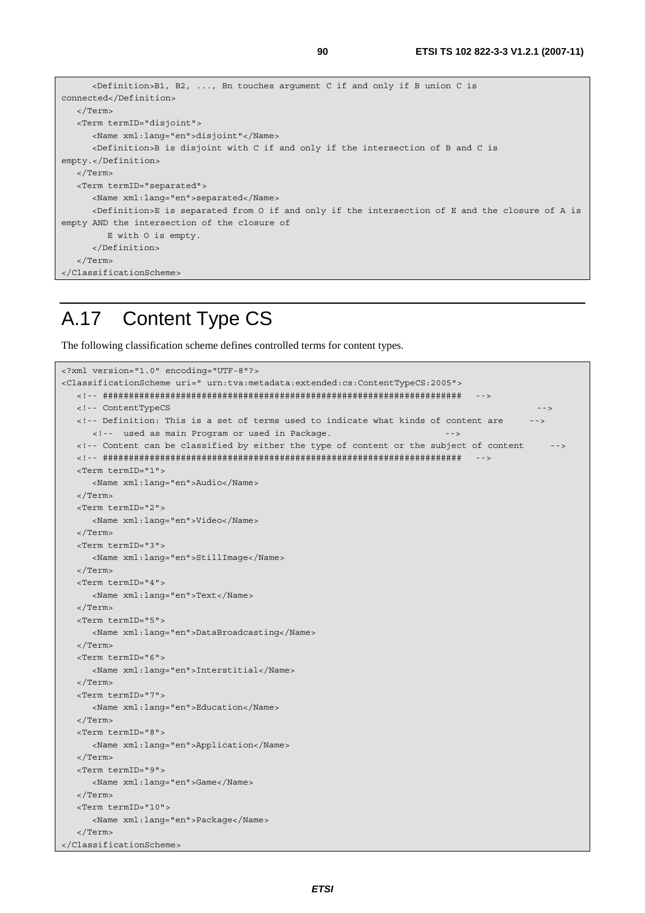```
      <Definition>B1, B2, ..., Bn touches argument C if and only if B union C is
connected</Definition>
   </Term>
   <Term termID="disjoint">
      <Name xml:lang="en">disjoint"</Name>
      <Definition>B is disjoint with C if and only if the intersection of B and C is
empty.</Definition>
   </Term>
   <Term termID="separated">
      <Name xml:lang="en">separated</Name>
      <Definition>E is separated from O if and only if the intersection of E and the closure of A is
empty AND the intersection of the closure of
         E with O is empty.
      </Definition>
   </Term>
</ClassificationScheme>
```

# A.17 Content Type CS

The following classification scheme defines controlled terms for content types.

```
<?xml version="1.0" encoding="UTF-8"?>
<ClassificationScheme uri=" urn:tva:metadata:extended:cs:ContentTypeCS:2005">
   <!-- ##################################################################### -->
   <!-- ContentTypeCS                                                          -->
   <!-- Definition: This is a set of terms used to indicate what kinds of content are     -->
      <!--  used as main Program or used in Package.                        -->
   <!-- Content can be classified by either the type of content or the subject of content     -->
   <!-- ##################################################################### -->
   <Term termID="1">
      <Name xml:lang="en">Audio</Name>
   </Term>
   <Term termID="2">
      <Name xml:lang="en">Video</Name>
   </Term>
   <Term termID="3">
      <Name xml:lang="en">StillImage</Name>
   </Term>
   <Term termID="4">
      <Name xml:lang="en">Text</Name>
   </Term>
   <Term termID="5">
      <Name xml:lang="en">DataBroadcasting</Name>
   </Term>
   <Term termID="6">
      <Name xml:lang="en">Interstitial</Name>
   </Term>
   <Term termID="7">
      <Name xml:lang="en">Education</Name>
   </Term>
   <Term termID="8">
      <Name xml:lang="en">Application</Name>
   </Term>
   <Term termID="9">
      <Name xml:lang="en">Game</Name>
   </Term>
   <Term termID="10">
      <Name xml:lang="en">Package</Name>
   </Term>
</ClassificationScheme>
```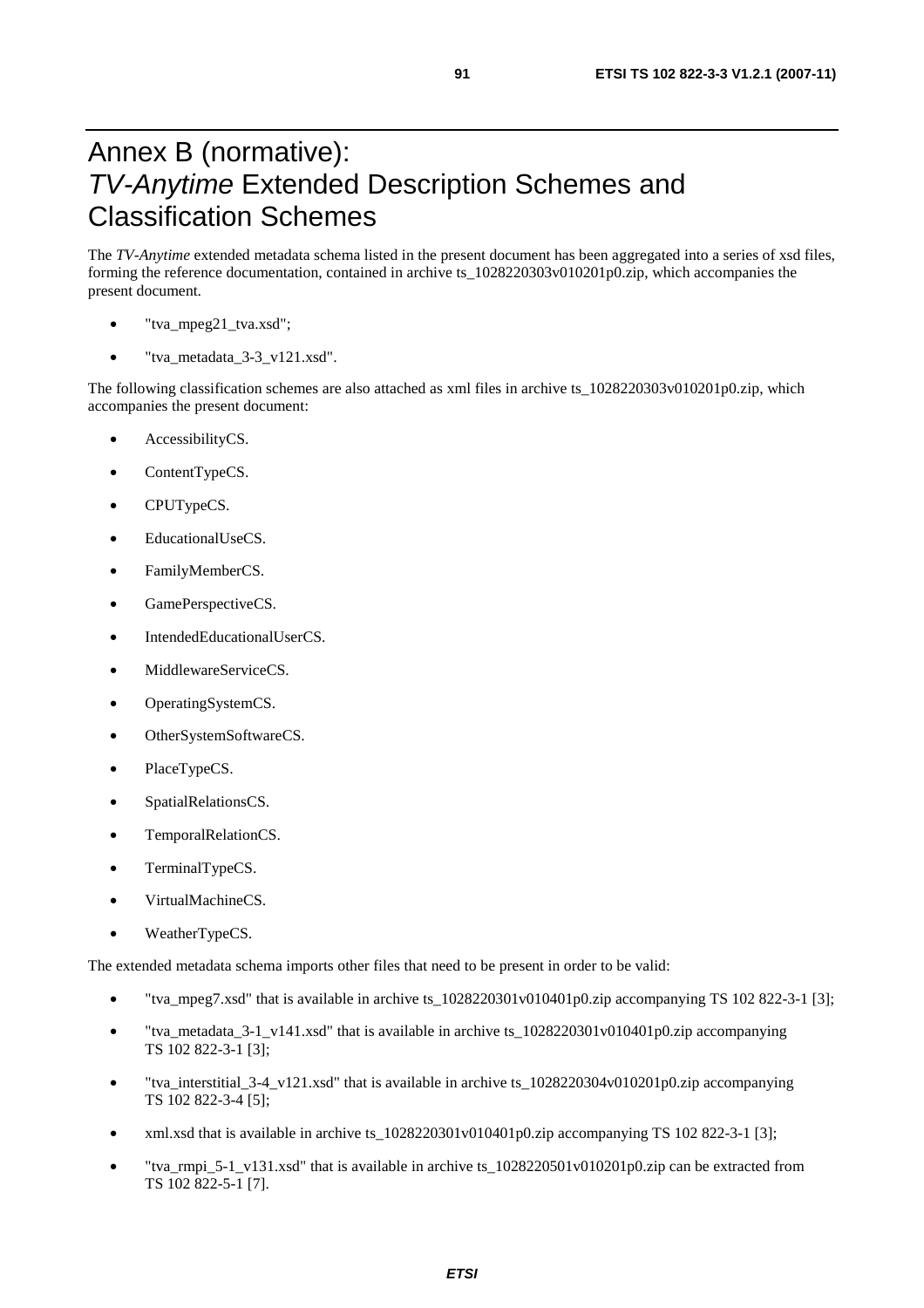# Annex B (normative): *TV-Anytime* Extended Description Schemes and Classification Schemes

The *TV-Anytime* extended metadata schema listed in the present document has been aggregated into a series of xsd files, forming the reference documentation, contained in archive ts_1028220303v010201p0.zip, which accompanies the present document.

- "tva_mpeg21_tva.xsd";
- "tva_metadata_3-3_v121.xsd".

The following classification schemes are also attached as xml files in archive ts_1028220303v010201p0.zip, which accompanies the present document:

- AccessibilityCS.
- ContentTypeCS.
- CPUTypeCS.
- EducationalUseCS.
- FamilyMemberCS.
- GamePerspectiveCS.
- IntendedEducationalUserCS.
- MiddlewareServiceCS.
- OperatingSystemCS.
- OtherSystemSoftwareCS.
- PlaceTypeCS.
- SpatialRelationsCS.
- TemporalRelationCS.
- TerminalTypeCS.
- VirtualMachineCS.
- WeatherTypeCS.

The extended metadata schema imports other files that need to be present in order to be valid:

- "tva_mpeg7.xsd" that is available in archive ts_1028220301v010401p0.zip accompanying TS 102 822-3-1 [3];
- "tva_metadata_3-1_v141.xsd" that is available in archive ts_1028220301v010401p0.zip accompanying TS 102 822-3-1 [3];
- "tva_interstitial_3-4_v121.xsd" that is available in archive ts_1028220304v010201p0.zip accompanying TS 102 822-3-4 [5];
- xml.xsd that is available in archive ts_1028220301v010401p0.zip accompanying TS 102 822-3-1 [3];
- "tva_rmpi_5-1_v131.xsd" that is available in archive ts_1028220501v010201p0.zip can be extracted from TS 102 822-5-1 [7].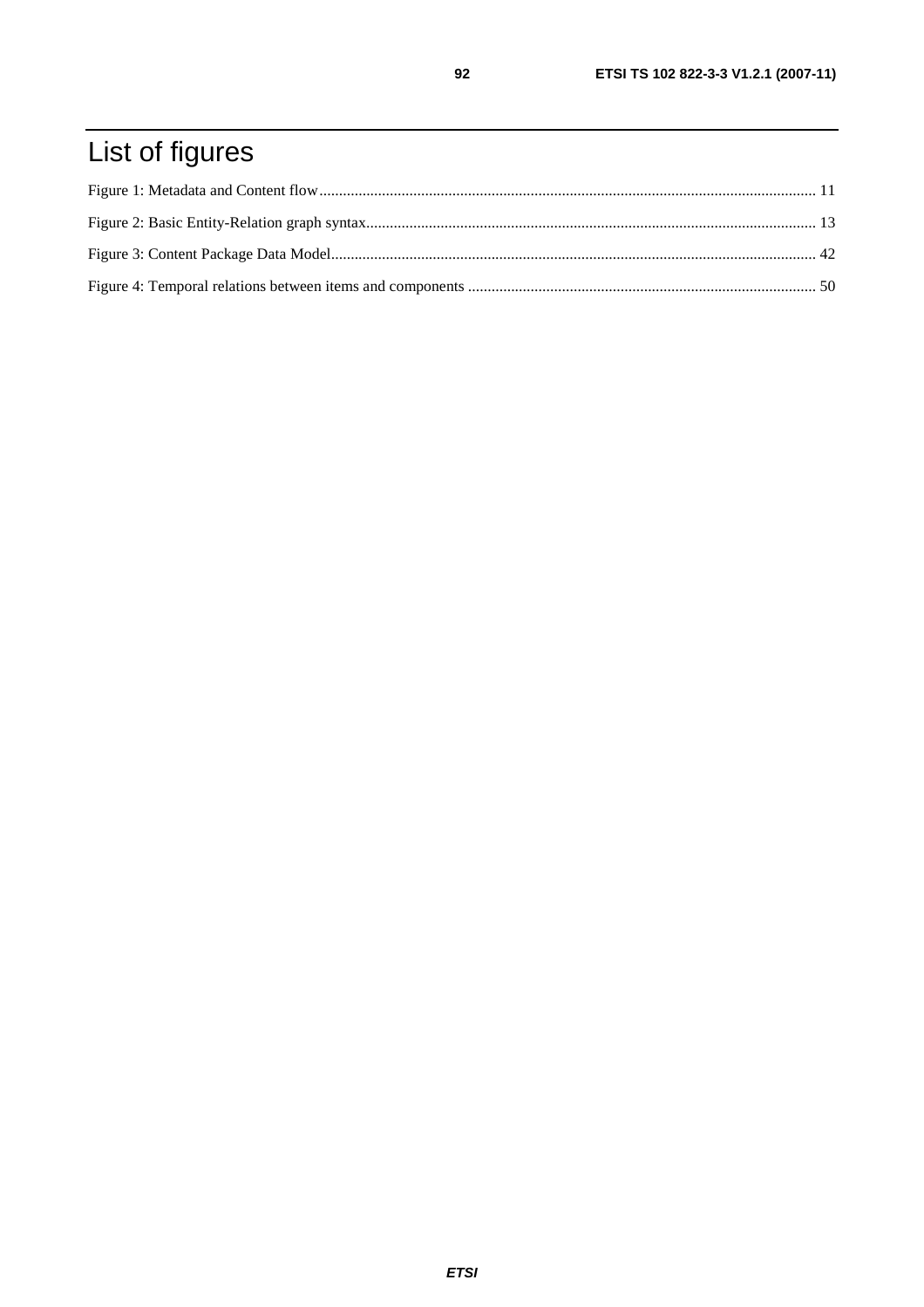# List of figures

Figure 1: Metadata and Content flow.............................................................................................................................. 11

Figure 2: Basic Entity-Relation graph syntax.................................................................................................................. 13

Figure 3: Content Package Data Model........................................................................................................................... 42

Figure 4: Temporal relations between items and components ........................................................................................ 50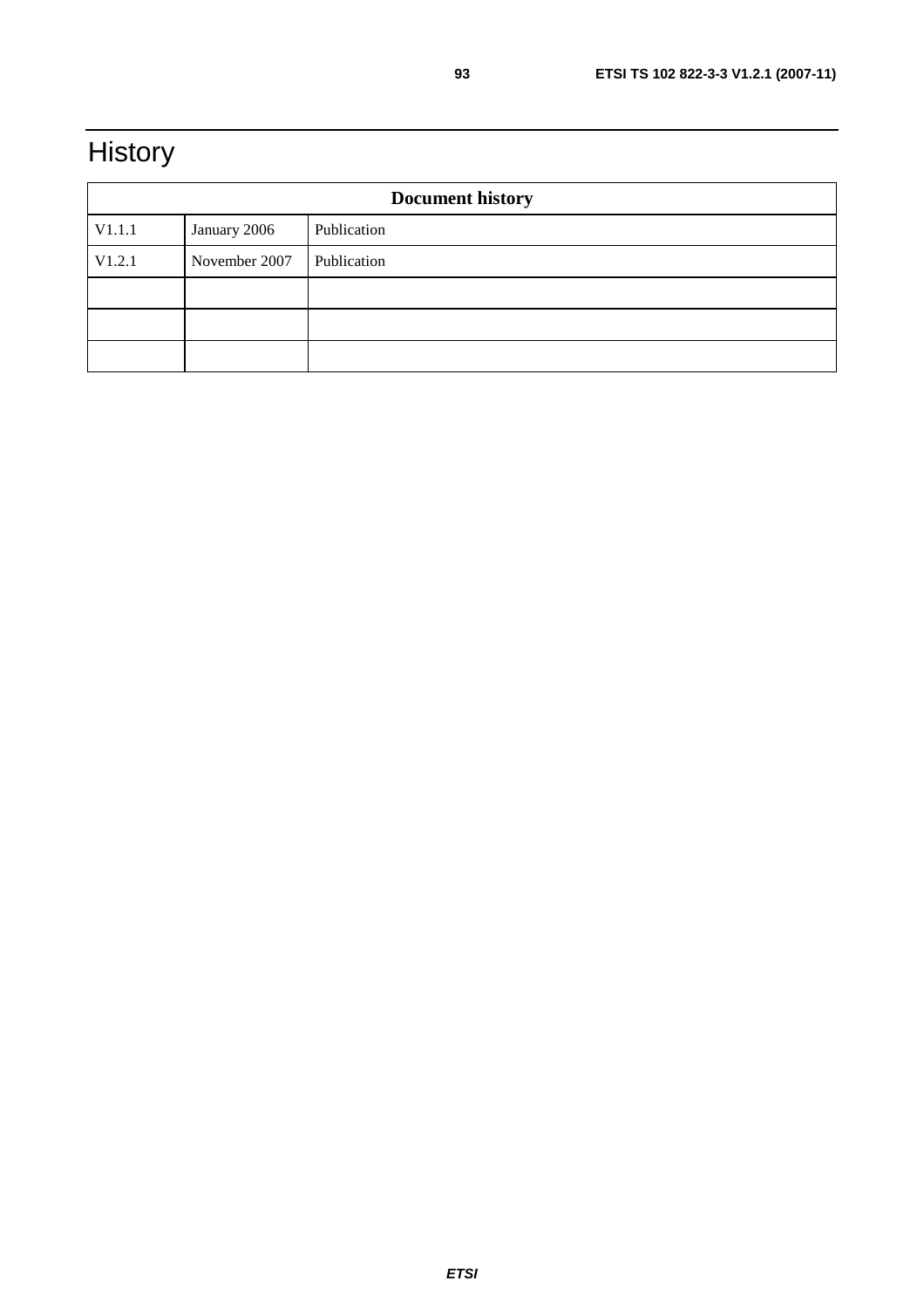# History

| Document history | | |
|---|---|---|
| V1.1.1 | January 2006 | Publication |
| V1.2.1 | November 2007 | Publication |
| | | |
| | | |
| | | |